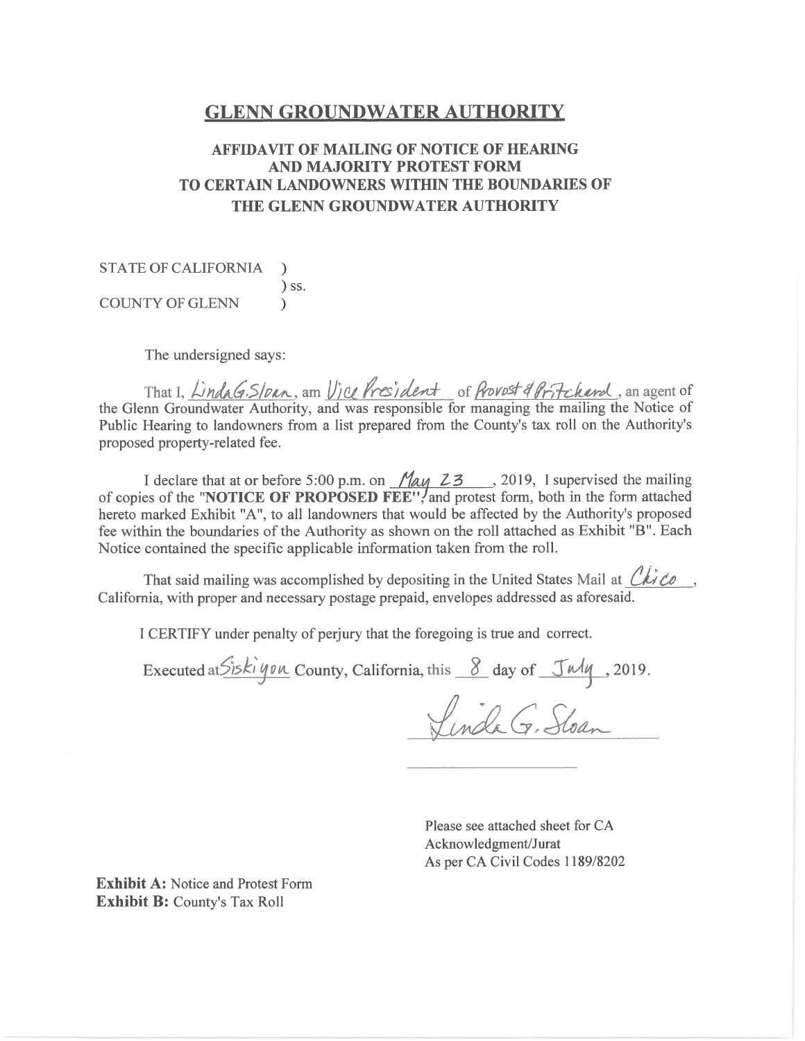## GLENN GROUNDWATER AUTHORITY

### AFFIDAVIT OF MAILING OF NOTICE OF HEARING AND MAJORITY PROTEST FORM TO CERTAIN LANDOWNERS WITHIN THE BOUNDARIES OF THE GLENN GROUNDWATER AUTHORITY

STATE OF CALIFORNIA )
) ss.
COUNTY OF GLENN )

The undersigned says:

That I, Linda G. Sloan, am Vice President of Provost & Pritchard, an agent of the Glenn Groundwater Authority, and was responsible for managing the mailing the Notice of Public Hearing to landowners from a list prepared from the County's tax roll on the Authority's proposed property-related fee.

I declare that at or before 5:00 p.m. on May 23, 2019, I supervised the mailing of copies of the "**NOTICE OF PROPOSED FEE**", and protest form, both in the form attached hereto marked Exhibit "A", to all landowners that would be affected by the Authority's proposed fee within the boundaries of the Authority as shown on the roll attached as Exhibit "B". Each Notice contained the specific applicable information taken from the roll.

That said mailing was accomplished by depositing in the United States Mail at Chico, California, with proper and necessary postage prepaid, envelopes addressed as aforesaid.

I CERTIFY under penalty of perjury that the foregoing is true and correct.

Executed at Siskiyou County, California, this 8 day of July, 2019.

Linda G. Sloan

Please see attached sheet for CA Acknowledgment/Jurat As per CA Civil Codes 1189/8202

**Exhibit A:** Notice and Protest Form
**Exhibit B:** County's Tax Roll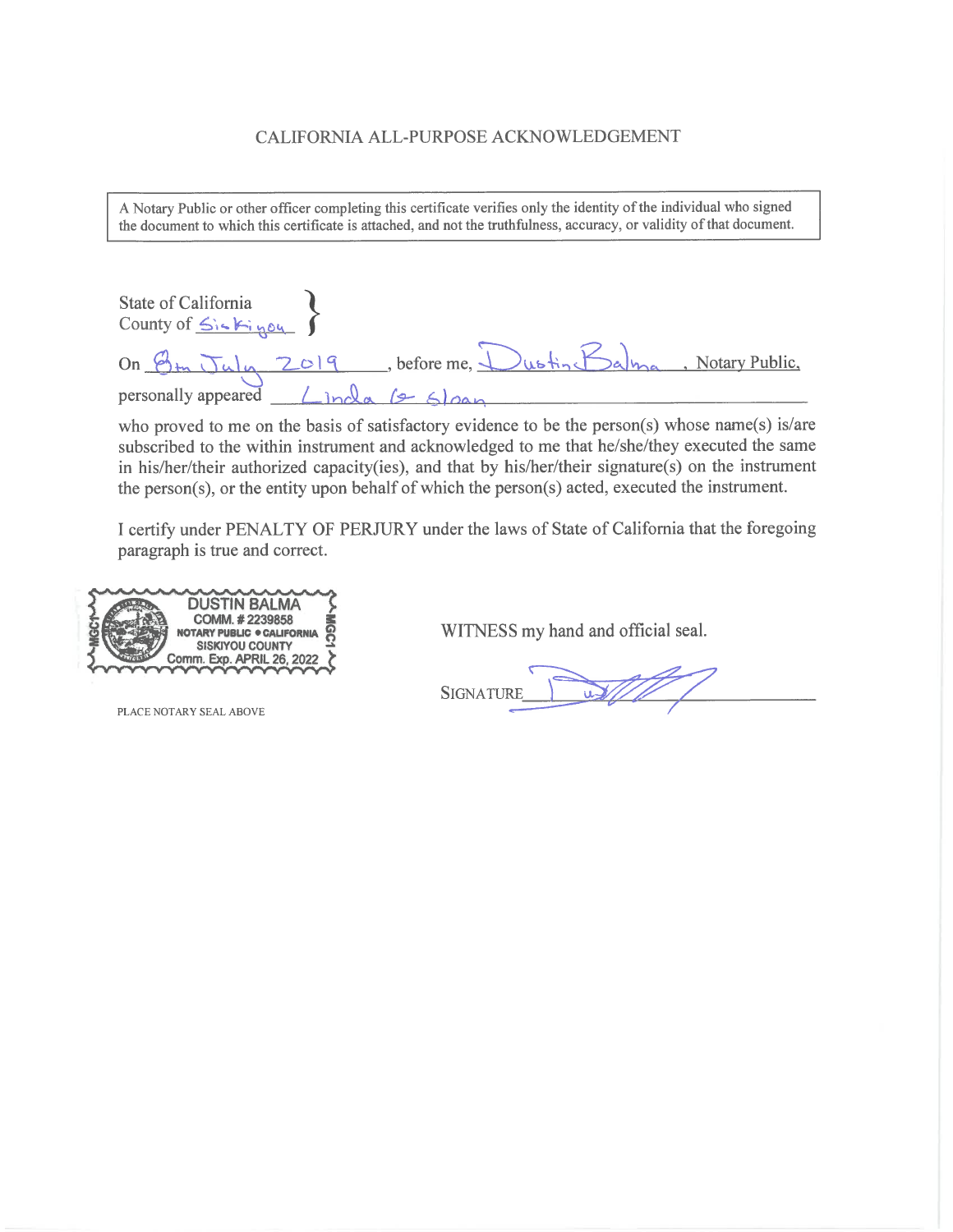# CALIFORNIA ALL-PURPOSE ACKNOWLEDGEMENT

A Notary Public or other officer completing this certificate verifies only the identity of the individual who signed the document to which this certificate is attached, and not the truthfulness, accuracy, or validity of that document.

State of California
County of Siskiyou

On 8th July 2019, before me, Dustin Balma, Notary Public,
personally appeared Linda G Sloan

who proved to me on the basis of satisfactory evidence to be the person(s) whose name(s) is/are subscribed to the within instrument and acknowledged to me that he/she/they executed the same in his/her/their authorized capacity(ies), and that by his/her/their signature(s) on the instrument the person(s), or the entity upon behalf of which the person(s) acted, executed the instrument.

I certify under PENALTY OF PERJURY under the laws of State of California that the foregoing paragraph is true and correct.

DUSTIN BALMA
COMM. # 2239858
NOTARY PUBLIC • CALIFORNIA
SISKIYOU COUNTY
Comm. Exp. APRIL 26, 2022

PLACE NOTARY SEAL ABOVE

WITNESS my hand and official seal.

SIGNATURE ____________________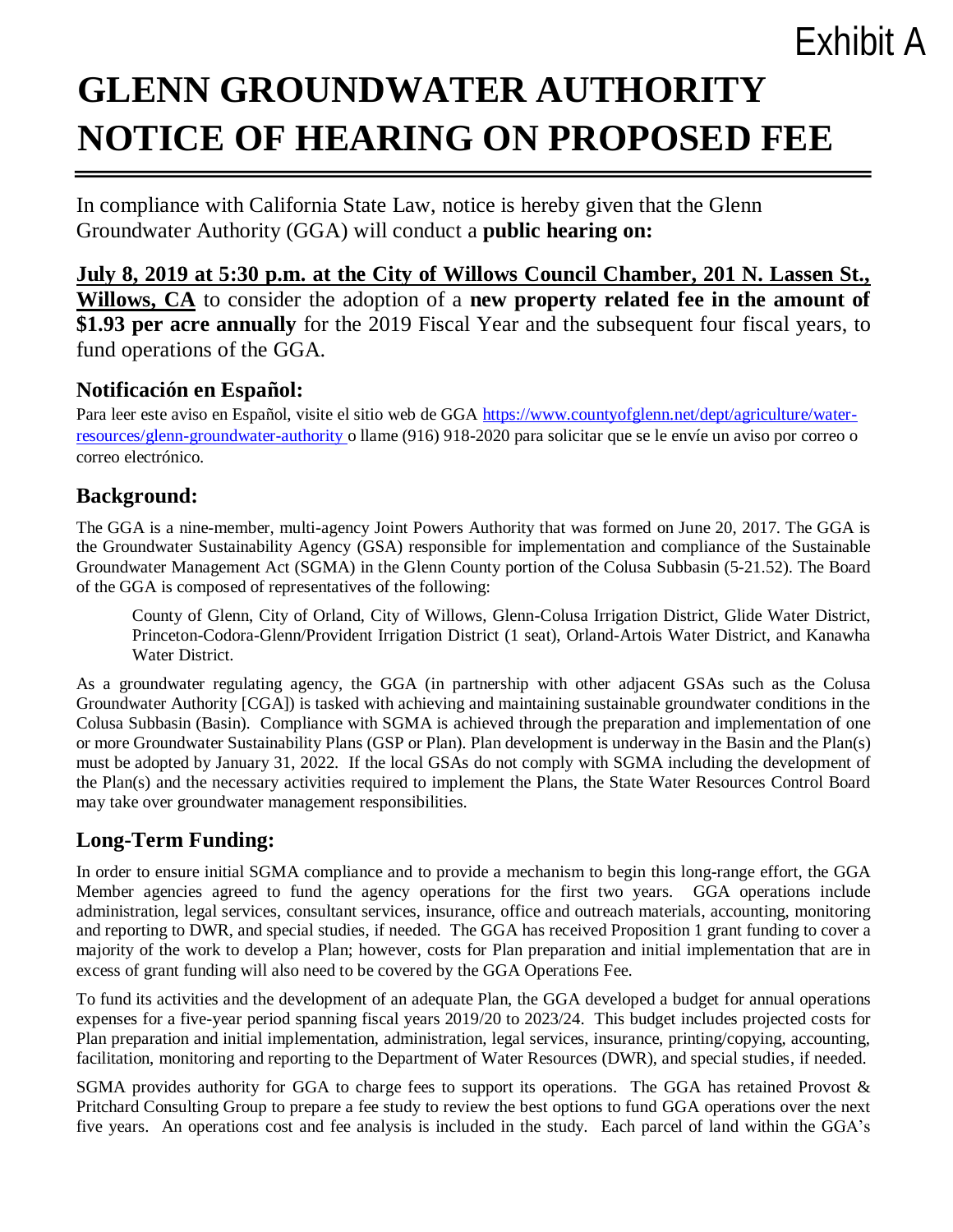Exhibit A

# GLENN GROUNDWATER AUTHORITY NOTICE OF HEARING ON PROPOSED FEE

In compliance with California State Law, notice is hereby given that the Glenn Groundwater Authority (GGA) will conduct a **public hearing on:**

**July 8, 2019 at 5:30 p.m. at the City of Willows Council Chamber, 201 N. Lassen St., Willows, CA** to consider the adoption of a **new property related fee in the amount of $1.93 per acre annually** for the 2019 Fiscal Year and the subsequent four fiscal years, to fund operations of the GGA.

## Notificación en Español:

Para leer este aviso en Español, visite el sitio web de GGA https://www.countyofglenn.net/dept/agriculture/water-resources/glenn-groundwater-authority o llame (916) 918-2020 para solicitar que se le envíe un aviso por correo o correo electrónico.

## Background:

The GGA is a nine-member, multi-agency Joint Powers Authority that was formed on June 20, 2017. The GGA is the Groundwater Sustainability Agency (GSA) responsible for implementation and compliance of the Sustainable Groundwater Management Act (SGMA) in the Glenn County portion of the Colusa Subbasin (5-21.52). The Board of the GGA is composed of representatives of the following:

> County of Glenn, City of Orland, City of Willows, Glenn-Colusa Irrigation District, Glide Water District, Princeton-Codora-Glenn/Provident Irrigation District (1 seat), Orland-Artois Water District, and Kanawha Water District.

As a groundwater regulating agency, the GGA (in partnership with other adjacent GSAs such as the Colusa Groundwater Authority [CGA]) is tasked with achieving and maintaining sustainable groundwater conditions in the Colusa Subbasin (Basin). Compliance with SGMA is achieved through the preparation and implementation of one or more Groundwater Sustainability Plans (GSP or Plan). Plan development is underway in the Basin and the Plan(s) must be adopted by January 31, 2022. If the local GSAs do not comply with SGMA including the development of the Plan(s) and the necessary activities required to implement the Plans, the State Water Resources Control Board may take over groundwater management responsibilities.

## Long-Term Funding:

In order to ensure initial SGMA compliance and to provide a mechanism to begin this long-range effort, the GGA Member agencies agreed to fund the agency operations for the first two years. GGA operations include administration, legal services, consultant services, insurance, office and outreach materials, accounting, monitoring and reporting to DWR, and special studies, if needed. The GGA has received Proposition 1 grant funding to cover a majority of the work to develop a Plan; however, costs for Plan preparation and initial implementation that are in excess of grant funding will also need to be covered by the GGA Operations Fee.

To fund its activities and the development of an adequate Plan, the GGA developed a budget for annual operations expenses for a five-year period spanning fiscal years 2019/20 to 2023/24. This budget includes projected costs for Plan preparation and initial implementation, administration, legal services, insurance, printing/copying, accounting, facilitation, monitoring and reporting to the Department of Water Resources (DWR), and special studies, if needed.

SGMA provides authority for GGA to charge fees to support its operations. The GGA has retained Provost & Pritchard Consulting Group to prepare a fee study to review the best options to fund GGA operations over the next five years. An operations cost and fee analysis is included in the study. Each parcel of land within the GGA's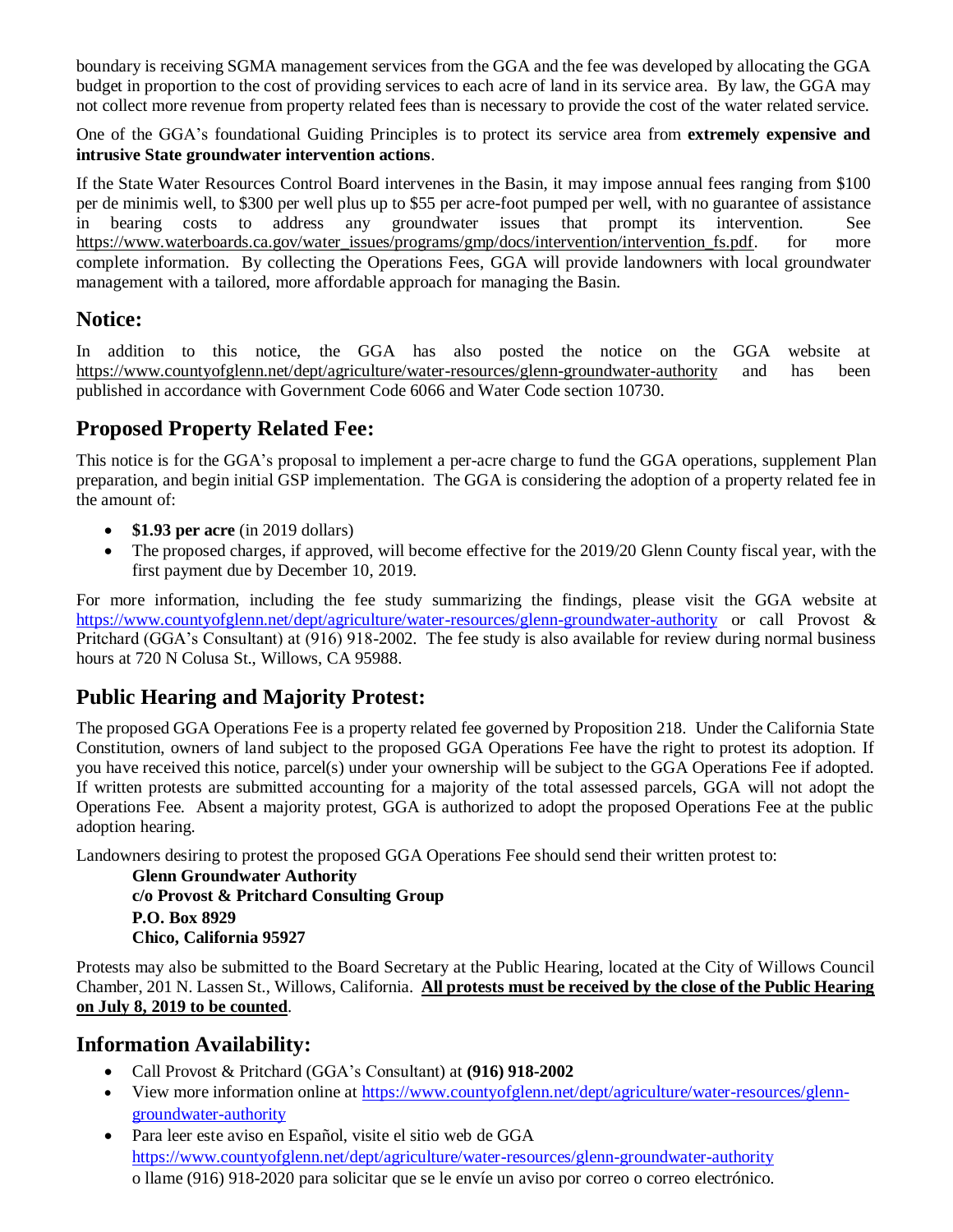boundary is receiving SGMA management services from the GGA and the fee was developed by allocating the GGA budget in proportion to the cost of providing services to each acre of land in its service area. By law, the GGA may not collect more revenue from property related fees than is necessary to provide the cost of the water related service.

One of the GGA's foundational Guiding Principles is to protect its service area from **extremely expensive and intrusive State groundwater intervention actions**.

If the State Water Resources Control Board intervenes in the Basin, it may impose annual fees ranging from $100 per de minimis well, to $300 per well plus up to $55 per acre-foot pumped per well, with no guarantee of assistance in bearing costs to address any groundwater issues that prompt its intervention. See https://www.waterboards.ca.gov/water_issues/programs/gmp/docs/intervention/intervention_fs.pdf. for more complete information. By collecting the Operations Fees, GGA will provide landowners with local groundwater management with a tailored, more affordable approach for managing the Basin.

## Notice:

In addition to this notice, the GGA has also posted the notice on the GGA website at https://www.countyofglenn.net/dept/agriculture/water-resources/glenn-groundwater-authority and has been published in accordance with Government Code 6066 and Water Code section 10730.

## Proposed Property Related Fee:

This notice is for the GGA's proposal to implement a per-acre charge to fund the GGA operations, supplement Plan preparation, and begin initial GSP implementation. The GGA is considering the adoption of a property related fee in the amount of:

- **$1.93 per acre** (in 2019 dollars)
- The proposed charges, if approved, will become effective for the 2019/20 Glenn County fiscal year, with the first payment due by December 10, 2019.

For more information, including the fee study summarizing the findings, please visit the GGA website at https://www.countyofglenn.net/dept/agriculture/water-resources/glenn-groundwater-authority or call Provost & Pritchard (GGA's Consultant) at (916) 918-2002. The fee study is also available for review during normal business hours at 720 N Colusa St., Willows, CA 95988.

## Public Hearing and Majority Protest:

The proposed GGA Operations Fee is a property related fee governed by Proposition 218. Under the California State Constitution, owners of land subject to the proposed GGA Operations Fee have the right to protest its adoption. If you have received this notice, parcel(s) under your ownership will be subject to the GGA Operations Fee if adopted. If written protests are submitted accounting for a majority of the total assessed parcels, GGA will not adopt the Operations Fee. Absent a majority protest, GGA is authorized to adopt the proposed Operations Fee at the public adoption hearing.

Landowners desiring to protest the proposed GGA Operations Fee should send their written protest to:

**Glenn Groundwater Authority**
**c/o Provost & Pritchard Consulting Group**
**P.O. Box 8929**
**Chico, California 95927**

Protests may also be submitted to the Board Secretary at the Public Hearing, located at the City of Willows Council Chamber, 201 N. Lassen St., Willows, California. **All protests must be received by the close of the Public Hearing on July 8, 2019 to be counted**.

## Information Availability:

- Call Provost & Pritchard (GGA's Consultant) at **(916) 918-2002**
- View more information online at https://www.countyofglenn.net/dept/agriculture/water-resources/glenn-groundwater-authority
- Para leer este aviso en Español, visite el sitio web de GGA https://www.countyofglenn.net/dept/agriculture/water-resources/glenn-groundwater-authority o llame (916) 918-2020 para solicitar que se le envíe un aviso por correo o correo electrónico.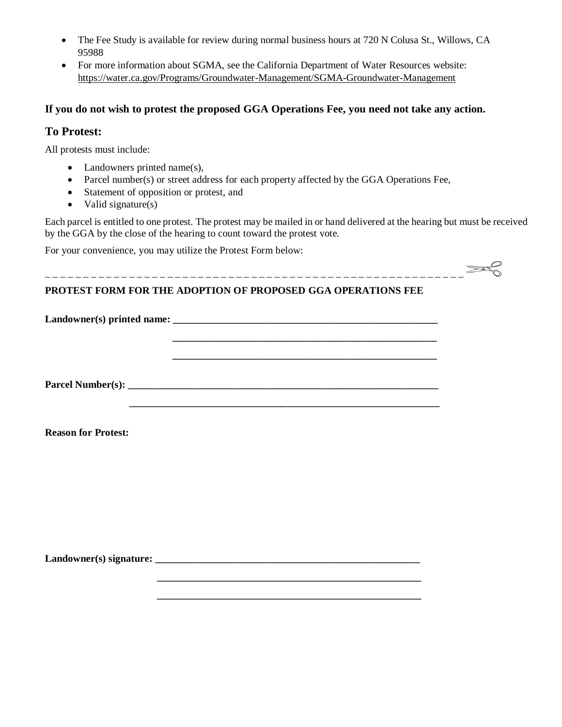- The Fee Study is available for review during normal business hours at 720 N Colusa St., Willows, CA 95988
- For more information about SGMA, see the California Department of Water Resources website: https://water.ca.gov/Programs/Groundwater-Management/SGMA-Groundwater-Management

**If you do not wish to protest the proposed GGA Operations Fee, you need not take any action.**

## To Protest:

All protests must include:

- Landowners printed name(s),
- Parcel number(s) or street address for each property affected by the GGA Operations Fee,
- Statement of opposition or protest, and
- Valid signature(s)

Each parcel is entitled to one protest. The protest may be mailed in or hand delivered at the hearing but must be received by the GGA by the close of the hearing to count toward the protest vote.

For your convenience, you may utilize the Protest Form below:

- - - - - - - - - - - - - - - - - - - - - - - - - - - - - - - - - - - - - - - - - - - - - - - - - - - - - - - - - - -

**PROTEST FORM FOR THE ADOPTION OF PROPOSED GGA OPERATIONS FEE**

**Landowner(s) printed name:** ______________________________________________________

______________________________________________________

______________________________________________________

**Parcel Number(s):** ________________________________________________________________

________________________________________________________________

**Reason for Protest:**

**Landowner(s) signature:** ______________________________________________________

______________________________________________________

______________________________________________________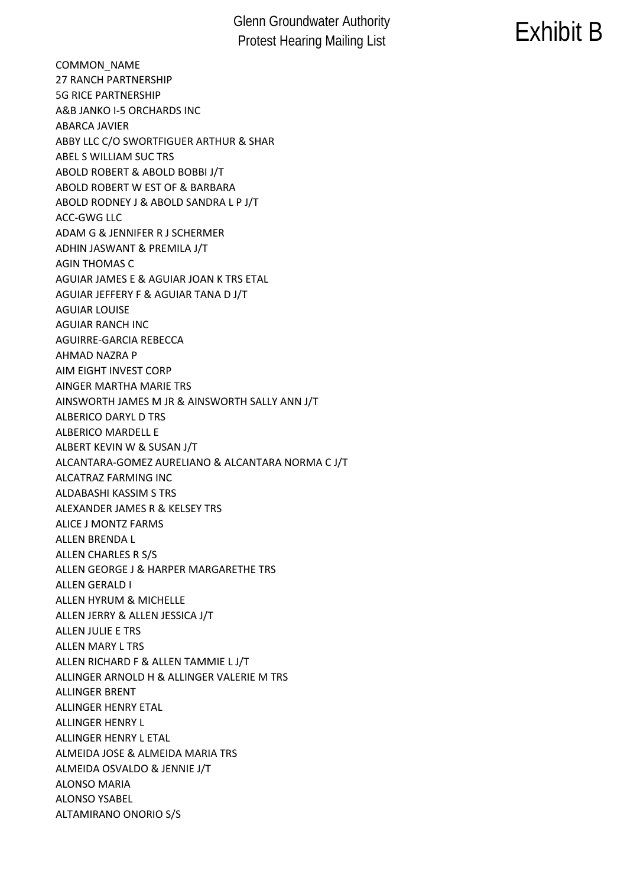Glenn Groundwater Authority
Protest Hearing Mailing List

Exhibit B

COMMON_NAME
27 RANCH PARTNERSHIP
5G RICE PARTNERSHIP
A&B JANKO I-5 ORCHARDS INC
ABARCA JAVIER
ABBY LLC C/O SWORTFIGUER ARTHUR & SHAR
ABEL S WILLIAM SUC TRS
ABOLD ROBERT & ABOLD BOBBI J/T
ABOLD ROBERT W EST OF & BARBARA
ABOLD RODNEY J & ABOLD SANDRA L P J/T
ACC-GWG LLC
ADAM G & JENNIFER R J SCHERMER
ADHIN JASWANT & PREMILA J/T
AGIN THOMAS C
AGUIAR JAMES E & AGUIAR JOAN K TRS ETAL
AGUIAR JEFFERY F & AGUIAR TANA D J/T
AGUIAR LOUISE
AGUIAR RANCH INC
AGUIRRE-GARCIA REBECCA
AHMAD NAZRA P
AIM EIGHT INVEST CORP
AINGER MARTHA MARIE TRS
AINSWORTH JAMES M JR & AINSWORTH SALLY ANN J/T
ALBERICO DARYL D TRS
ALBERICO MARDELL E
ALBERT KEVIN W & SUSAN J/T
ALCANTARA-GOMEZ AURELIANO & ALCANTARA NORMA C J/T
ALCATRAZ FARMING INC
ALDABASHI KASSIM S TRS
ALEXANDER JAMES R & KELSEY TRS
ALICE J MONTZ FARMS
ALLEN BRENDA L
ALLEN CHARLES R S/S
ALLEN GEORGE J & HARPER MARGARETHE TRS
ALLEN GERALD I
ALLEN HYRUM & MICHELLE
ALLEN JERRY & ALLEN JESSICA J/T
ALLEN JULIE E TRS
ALLEN MARY L TRS
ALLEN RICHARD F & ALLEN TAMMIE L J/T
ALLINGER ARNOLD H & ALLINGER VALERIE M TRS
ALLINGER BRENT
ALLINGER HENRY ETAL
ALLINGER HENRY L
ALLINGER HENRY L ETAL
ALMEIDA JOSE & ALMEIDA MARIA TRS
ALMEIDA OSVALDO & JENNIE J/T
ALONSO MARIA
ALONSO YSABEL
ALTAMIRANO ONORIO S/S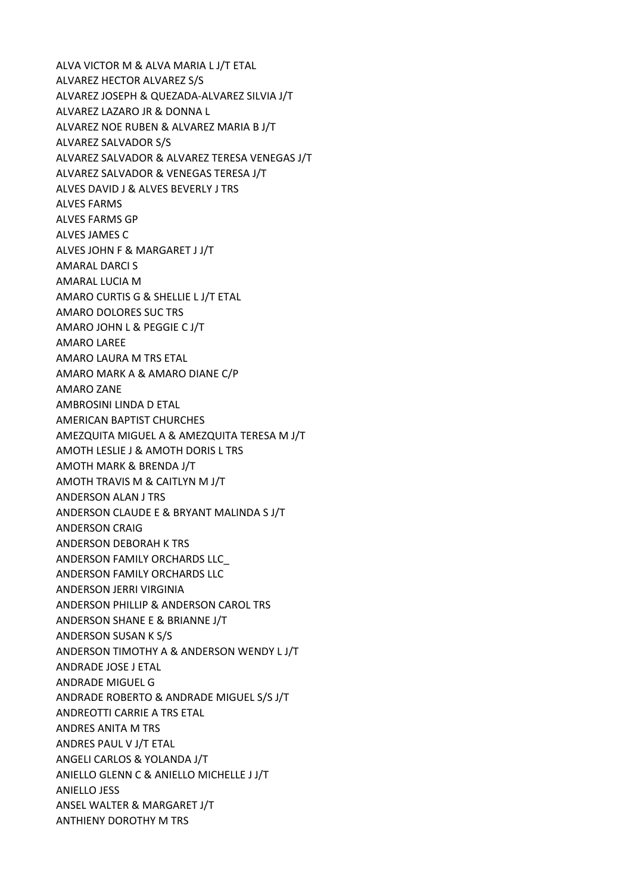ALVA VICTOR M & ALVA MARIA L J/T ETAL
ALVAREZ HECTOR ALVAREZ S/S
ALVAREZ JOSEPH & QUEZADA-ALVAREZ SILVIA J/T
ALVAREZ LAZARO JR & DONNA L
ALVAREZ NOE RUBEN & ALVAREZ MARIA B J/T
ALVAREZ SALVADOR S/S
ALVAREZ SALVADOR & ALVAREZ TERESA VENEGAS J/T
ALVAREZ SALVADOR & VENEGAS TERESA J/T
ALVES DAVID J & ALVES BEVERLY J TRS
ALVES FARMS
ALVES FARMS GP
ALVES JAMES C
ALVES JOHN F & MARGARET J J/T
AMARAL DARCI S
AMARAL LUCIA M
AMARO CURTIS G & SHELLIE L J/T ETAL
AMARO DOLORES SUC TRS
AMARO JOHN L & PEGGIE C J/T
AMARO LAREE
AMARO LAURA M TRS ETAL
AMARO MARK A & AMARO DIANE C/P
AMARO ZANE
AMBROSINI LINDA D ETAL
AMERICAN BAPTIST CHURCHES
AMEZQUITA MIGUEL A & AMEZQUITA TERESA M J/T
AMOTH LESLIE J & AMOTH DORIS L TRS
AMOTH MARK & BRENDA J/T
AMOTH TRAVIS M & CAITLYN M J/T
ANDERSON ALAN J TRS
ANDERSON CLAUDE E & BRYANT MALINDA S J/T
ANDERSON CRAIG
ANDERSON DEBORAH K TRS
ANDERSON FAMILY ORCHARDS LLC_
ANDERSON FAMILY ORCHARDS LLC
ANDERSON JERRI VIRGINIA
ANDERSON PHILLIP & ANDERSON CAROL TRS
ANDERSON SHANE E & BRIANNE J/T
ANDERSON SUSAN K S/S
ANDERSON TIMOTHY A & ANDERSON WENDY L J/T
ANDRADE JOSE J ETAL
ANDRADE MIGUEL G
ANDRADE ROBERTO & ANDRADE MIGUEL S/S J/T
ANDREOTTI CARRIE A TRS ETAL
ANDRES ANITA M TRS
ANDRES PAUL V J/T ETAL
ANGELI CARLOS & YOLANDA J/T
ANIELLO GLENN C & ANIELLO MICHELLE J J/T
ANIELLO JESS
ANSEL WALTER & MARGARET J/T
ANTHIENY DOROTHY M TRS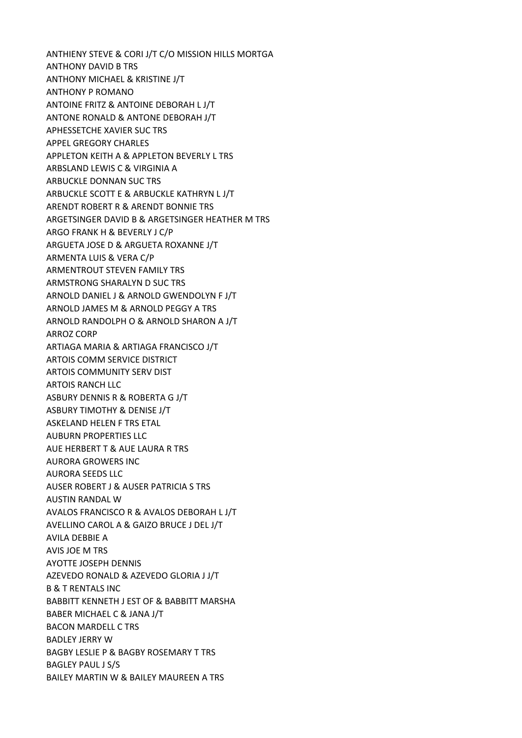ANTHIENY STEVE & CORI J/T C/O MISSION HILLS MORTGA
ANTHONY DAVID B TRS
ANTHONY MICHAEL & KRISTINE J/T
ANTHONY P ROMANO
ANTOINE FRITZ & ANTOINE DEBORAH L J/T
ANTONE RONALD & ANTONE DEBORAH J/T
APHESSETCHE XAVIER SUC TRS
APPEL GREGORY CHARLES
APPLETON KEITH A & APPLETON BEVERLY L TRS
ARBSLAND LEWIS C & VIRGINIA A
ARBUCKLE DONNAN SUC TRS
ARBUCKLE SCOTT E & ARBUCKLE KATHRYN L J/T
ARENDT ROBERT R & ARENDT BONNIE TRS
ARGETSINGER DAVID B & ARGETSINGER HEATHER M TRS
ARGO FRANK H & BEVERLY J C/P
ARGUETA JOSE D & ARGUETA ROXANNE J/T
ARMENTA LUIS & VERA C/P
ARMENTROUT STEVEN FAMILY TRS
ARMSTRONG SHARALYN D SUC TRS
ARNOLD DANIEL J & ARNOLD GWENDOLYN F J/T
ARNOLD JAMES M & ARNOLD PEGGY A TRS
ARNOLD RANDOLPH O & ARNOLD SHARON A J/T
ARROZ CORP
ARTIAGA MARIA & ARTIAGA FRANCISCO J/T
ARTOIS COMM SERVICE DISTRICT
ARTOIS COMMUNITY SERV DIST
ARTOIS RANCH LLC
ASBURY DENNIS R & ROBERTA G J/T
ASBURY TIMOTHY & DENISE J/T
ASKELAND HELEN F TRS ETAL
AUBURN PROPERTIES LLC
AUE HERBERT T & AUE LAURA R TRS
AURORA GROWERS INC
AURORA SEEDS LLC
AUSER ROBERT J & AUSER PATRICIA S TRS
AUSTIN RANDAL W
AVALOS FRANCISCO R & AVALOS DEBORAH L J/T
AVELLINO CAROL A & GAIZO BRUCE J DEL J/T
AVILA DEBBIE A
AVIS JOE M TRS
AYOTTE JOSEPH DENNIS
AZEVEDO RONALD & AZEVEDO GLORIA J J/T
B & T RENTALS INC
BABBITT KENNETH J EST OF & BABBITT MARSHA
BABER MICHAEL C & JANA J/T
BACON MARDELL C TRS
BADLEY JERRY W
BAGBY LESLIE P & BAGBY ROSEMARY T TRS
BAGLEY PAUL J S/S
BAILEY MARTIN W & BAILEY MAUREEN A TRS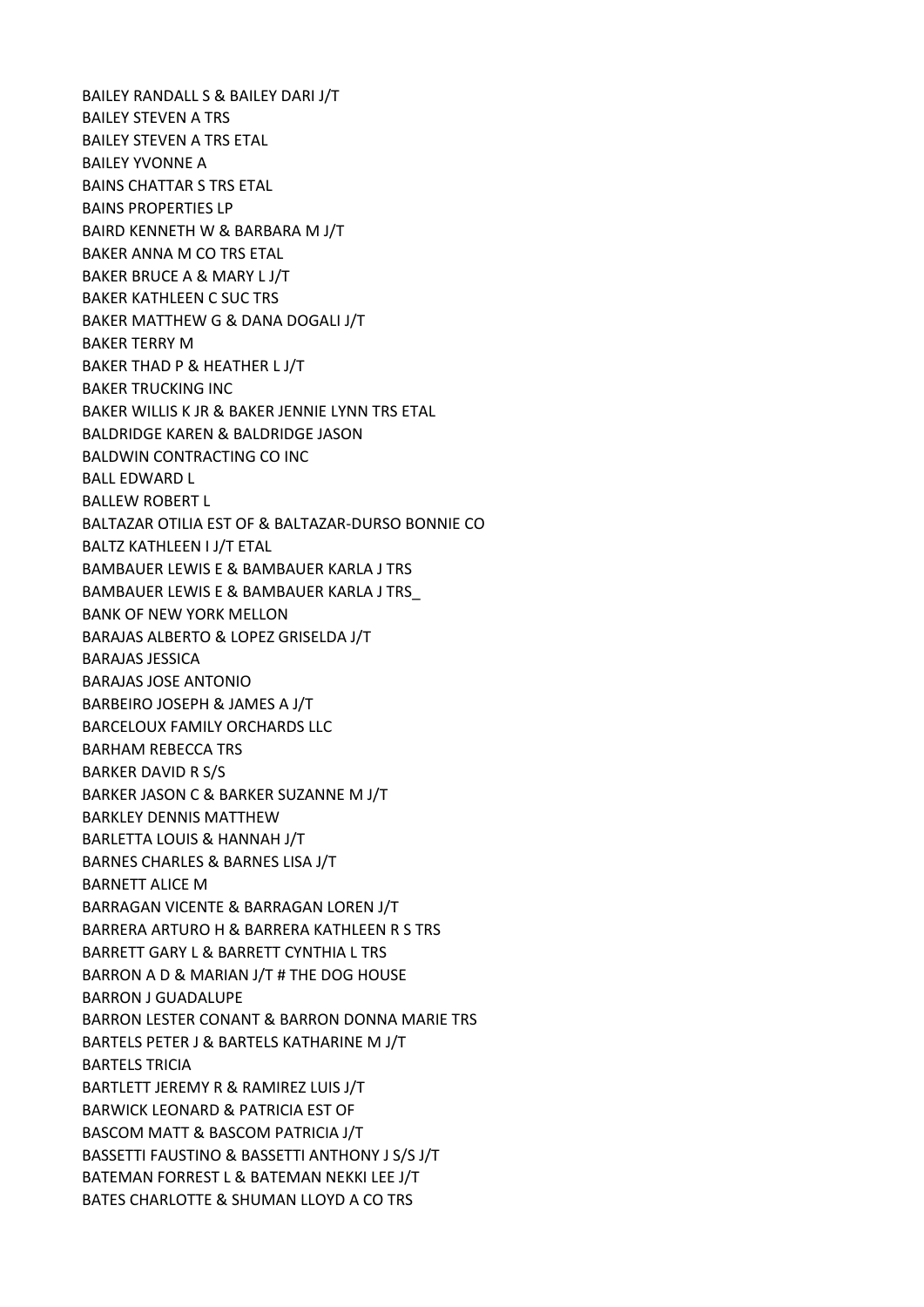BAILEY RANDALL S & BAILEY DARI J/T
BAILEY STEVEN A TRS
BAILEY STEVEN A TRS ETAL
BAILEY YVONNE A
BAINS CHATTAR S TRS ETAL
BAINS PROPERTIES LP
BAIRD KENNETH W & BARBARA M J/T
BAKER ANNA M CO TRS ETAL
BAKER BRUCE A & MARY L J/T
BAKER KATHLEEN C SUC TRS
BAKER MATTHEW G & DANA DOGALI J/T
BAKER TERRY M
BAKER THAD P & HEATHER L J/T
BAKER TRUCKING INC
BAKER WILLIS K JR & BAKER JENNIE LYNN TRS ETAL
BALDRIDGE KAREN & BALDRIDGE JASON
BALDWIN CONTRACTING CO INC
BALL EDWARD L
BALLEW ROBERT L
BALTAZAR OTILIA EST OF & BALTAZAR-DURSO BONNIE CO
BALTZ KATHLEEN I J/T ETAL
BAMBAUER LEWIS E & BAMBAUER KARLA J TRS
BAMBAUER LEWIS E & BAMBAUER KARLA J TRS_
BANK OF NEW YORK MELLON
BARAJAS ALBERTO & LOPEZ GRISELDA J/T
BARAJAS JESSICA
BARAJAS JOSE ANTONIO
BARBEIRO JOSEPH & JAMES A J/T
BARCELOUX FAMILY ORCHARDS LLC
BARHAM REBECCA TRS
BARKER DAVID R S/S
BARKER JASON C & BARKER SUZANNE M J/T
BARKLEY DENNIS MATTHEW
BARLETTA LOUIS & HANNAH J/T
BARNES CHARLES & BARNES LISA J/T
BARNETT ALICE M
BARRAGAN VICENTE & BARRAGAN LOREN J/T
BARRERA ARTURO H & BARRERA KATHLEEN R S TRS
BARRETT GARY L & BARRETT CYNTHIA L TRS
BARRON A D & MARIAN J/T # THE DOG HOUSE
BARRON J GUADALUPE
BARRON LESTER CONANT & BARRON DONNA MARIE TRS
BARTELS PETER J & BARTELS KATHARINE M J/T
BARTELS TRICIA
BARTLETT JEREMY R & RAMIREZ LUIS J/T
BARWICK LEONARD & PATRICIA EST OF
BASCOM MATT & BASCOM PATRICIA J/T
BASSETTI FAUSTINO & BASSETTI ANTHONY J S/S J/T
BATEMAN FORREST L & BATEMAN NEKKI LEE J/T
BATES CHARLOTTE & SHUMAN LLOYD A CO TRS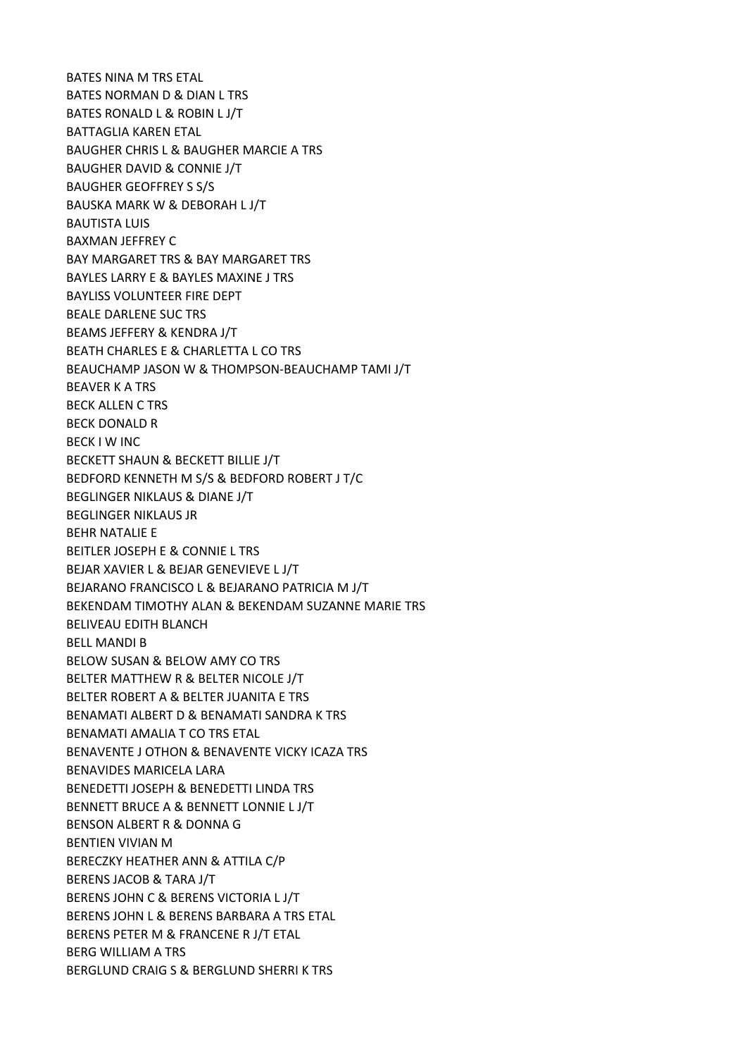BATES NINA M TRS ETAL
BATES NORMAN D & DIAN L TRS
BATES RONALD L & ROBIN L J/T
BATTAGLIA KAREN ETAL
BAUGHER CHRIS L & BAUGHER MARCIE A TRS
BAUGHER DAVID & CONNIE J/T
BAUGHER GEOFFREY S S/S
BAUSKA MARK W & DEBORAH L J/T
BAUTISTA LUIS
BAXMAN JEFFREY C
BAY MARGARET TRS & BAY MARGARET TRS
BAYLES LARRY E & BAYLES MAXINE J TRS
BAYLISS VOLUNTEER FIRE DEPT
BEALE DARLENE SUC TRS
BEAMS JEFFERY & KENDRA J/T
BEATH CHARLES E & CHARLETTA L CO TRS
BEAUCHAMP JASON W & THOMPSON-BEAUCHAMP TAMI J/T
BEAVER K A TRS
BECK ALLEN C TRS
BECK DONALD R
BECK I W INC
BECKETT SHAUN & BECKETT BILLIE J/T
BEDFORD KENNETH M S/S & BEDFORD ROBERT J T/C
BEGLINGER NIKLAUS & DIANE J/T
BEGLINGER NIKLAUS JR
BEHR NATALIE E
BEITLER JOSEPH E & CONNIE L TRS
BEJAR XAVIER L & BEJAR GENEVIEVE L J/T
BEJARANO FRANCISCO L & BEJARANO PATRICIA M J/T
BEKENDAM TIMOTHY ALAN & BEKENDAM SUZANNE MARIE TRS
BELIVEAU EDITH BLANCH
BELL MANDI B
BELOW SUSAN & BELOW AMY CO TRS
BELTER MATTHEW R & BELTER NICOLE J/T
BELTER ROBERT A & BELTER JUANITA E TRS
BENAMATI ALBERT D & BENAMATI SANDRA K TRS
BENAMATI AMALIA T CO TRS ETAL
BENAVENTE J OTHON & BENAVENTE VICKY ICAZA TRS
BENAVIDES MARICELA LARA
BENEDETTI JOSEPH & BENEDETTI LINDA TRS
BENNETT BRUCE A & BENNETT LONNIE L J/T
BENSON ALBERT R & DONNA G
BENTIEN VIVIAN M
BERECZKY HEATHER ANN & ATTILA C/P
BERENS JACOB & TARA J/T
BERENS JOHN C & BERENS VICTORIA L J/T
BERENS JOHN L & BERENS BARBARA A TRS ETAL
BERENS PETER M & FRANCENE R J/T ETAL
BERG WILLIAM A TRS
BERGLUND CRAIG S & BERGLUND SHERRI K TRS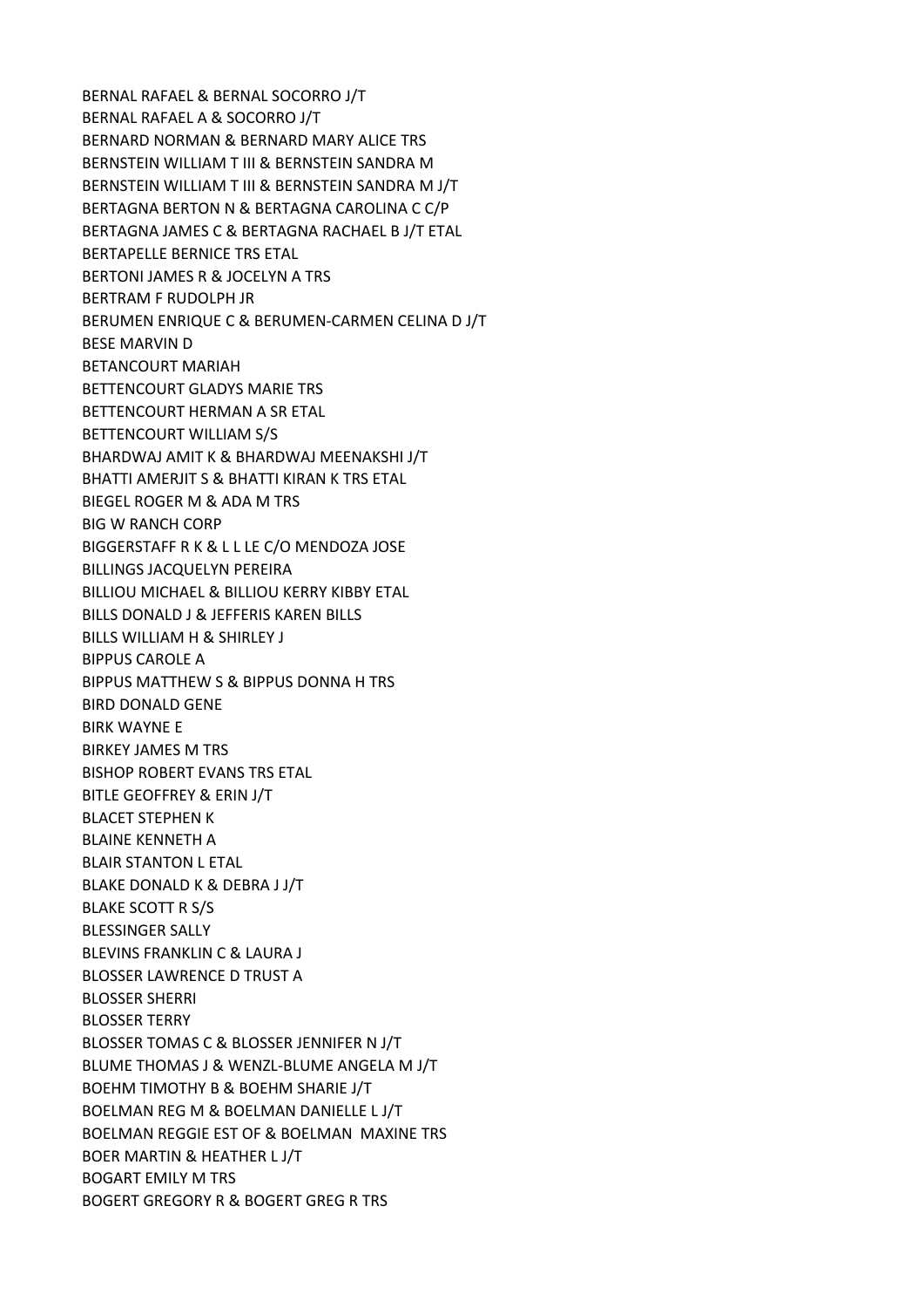BERNAL RAFAEL & BERNAL SOCORRO J/T
BERNAL RAFAEL A & SOCORRO J/T
BERNARD NORMAN & BERNARD MARY ALICE TRS
BERNSTEIN WILLIAM T III & BERNSTEIN SANDRA M
BERNSTEIN WILLIAM T III & BERNSTEIN SANDRA M J/T
BERTAGNA BERTON N & BERTAGNA CAROLINA C C/P
BERTAGNA JAMES C & BERTAGNA RACHAEL B J/T ETAL
BERTAPELLE BERNICE TRS ETAL
BERTONI JAMES R & JOCELYN A TRS
BERTRAM F RUDOLPH JR
BERUMEN ENRIQUE C & BERUMEN-CARMEN CELINA D J/T
BESE MARVIN D
BETANCOURT MARIAH
BETTENCOURT GLADYS MARIE TRS
BETTENCOURT HERMAN A SR ETAL
BETTENCOURT WILLIAM S/S
BHARDWAJ AMIT K & BHARDWAJ MEENAKSHI J/T
BHATTI AMERJIT S & BHATTI KIRAN K TRS ETAL
BIEGEL ROGER M & ADA M TRS
BIG W RANCH CORP
BIGGERSTAFF R K & L L LE C/O MENDOZA JOSE
BILLINGS JACQUELYN PEREIRA
BILLIOU MICHAEL & BILLIOU KERRY KIBBY ETAL
BILLS DONALD J & JEFFERIS KAREN BILLS
BILLS WILLIAM H & SHIRLEY J
BIPPUS CAROLE A
BIPPUS MATTHEW S & BIPPUS DONNA H TRS
BIRD DONALD GENE
BIRK WAYNE E
BIRKEY JAMES M TRS
BISHOP ROBERT EVANS TRS ETAL
BITLE GEOFFREY & ERIN J/T
BLACET STEPHEN K
BLAINE KENNETH A
BLAIR STANTON L ETAL
BLAKE DONALD K & DEBRA J J/T
BLAKE SCOTT R S/S
BLESSINGER SALLY
BLEVINS FRANKLIN C & LAURA J
BLOSSER LAWRENCE D TRUST A
BLOSSER SHERRI
BLOSSER TERRY
BLOSSER TOMAS C & BLOSSER JENNIFER N J/T
BLUME THOMAS J & WENZL-BLUME ANGELA M J/T
BOEHM TIMOTHY B & BOEHM SHARIE J/T
BOELMAN REG M & BOELMAN DANIELLE L J/T
BOELMAN REGGIE EST OF & BOELMAN MAXINE TRS
BOER MARTIN & HEATHER L J/T
BOGART EMILY M TRS
BOGERT GREGORY R & BOGERT GREG R TRS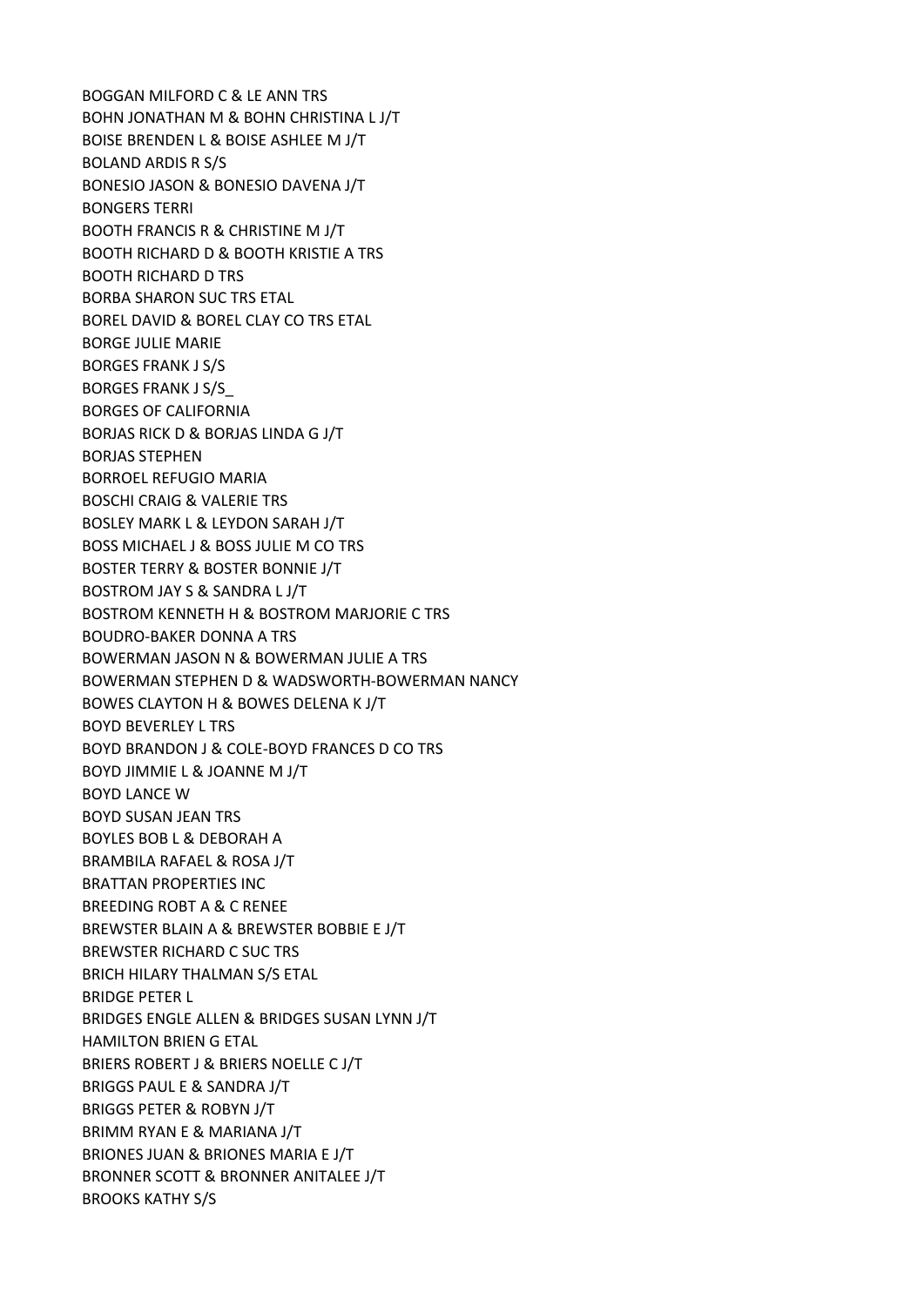BOGGAN MILFORD C & LE ANN TRS
BOHN JONATHAN M & BOHN CHRISTINA L J/T
BOISE BRENDEN L & BOISE ASHLEE M J/T
BOLAND ARDIS R S/S
BONESIO JASON & BONESIO DAVENA J/T
BONGERS TERRI
BOOTH FRANCIS R & CHRISTINE M J/T
BOOTH RICHARD D & BOOTH KRISTIE A TRS
BOOTH RICHARD D TRS
BORBA SHARON SUC TRS ETAL
BOREL DAVID & BOREL CLAY CO TRS ETAL
BORGE JULIE MARIE
BORGES FRANK J S/S
BORGES FRANK J S/S_
BORGES OF CALIFORNIA
BORJAS RICK D & BORJAS LINDA G J/T
BORJAS STEPHEN
BORROEL REFUGIO MARIA
BOSCHI CRAIG & VALERIE TRS
BOSLEY MARK L & LEYDON SARAH J/T
BOSS MICHAEL J & BOSS JULIE M CO TRS
BOSTER TERRY & BOSTER BONNIE J/T
BOSTROM JAY S & SANDRA L J/T
BOSTROM KENNETH H & BOSTROM MARJORIE C TRS
BOUDRO-BAKER DONNA A TRS
BOWERMAN JASON N & BOWERMAN JULIE A TRS
BOWERMAN STEPHEN D & WADSWORTH-BOWERMAN NANCY
BOWES CLAYTON H & BOWES DELENA K J/T
BOYD BEVERLEY L TRS
BOYD BRANDON J & COLE-BOYD FRANCES D CO TRS
BOYD JIMMIE L & JOANNE M J/T
BOYD LANCE W
BOYD SUSAN JEAN TRS
BOYLES BOB L & DEBORAH A
BRAMBILA RAFAEL & ROSA J/T
BRATTAN PROPERTIES INC
BREEDING ROBT A & C RENEE
BREWSTER BLAIN A & BREWSTER BOBBIE E J/T
BREWSTER RICHARD C SUC TRS
BRICH HILARY THALMAN S/S ETAL
BRIDGE PETER L
BRIDGES ENGLE ALLEN & BRIDGES SUSAN LYNN J/T
HAMILTON BRIEN G ETAL
BRIERS ROBERT J & BRIERS NOELLE C J/T
BRIGGS PAUL E & SANDRA J/T
BRIGGS PETER & ROBYN J/T
BRIMM RYAN E & MARIANA J/T
BRIONES JUAN & BRIONES MARIA E J/T
BRONNER SCOTT & BRONNER ANITALEE J/T
BROOKS KATHY S/S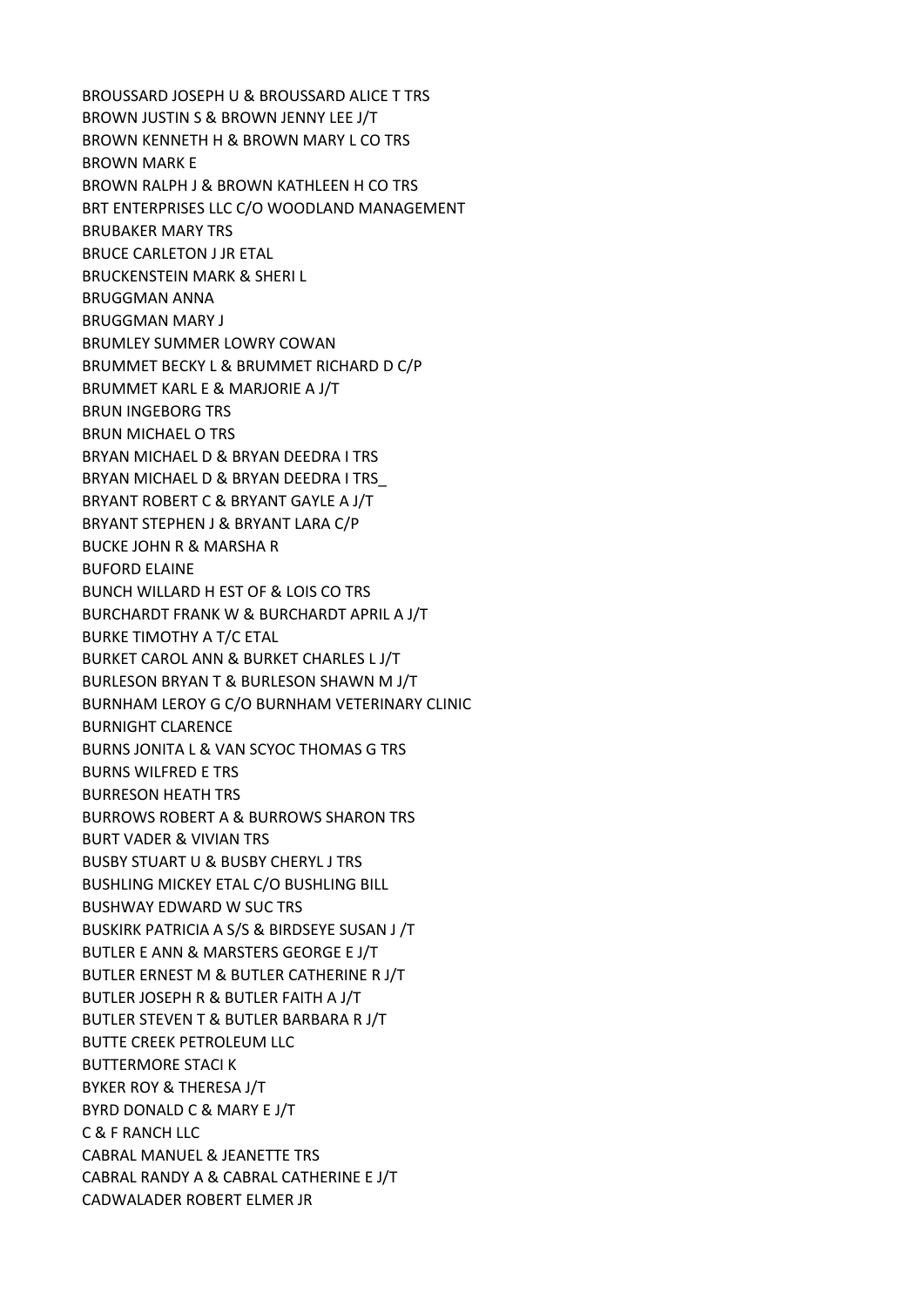BROUSSARD JOSEPH U & BROUSSARD ALICE T TRS
BROWN JUSTIN S & BROWN JENNY LEE J/T
BROWN KENNETH H & BROWN MARY L CO TRS
BROWN MARK E
BROWN RALPH J & BROWN KATHLEEN H CO TRS
BRT ENTERPRISES LLC C/O WOODLAND MANAGEMENT
BRUBAKER MARY TRS
BRUCE CARLETON J JR ETAL
BRUCKENSTEIN MARK & SHERI L
BRUGGMAN ANNA
BRUGGMAN MARY J
BRUMLEY SUMMER LOWRY COWAN
BRUMMET BECKY L & BRUMMET RICHARD D C/P
BRUMMET KARL E & MARJORIE A J/T
BRUN INGEBORG TRS
BRUN MICHAEL O TRS
BRYAN MICHAEL D & BRYAN DEEDRA I TRS
BRYAN MICHAEL D & BRYAN DEEDRA I TRS_
BRYANT ROBERT C & BRYANT GAYLE A J/T
BRYANT STEPHEN J & BRYANT LARA C/P
BUCKE JOHN R & MARSHA R
BUFORD ELAINE
BUNCH WILLARD H EST OF & LOIS CO TRS
BURCHARDT FRANK W & BURCHARDT APRIL A J/T
BURKE TIMOTHY A T/C ETAL
BURKET CAROL ANN & BURKET CHARLES L J/T
BURLESON BRYAN T & BURLESON SHAWN M J/T
BURNHAM LEROY G C/O BURNHAM VETERINARY CLINIC
BURNIGHT CLARENCE
BURNS JONITA L & VAN SCYOC THOMAS G TRS
BURNS WILFRED E TRS
BURRESON HEATH TRS
BURROWS ROBERT A & BURROWS SHARON TRS
BURT VADER & VIVIAN TRS
BUSBY STUART U & BUSBY CHERYL J TRS
BUSHLING MICKEY ETAL C/O BUSHLING BILL
BUSHWAY EDWARD W SUC TRS
BUSKIRK PATRICIA A S/S & BIRDSEYE SUSAN J /T
BUTLER E ANN & MARSTERS GEORGE E J/T
BUTLER ERNEST M & BUTLER CATHERINE R J/T
BUTLER JOSEPH R & BUTLER FAITH A J/T
BUTLER STEVEN T & BUTLER BARBARA R J/T
BUTTE CREEK PETROLEUM LLC
BUTTERMORE STACI K
BYKER ROY & THERESA J/T
BYRD DONALD C & MARY E J/T
C & F RANCH LLC
CABRAL MANUEL & JEANETTE TRS
CABRAL RANDY A & CABRAL CATHERINE E J/T
CADWALADER ROBERT ELMER JR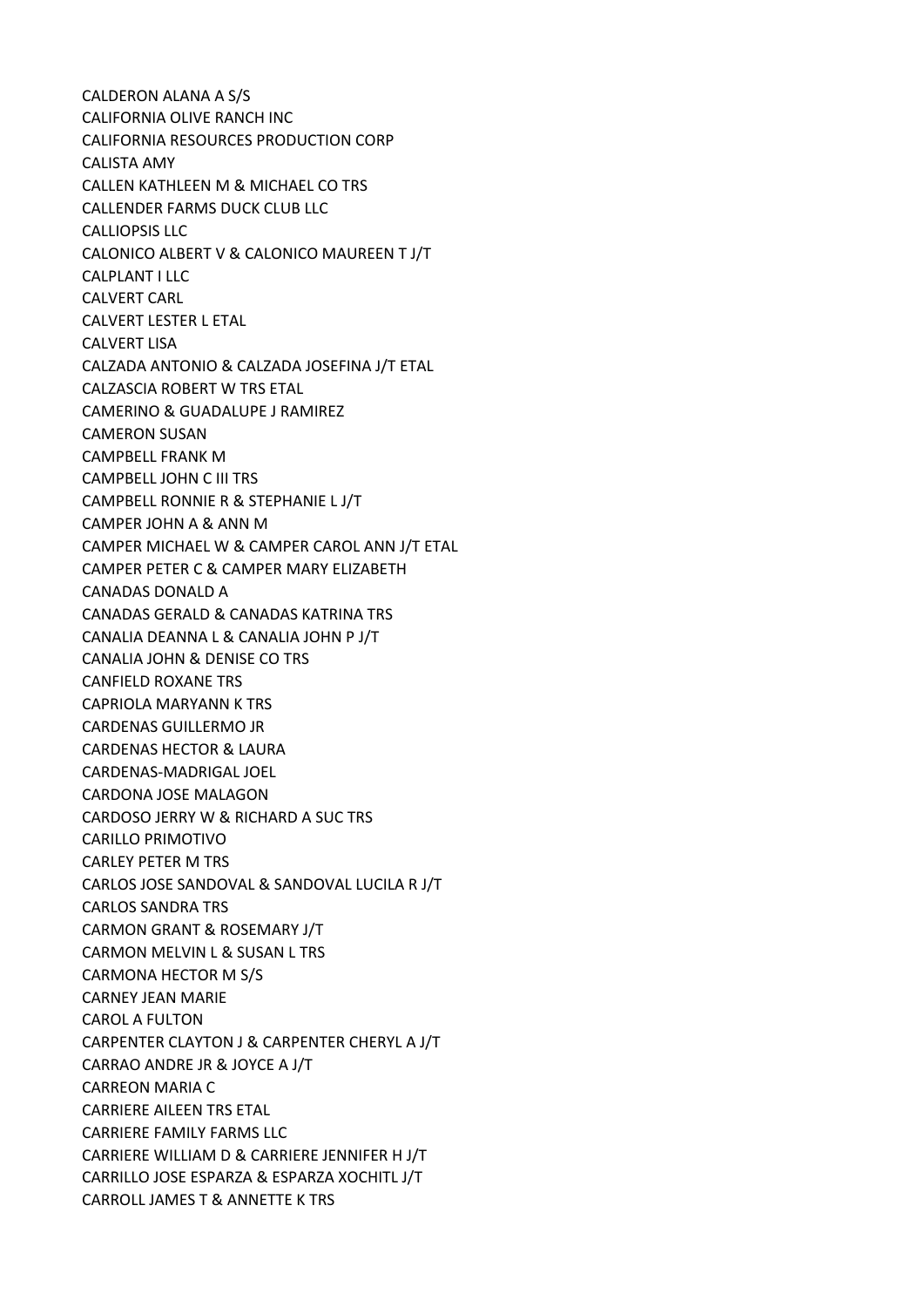CALDERON ALANA A S/S
CALIFORNIA OLIVE RANCH INC
CALIFORNIA RESOURCES PRODUCTION CORP
CALISTA AMY
CALLEN KATHLEEN M & MICHAEL CO TRS
CALLENDER FARMS DUCK CLUB LLC
CALLIOPSIS LLC
CALONICO ALBERT V & CALONICO MAUREEN T J/T
CALPLANT I LLC
CALVERT CARL
CALVERT LESTER L ETAL
CALVERT LISA
CALZADA ANTONIO & CALZADA JOSEFINA J/T ETAL
CALZASCIA ROBERT W TRS ETAL
CAMERINO & GUADALUPE J RAMIREZ
CAMERON SUSAN
CAMPBELL FRANK M
CAMPBELL JOHN C III TRS
CAMPBELL RONNIE R & STEPHANIE L J/T
CAMPER JOHN A & ANN M
CAMPER MICHAEL W & CAMPER CAROL ANN J/T ETAL
CAMPER PETER C & CAMPER MARY ELIZABETH
CANADAS DONALD A
CANADAS GERALD & CANADAS KATRINA TRS
CANALIA DEANNA L & CANALIA JOHN P J/T
CANALIA JOHN & DENISE CO TRS
CANFIELD ROXANE TRS
CAPRIOLA MARYANN K TRS
CARDENAS GUILLERMO JR
CARDENAS HECTOR & LAURA
CARDENAS-MADRIGAL JOEL
CARDONA JOSE MALAGON
CARDOSO JERRY W & RICHARD A SUC TRS
CARILLO PRIMOTIVO
CARLEY PETER M TRS
CARLOS JOSE SANDOVAL & SANDOVAL LUCILA R J/T
CARLOS SANDRA TRS
CARMON GRANT & ROSEMARY J/T
CARMON MELVIN L & SUSAN L TRS
CARMONA HECTOR M S/S
CARNEY JEAN MARIE
CAROL A FULTON
CARPENTER CLAYTON J & CARPENTER CHERYL A J/T
CARRAO ANDRE JR & JOYCE A J/T
CARREON MARIA C
CARRIERE AILEEN TRS ETAL
CARRIERE FAMILY FARMS LLC
CARRIERE WILLIAM D & CARRIERE JENNIFER H J/T
CARRILLO JOSE ESPARZA & ESPARZA XOCHITL J/T
CARROLL JAMES T & ANNETTE K TRS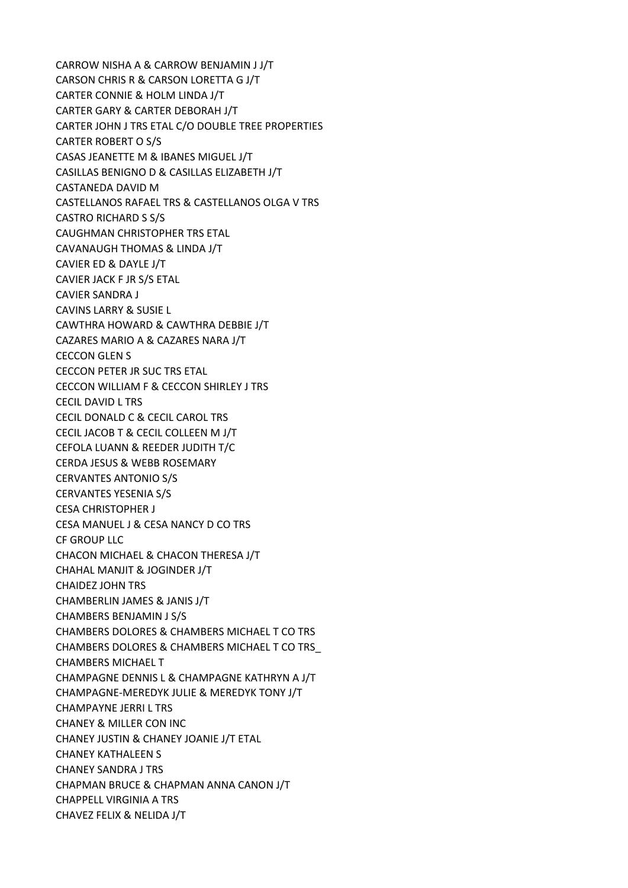CARROW NISHA A & CARROW BENJAMIN J J/T
CARSON CHRIS R & CARSON LORETTA G J/T
CARTER CONNIE & HOLM LINDA J/T
CARTER GARY & CARTER DEBORAH J/T
CARTER JOHN J TRS ETAL C/O DOUBLE TREE PROPERTIES
CARTER ROBERT O S/S
CASAS JEANETTE M & IBANES MIGUEL J/T
CASILLAS BENIGNO D & CASILLAS ELIZABETH J/T
CASTANEDA DAVID M
CASTELLANOS RAFAEL TRS & CASTELLANOS OLGA V TRS
CASTRO RICHARD S S/S
CAUGHMAN CHRISTOPHER TRS ETAL
CAVANAUGH THOMAS & LINDA J/T
CAVIER ED & DAYLE J/T
CAVIER JACK F JR S/S ETAL
CAVIER SANDRA J
CAVINS LARRY & SUSIE L
CAWTHRA HOWARD & CAWTHRA DEBBIE J/T
CAZARES MARIO A & CAZARES NARA J/T
CECCON GLEN S
CECCON PETER JR SUC TRS ETAL
CECCON WILLIAM F & CECCON SHIRLEY J TRS
CECIL DAVID L TRS
CECIL DONALD C & CECIL CAROL TRS
CECIL JACOB T & CECIL COLLEEN M J/T
CEFOLA LUANN & REEDER JUDITH T/C
CERDA JESUS & WEBB ROSEMARY
CERVANTES ANTONIO S/S
CERVANTES YESENIA S/S
CESA CHRISTOPHER J
CESA MANUEL J & CESA NANCY D CO TRS
CF GROUP LLC
CHACON MICHAEL & CHACON THERESA J/T
CHAHAL MANJIT & JOGINDER J/T
CHAIDEZ JOHN TRS
CHAMBERLIN JAMES & JANIS J/T
CHAMBERS BENJAMIN J S/S
CHAMBERS DOLORES & CHAMBERS MICHAEL T CO TRS
CHAMBERS DOLORES & CHAMBERS MICHAEL T CO TRS_
CHAMBERS MICHAEL T
CHAMPAGNE DENNIS L & CHAMPAGNE KATHRYN A J/T
CHAMPAGNE-MEREDYK JULIE & MEREDYK TONY J/T
CHAMPAYNE JERRI L TRS
CHANEY & MILLER CON INC
CHANEY JUSTIN & CHANEY JOANIE J/T ETAL
CHANEY KATHALEEN S
CHANEY SANDRA J TRS
CHAPMAN BRUCE & CHAPMAN ANNA CANON J/T
CHAPPELL VIRGINIA A TRS
CHAVEZ FELIX & NELIDA J/T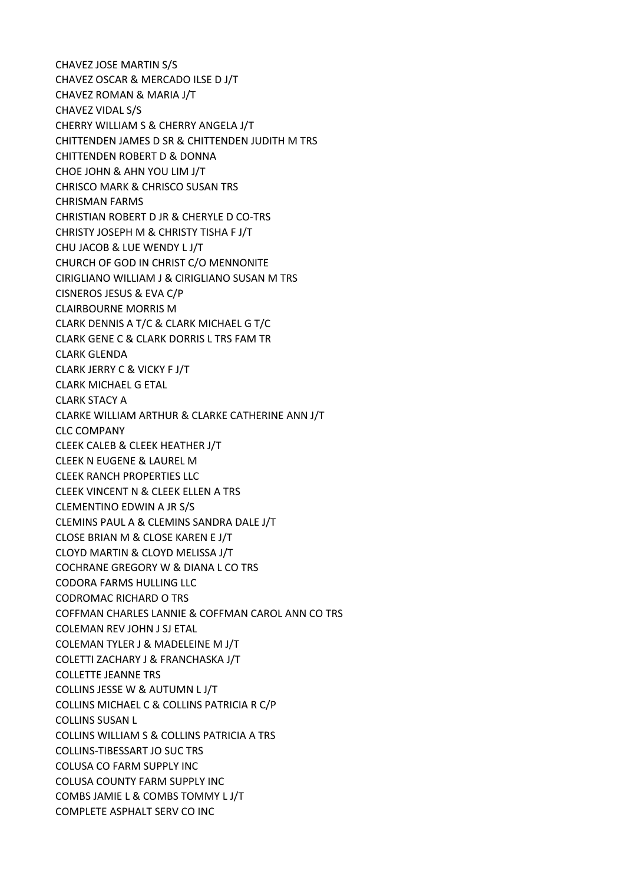CHAVEZ JOSE MARTIN S/S
CHAVEZ OSCAR & MERCADO ILSE D J/T
CHAVEZ ROMAN & MARIA J/T
CHAVEZ VIDAL S/S
CHERRY WILLIAM S & CHERRY ANGELA J/T
CHITTENDEN JAMES D SR & CHITTENDEN JUDITH M TRS
CHITTENDEN ROBERT D & DONNA
CHOE JOHN & AHN YOU LIM J/T
CHRISCO MARK & CHRISCO SUSAN TRS
CHRISMAN FARMS
CHRISTIAN ROBERT D JR & CHERYLE D CO-TRS
CHRISTY JOSEPH M & CHRISTY TISHA F J/T
CHU JACOB & LUE WENDY L J/T
CHURCH OF GOD IN CHRIST C/O MENNONITE
CIRIGLIANO WILLIAM J & CIRIGLIANO SUSAN M TRS
CISNEROS JESUS & EVA C/P
CLAIRBOURNE MORRIS M
CLARK DENNIS A T/C & CLARK MICHAEL G T/C
CLARK GENE C & CLARK DORRIS L TRS FAM TR
CLARK GLENDA
CLARK JERRY C & VICKY F J/T
CLARK MICHAEL G ETAL
CLARK STACY A
CLARKE WILLIAM ARTHUR & CLARKE CATHERINE ANN J/T
CLC COMPANY
CLEEK CALEB & CLEEK HEATHER J/T
CLEEK N EUGENE & LAUREL M
CLEEK RANCH PROPERTIES LLC
CLEEK VINCENT N & CLEEK ELLEN A TRS
CLEMENTINO EDWIN A JR S/S
CLEMINS PAUL A & CLEMINS SANDRA DALE J/T
CLOSE BRIAN M & CLOSE KAREN E J/T
CLOYD MARTIN & CLOYD MELISSA J/T
COCHRANE GREGORY W & DIANA L CO TRS
CODORA FARMS HULLING LLC
CODROMAC RICHARD O TRS
COFFMAN CHARLES LANNIE & COFFMAN CAROL ANN CO TRS
COLEMAN REV JOHN J SJ ETAL
COLEMAN TYLER J & MADELEINE M J/T
COLETTI ZACHARY J & FRANCHASKA J/T
COLLETTE JEANNE TRS
COLLINS JESSE W & AUTUMN L J/T
COLLINS MICHAEL C & COLLINS PATRICIA R C/P
COLLINS SUSAN L
COLLINS WILLIAM S & COLLINS PATRICIA A TRS
COLLINS-TIBESSART JO SUC TRS
COLUSA CO FARM SUPPLY INC
COLUSA COUNTY FARM SUPPLY INC
COMBS JAMIE L & COMBS TOMMY L J/T
COMPLETE ASPHALT SERV CO INC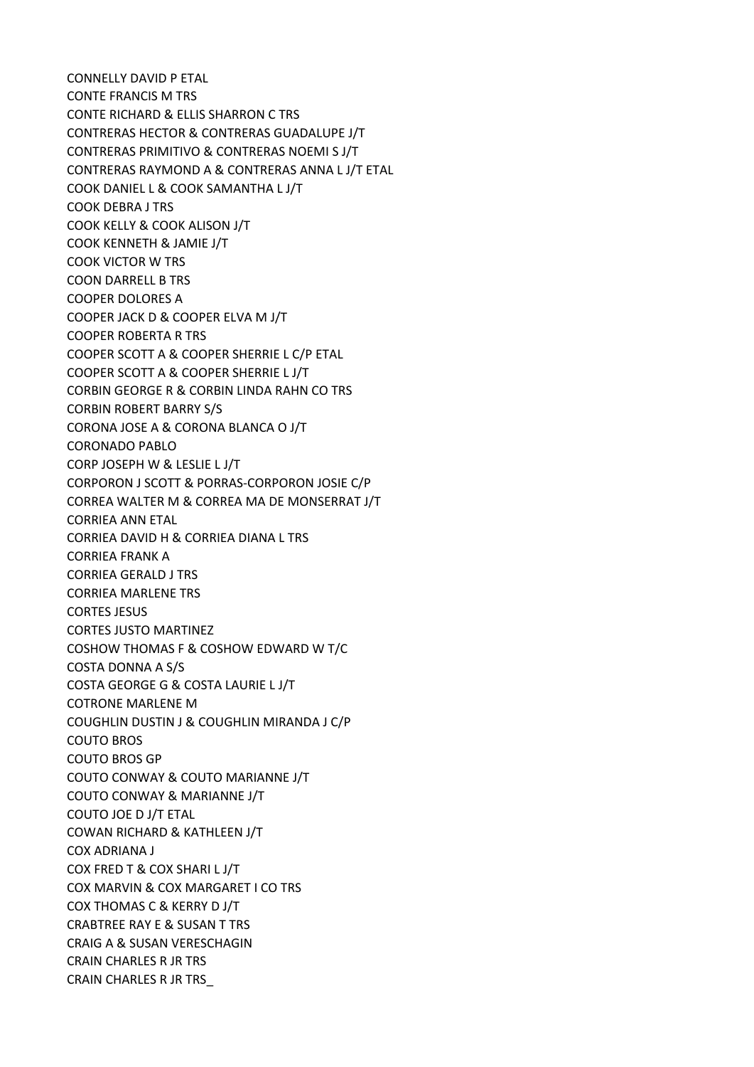CONNELLY DAVID P ETAL
CONTE FRANCIS M TRS
CONTE RICHARD & ELLIS SHARRON C TRS
CONTRERAS HECTOR & CONTRERAS GUADALUPE J/T
CONTRERAS PRIMITIVO & CONTRERAS NOEMI S J/T
CONTRERAS RAYMOND A & CONTRERAS ANNA L J/T ETAL
COOK DANIEL L & COOK SAMANTHA L J/T
COOK DEBRA J TRS
COOK KELLY & COOK ALISON J/T
COOK KENNETH & JAMIE J/T
COOK VICTOR W TRS
COON DARRELL B TRS
COOPER DOLORES A
COOPER JACK D & COOPER ELVA M J/T
COOPER ROBERTA R TRS
COOPER SCOTT A & COOPER SHERRIE L C/P ETAL
COOPER SCOTT A & COOPER SHERRIE L J/T
CORBIN GEORGE R & CORBIN LINDA RAHN CO TRS
CORBIN ROBERT BARRY S/S
CORONA JOSE A & CORONA BLANCA O J/T
CORONADO PABLO
CORP JOSEPH W & LESLIE L J/T
CORPORON J SCOTT & PORRAS-CORPORON JOSIE C/P
CORREA WALTER M & CORREA MA DE MONSERRAT J/T
CORRIEA ANN ETAL
CORRIEA DAVID H & CORRIEA DIANA L TRS
CORRIEA FRANK A
CORRIEA GERALD J TRS
CORRIEA MARLENE TRS
CORTES JESUS
CORTES JUSTO MARTINEZ
COSHOW THOMAS F & COSHOW EDWARD W T/C
COSTA DONNA A S/S
COSTA GEORGE G & COSTA LAURIE L J/T
COTRONE MARLENE M
COUGHLIN DUSTIN J & COUGHLIN MIRANDA J C/P
COUTO BROS
COUTO BROS GP
COUTO CONWAY & COUTO MARIANNE J/T
COUTO CONWAY & MARIANNE J/T
COUTO JOE D J/T ETAL
COWAN RICHARD & KATHLEEN J/T
COX ADRIANA J
COX FRED T & COX SHARI L J/T
COX MARVIN & COX MARGARET I CO TRS
COX THOMAS C & KERRY D J/T
CRABTREE RAY E & SUSAN T TRS
CRAIG A & SUSAN VERESCHAGIN
CRAIN CHARLES R JR TRS
CRAIN CHARLES R JR TRS_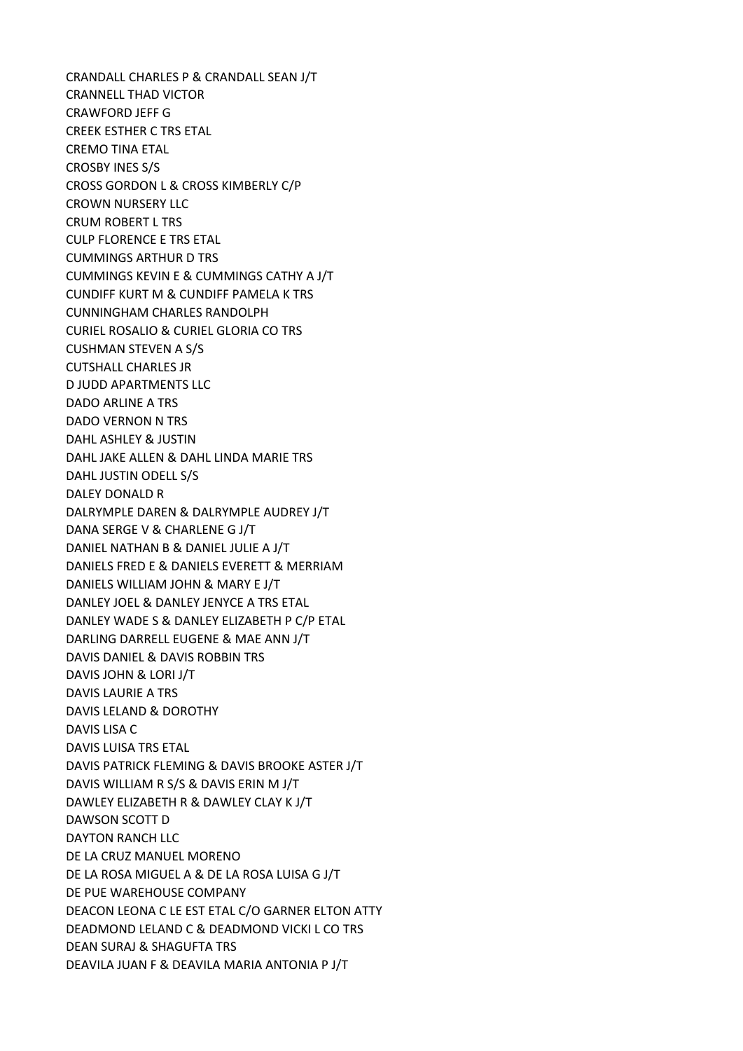CRANDALL CHARLES P & CRANDALL SEAN J/T
CRANNELL THAD VICTOR
CRAWFORD JEFF G
CREEK ESTHER C TRS ETAL
CREMO TINA ETAL
CROSBY INES S/S
CROSS GORDON L & CROSS KIMBERLY C/P
CROWN NURSERY LLC
CRUM ROBERT L TRS
CULP FLORENCE E TRS ETAL
CUMMINGS ARTHUR D TRS
CUMMINGS KEVIN E & CUMMINGS CATHY A J/T
CUNDIFF KURT M & CUNDIFF PAMELA K TRS
CUNNINGHAM CHARLES RANDOLPH
CURIEL ROSALIO & CURIEL GLORIA CO TRS
CUSHMAN STEVEN A S/S
CUTSHALL CHARLES JR
D JUDD APARTMENTS LLC
DADO ARLINE A TRS
DADO VERNON N TRS
DAHL ASHLEY & JUSTIN
DAHL JAKE ALLEN & DAHL LINDA MARIE TRS
DAHL JUSTIN ODELL S/S
DALEY DONALD R
DALRYMPLE DAREN & DALRYMPLE AUDREY J/T
DANA SERGE V & CHARLENE G J/T
DANIEL NATHAN B & DANIEL JULIE A J/T
DANIELS FRED E & DANIELS EVERETT & MERRIAM
DANIELS WILLIAM JOHN & MARY E J/T
DANLEY JOEL & DANLEY JENYCE A TRS ETAL
DANLEY WADE S & DANLEY ELIZABETH P C/P ETAL
DARLING DARRELL EUGENE & MAE ANN J/T
DAVIS DANIEL & DAVIS ROBBIN TRS
DAVIS JOHN & LORI J/T
DAVIS LAURIE A TRS
DAVIS LELAND & DOROTHY
DAVIS LISA C
DAVIS LUISA TRS ETAL
DAVIS PATRICK FLEMING & DAVIS BROOKE ASTER J/T
DAVIS WILLIAM R S/S & DAVIS ERIN M J/T
DAWLEY ELIZABETH R & DAWLEY CLAY K J/T
DAWSON SCOTT D
DAYTON RANCH LLC
DE LA CRUZ MANUEL MORENO
DE LA ROSA MIGUEL A & DE LA ROSA LUISA G J/T
DE PUE WAREHOUSE COMPANY
DEACON LEONA C LE EST ETAL C/O GARNER ELTON ATTY
DEADMOND LELAND C & DEADMOND VICKI L CO TRS
DEAN SURAJ & SHAGUFTA TRS
DEAVILA JUAN F & DEAVILA MARIA ANTONIA P J/T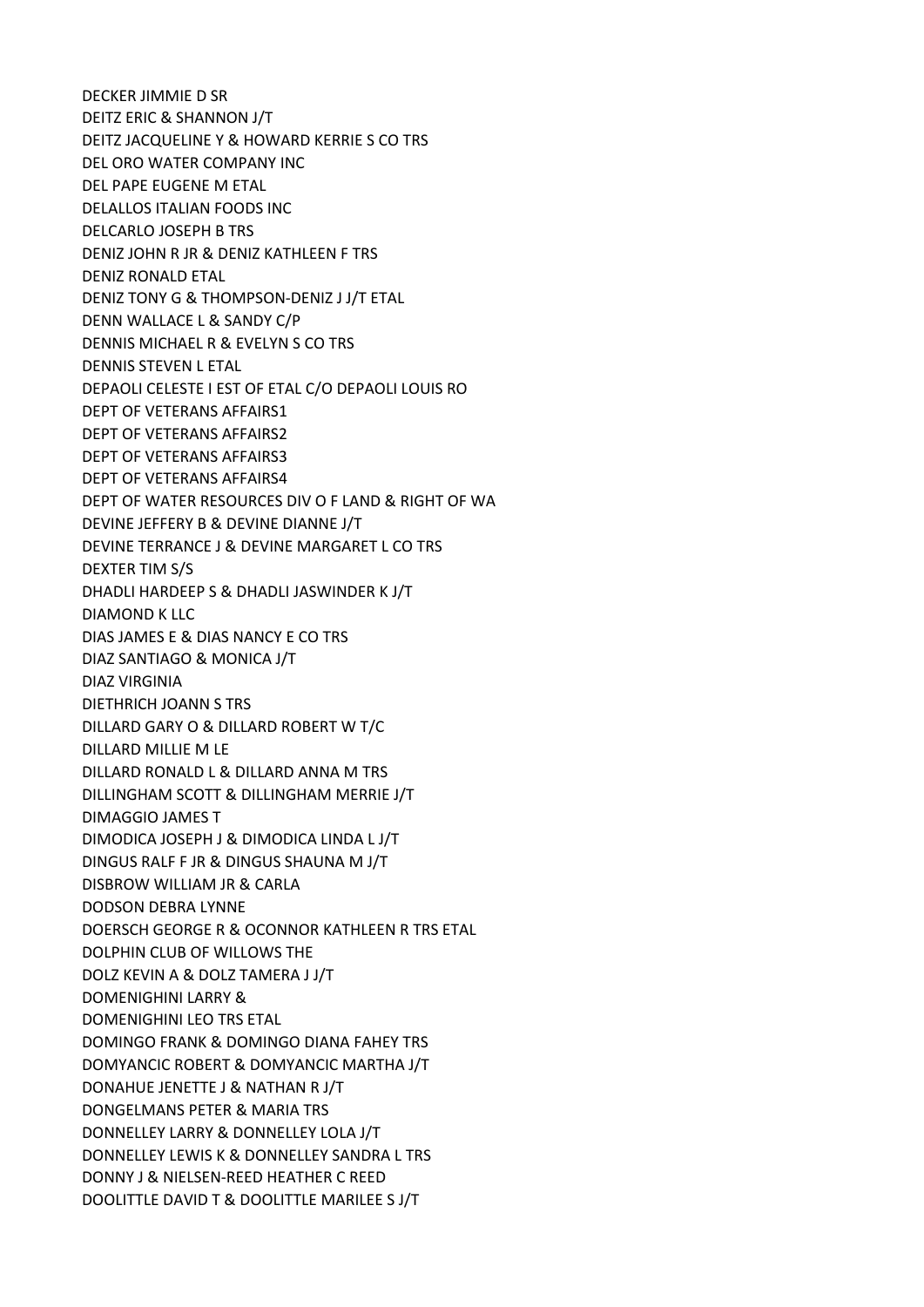DECKER JIMMIE D SR

DEITZ ERIC & SHANNON J/T

DEITZ JACQUELINE Y & HOWARD KERRIE S CO TRS

DEL ORO WATER COMPANY INC

DEL PAPE EUGENE M ETAL

DELALLOS ITALIAN FOODS INC

DELCARLO JOSEPH B TRS

DENIZ JOHN R JR & DENIZ KATHLEEN F TRS

DENIZ RONALD ETAL

DENIZ TONY G & THOMPSON-DENIZ J J/T ETAL

DENN WALLACE L & SANDY C/P

DENNIS MICHAEL R & EVELYN S CO TRS

DENNIS STEVEN L ETAL

DEPAOLI CELESTE I EST OF ETAL C/O DEPAOLI LOUIS RO

DEPT OF VETERANS AFFAIRS1

DEPT OF VETERANS AFFAIRS2

DEPT OF VETERANS AFFAIRS3

DEPT OF VETERANS AFFAIRS4

DEPT OF WATER RESOURCES DIV O F LAND & RIGHT OF WA

DEVINE JEFFERY B & DEVINE DIANNE J/T

DEVINE TERRANCE J & DEVINE MARGARET L CO TRS

DEXTER TIM S/S

DHADLI HARDEEP S & DHADLI JASWINDER K J/T

DIAMOND K LLC

DIAS JAMES E & DIAS NANCY E CO TRS

DIAZ SANTIAGO & MONICA J/T

DIAZ VIRGINIA

DIETHRICH JOANN S TRS

DILLARD GARY O & DILLARD ROBERT W T/C

DILLARD MILLIE M LE

DILLARD RONALD L & DILLARD ANNA M TRS

DILLINGHAM SCOTT & DILLINGHAM MERRIE J/T

DIMAGGIO JAMES T

DIMODICA JOSEPH J & DIMODICA LINDA L J/T

DINGUS RALF F JR & DINGUS SHAUNA M J/T

DISBROW WILLIAM JR & CARLA

DODSON DEBRA LYNNE

DOERSCH GEORGE R & OCONNOR KATHLEEN R TRS ETAL

DOLPHIN CLUB OF WILLOWS THE

DOLZ KEVIN A & DOLZ TAMERA J J/T

DOMENIGHINI LARRY &

DOMENIGHINI LEO TRS ETAL

DOMINGO FRANK & DOMINGO DIANA FAHEY TRS

DOMYANCIC ROBERT & DOMYANCIC MARTHA J/T

DONAHUE JENETTE J & NATHAN R J/T

DONGELMANS PETER & MARIA TRS

DONNELLEY LARRY & DONNELLEY LOLA J/T

DONNELLEY LEWIS K & DONNELLEY SANDRA L TRS

DONNY J & NIELSEN-REED HEATHER C REED

DOOLITTLE DAVID T & DOOLITTLE MARILEE S J/T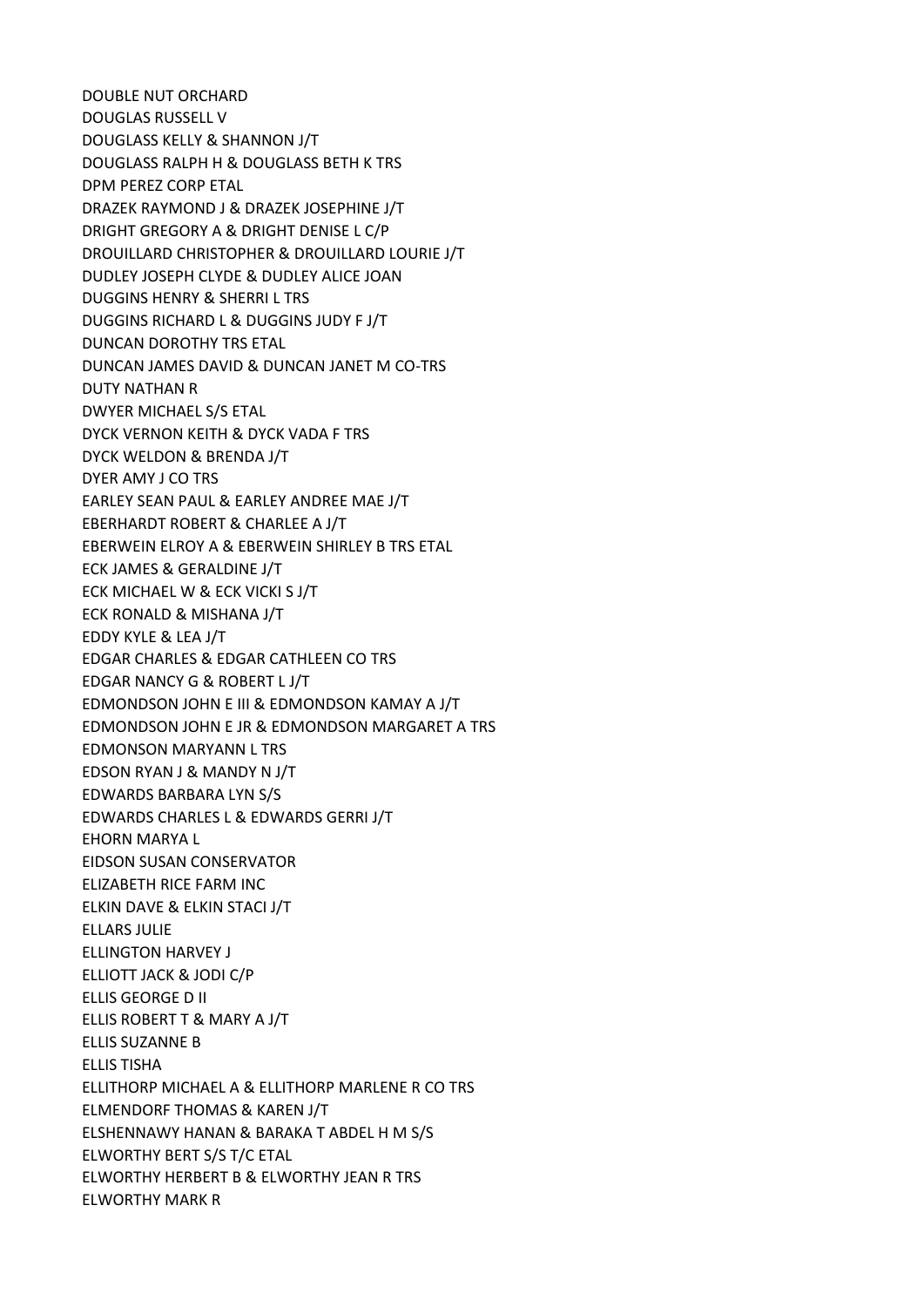DOUBLE NUT ORCHARD
DOUGLAS RUSSELL V
DOUGLASS KELLY & SHANNON J/T
DOUGLASS RALPH H & DOUGLASS BETH K TRS
DPM PEREZ CORP ETAL
DRAZEK RAYMOND J & DRAZEK JOSEPHINE J/T
DRIGHT GREGORY A & DRIGHT DENISE L C/P
DROUILLARD CHRISTOPHER & DROUILLARD LOURIE J/T
DUDLEY JOSEPH CLYDE & DUDLEY ALICE JOAN
DUGGINS HENRY & SHERRI L TRS
DUGGINS RICHARD L & DUGGINS JUDY F J/T
DUNCAN DOROTHY TRS ETAL
DUNCAN JAMES DAVID & DUNCAN JANET M CO-TRS
DUTY NATHAN R
DWYER MICHAEL S/S ETAL
DYCK VERNON KEITH & DYCK VADA F TRS
DYCK WELDON & BRENDA J/T
DYER AMY J CO TRS
EARLEY SEAN PAUL & EARLEY ANDREE MAE J/T
EBERHARDT ROBERT & CHARLEE A J/T
EBERWEIN ELROY A & EBERWEIN SHIRLEY B TRS ETAL
ECK JAMES & GERALDINE J/T
ECK MICHAEL W & ECK VICKI S J/T
ECK RONALD & MISHANA J/T
EDDY KYLE & LEA J/T
EDGAR CHARLES & EDGAR CATHLEEN CO TRS
EDGAR NANCY G & ROBERT L J/T
EDMONDSON JOHN E III & EDMONDSON KAMAY A J/T
EDMONDSON JOHN E JR & EDMONDSON MARGARET A TRS
EDMONSON MARYANN L TRS
EDSON RYAN J & MANDY N J/T
EDWARDS BARBARA LYN S/S
EDWARDS CHARLES L & EDWARDS GERRI J/T
EHORN MARYA L
EIDSON SUSAN CONSERVATOR
ELIZABETH RICE FARM INC
ELKIN DAVE & ELKIN STACI J/T
ELLARS JULIE
ELLINGTON HARVEY J
ELLIOTT JACK & JODI C/P
ELLIS GEORGE D II
ELLIS ROBERT T & MARY A J/T
ELLIS SUZANNE B
ELLIS TISHA
ELLITHORP MICHAEL A & ELLITHORP MARLENE R CO TRS
ELMENDORF THOMAS & KAREN J/T
ELSHENNAWY HANAN & BARAKA T ABDEL H M S/S
ELWORTHY BERT S/S T/C ETAL
ELWORTHY HERBERT B & ELWORTHY JEAN R TRS
ELWORTHY MARK R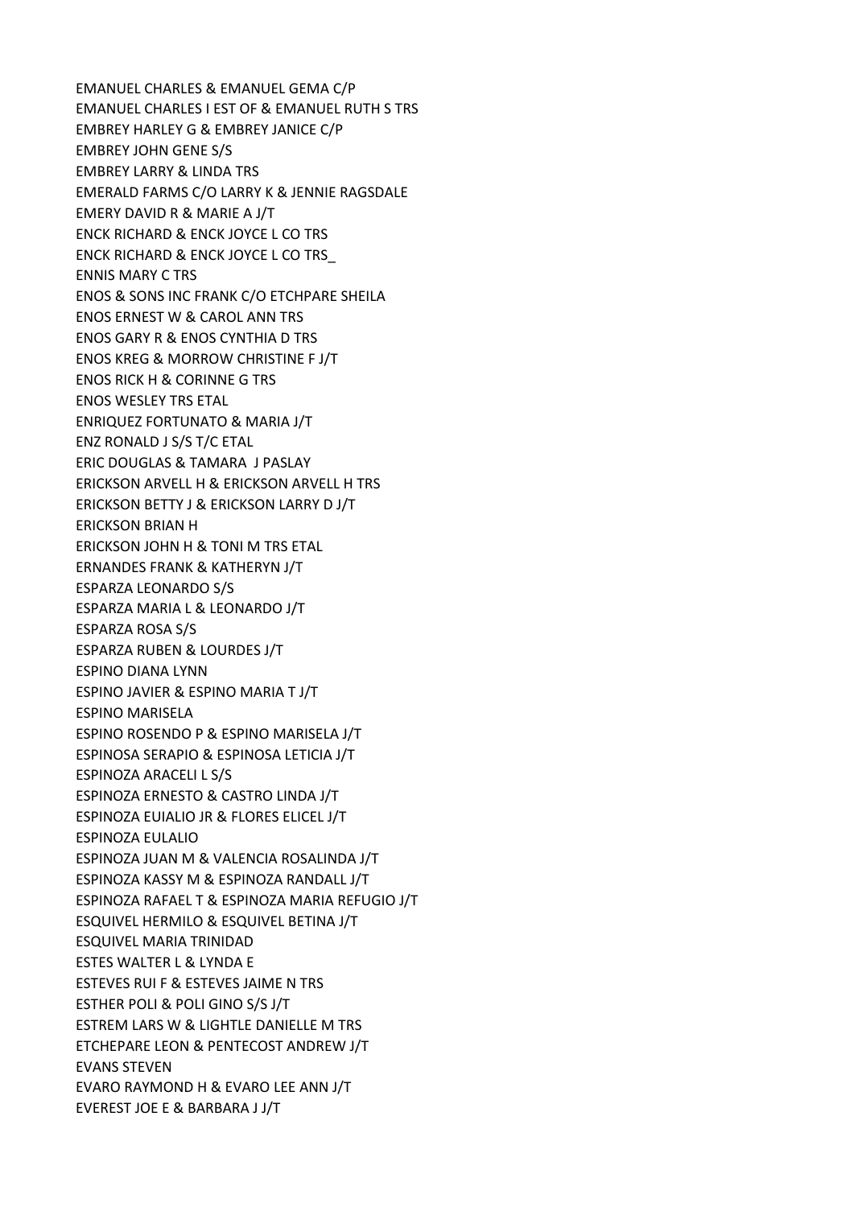EMANUEL CHARLES & EMANUEL GEMA C/P
EMANUEL CHARLES I EST OF & EMANUEL RUTH S TRS
EMBREY HARLEY G & EMBREY JANICE C/P
EMBREY JOHN GENE S/S
EMBREY LARRY & LINDA TRS
EMERALD FARMS C/O LARRY K & JENNIE RAGSDALE
EMERY DAVID R & MARIE A J/T
ENCK RICHARD & ENCK JOYCE L CO TRS
ENCK RICHARD & ENCK JOYCE L CO TRS_
ENNIS MARY C TRS
ENOS & SONS INC FRANK C/O ETCHPARE SHEILA
ENOS ERNEST W & CAROL ANN TRS
ENOS GARY R & ENOS CYNTHIA D TRS
ENOS KREG & MORROW CHRISTINE F J/T
ENOS RICK H & CORINNE G TRS
ENOS WESLEY TRS ETAL
ENRIQUEZ FORTUNATO & MARIA J/T
ENZ RONALD J S/S T/C ETAL
ERIC DOUGLAS & TAMARA J PASLAY
ERICKSON ARVELL H & ERICKSON ARVELL H TRS
ERICKSON BETTY J & ERICKSON LARRY D J/T
ERICKSON BRIAN H
ERICKSON JOHN H & TONI M TRS ETAL
ERNANDES FRANK & KATHERYN J/T
ESPARZA LEONARDO S/S
ESPARZA MARIA L & LEONARDO J/T
ESPARZA ROSA S/S
ESPARZA RUBEN & LOURDES J/T
ESPINO DIANA LYNN
ESPINO JAVIER & ESPINO MARIA T J/T
ESPINO MARISELA
ESPINO ROSENDO P & ESPINO MARISELA J/T
ESPINOSA SERAPIO & ESPINOSA LETICIA J/T
ESPINOZA ARACELI L S/S
ESPINOZA ERNESTO & CASTRO LINDA J/T
ESPINOZA EUIALIO JR & FLORES ELICEL J/T
ESPINOZA EULALIO
ESPINOZA JUAN M & VALENCIA ROSALINDA J/T
ESPINOZA KASSY M & ESPINOZA RANDALL J/T
ESPINOZA RAFAEL T & ESPINOZA MARIA REFUGIO J/T
ESQUIVEL HERMILO & ESQUIVEL BETINA J/T
ESQUIVEL MARIA TRINIDAD
ESTES WALTER L & LYNDA E
ESTEVES RUI F & ESTEVES JAIME N TRS
ESTHER POLI & POLI GINO S/S J/T
ESTREM LARS W & LIGHTLE DANIELLE M TRS
ETCHEPARE LEON & PENTECOST ANDREW J/T
EVANS STEVEN
EVARO RAYMOND H & EVARO LEE ANN J/T
EVEREST JOE E & BARBARA J J/T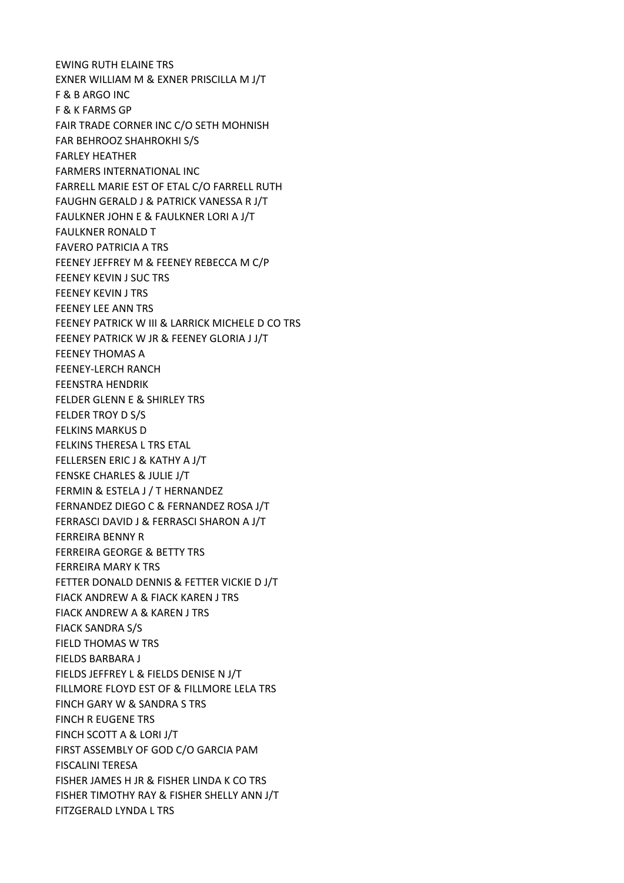EWING RUTH ELAINE TRS

EXNER WILLIAM M & EXNER PRISCILLA M J/T

F & B ARGO INC

F & K FARMS GP

FAIR TRADE CORNER INC C/O SETH MOHNISH

FAR BEHROOZ SHAHROKHI S/S

FARLEY HEATHER

FARMERS INTERNATIONAL INC

FARRELL MARIE EST OF ETAL C/O FARRELL RUTH

FAUGHN GERALD J & PATRICK VANESSA R J/T

FAULKNER JOHN E & FAULKNER LORI A J/T

FAULKNER RONALD T

FAVERO PATRICIA A TRS

FEENEY JEFFREY M & FEENEY REBECCA M C/P

FEENEY KEVIN J SUC TRS

FEENEY KEVIN J TRS

FEENEY LEE ANN TRS

FEENEY PATRICK W III & LARRICK MICHELE D CO TRS

FEENEY PATRICK W JR & FEENEY GLORIA J J/T

FEENEY THOMAS A

FEENEY-LERCH RANCH

FEENSTRA HENDRIK

FELDER GLENN E & SHIRLEY TRS

FELDER TROY D S/S

FELKINS MARKUS D

FELKINS THERESA L TRS ETAL

FELLERSEN ERIC J & KATHY A J/T

FENSKE CHARLES & JULIE J/T

FERMIN & ESTELA J / T HERNANDEZ

FERNANDEZ DIEGO C & FERNANDEZ ROSA J/T

FERRASCI DAVID J & FERRASCI SHARON A J/T

FERREIRA BENNY R

FERREIRA GEORGE & BETTY TRS

FERREIRA MARY K TRS

FETTER DONALD DENNIS & FETTER VICKIE D J/T

FIACK ANDREW A & FIACK KAREN J TRS

FIACK ANDREW A & KAREN J TRS

FIACK SANDRA S/S

FIELD THOMAS W TRS

FIELDS BARBARA J

FIELDS JEFFREY L & FIELDS DENISE N J/T

FILLMORE FLOYD EST OF & FILLMORE LELA TRS

FINCH GARY W & SANDRA S TRS

FINCH R EUGENE TRS

FINCH SCOTT A & LORI J/T

FIRST ASSEMBLY OF GOD C/O GARCIA PAM

FISCALINI TERESA

FISHER JAMES H JR & FISHER LINDA K CO TRS

FISHER TIMOTHY RAY & FISHER SHELLY ANN J/T

FITZGERALD LYNDA L TRS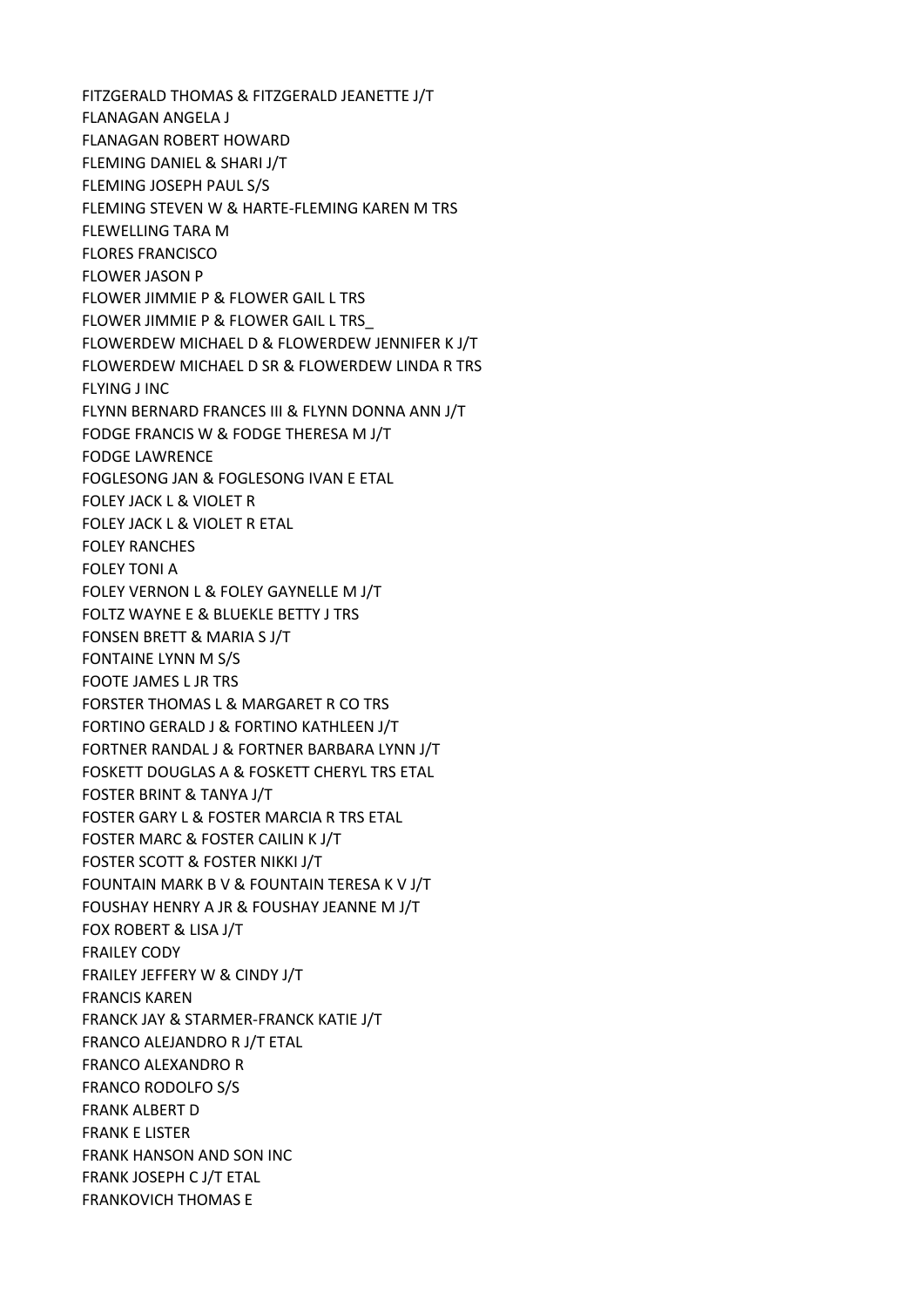FITZGERALD THOMAS & FITZGERALD JEANETTE J/T
FLANAGAN ANGELA J
FLANAGAN ROBERT HOWARD
FLEMING DANIEL & SHARI J/T
FLEMING JOSEPH PAUL S/S
FLEMING STEVEN W & HARTE-FLEMING KAREN M TRS
FLEWELLING TARA M
FLORES FRANCISCO
FLOWER JASON P
FLOWER JIMMIE P & FLOWER GAIL L TRS
FLOWER JIMMIE P & FLOWER GAIL L TRS_
FLOWERDEW MICHAEL D & FLOWERDEW JENNIFER K J/T
FLOWERDEW MICHAEL D SR & FLOWERDEW LINDA R TRS
FLYING J INC
FLYNN BERNARD FRANCES III & FLYNN DONNA ANN J/T
FODGE FRANCIS W & FODGE THERESA M J/T
FODGE LAWRENCE
FOGLESONG JAN & FOGLESONG IVAN E ETAL
FOLEY JACK L & VIOLET R
FOLEY JACK L & VIOLET R ETAL
FOLEY RANCHES
FOLEY TONI A
FOLEY VERNON L & FOLEY GAYNELLE M J/T
FOLTZ WAYNE E & BLUEKLE BETTY J TRS
FONSEN BRETT & MARIA S J/T
FONTAINE LYNN M S/S
FOOTE JAMES L JR TRS
FORSTER THOMAS L & MARGARET R CO TRS
FORTINO GERALD J & FORTINO KATHLEEN J/T
FORTNER RANDAL J & FORTNER BARBARA LYNN J/T
FOSKETT DOUGLAS A & FOSKETT CHERYL TRS ETAL
FOSTER BRINT & TANYA J/T
FOSTER GARY L & FOSTER MARCIA R TRS ETAL
FOSTER MARC & FOSTER CAILIN K J/T
FOSTER SCOTT & FOSTER NIKKI J/T
FOUNTAIN MARK B V & FOUNTAIN TERESA K V J/T
FOUSHAY HENRY A JR & FOUSHAY JEANNE M J/T
FOX ROBERT & LISA J/T
FRAILEY CODY
FRAILEY JEFFERY W & CINDY J/T
FRANCIS KAREN
FRANCK JAY & STARMER-FRANCK KATIE J/T
FRANCO ALEJANDRO R J/T ETAL
FRANCO ALEXANDRO R
FRANCO RODOLFO S/S
FRANK ALBERT D
FRANK E LISTER
FRANK HANSON AND SON INC
FRANK JOSEPH C J/T ETAL
FRANKOVICH THOMAS E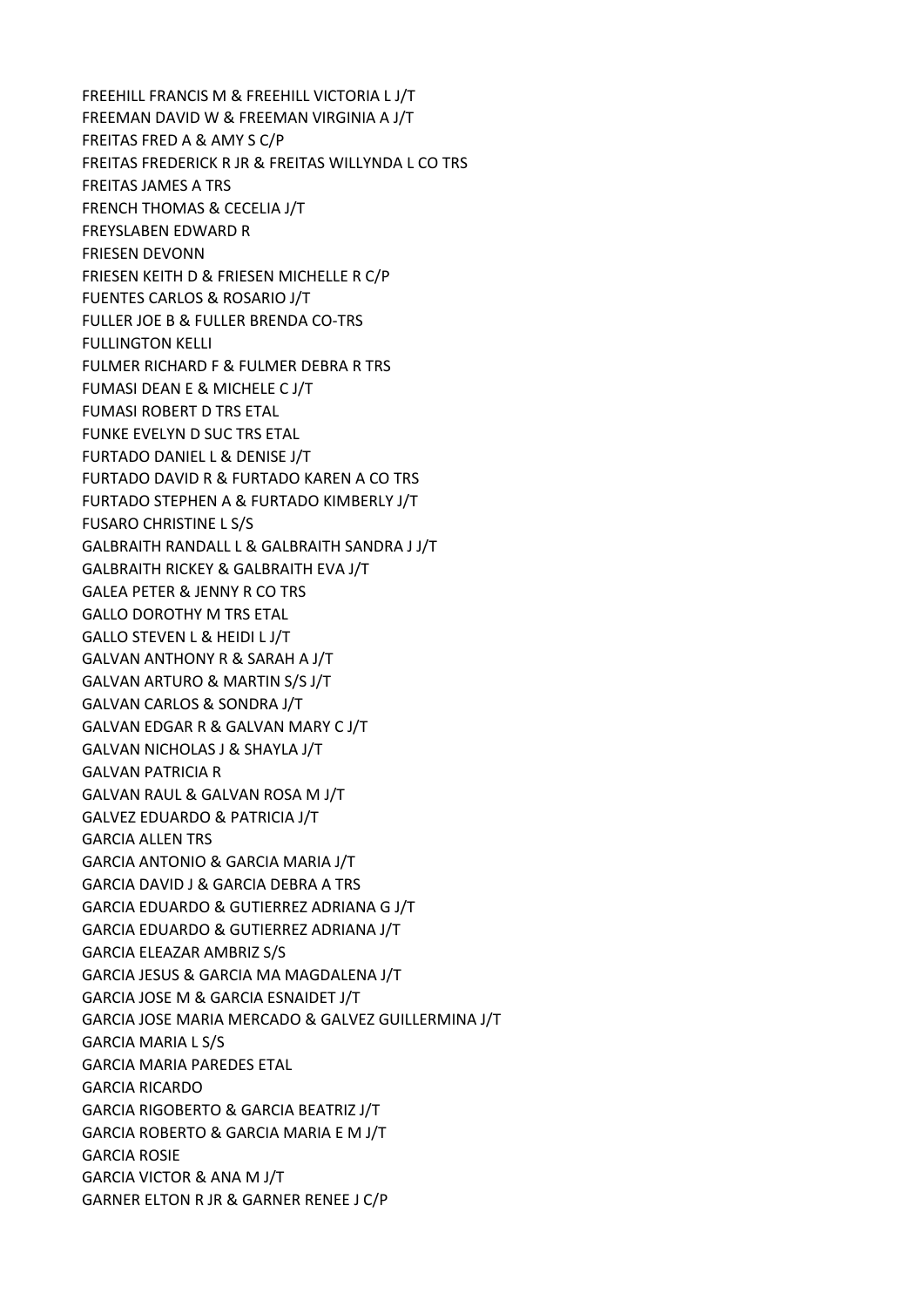FREEHILL FRANCIS M & FREEHILL VICTORIA L J/T
FREEMAN DAVID W & FREEMAN VIRGINIA A J/T
FREITAS FRED A & AMY S C/P
FREITAS FREDERICK R JR & FREITAS WILLYNDA L CO TRS
FREITAS JAMES A TRS
FRENCH THOMAS & CECELIA J/T
FREYSLABEN EDWARD R
FRIESEN DEVONN
FRIESEN KEITH D & FRIESEN MICHELLE R C/P
FUENTES CARLOS & ROSARIO J/T
FULLER JOE B & FULLER BRENDA CO-TRS
FULLINGTON KELLI
FULMER RICHARD F & FULMER DEBRA R TRS
FUMASI DEAN E & MICHELE C J/T
FUMASI ROBERT D TRS ETAL
FUNKE EVELYN D SUC TRS ETAL
FURTADO DANIEL L & DENISE J/T
FURTADO DAVID R & FURTADO KAREN A CO TRS
FURTADO STEPHEN A & FURTADO KIMBERLY J/T
FUSARO CHRISTINE L S/S
GALBRAITH RANDALL L & GALBRAITH SANDRA J J/T
GALBRAITH RICKEY & GALBRAITH EVA J/T
GALEA PETER & JENNY R CO TRS
GALLO DOROTHY M TRS ETAL
GALLO STEVEN L & HEIDI L J/T
GALVAN ANTHONY R & SARAH A J/T
GALVAN ARTURO & MARTIN S/S J/T
GALVAN CARLOS & SONDRA J/T
GALVAN EDGAR R & GALVAN MARY C J/T
GALVAN NICHOLAS J & SHAYLA J/T
GALVAN PATRICIA R
GALVAN RAUL & GALVAN ROSA M J/T
GALVEZ EDUARDO & PATRICIA J/T
GARCIA ALLEN TRS
GARCIA ANTONIO & GARCIA MARIA J/T
GARCIA DAVID J & GARCIA DEBRA A TRS
GARCIA EDUARDO & GUTIERREZ ADRIANA G J/T
GARCIA EDUARDO & GUTIERREZ ADRIANA J/T
GARCIA ELEAZAR AMBRIZ S/S
GARCIA JESUS & GARCIA MA MAGDALENA J/T
GARCIA JOSE M & GARCIA ESNAIDET J/T
GARCIA JOSE MARIA MERCADO & GALVEZ GUILLERMINA J/T
GARCIA MARIA L S/S
GARCIA MARIA PAREDES ETAL
GARCIA RICARDO
GARCIA RIGOBERTO & GARCIA BEATRIZ J/T
GARCIA ROBERTO & GARCIA MARIA E M J/T
GARCIA ROSIE
GARCIA VICTOR & ANA M J/T
GARNER ELTON R JR & GARNER RENEE J C/P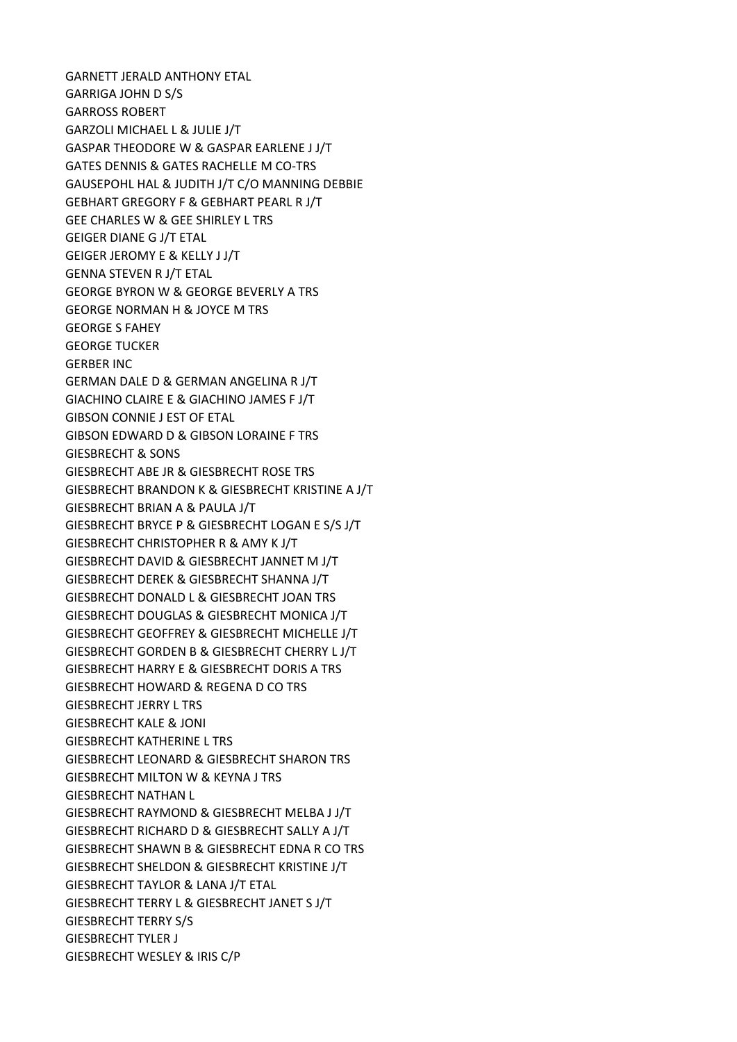GARNETT JERALD ANTHONY ETAL
GARRIGA JOHN D S/S
GARROSS ROBERT
GARZOLI MICHAEL L & JULIE J/T
GASPAR THEODORE W & GASPAR EARLENE J J/T
GATES DENNIS & GATES RACHELLE M CO-TRS
GAUSEPOHL HAL & JUDITH J/T C/O MANNING DEBBIE
GEBHART GREGORY F & GEBHART PEARL R J/T
GEE CHARLES W & GEE SHIRLEY L TRS
GEIGER DIANE G J/T ETAL
GEIGER JEROMY E & KELLY J J/T
GENNA STEVEN R J/T ETAL
GEORGE BYRON W & GEORGE BEVERLY A TRS
GEORGE NORMAN H & JOYCE M TRS
GEORGE S FAHEY
GEORGE TUCKER
GERBER INC
GERMAN DALE D & GERMAN ANGELINA R J/T
GIACHINO CLAIRE E & GIACHINO JAMES F J/T
GIBSON CONNIE J EST OF ETAL
GIBSON EDWARD D & GIBSON LORAINE F TRS
GIESBRECHT & SONS
GIESBRECHT ABE JR & GIESBRECHT ROSE TRS
GIESBRECHT BRANDON K & GIESBRECHT KRISTINE A J/T
GIESBRECHT BRIAN A & PAULA J/T
GIESBRECHT BRYCE P & GIESBRECHT LOGAN E S/S J/T
GIESBRECHT CHRISTOPHER R & AMY K J/T
GIESBRECHT DAVID & GIESBRECHT JANNET M J/T
GIESBRECHT DEREK & GIESBRECHT SHANNA J/T
GIESBRECHT DONALD L & GIESBRECHT JOAN TRS
GIESBRECHT DOUGLAS & GIESBRECHT MONICA J/T
GIESBRECHT GEOFFREY & GIESBRECHT MICHELLE J/T
GIESBRECHT GORDEN B & GIESBRECHT CHERRY L J/T
GIESBRECHT HARRY E & GIESBRECHT DORIS A TRS
GIESBRECHT HOWARD & REGENA D CO TRS
GIESBRECHT JERRY L TRS
GIESBRECHT KALE & JONI
GIESBRECHT KATHERINE L TRS
GIESBRECHT LEONARD & GIESBRECHT SHARON TRS
GIESBRECHT MILTON W & KEYNA J TRS
GIESBRECHT NATHAN L
GIESBRECHT RAYMOND & GIESBRECHT MELBA J J/T
GIESBRECHT RICHARD D & GIESBRECHT SALLY A J/T
GIESBRECHT SHAWN B & GIESBRECHT EDNA R CO TRS
GIESBRECHT SHELDON & GIESBRECHT KRISTINE J/T
GIESBRECHT TAYLOR & LANA J/T ETAL
GIESBRECHT TERRY L & GIESBRECHT JANET S J/T
GIESBRECHT TERRY S/S
GIESBRECHT TYLER J
GIESBRECHT WESLEY & IRIS C/P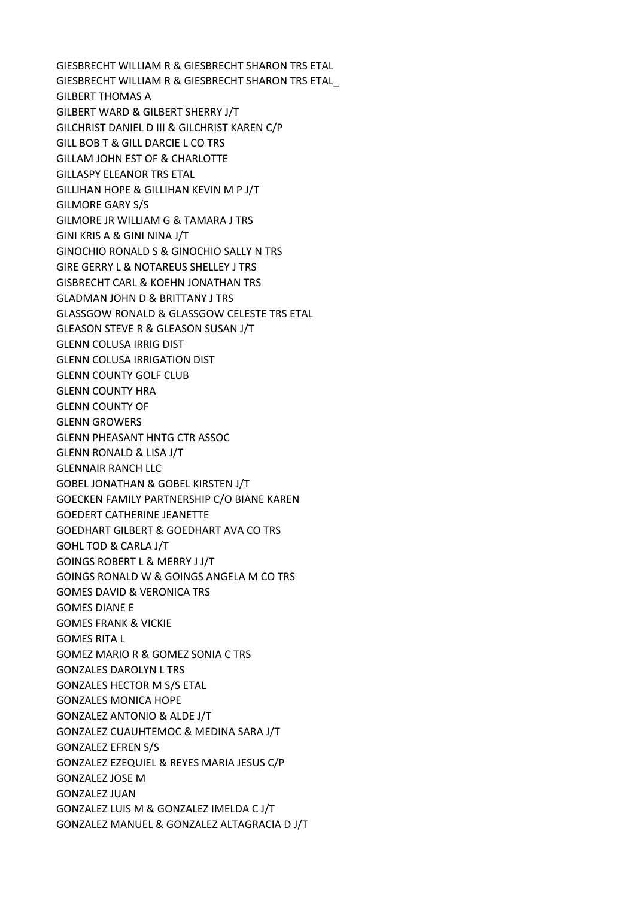GIESBRECHT WILLIAM R & GIESBRECHT SHARON TRS ETAL
GIESBRECHT WILLIAM R & GIESBRECHT SHARON TRS ETAL_
GILBERT THOMAS A
GILBERT WARD & GILBERT SHERRY J/T
GILCHRIST DANIEL D III & GILCHRIST KAREN C/P
GILL BOB T & GILL DARCIE L CO TRS
GILLAM JOHN EST OF & CHARLOTTE
GILLASPY ELEANOR TRS ETAL
GILLIHAN HOPE & GILLIHAN KEVIN M P J/T
GILMORE GARY S/S
GILMORE JR WILLIAM G & TAMARA J TRS
GINI KRIS A & GINI NINA J/T
GINOCHIO RONALD S & GINOCHIO SALLY N TRS
GIRE GERRY L & NOTAREUS SHELLEY J TRS
GISBRECHT CARL & KOEHN JONATHAN TRS
GLADMAN JOHN D & BRITTANY J TRS
GLASSGOW RONALD & GLASSGOW CELESTE TRS ETAL
GLEASON STEVE R & GLEASON SUSAN J/T
GLENN COLUSA IRRIG DIST
GLENN COLUSA IRRIGATION DIST
GLENN COUNTY GOLF CLUB
GLENN COUNTY HRA
GLENN COUNTY OF
GLENN GROWERS
GLENN PHEASANT HNTG CTR ASSOC
GLENN RONALD & LISA J/T
GLENNAIR RANCH LLC
GOBEL JONATHAN & GOBEL KIRSTEN J/T
GOECKEN FAMILY PARTNERSHIP C/O BIANE KAREN
GOEDERT CATHERINE JEANETTE
GOEDHART GILBERT & GOEDHART AVA CO TRS
GOHL TOD & CARLA J/T
GOINGS ROBERT L & MERRY J J/T
GOINGS RONALD W & GOINGS ANGELA M CO TRS
GOMES DAVID & VERONICA TRS
GOMES DIANE E
GOMES FRANK & VICKIE
GOMES RITA L
GOMEZ MARIO R & GOMEZ SONIA C TRS
GONZALES DAROLYN L TRS
GONZALES HECTOR M S/S ETAL
GONZALES MONICA HOPE
GONZALEZ ANTONIO & ALDE J/T
GONZALEZ CUAUHTEMOC & MEDINA SARA J/T
GONZALEZ EFREN S/S
GONZALEZ EZEQUIEL & REYES MARIA JESUS C/P
GONZALEZ JOSE M
GONZALEZ JUAN
GONZALEZ LUIS M & GONZALEZ IMELDA C J/T
GONZALEZ MANUEL & GONZALEZ ALTAGRACIA D J/T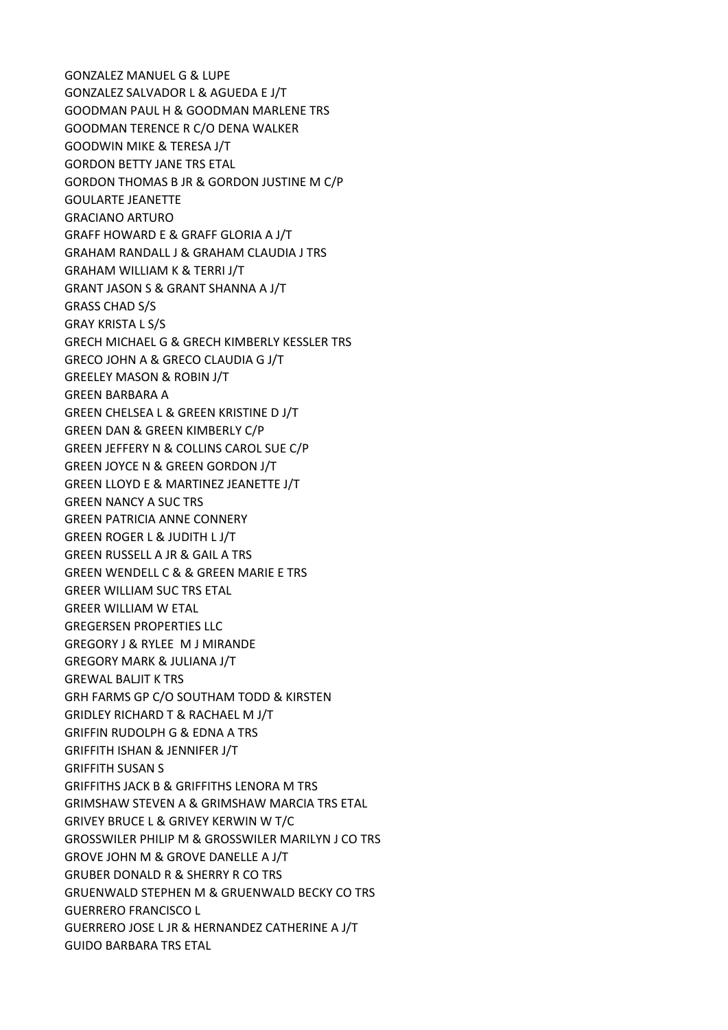GONZALEZ MANUEL G & LUPE
GONZALEZ SALVADOR L & AGUEDA E J/T
GOODMAN PAUL H & GOODMAN MARLENE TRS
GOODMAN TERENCE R C/O DENA WALKER
GOODWIN MIKE & TERESA J/T
GORDON BETTY JANE TRS ETAL
GORDON THOMAS B JR & GORDON JUSTINE M C/P
GOULARTE JEANETTE
GRACIANO ARTURO
GRAFF HOWARD E & GRAFF GLORIA A J/T
GRAHAM RANDALL J & GRAHAM CLAUDIA J TRS
GRAHAM WILLIAM K & TERRI J/T
GRANT JASON S & GRANT SHANNA A J/T
GRASS CHAD S/S
GRAY KRISTA L S/S
GRECH MICHAEL G & GRECH KIMBERLY KESSLER TRS
GRECO JOHN A & GRECO CLAUDIA G J/T
GREELEY MASON & ROBIN J/T
GREEN BARBARA A
GREEN CHELSEA L & GREEN KRISTINE D J/T
GREEN DAN & GREEN KIMBERLY C/P
GREEN JEFFERY N & COLLINS CAROL SUE C/P
GREEN JOYCE N & GREEN GORDON J/T
GREEN LLOYD E & MARTINEZ JEANETTE J/T
GREEN NANCY A SUC TRS
GREEN PATRICIA ANNE CONNERY
GREEN ROGER L & JUDITH L J/T
GREEN RUSSELL A JR & GAIL A TRS
GREEN WENDELL C & & GREEN MARIE E TRS
GREER WILLIAM SUC TRS ETAL
GREER WILLIAM W ETAL
GREGERSEN PROPERTIES LLC
GREGORY J & RYLEE M J MIRANDE
GREGORY MARK & JULIANA J/T
GREWAL BALJIT K TRS
GRH FARMS GP C/O SOUTHAM TODD & KIRSTEN
GRIDLEY RICHARD T & RACHAEL M J/T
GRIFFIN RUDOLPH G & EDNA A TRS
GRIFFITH ISHAN & JENNIFER J/T
GRIFFITH SUSAN S
GRIFFITHS JACK B & GRIFFITHS LENORA M TRS
GRIMSHAW STEVEN A & GRIMSHAW MARCIA TRS ETAL
GRIVEY BRUCE L & GRIVEY KERWIN W T/C
GROSSWILER PHILIP M & GROSSWILER MARILYN J CO TRS
GROVE JOHN M & GROVE DANELLE A J/T
GRUBER DONALD R & SHERRY R CO TRS
GRUENWALD STEPHEN M & GRUENWALD BECKY CO TRS
GUERRERO FRANCISCO L
GUERRERO JOSE L JR & HERNANDEZ CATHERINE A J/T
GUIDO BARBARA TRS ETAL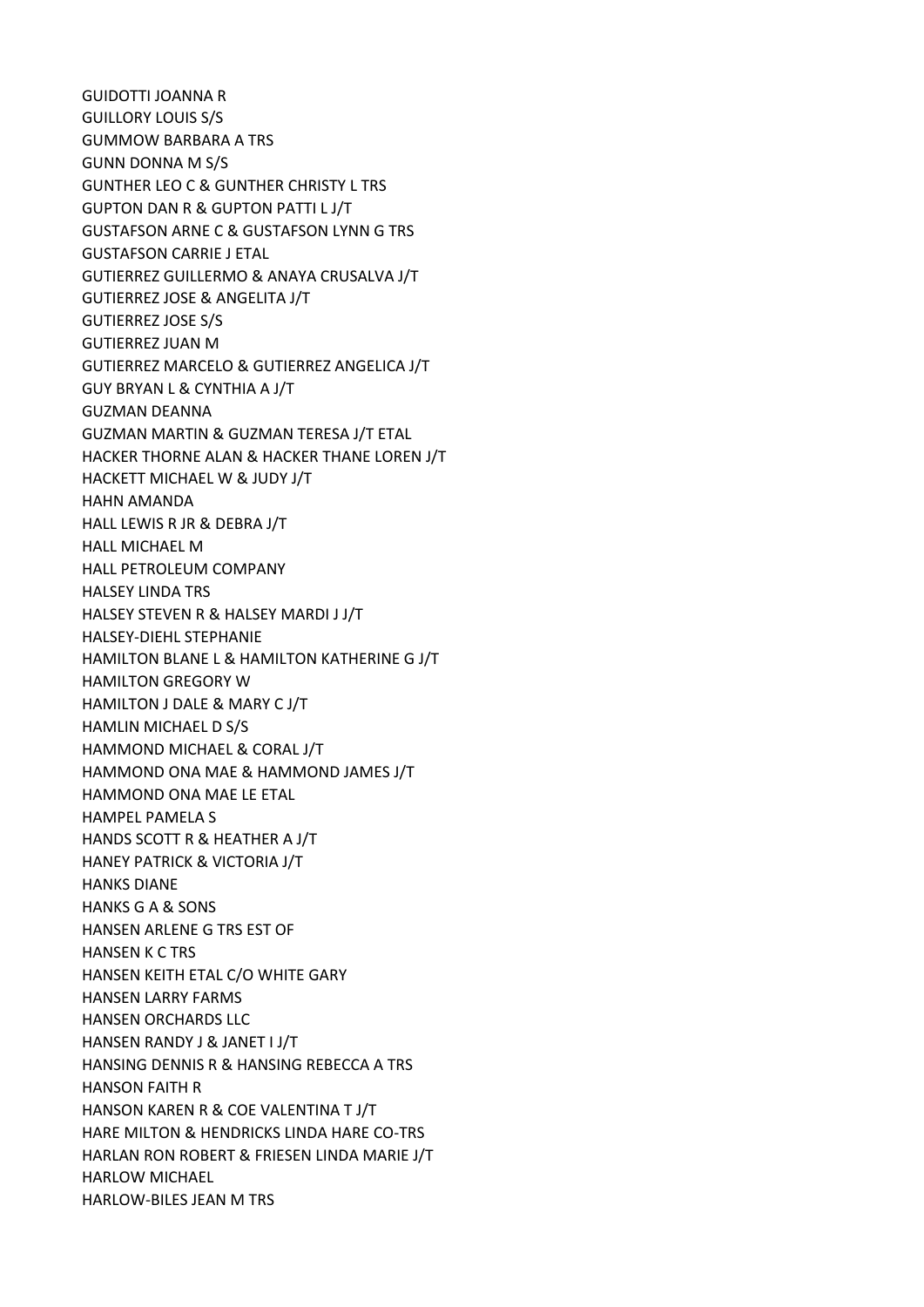GUIDOTTI JOANNA R
GUILLORY LOUIS S/S
GUMMOW BARBARA A TRS
GUNN DONNA M S/S
GUNTHER LEO C & GUNTHER CHRISTY L TRS
GUPTON DAN R & GUPTON PATTI L J/T
GUSTAFSON ARNE C & GUSTAFSON LYNN G TRS
GUSTAFSON CARRIE J ETAL
GUTIERREZ GUILLERMO & ANAYA CRUSALVA J/T
GUTIERREZ JOSE & ANGELITA J/T
GUTIERREZ JOSE S/S
GUTIERREZ JUAN M
GUTIERREZ MARCELO & GUTIERREZ ANGELICA J/T
GUY BRYAN L & CYNTHIA A J/T
GUZMAN DEANNA
GUZMAN MARTIN & GUZMAN TERESA J/T ETAL
HACKER THORNE ALAN & HACKER THANE LOREN J/T
HACKETT MICHAEL W & JUDY J/T
HAHN AMANDA
HALL LEWIS R JR & DEBRA J/T
HALL MICHAEL M
HALL PETROLEUM COMPANY
HALSEY LINDA TRS
HALSEY STEVEN R & HALSEY MARDI J J/T
HALSEY-DIEHL STEPHANIE
HAMILTON BLANE L & HAMILTON KATHERINE G J/T
HAMILTON GREGORY W
HAMILTON J DALE & MARY C J/T
HAMLIN MICHAEL D S/S
HAMMOND MICHAEL & CORAL J/T
HAMMOND ONA MAE & HAMMOND JAMES J/T
HAMMOND ONA MAE LE ETAL
HAMPEL PAMELA S
HANDS SCOTT R & HEATHER A J/T
HANEY PATRICK & VICTORIA J/T
HANKS DIANE
HANKS G A & SONS
HANSEN ARLENE G TRS EST OF
HANSEN K C TRS
HANSEN KEITH ETAL C/O WHITE GARY
HANSEN LARRY FARMS
HANSEN ORCHARDS LLC
HANSEN RANDY J & JANET I J/T
HANSING DENNIS R & HANSING REBECCA A TRS
HANSON FAITH R
HANSON KAREN R & COE VALENTINA T J/T
HARE MILTON & HENDRICKS LINDA HARE CO-TRS
HARLAN RON ROBERT & FRIESEN LINDA MARIE J/T
HARLOW MICHAEL
HARLOW-BILES JEAN M TRS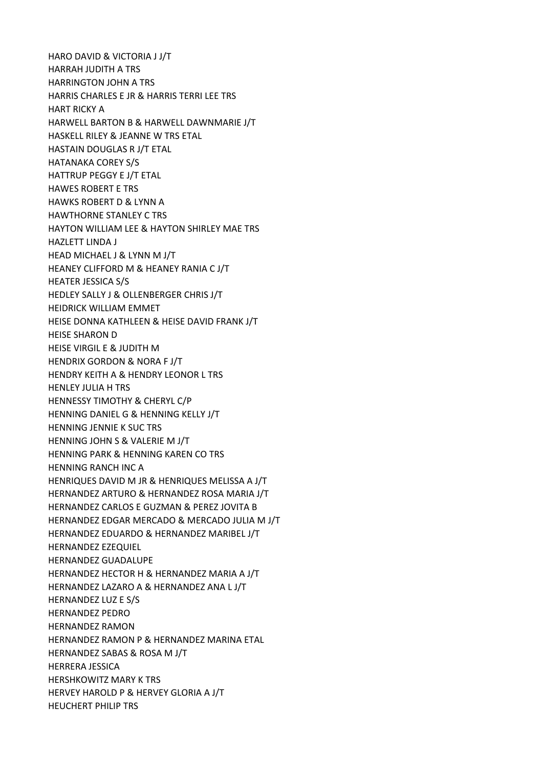HARO DAVID & VICTORIA J J/T
HARRAH JUDITH A TRS
HARRINGTON JOHN A TRS
HARRIS CHARLES E JR & HARRIS TERRI LEE TRS
HART RICKY A
HARWELL BARTON B & HARWELL DAWNMARIE J/T
HASKELL RILEY & JEANNE W TRS ETAL
HASTAIN DOUGLAS R J/T ETAL
HATANAKA COREY S/S
HATTRUP PEGGY E J/T ETAL
HAWES ROBERT E TRS
HAWKS ROBERT D & LYNN A
HAWTHORNE STANLEY C TRS
HAYTON WILLIAM LEE & HAYTON SHIRLEY MAE TRS
HAZLETT LINDA J
HEAD MICHAEL J & LYNN M J/T
HEANEY CLIFFORD M & HEANEY RANIA C J/T
HEATER JESSICA S/S
HEDLEY SALLY J & OLLENBERGER CHRIS J/T
HEIDRICK WILLIAM EMMET
HEISE DONNA KATHLEEN & HEISE DAVID FRANK J/T
HEISE SHARON D
HEISE VIRGIL E & JUDITH M
HENDRIX GORDON & NORA F J/T
HENDRY KEITH A & HENDRY LEONOR L TRS
HENLEY JULIA H TRS
HENNESSY TIMOTHY & CHERYL C/P
HENNING DANIEL G & HENNING KELLY J/T
HENNING JENNIE K SUC TRS
HENNING JOHN S & VALERIE M J/T
HENNING PARK & HENNING KAREN CO TRS
HENNING RANCH INC A
HENRIQUES DAVID M JR & HENRIQUES MELISSA A J/T
HERNANDEZ ARTURO & HERNANDEZ ROSA MARIA J/T
HERNANDEZ CARLOS E GUZMAN & PEREZ JOVITA B
HERNANDEZ EDGAR MERCADO & MERCADO JULIA M J/T
HERNANDEZ EDUARDO & HERNANDEZ MARIBEL J/T
HERNANDEZ EZEQUIEL
HERNANDEZ GUADALUPE
HERNANDEZ HECTOR H & HERNANDEZ MARIA A J/T
HERNANDEZ LAZARO A & HERNANDEZ ANA L J/T
HERNANDEZ LUZ E S/S
HERNANDEZ PEDRO
HERNANDEZ RAMON
HERNANDEZ RAMON P & HERNANDEZ MARINA ETAL
HERNANDEZ SABAS & ROSA M J/T
HERRERA JESSICA
HERSHKOWITZ MARY K TRS
HERVEY HAROLD P & HERVEY GLORIA A J/T
HEUCHERT PHILIP TRS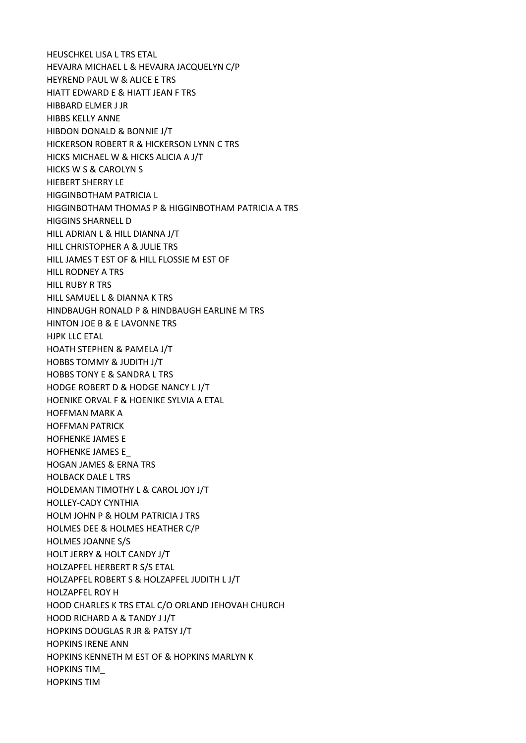HEUSCHKEL LISA L TRS ETAL
HEVAJRA MICHAEL L & HEVAJRA JACQUELYN C/P
HEYREND PAUL W & ALICE E TRS
HIATT EDWARD E & HIATT JEAN F TRS
HIBBARD ELMER J JR
HIBBS KELLY ANNE
HIBDON DONALD & BONNIE J/T
HICKERSON ROBERT R & HICKERSON LYNN C TRS
HICKS MICHAEL W & HICKS ALICIA A J/T
HICKS W S & CAROLYN S
HIEBERT SHERRY LE
HIGGINBOTHAM PATRICIA L
HIGGINBOTHAM THOMAS P & HIGGINBOTHAM PATRICIA A TRS
HIGGINS SHARNELL D
HILL ADRIAN L & HILL DIANNA J/T
HILL CHRISTOPHER A & JULIE TRS
HILL JAMES T EST OF & HILL FLOSSIE M EST OF
HILL RODNEY A TRS
HILL RUBY R TRS
HILL SAMUEL L & DIANNA K TRS
HINDBAUGH RONALD P & HINDBAUGH EARLINE M TRS
HINTON JOE B & E LAVONNE TRS
HJPK LLC ETAL
HOATH STEPHEN & PAMELA J/T
HOBBS TOMMY & JUDITH J/T
HOBBS TONY E & SANDRA L TRS
HODGE ROBERT D & HODGE NANCY L J/T
HOENIKE ORVAL F & HOENIKE SYLVIA A ETAL
HOFFMAN MARK A
HOFFMAN PATRICK
HOFHENKE JAMES E
HOFHENKE JAMES E_
HOGAN JAMES & ERNA TRS
HOLBACK DALE L TRS
HOLDEMAN TIMOTHY L & CAROL JOY J/T
HOLLEY-CADY CYNTHIA
HOLM JOHN P & HOLM PATRICIA J TRS
HOLMES DEE & HOLMES HEATHER C/P
HOLMES JOANNE S/S
HOLT JERRY & HOLT CANDY J/T
HOLZAPFEL HERBERT R S/S ETAL
HOLZAPFEL ROBERT S & HOLZAPFEL JUDITH L J/T
HOLZAPFEL ROY H
HOOD CHARLES K TRS ETAL C/O ORLAND JEHOVAH CHURCH
HOOD RICHARD A & TANDY J J/T
HOPKINS DOUGLAS R JR & PATSY J/T
HOPKINS IRENE ANN
HOPKINS KENNETH M EST OF & HOPKINS MARLYN K
HOPKINS TIM_
HOPKINS TIM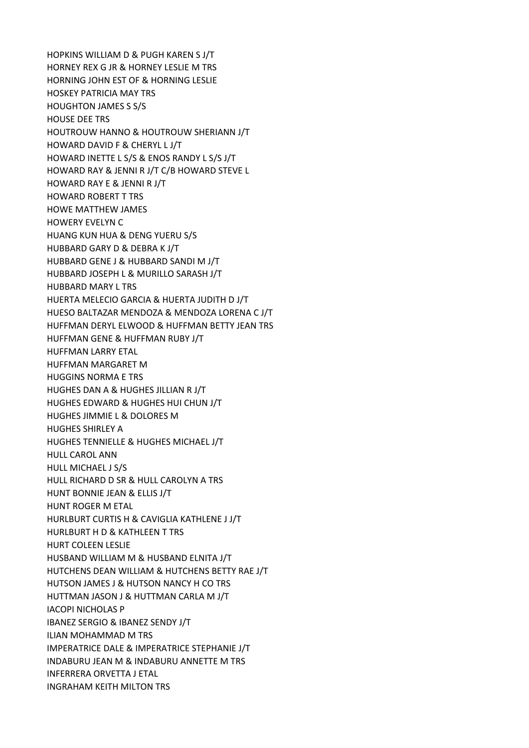HOPKINS WILLIAM D & PUGH KAREN S J/T
HORNEY REX G JR & HORNEY LESLIE M TRS
HORNING JOHN EST OF & HORNING LESLIE
HOSKEY PATRICIA MAY TRS
HOUGHTON JAMES S S/S
HOUSE DEE TRS
HOUTROUW HANNO & HOUTROUW SHERIANN J/T
HOWARD DAVID F & CHERYL L J/T
HOWARD INETTE L S/S & ENOS RANDY L S/S J/T
HOWARD RAY & JENNI R J/T C/B HOWARD STEVE L
HOWARD RAY E & JENNI R J/T
HOWARD ROBERT T TRS
HOWE MATTHEW JAMES
HOWERY EVELYN C
HUANG KUN HUA & DENG YUERU S/S
HUBBARD GARY D & DEBRA K J/T
HUBBARD GENE J & HUBBARD SANDI M J/T
HUBBARD JOSEPH L & MURILLO SARASH J/T
HUBBARD MARY L TRS
HUERTA MELECIO GARCIA & HUERTA JUDITH D J/T
HUESO BALTAZAR MENDOZA & MENDOZA LORENA C J/T
HUFFMAN DERYL ELWOOD & HUFFMAN BETTY JEAN TRS
HUFFMAN GENE & HUFFMAN RUBY J/T
HUFFMAN LARRY ETAL
HUFFMAN MARGARET M
HUGGINS NORMA E TRS
HUGHES DAN A & HUGHES JILLIAN R J/T
HUGHES EDWARD & HUGHES HUI CHUN J/T
HUGHES JIMMIE L & DOLORES M
HUGHES SHIRLEY A
HUGHES TENNIELLE & HUGHES MICHAEL J/T
HULL CAROL ANN
HULL MICHAEL J S/S
HULL RICHARD D SR & HULL CAROLYN A TRS
HUNT BONNIE JEAN & ELLIS J/T
HUNT ROGER M ETAL
HURLBURT CURTIS H & CAVIGLIA KATHLENE J J/T
HURLBURT H D & KATHLEEN T TRS
HURT COLEEN LESLIE
HUSBAND WILLIAM M & HUSBAND ELNITA J/T
HUTCHENS DEAN WILLIAM & HUTCHENS BETTY RAE J/T
HUTSON JAMES J & HUTSON NANCY H CO TRS
HUTTMAN JASON J & HUTTMAN CARLA M J/T
IACOPI NICHOLAS P
IBANEZ SERGIO & IBANEZ SENDY J/T
ILIAN MOHAMMAD M TRS
IMPERATRICE DALE & IMPERATRICE STEPHANIE J/T
INDABURU JEAN M & INDABURU ANNETTE M TRS
INFERRERA ORVETTA J ETAL
INGRAHAM KEITH MILTON TRS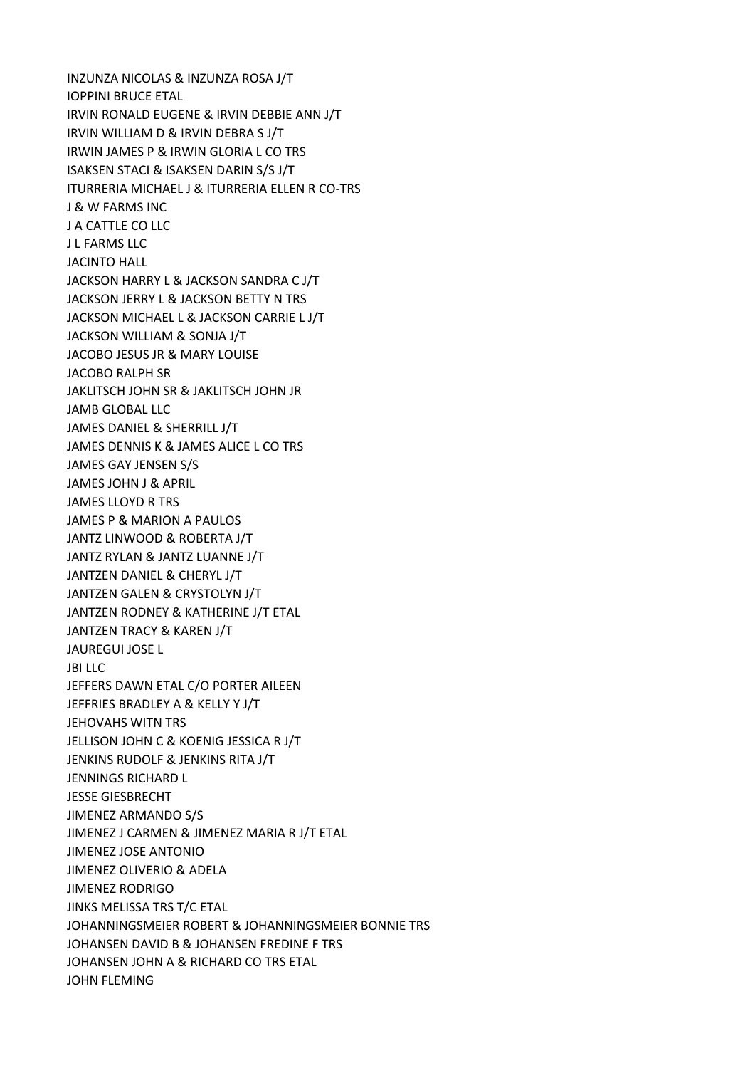INZUNZA NICOLAS & INZUNZA ROSA J/T
IOPPINI BRUCE ETAL
IRVIN RONALD EUGENE & IRVIN DEBBIE ANN J/T
IRVIN WILLIAM D & IRVIN DEBRA S J/T
IRWIN JAMES P & IRWIN GLORIA L CO TRS
ISAKSEN STACI & ISAKSEN DARIN S/S J/T
ITURRERIA MICHAEL J & ITURRERIA ELLEN R CO-TRS
J & W FARMS INC
J A CATTLE CO LLC
J L FARMS LLC
JACINTO HALL
JACKSON HARRY L & JACKSON SANDRA C J/T
JACKSON JERRY L & JACKSON BETTY N TRS
JACKSON MICHAEL L & JACKSON CARRIE L J/T
JACKSON WILLIAM & SONJA J/T
JACOBO JESUS JR & MARY LOUISE
JACOBO RALPH SR
JAKLITSCH JOHN SR & JAKLITSCH JOHN JR
JAMB GLOBAL LLC
JAMES DANIEL & SHERRILL J/T
JAMES DENNIS K & JAMES ALICE L CO TRS
JAMES GAY JENSEN S/S
JAMES JOHN J & APRIL
JAMES LLOYD R TRS
JAMES P & MARION A PAULOS
JANTZ LINWOOD & ROBERTA J/T
JANTZ RYLAN & JANTZ LUANNE J/T
JANTZEN DANIEL & CHERYL J/T
JANTZEN GALEN & CRYSTOLYN J/T
JANTZEN RODNEY & KATHERINE J/T ETAL
JANTZEN TRACY & KAREN J/T
JAUREGUI JOSE L
JBI LLC
JEFFERS DAWN ETAL C/O PORTER AILEEN
JEFFRIES BRADLEY A & KELLY Y J/T
JEHOVAHS WITN TRS
JELLISON JOHN C & KOENIG JESSICA R J/T
JENKINS RUDOLF & JENKINS RITA J/T
JENNINGS RICHARD L
JESSE GIESBRECHT
JIMENEZ ARMANDO S/S
JIMENEZ J CARMEN & JIMENEZ MARIA R J/T ETAL
JIMENEZ JOSE ANTONIO
JIMENEZ OLIVERIO & ADELA
JIMENEZ RODRIGO
JINKS MELISSA TRS T/C ETAL
JOHANNINGSMEIER ROBERT & JOHANNINGSMEIER BONNIE TRS
JOHANSEN DAVID B & JOHANSEN FREDINE F TRS
JOHANSEN JOHN A & RICHARD CO TRS ETAL
JOHN FLEMING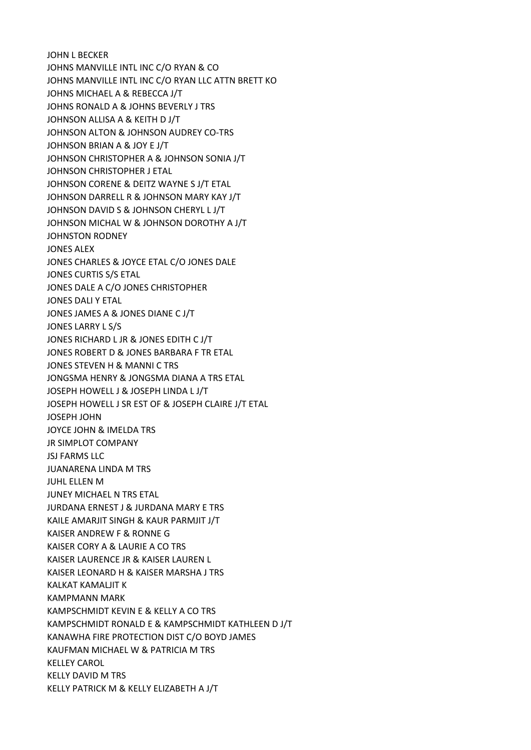JOHN L BECKER
JOHNS MANVILLE INTL INC C/O RYAN & CO
JOHNS MANVILLE INTL INC C/O RYAN LLC ATTN BRETT KO
JOHNS MICHAEL A & REBECCA J/T
JOHNS RONALD A & JOHNS BEVERLY J TRS
JOHNSON ALLISA A & KEITH D J/T
JOHNSON ALTON & JOHNSON AUDREY CO-TRS
JOHNSON BRIAN A & JOY E J/T
JOHNSON CHRISTOPHER A & JOHNSON SONIA J/T
JOHNSON CHRISTOPHER J ETAL
JOHNSON CORENE & DEITZ WAYNE S J/T ETAL
JOHNSON DARRELL R & JOHNSON MARY KAY J/T
JOHNSON DAVID S & JOHNSON CHERYL L J/T
JOHNSON MICHAL W & JOHNSON DOROTHY A J/T
JOHNSTON RODNEY
JONES ALEX
JONES CHARLES & JOYCE ETAL C/O JONES DALE
JONES CURTIS S/S ETAL
JONES DALE A C/O JONES CHRISTOPHER
JONES DALI Y ETAL
JONES JAMES A & JONES DIANE C J/T
JONES LARRY L S/S
JONES RICHARD L JR & JONES EDITH C J/T
JONES ROBERT D & JONES BARBARA F TR ETAL
JONES STEVEN H & MANNI C TRS
JONGSMA HENRY & JONGSMA DIANA A TRS ETAL
JOSEPH HOWELL J & JOSEPH LINDA L J/T
JOSEPH HOWELL J SR EST OF & JOSEPH CLAIRE J/T ETAL
JOSEPH JOHN
JOYCE JOHN & IMELDA TRS
JR SIMPLOT COMPANY
JSJ FARMS LLC
JUANARENA LINDA M TRS
JUHL ELLEN M
JUNEY MICHAEL N TRS ETAL
JURDANA ERNEST J & JURDANA MARY E TRS
KAILE AMARJIT SINGH & KAUR PARMJIT J/T
KAISER ANDREW F & RONNE G
KAISER CORY A & LAURIE A CO TRS
KAISER LAURENCE JR & KAISER LAUREN L
KAISER LEONARD H & KAISER MARSHA J TRS
KALKAT KAMALJIT K
KAMPMANN MARK
KAMPSCHMIDT KEVIN E & KELLY A CO TRS
KAMPSCHMIDT RONALD E & KAMPSCHMIDT KATHLEEN D J/T
KANAWHA FIRE PROTECTION DIST C/O BOYD JAMES
KAUFMAN MICHAEL W & PATRICIA M TRS
KELLEY CAROL
KELLY DAVID M TRS
KELLY PATRICK M & KELLY ELIZABETH A J/T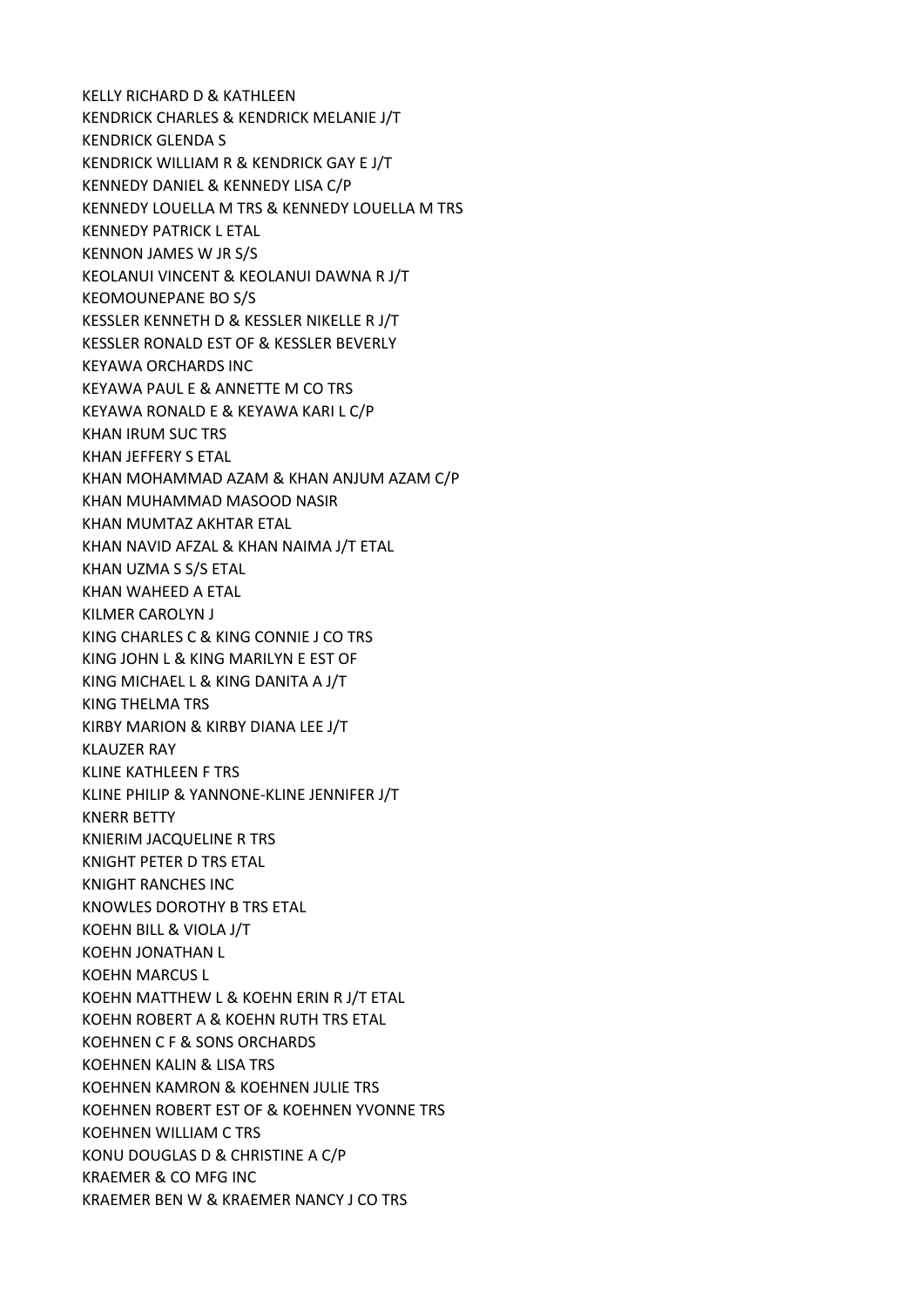KELLY RICHARD D & KATHLEEN
KENDRICK CHARLES & KENDRICK MELANIE J/T
KENDRICK GLENDA S
KENDRICK WILLIAM R & KENDRICK GAY E J/T
KENNEDY DANIEL & KENNEDY LISA C/P
KENNEDY LOUELLA M TRS & KENNEDY LOUELLA M TRS
KENNEDY PATRICK L ETAL
KENNON JAMES W JR S/S
KEOLANUI VINCENT & KEOLANUI DAWNA R J/T
KEOMOUNEPANE BO S/S
KESSLER KENNETH D & KESSLER NIKELLE R J/T
KESSLER RONALD EST OF & KESSLER BEVERLY
KEYAWA ORCHARDS INC
KEYAWA PAUL E & ANNETTE M CO TRS
KEYAWA RONALD E & KEYAWA KARI L C/P
KHAN IRUM SUC TRS
KHAN JEFFERY S ETAL
KHAN MOHAMMAD AZAM & KHAN ANJUM AZAM C/P
KHAN MUHAMMAD MASOOD NASIR
KHAN MUMTAZ AKHTAR ETAL
KHAN NAVID AFZAL & KHAN NAIMA J/T ETAL
KHAN UZMA S S/S ETAL
KHAN WAHEED A ETAL
KILMER CAROLYN J
KING CHARLES C & KING CONNIE J CO TRS
KING JOHN L & KING MARILYN E EST OF
KING MICHAEL L & KING DANITA A J/T
KING THELMA TRS
KIRBY MARION & KIRBY DIANA LEE J/T
KLAUZER RAY
KLINE KATHLEEN F TRS
KLINE PHILIP & YANNONE-KLINE JENNIFER J/T
KNERR BETTY
KNIERIM JACQUELINE R TRS
KNIGHT PETER D TRS ETAL
KNIGHT RANCHES INC
KNOWLES DOROTHY B TRS ETAL
KOEHN BILL & VIOLA J/T
KOEHN JONATHAN L
KOEHN MARCUS L
KOEHN MATTHEW L & KOEHN ERIN R J/T ETAL
KOEHN ROBERT A & KOEHN RUTH TRS ETAL
KOEHNEN C F & SONS ORCHARDS
KOEHNEN KALIN & LISA TRS
KOEHNEN KAMRON & KOEHNEN JULIE TRS
KOEHNEN ROBERT EST OF & KOEHNEN YVONNE TRS
KOEHNEN WILLIAM C TRS
KONU DOUGLAS D & CHRISTINE A C/P
KRAEMER & CO MFG INC
KRAEMER BEN W & KRAEMER NANCY J CO TRS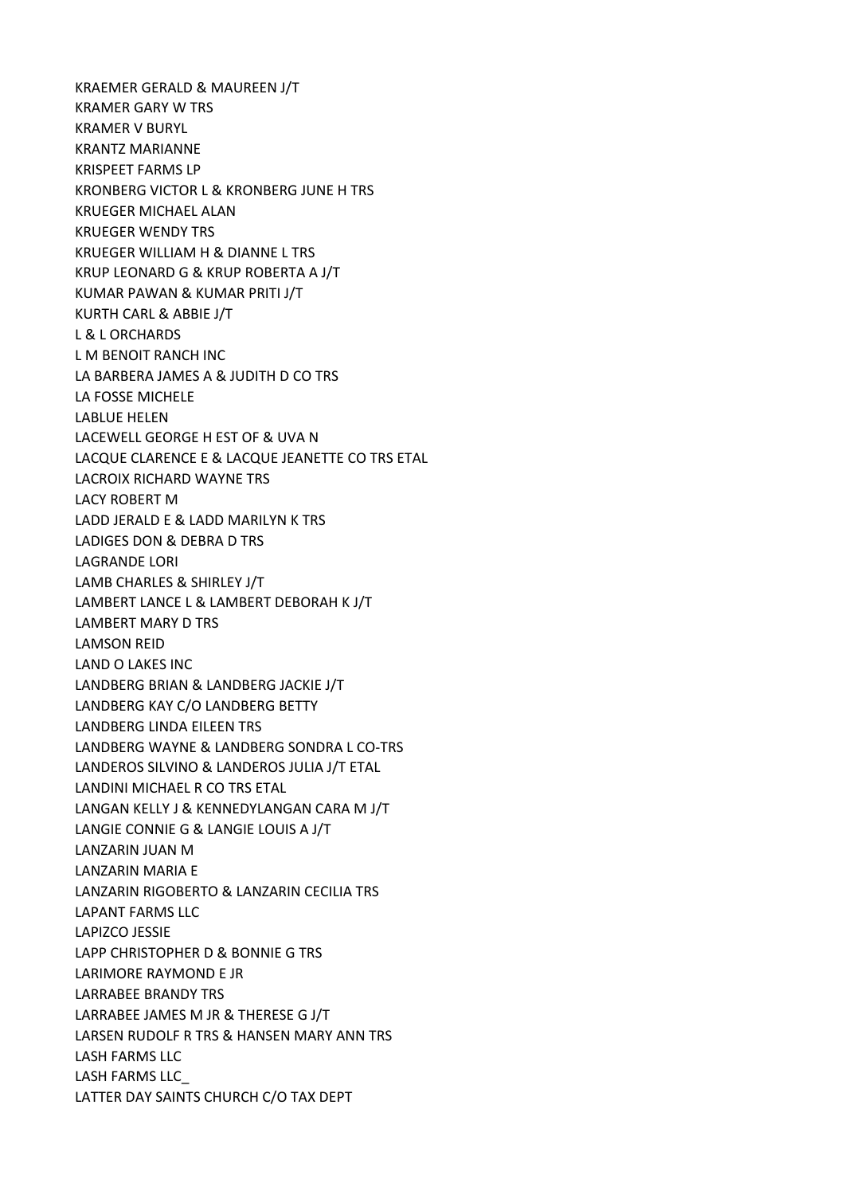KRAEMER GERALD & MAUREEN J/T
KRAMER GARY W TRS
KRAMER V BURYL
KRANTZ MARIANNE
KRISPEET FARMS LP
KRONBERG VICTOR L & KRONBERG JUNE H TRS
KRUEGER MICHAEL ALAN
KRUEGER WENDY TRS
KRUEGER WILLIAM H & DIANNE L TRS
KRUP LEONARD G & KRUP ROBERTA A J/T
KUMAR PAWAN & KUMAR PRITI J/T
KURTH CARL & ABBIE J/T
L & L ORCHARDS
L M BENOIT RANCH INC
LA BARBERA JAMES A & JUDITH D CO TRS
LA FOSSE MICHELE
LABLUE HELEN
LACEWELL GEORGE H EST OF & UVA N
LACQUE CLARENCE E & LACQUE JEANETTE CO TRS ETAL
LACROIX RICHARD WAYNE TRS
LACY ROBERT M
LADD JERALD E & LADD MARILYN K TRS
LADIGES DON & DEBRA D TRS
LAGRANDE LORI
LAMB CHARLES & SHIRLEY J/T
LAMBERT LANCE L & LAMBERT DEBORAH K J/T
LAMBERT MARY D TRS
LAMSON REID
LAND O LAKES INC
LANDBERG BRIAN & LANDBERG JACKIE J/T
LANDBERG KAY C/O LANDBERG BETTY
LANDBERG LINDA EILEEN TRS
LANDBERG WAYNE & LANDBERG SONDRA L CO-TRS
LANDEROS SILVINO & LANDEROS JULIA J/T ETAL
LANDINI MICHAEL R CO TRS ETAL
LANGAN KELLY J & KENNEDYLANGAN CARA M J/T
LANGIE CONNIE G & LANGIE LOUIS A J/T
LANZARIN JUAN M
LANZARIN MARIA E
LANZARIN RIGOBERTO & LANZARIN CECILIA TRS
LAPANT FARMS LLC
LAPIZCO JESSIE
LAPP CHRISTOPHER D & BONNIE G TRS
LARIMORE RAYMOND E JR
LARRABEE BRANDY TRS
LARRABEE JAMES M JR & THERESE G J/T
LARSEN RUDOLF R TRS & HANSEN MARY ANN TRS
LASH FARMS LLC
LASH FARMS LLC_
LATTER DAY SAINTS CHURCH C/O TAX DEPT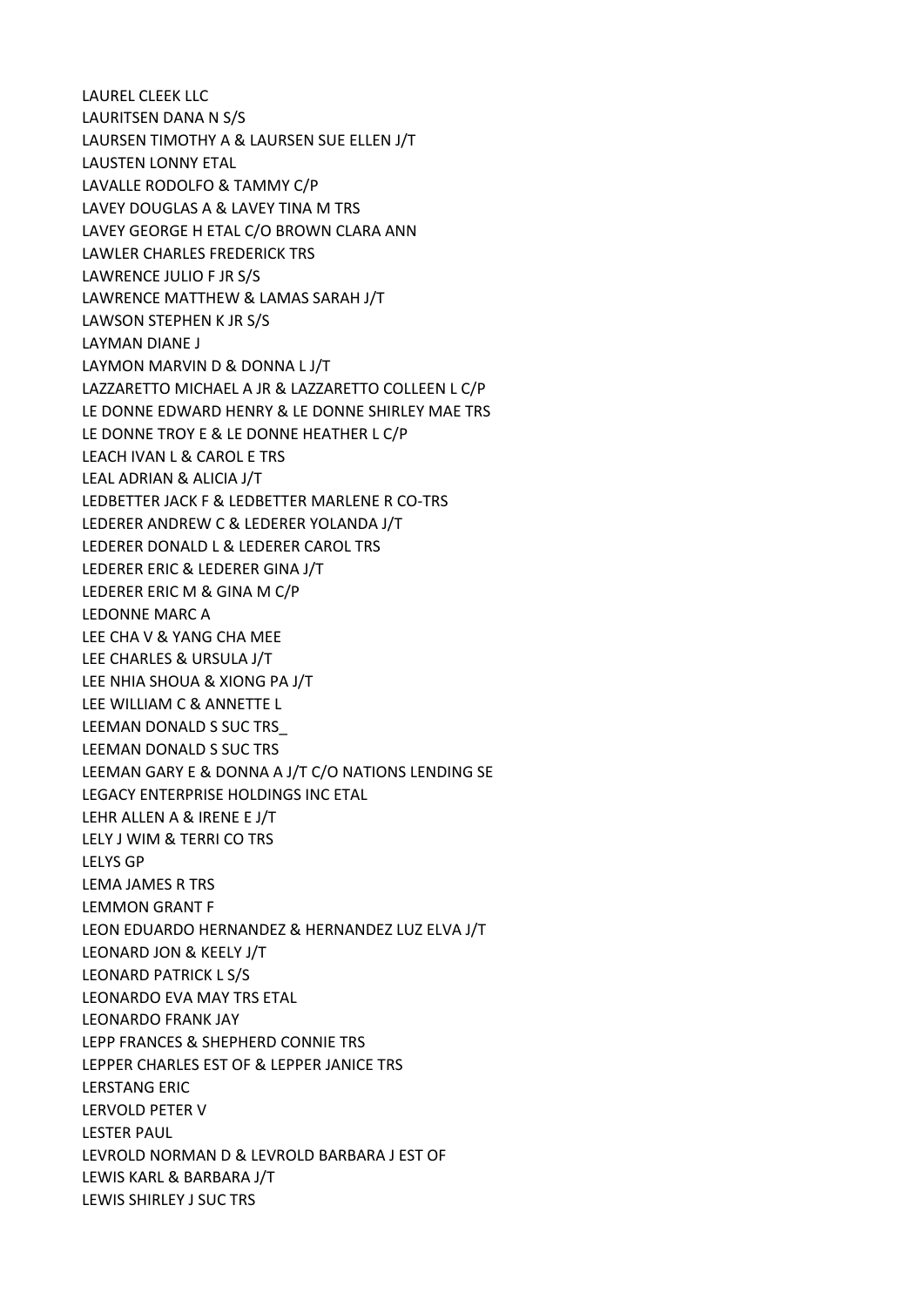LAUREL CLEEK LLC
LAURITSEN DANA N S/S
LAURSEN TIMOTHY A & LAURSEN SUE ELLEN J/T
LAUSTEN LONNY ETAL
LAVALLE RODOLFO & TAMMY C/P
LAVEY DOUGLAS A & LAVEY TINA M TRS
LAVEY GEORGE H ETAL C/O BROWN CLARA ANN
LAWLER CHARLES FREDERICK TRS
LAWRENCE JULIO F JR S/S
LAWRENCE MATTHEW & LAMAS SARAH J/T
LAWSON STEPHEN K JR S/S
LAYMAN DIANE J
LAYMON MARVIN D & DONNA L J/T
LAZZARETTO MICHAEL A JR & LAZZARETTO COLLEEN L C/P
LE DONNE EDWARD HENRY & LE DONNE SHIRLEY MAE TRS
LE DONNE TROY E & LE DONNE HEATHER L C/P
LEACH IVAN L & CAROL E TRS
LEAL ADRIAN & ALICIA J/T
LEDBETTER JACK F & LEDBETTER MARLENE R CO-TRS
LEDERER ANDREW C & LEDERER YOLANDA J/T
LEDERER DONALD L & LEDERER CAROL TRS
LEDERER ERIC & LEDERER GINA J/T
LEDERER ERIC M & GINA M C/P
LEDONNE MARC A
LEE CHA V & YANG CHA MEE
LEE CHARLES & URSULA J/T
LEE NHIA SHOUA & XIONG PA J/T
LEE WILLIAM C & ANNETTE L
LEEMAN DONALD S SUC TRS_
LEEMAN DONALD S SUC TRS
LEEMAN GARY E & DONNA A J/T C/O NATIONS LENDING SE
LEGACY ENTERPRISE HOLDINGS INC ETAL
LEHR ALLEN A & IRENE E J/T
LELY J WIM & TERRI CO TRS
LELYS GP
LEMA JAMES R TRS
LEMMON GRANT F
LEON EDUARDO HERNANDEZ & HERNANDEZ LUZ ELVA J/T
LEONARD JON & KEELY J/T
LEONARD PATRICK L S/S
LEONARDO EVA MAY TRS ETAL
LEONARDO FRANK JAY
LEPP FRANCES & SHEPHERD CONNIE TRS
LEPPER CHARLES EST OF & LEPPER JANICE TRS
LERSTANG ERIC
LERVOLD PETER V
LESTER PAUL
LEVROLD NORMAN D & LEVROLD BARBARA J EST OF
LEWIS KARL & BARBARA J/T
LEWIS SHIRLEY J SUC TRS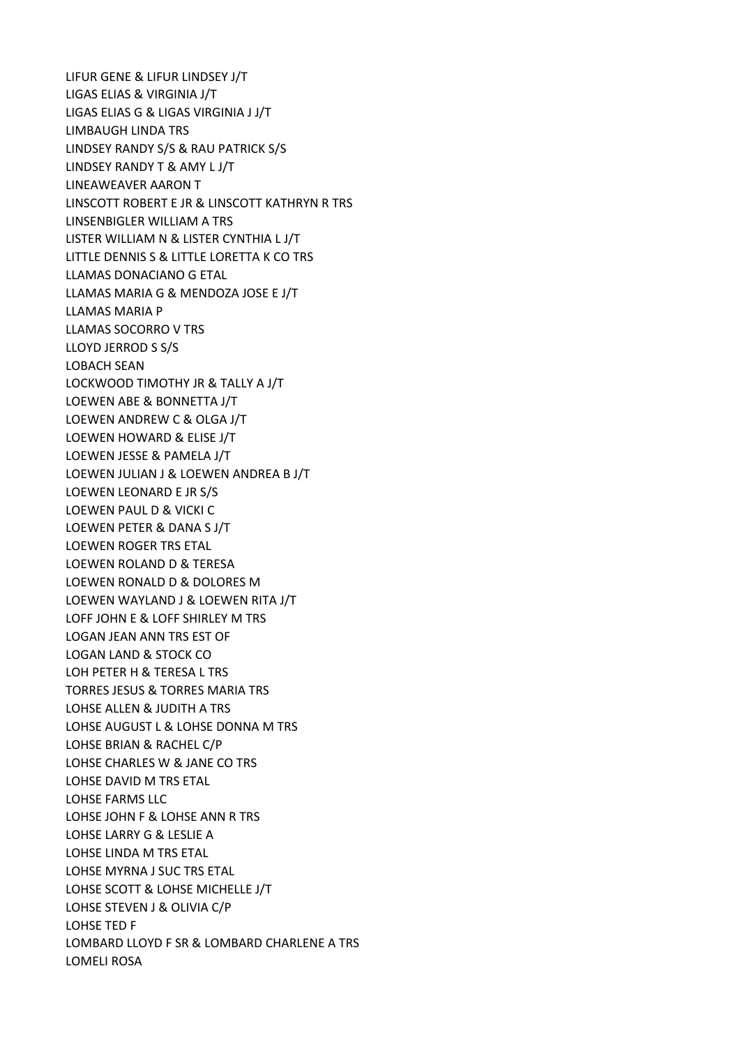LIFUR GENE & LIFUR LINDSEY J/T
LIGAS ELIAS & VIRGINIA J/T
LIGAS ELIAS G & LIGAS VIRGINIA J J/T
LIMBAUGH LINDA TRS
LINDSEY RANDY S/S & RAU PATRICK S/S
LINDSEY RANDY T & AMY L J/T
LINEAWEAVER AARON T
LINSCOTT ROBERT E JR & LINSCOTT KATHRYN R TRS
LINSENBIGLER WILLIAM A TRS
LISTER WILLIAM N & LISTER CYNTHIA L J/T
LITTLE DENNIS S & LITTLE LORETTA K CO TRS
LLAMAS DONACIANO G ETAL
LLAMAS MARIA G & MENDOZA JOSE E J/T
LLAMAS MARIA P
LLAMAS SOCORRO V TRS
LLOYD JERROD S S/S
LOBACH SEAN
LOCKWOOD TIMOTHY JR & TALLY A J/T
LOEWEN ABE & BONNETTA J/T
LOEWEN ANDREW C & OLGA J/T
LOEWEN HOWARD & ELISE J/T
LOEWEN JESSE & PAMELA J/T
LOEWEN JULIAN J & LOEWEN ANDREA B J/T
LOEWEN LEONARD E JR S/S
LOEWEN PAUL D & VICKI C
LOEWEN PETER & DANA S J/T
LOEWEN ROGER TRS ETAL
LOEWEN ROLAND D & TERESA
LOEWEN RONALD D & DOLORES M
LOEWEN WAYLAND J & LOEWEN RITA J/T
LOFF JOHN E & LOFF SHIRLEY M TRS
LOGAN JEAN ANN TRS EST OF
LOGAN LAND & STOCK CO
LOH PETER H & TERESA L TRS
TORRES JESUS & TORRES MARIA TRS
LOHSE ALLEN & JUDITH A TRS
LOHSE AUGUST L & LOHSE DONNA M TRS
LOHSE BRIAN & RACHEL C/P
LOHSE CHARLES W & JANE CO TRS
LOHSE DAVID M TRS ETAL
LOHSE FARMS LLC
LOHSE JOHN F & LOHSE ANN R TRS
LOHSE LARRY G & LESLIE A
LOHSE LINDA M TRS ETAL
LOHSE MYRNA J SUC TRS ETAL
LOHSE SCOTT & LOHSE MICHELLE J/T
LOHSE STEVEN J & OLIVIA C/P
LOHSE TED F
LOMBARD LLOYD F SR & LOMBARD CHARLENE A TRS
LOMELI ROSA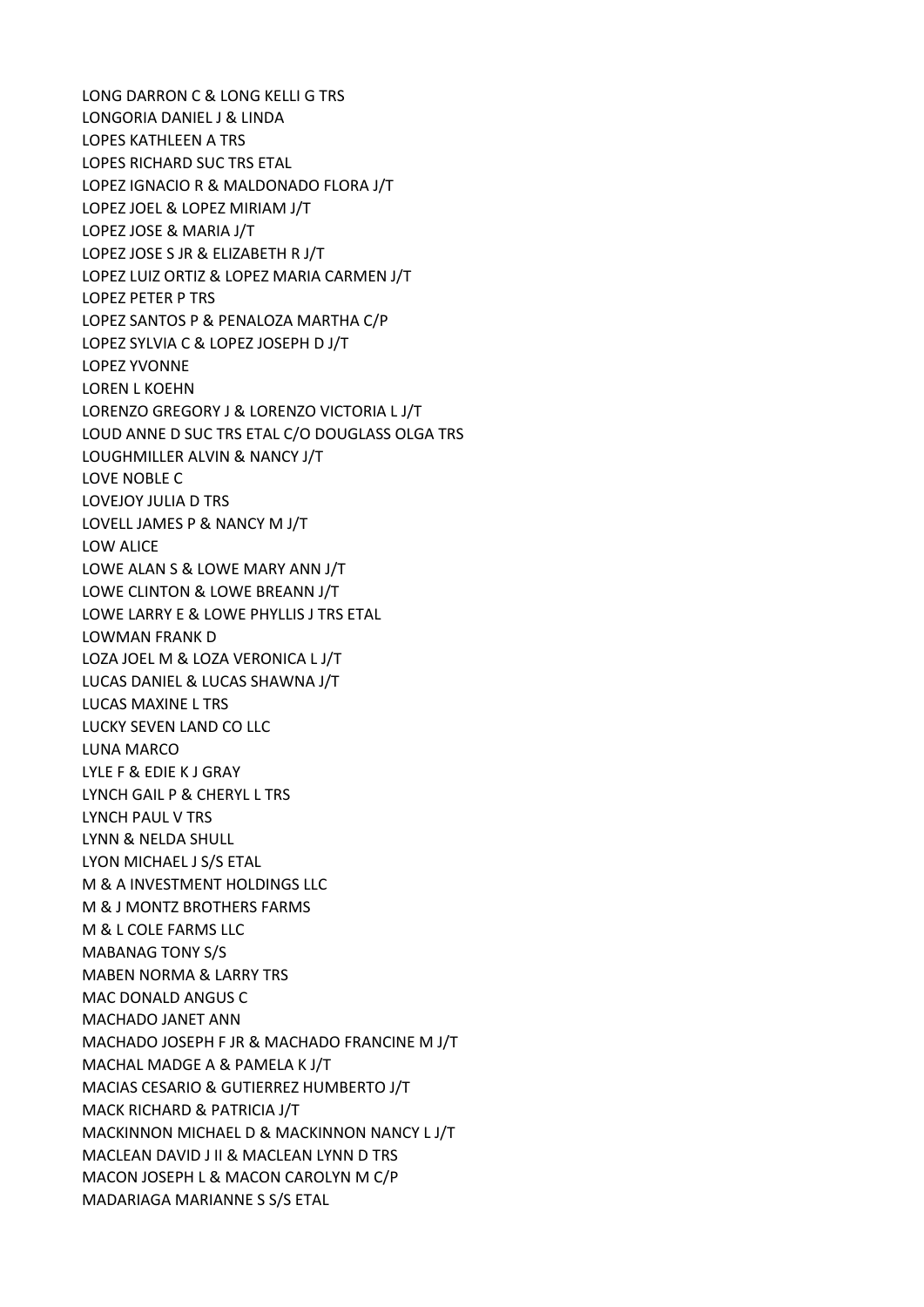LONG DARRON C & LONG KELLI G TRS
LONGORIA DANIEL J & LINDA
LOPES KATHLEEN A TRS
LOPES RICHARD SUC TRS ETAL
LOPEZ IGNACIO R & MALDONADO FLORA J/T
LOPEZ JOEL & LOPEZ MIRIAM J/T
LOPEZ JOSE & MARIA J/T
LOPEZ JOSE S JR & ELIZABETH R J/T
LOPEZ LUIZ ORTIZ & LOPEZ MARIA CARMEN J/T
LOPEZ PETER P TRS
LOPEZ SANTOS P & PENALOZA MARTHA C/P
LOPEZ SYLVIA C & LOPEZ JOSEPH D J/T
LOPEZ YVONNE
LOREN L KOEHN
LORENZO GREGORY J & LORENZO VICTORIA L J/T
LOUD ANNE D SUC TRS ETAL C/O DOUGLASS OLGA TRS
LOUGHMILLER ALVIN & NANCY J/T
LOVE NOBLE C
LOVEJOY JULIA D TRS
LOVELL JAMES P & NANCY M J/T
LOW ALICE
LOWE ALAN S & LOWE MARY ANN J/T
LOWE CLINTON & LOWE BREANN J/T
LOWE LARRY E & LOWE PHYLLIS J TRS ETAL
LOWMAN FRANK D
LOZA JOEL M & LOZA VERONICA L J/T
LUCAS DANIEL & LUCAS SHAWNA J/T
LUCAS MAXINE L TRS
LUCKY SEVEN LAND CO LLC
LUNA MARCO
LYLE F & EDIE K J GRAY
LYNCH GAIL P & CHERYL L TRS
LYNCH PAUL V TRS
LYNN & NELDA SHULL
LYON MICHAEL J S/S ETAL
M & A INVESTMENT HOLDINGS LLC
M & J MONTZ BROTHERS FARMS
M & L COLE FARMS LLC
MABANAG TONY S/S
MABEN NORMA & LARRY TRS
MAC DONALD ANGUS C
MACHADO JANET ANN
MACHADO JOSEPH F JR & MACHADO FRANCINE M J/T
MACHAL MADGE A & PAMELA K J/T
MACIAS CESARIO & GUTIERREZ HUMBERTO J/T
MACK RICHARD & PATRICIA J/T
MACKINNON MICHAEL D & MACKINNON NANCY L J/T
MACLEAN DAVID J II & MACLEAN LYNN D TRS
MACON JOSEPH L & MACON CAROLYN M C/P
MADARIAGA MARIANNE S S/S ETAL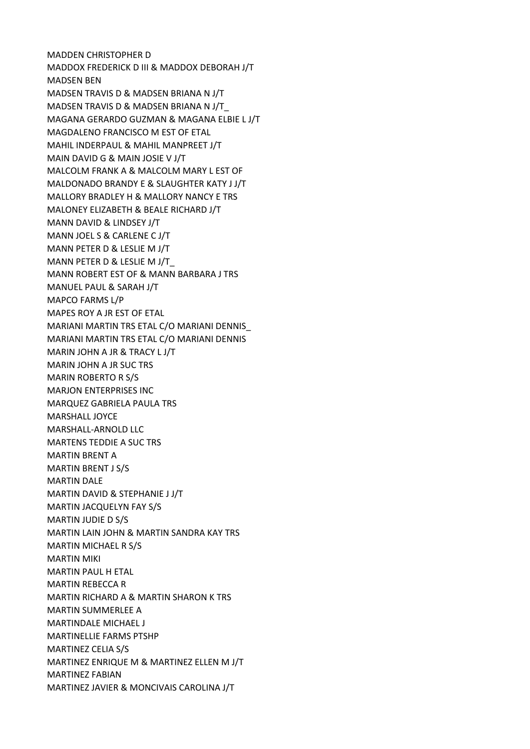MADDEN CHRISTOPHER D
MADDOX FREDERICK D III & MADDOX DEBORAH J/T
MADSEN BEN
MADSEN TRAVIS D & MADSEN BRIANA N J/T
MADSEN TRAVIS D & MADSEN BRIANA N J/T_
MAGANA GERARDO GUZMAN & MAGANA ELBIE L J/T
MAGDALENO FRANCISCO M EST OF ETAL
MAHIL INDERPAUL & MAHIL MANPREET J/T
MAIN DAVID G & MAIN JOSIE V J/T
MALCOLM FRANK A & MALCOLM MARY L EST OF
MALDONADO BRANDY E & SLAUGHTER KATY J J/T
MALLORY BRADLEY H & MALLORY NANCY E TRS
MALONEY ELIZABETH & BEALE RICHARD J/T
MANN DAVID & LINDSEY J/T
MANN JOEL S & CARLENE C J/T
MANN PETER D & LESLIE M J/T
MANN PETER D & LESLIE M J/T_
MANN ROBERT EST OF & MANN BARBARA J TRS
MANUEL PAUL & SARAH J/T
MAPCO FARMS L/P
MAPES ROY A JR EST OF ETAL
MARIANI MARTIN TRS ETAL C/O MARIANI DENNIS_
MARIANI MARTIN TRS ETAL C/O MARIANI DENNIS
MARIN JOHN A JR & TRACY L J/T
MARIN JOHN A JR SUC TRS
MARIN ROBERTO R S/S
MARJON ENTERPRISES INC
MARQUEZ GABRIELA PAULA TRS
MARSHALL JOYCE
MARSHALL-ARNOLD LLC
MARTENS TEDDIE A SUC TRS
MARTIN BRENT A
MARTIN BRENT J S/S
MARTIN DALE
MARTIN DAVID & STEPHANIE J J/T
MARTIN JACQUELYN FAY S/S
MARTIN JUDIE D S/S
MARTIN LAIN JOHN & MARTIN SANDRA KAY TRS
MARTIN MICHAEL R S/S
MARTIN MIKI
MARTIN PAUL H ETAL
MARTIN REBECCA R
MARTIN RICHARD A & MARTIN SHARON K TRS
MARTIN SUMMERLEE A
MARTINDALE MICHAEL J
MARTINELLIE FARMS PTSHP
MARTINEZ CELIA S/S
MARTINEZ ENRIQUE M & MARTINEZ ELLEN M J/T
MARTINEZ FABIAN
MARTINEZ JAVIER & MONCIVAIS CAROLINA J/T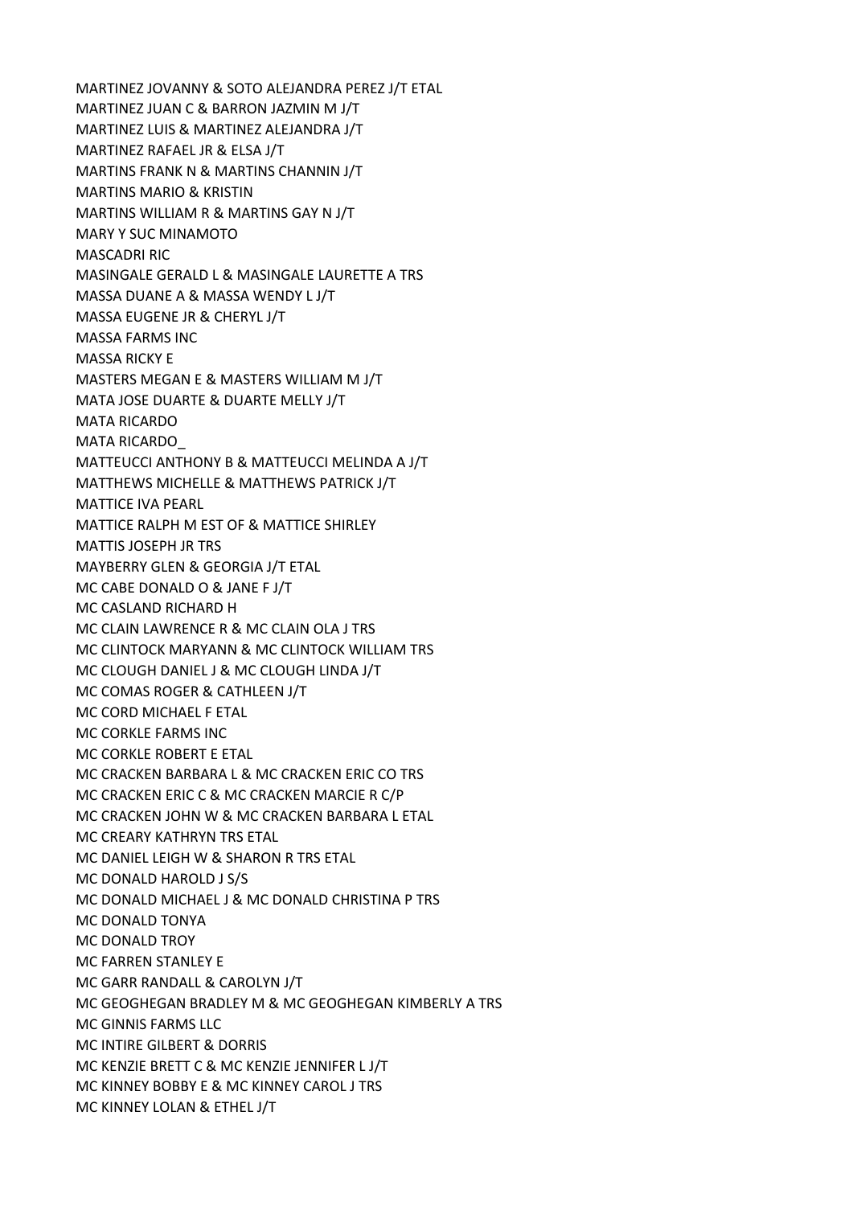MARTINEZ JOVANNY & SOTO ALEJANDRA PEREZ J/T ETAL
MARTINEZ JUAN C & BARRON JAZMIN M J/T
MARTINEZ LUIS & MARTINEZ ALEJANDRA J/T
MARTINEZ RAFAEL JR & ELSA J/T
MARTINS FRANK N & MARTINS CHANNIN J/T
MARTINS MARIO & KRISTIN
MARTINS WILLIAM R & MARTINS GAY N J/T
MARY Y SUC MINAMOTO
MASCADRI RIC
MASINGALE GERALD L & MASINGALE LAURETTE A TRS
MASSA DUANE A & MASSA WENDY L J/T
MASSA EUGENE JR & CHERYL J/T
MASSA FARMS INC
MASSA RICKY E
MASTERS MEGAN E & MASTERS WILLIAM M J/T
MATA JOSE DUARTE & DUARTE MELLY J/T
MATA RICARDO
MATA RICARDO_
MATTEUCCI ANTHONY B & MATTEUCCI MELINDA A J/T
MATTHEWS MICHELLE & MATTHEWS PATRICK J/T
MATTICE IVA PEARL
MATTICE RALPH M EST OF & MATTICE SHIRLEY
MATTIS JOSEPH JR TRS
MAYBERRY GLEN & GEORGIA J/T ETAL
MC CABE DONALD O & JANE F J/T
MC CASLAND RICHARD H
MC CLAIN LAWRENCE R & MC CLAIN OLA J TRS
MC CLINTOCK MARYANN & MC CLINTOCK WILLIAM TRS
MC CLOUGH DANIEL J & MC CLOUGH LINDA J/T
MC COMAS ROGER & CATHLEEN J/T
MC CORD MICHAEL F ETAL
MC CORKLE FARMS INC
MC CORKLE ROBERT E ETAL
MC CRACKEN BARBARA L & MC CRACKEN ERIC CO TRS
MC CRACKEN ERIC C & MC CRACKEN MARCIE R C/P
MC CRACKEN JOHN W & MC CRACKEN BARBARA L ETAL
MC CREARY KATHRYN TRS ETAL
MC DANIEL LEIGH W & SHARON R TRS ETAL
MC DONALD HAROLD J S/S
MC DONALD MICHAEL J & MC DONALD CHRISTINA P TRS
MC DONALD TONYA
MC DONALD TROY
MC FARREN STANLEY E
MC GARR RANDALL & CAROLYN J/T
MC GEOGHEGAN BRADLEY M & MC GEOGHEGAN KIMBERLY A TRS
MC GINNIS FARMS LLC
MC INTIRE GILBERT & DORRIS
MC KENZIE BRETT C & MC KENZIE JENNIFER L J/T
MC KINNEY BOBBY E & MC KINNEY CAROL J TRS
MC KINNEY LOLAN & ETHEL J/T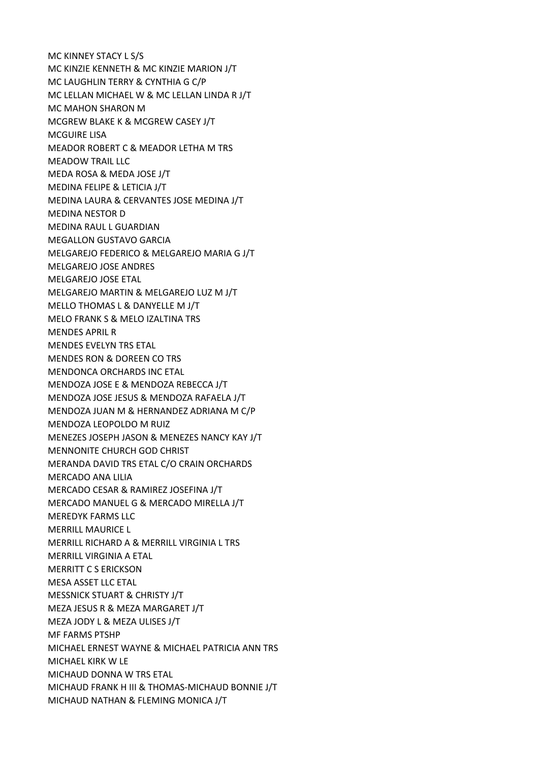MC KINNEY STACY L S/S
MC KINZIE KENNETH & MC KINZIE MARION J/T
MC LAUGHLIN TERRY & CYNTHIA G C/P
MC LELLAN MICHAEL W & MC LELLAN LINDA R J/T
MC MAHON SHARON M
MCGREW BLAKE K & MCGREW CASEY J/T
MCGUIRE LISA
MEADOR ROBERT C & MEADOR LETHA M TRS
MEADOW TRAIL LLC
MEDA ROSA & MEDA JOSE J/T
MEDINA FELIPE & LETICIA J/T
MEDINA LAURA & CERVANTES JOSE MEDINA J/T
MEDINA NESTOR D
MEDINA RAUL L GUARDIAN
MEGALLON GUSTAVO GARCIA
MELGAREJO FEDERICO & MELGAREJO MARIA G J/T
MELGAREJO JOSE ANDRES
MELGAREJO JOSE ETAL
MELGAREJO MARTIN & MELGAREJO LUZ M J/T
MELLO THOMAS L & DANYELLE M J/T
MELO FRANK S & MELO IZALTINA TRS
MENDES APRIL R
MENDES EVELYN TRS ETAL
MENDES RON & DOREEN CO TRS
MENDONCA ORCHARDS INC ETAL
MENDOZA JOSE E & MENDOZA REBECCA J/T
MENDOZA JOSE JESUS & MENDOZA RAFAELA J/T
MENDOZA JUAN M & HERNANDEZ ADRIANA M C/P
MENDOZA LEOPOLDO M RUIZ
MENEZES JOSEPH JASON & MENEZES NANCY KAY J/T
MENNONITE CHURCH GOD CHRIST
MERANDA DAVID TRS ETAL C/O CRAIN ORCHARDS
MERCADO ANA LILIA
MERCADO CESAR & RAMIREZ JOSEFINA J/T
MERCADO MANUEL G & MERCADO MIRELLA J/T
MEREDYK FARMS LLC
MERRILL MAURICE L
MERRILL RICHARD A & MERRILL VIRGINIA L TRS
MERRILL VIRGINIA A ETAL
MERRITT C S ERICKSON
MESA ASSET LLC ETAL
MESSNICK STUART & CHRISTY J/T
MEZA JESUS R & MEZA MARGARET J/T
MEZA JODY L & MEZA ULISES J/T
MF FARMS PTSHP
MICHAEL ERNEST WAYNE & MICHAEL PATRICIA ANN TRS
MICHAEL KIRK W LE
MICHAUD DONNA W TRS ETAL
MICHAUD FRANK H III & THOMAS-MICHAUD BONNIE J/T
MICHAUD NATHAN & FLEMING MONICA J/T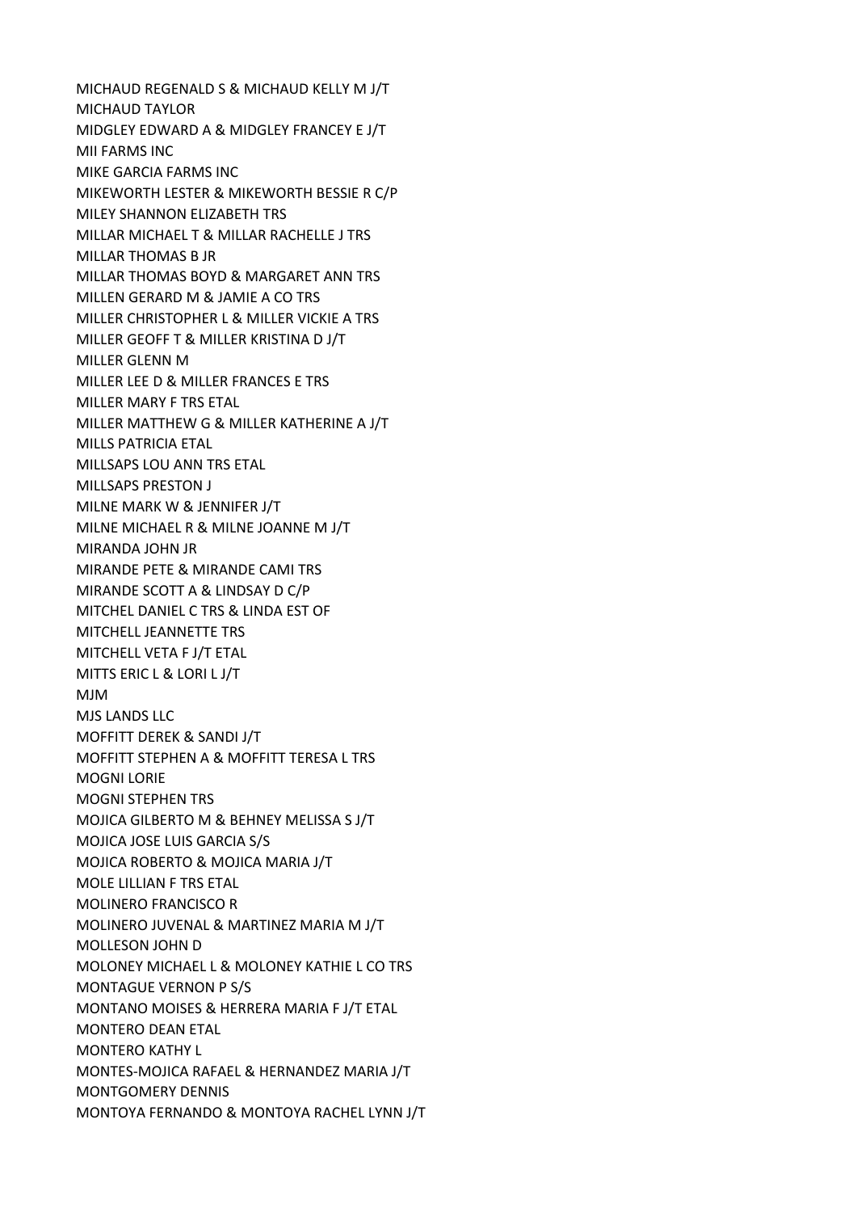MICHAUD REGENALD S & MICHAUD KELLY M J/T
MICHAUD TAYLOR
MIDGLEY EDWARD A & MIDGLEY FRANCEY E J/T
MII FARMS INC
MIKE GARCIA FARMS INC
MIKEWORTH LESTER & MIKEWORTH BESSIE R C/P
MILEY SHANNON ELIZABETH TRS
MILLAR MICHAEL T & MILLAR RACHELLE J TRS
MILLAR THOMAS B JR
MILLAR THOMAS BOYD & MARGARET ANN TRS
MILLEN GERARD M & JAMIE A CO TRS
MILLER CHRISTOPHER L & MILLER VICKIE A TRS
MILLER GEOFF T & MILLER KRISTINA D J/T
MILLER GLENN M
MILLER LEE D & MILLER FRANCES E TRS
MILLER MARY F TRS ETAL
MILLER MATTHEW G & MILLER KATHERINE A J/T
MILLS PATRICIA ETAL
MILLSAPS LOU ANN TRS ETAL
MILLSAPS PRESTON J
MILNE MARK W & JENNIFER J/T
MILNE MICHAEL R & MILNE JOANNE M J/T
MIRANDA JOHN JR
MIRANDE PETE & MIRANDE CAMI TRS
MIRANDE SCOTT A & LINDSAY D C/P
MITCHEL DANIEL C TRS & LINDA EST OF
MITCHELL JEANNETTE TRS
MITCHELL VETA F J/T ETAL
MITTS ERIC L & LORI L J/T
MJM
MJS LANDS LLC
MOFFITT DEREK & SANDI J/T
MOFFITT STEPHEN A & MOFFITT TERESA L TRS
MOGNI LORIE
MOGNI STEPHEN TRS
MOJICA GILBERTO M & BEHNEY MELISSA S J/T
MOJICA JOSE LUIS GARCIA S/S
MOJICA ROBERTO & MOJICA MARIA J/T
MOLE LILLIAN F TRS ETAL
MOLINERO FRANCISCO R
MOLINERO JUVENAL & MARTINEZ MARIA M J/T
MOLLESON JOHN D
MOLONEY MICHAEL L & MOLONEY KATHIE L CO TRS
MONTAGUE VERNON P S/S
MONTANO MOISES & HERRERA MARIA F J/T ETAL
MONTERO DEAN ETAL
MONTERO KATHY L
MONTES-MOJICA RAFAEL & HERNANDEZ MARIA J/T
MONTGOMERY DENNIS
MONTOYA FERNANDO & MONTOYA RACHEL LYNN J/T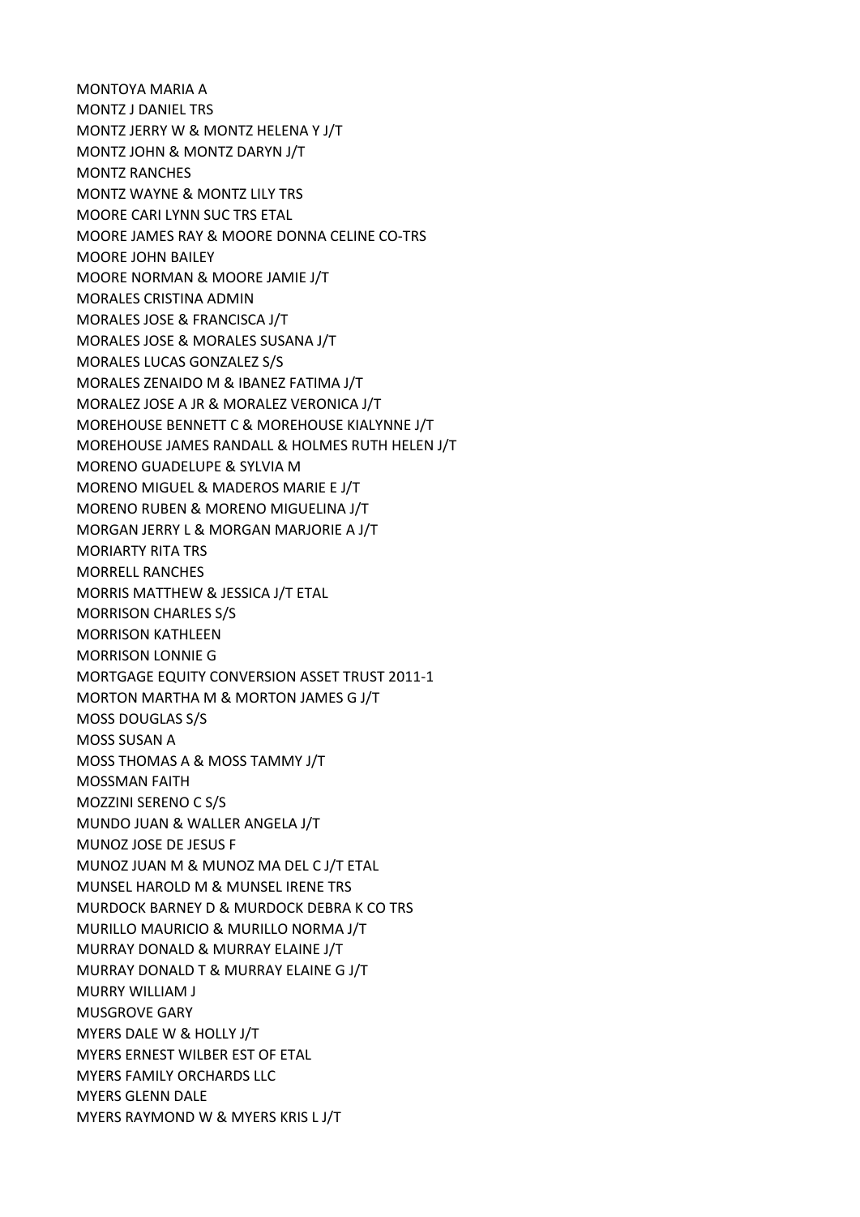MONTOYA MARIA A
MONTZ J DANIEL TRS
MONTZ JERRY W & MONTZ HELENA Y J/T
MONTZ JOHN & MONTZ DARYN J/T
MONTZ RANCHES
MONTZ WAYNE & MONTZ LILY TRS
MOORE CARI LYNN SUC TRS ETAL
MOORE JAMES RAY & MOORE DONNA CELINE CO-TRS
MOORE JOHN BAILEY
MOORE NORMAN & MOORE JAMIE J/T
MORALES CRISTINA ADMIN
MORALES JOSE & FRANCISCA J/T
MORALES JOSE & MORALES SUSANA J/T
MORALES LUCAS GONZALEZ S/S
MORALES ZENAIDO M & IBANEZ FATIMA J/T
MORALEZ JOSE A JR & MORALEZ VERONICA J/T
MOREHOUSE BENNETT C & MOREHOUSE KIALYNNE J/T
MOREHOUSE JAMES RANDALL & HOLMES RUTH HELEN J/T
MORENO GUADELUPE & SYLVIA M
MORENO MIGUEL & MADEROS MARIE E J/T
MORENO RUBEN & MORENO MIGUELINA J/T
MORGAN JERRY L & MORGAN MARJORIE A J/T
MORIARTY RITA TRS
MORRELL RANCHES
MORRIS MATTHEW & JESSICA J/T ETAL
MORRISON CHARLES S/S
MORRISON KATHLEEN
MORRISON LONNIE G
MORTGAGE EQUITY CONVERSION ASSET TRUST 2011-1
MORTON MARTHA M & MORTON JAMES G J/T
MOSS DOUGLAS S/S
MOSS SUSAN A
MOSS THOMAS A & MOSS TAMMY J/T
MOSSMAN FAITH
MOZZINI SERENO C S/S
MUNDO JUAN & WALLER ANGELA J/T
MUNOZ JOSE DE JESUS F
MUNOZ JUAN M & MUNOZ MA DEL C J/T ETAL
MUNSEL HAROLD M & MUNSEL IRENE TRS
MURDOCK BARNEY D & MURDOCK DEBRA K CO TRS
MURILLO MAURICIO & MURILLO NORMA J/T
MURRAY DONALD & MURRAY ELAINE J/T
MURRAY DONALD T & MURRAY ELAINE G J/T
MURRY WILLIAM J
MUSGROVE GARY
MYERS DALE W & HOLLY J/T
MYERS ERNEST WILBER EST OF ETAL
MYERS FAMILY ORCHARDS LLC
MYERS GLENN DALE
MYERS RAYMOND W & MYERS KRIS L J/T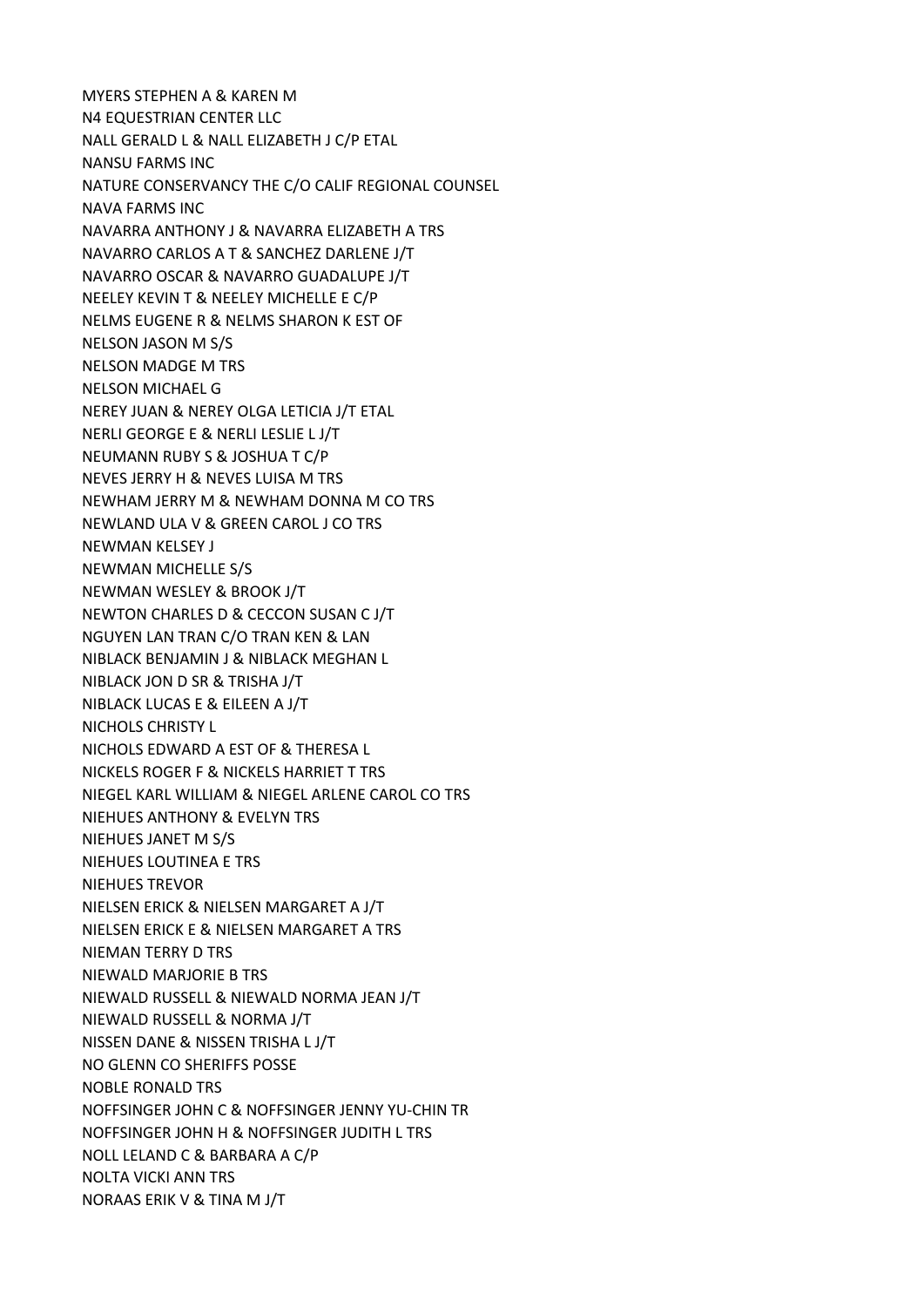MYERS STEPHEN A & KAREN M
N4 EQUESTRIAN CENTER LLC
NALL GERALD L & NALL ELIZABETH J C/P ETAL
NANSU FARMS INC
NATURE CONSERVANCY THE C/O CALIF REGIONAL COUNSEL
NAVA FARMS INC
NAVARRA ANTHONY J & NAVARRA ELIZABETH A TRS
NAVARRO CARLOS A T & SANCHEZ DARLENE J/T
NAVARRO OSCAR & NAVARRO GUADALUPE J/T
NEELEY KEVIN T & NEELEY MICHELLE E C/P
NELMS EUGENE R & NELMS SHARON K EST OF
NELSON JASON M S/S
NELSON MADGE M TRS
NELSON MICHAEL G
NEREY JUAN & NEREY OLGA LETICIA J/T ETAL
NERLI GEORGE E & NERLI LESLIE L J/T
NEUMANN RUBY S & JOSHUA T C/P
NEVES JERRY H & NEVES LUISA M TRS
NEWHAM JERRY M & NEWHAM DONNA M CO TRS
NEWLAND ULA V & GREEN CAROL J CO TRS
NEWMAN KELSEY J
NEWMAN MICHELLE S/S
NEWMAN WESLEY & BROOK J/T
NEWTON CHARLES D & CECCON SUSAN C J/T
NGUYEN LAN TRAN C/O TRAN KEN & LAN
NIBLACK BENJAMIN J & NIBLACK MEGHAN L
NIBLACK JON D SR & TRISHA J/T
NIBLACK LUCAS E & EILEEN A J/T
NICHOLS CHRISTY L
NICHOLS EDWARD A EST OF & THERESA L
NICKELS ROGER F & NICKELS HARRIET T TRS
NIEGEL KARL WILLIAM & NIEGEL ARLENE CAROL CO TRS
NIEHUES ANTHONY & EVELYN TRS
NIEHUES JANET M S/S
NIEHUES LOUTINEA E TRS
NIEHUES TREVOR
NIELSEN ERICK & NIELSEN MARGARET A J/T
NIELSEN ERICK E & NIELSEN MARGARET A TRS
NIEMAN TERRY D TRS
NIEWALD MARJORIE B TRS
NIEWALD RUSSELL & NIEWALD NORMA JEAN J/T
NIEWALD RUSSELL & NORMA J/T
NISSEN DANE & NISSEN TRISHA L J/T
NO GLENN CO SHERIFFS POSSE
NOBLE RONALD TRS
NOFFSINGER JOHN C & NOFFSINGER JENNY YU-CHIN TR
NOFFSINGER JOHN H & NOFFSINGER JUDITH L TRS
NOLL LELAND C & BARBARA A C/P
NOLTA VICKI ANN TRS
NORAAS ERIK V & TINA M J/T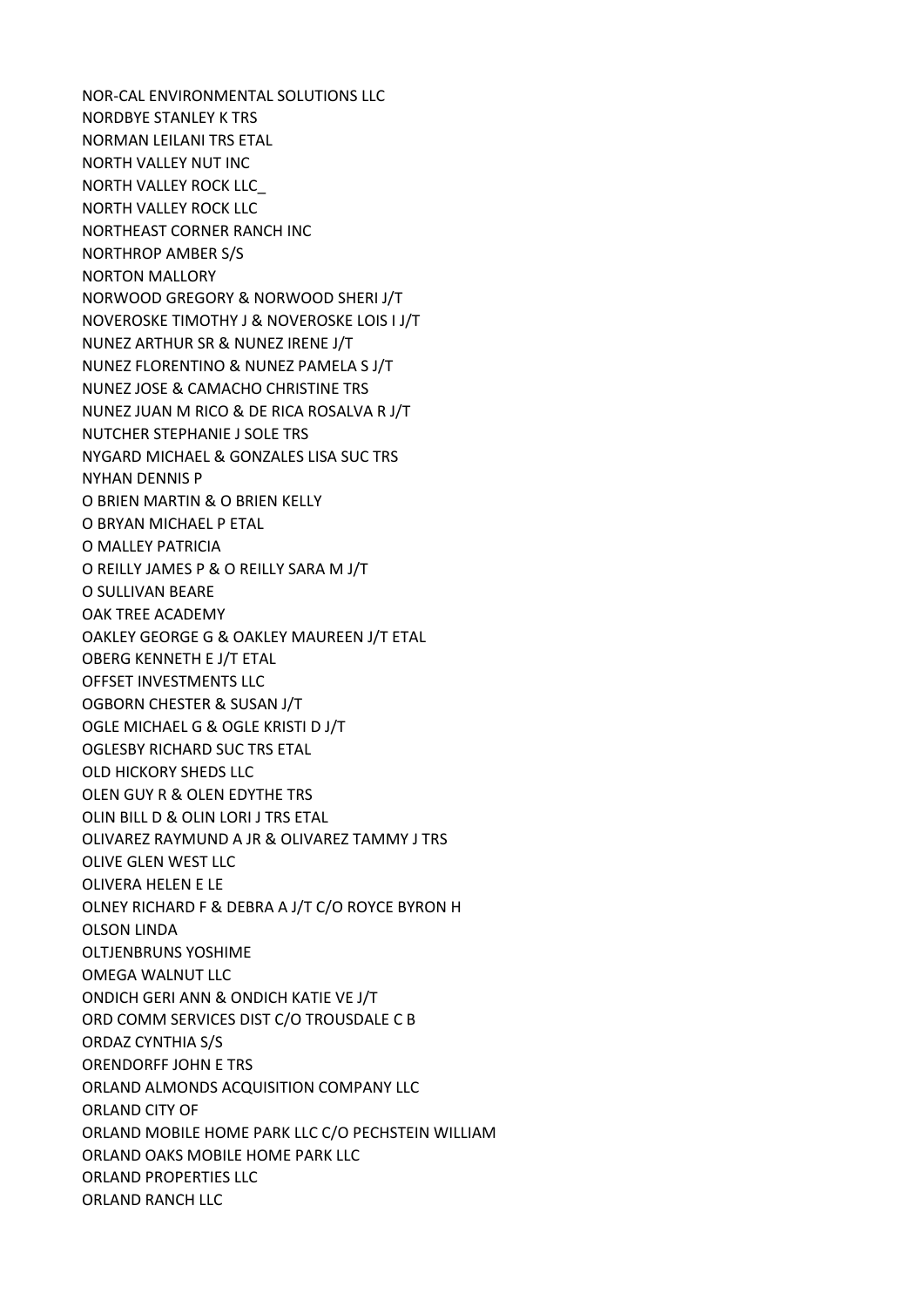NOR-CAL ENVIRONMENTAL SOLUTIONS LLC

NORDBYE STANLEY K TRS

NORMAN LEILANI TRS ETAL

NORTH VALLEY NUT INC

NORTH VALLEY ROCK LLC_

NORTH VALLEY ROCK LLC

NORTHEAST CORNER RANCH INC

NORTHROP AMBER S/S

NORTON MALLORY

NORWOOD GREGORY & NORWOOD SHERI J/T

NOVEROSKE TIMOTHY J & NOVEROSKE LOIS I J/T

NUNEZ ARTHUR SR & NUNEZ IRENE J/T

NUNEZ FLORENTINO & NUNEZ PAMELA S J/T

NUNEZ JOSE & CAMACHO CHRISTINE TRS

NUNEZ JUAN M RICO & DE RICA ROSALVA R J/T

NUTCHER STEPHANIE J SOLE TRS

NYGARD MICHAEL & GONZALES LISA SUC TRS

NYHAN DENNIS P

O BRIEN MARTIN & O BRIEN KELLY

O BRYAN MICHAEL P ETAL

O MALLEY PATRICIA

O REILLY JAMES P & O REILLY SARA M J/T

O SULLIVAN BEARE

OAK TREE ACADEMY

OAKLEY GEORGE G & OAKLEY MAUREEN J/T ETAL

OBERG KENNETH E J/T ETAL

OFFSET INVESTMENTS LLC

OGBORN CHESTER & SUSAN J/T

OGLE MICHAEL G & OGLE KRISTI D J/T

OGLESBY RICHARD SUC TRS ETAL

OLD HICKORY SHEDS LLC

OLEN GUY R & OLEN EDYTHE TRS

OLIN BILL D & OLIN LORI J TRS ETAL

OLIVAREZ RAYMUND A JR & OLIVAREZ TAMMY J TRS

OLIVE GLEN WEST LLC

OLIVERA HELEN E LE

OLNEY RICHARD F & DEBRA A J/T C/O ROYCE BYRON H

OLSON LINDA

OLTJENBRUNS YOSHIME

OMEGA WALNUT LLC

ONDICH GERI ANN & ONDICH KATIE VE J/T

ORD COMM SERVICES DIST C/O TROUSDALE C B

ORDAZ CYNTHIA S/S

ORENDORFF JOHN E TRS

ORLAND ALMONDS ACQUISITION COMPANY LLC

ORLAND CITY OF

ORLAND MOBILE HOME PARK LLC C/O PECHSTEIN WILLIAM

ORLAND OAKS MOBILE HOME PARK LLC

ORLAND PROPERTIES LLC

ORLAND RANCH LLC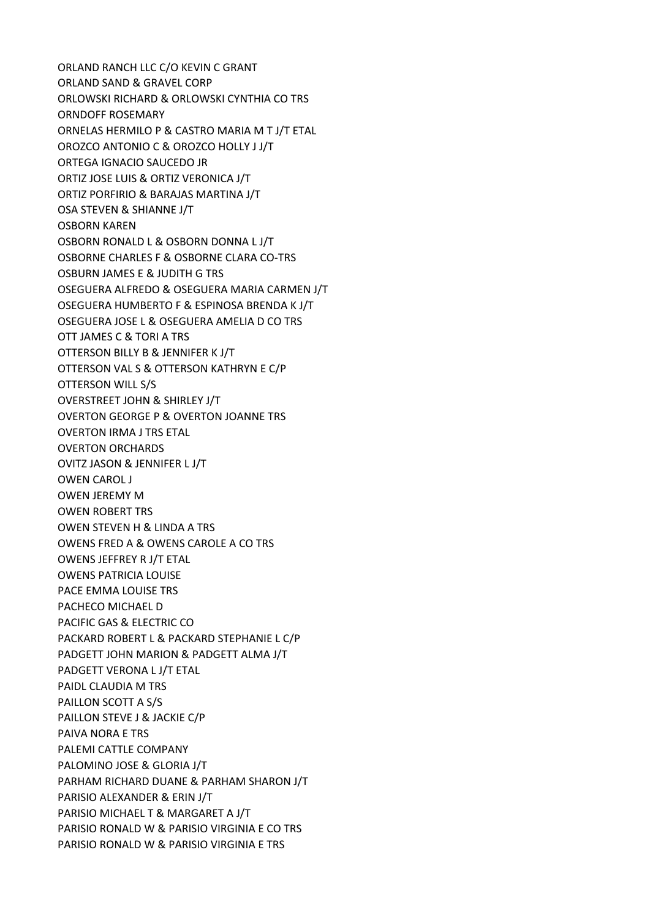ORLAND RANCH LLC C/O KEVIN C GRANT
ORLAND SAND & GRAVEL CORP
ORLOWSKI RICHARD & ORLOWSKI CYNTHIA CO TRS
ORNDOFF ROSEMARY
ORNELAS HERMILO P & CASTRO MARIA M T J/T ETAL
OROZCO ANTONIO C & OROZCO HOLLY J J/T
ORTEGA IGNACIO SAUCEDO JR
ORTIZ JOSE LUIS & ORTIZ VERONICA J/T
ORTIZ PORFIRIO & BARAJAS MARTINA J/T
OSA STEVEN & SHIANNE J/T
OSBORN KAREN
OSBORN RONALD L & OSBORN DONNA L J/T
OSBORNE CHARLES F & OSBORNE CLARA CO-TRS
OSBURN JAMES E & JUDITH G TRS
OSEGUERA ALFREDO & OSEGUERA MARIA CARMEN J/T
OSEGUERA HUMBERTO F & ESPINOSA BRENDA K J/T
OSEGUERA JOSE L & OSEGUERA AMELIA D CO TRS
OTT JAMES C & TORI A TRS
OTTERSON BILLY B & JENNIFER K J/T
OTTERSON VAL S & OTTERSON KATHRYN E C/P
OTTERSON WILL S/S
OVERSTREET JOHN & SHIRLEY J/T
OVERTON GEORGE P & OVERTON JOANNE TRS
OVERTON IRMA J TRS ETAL
OVERTON ORCHARDS
OVITZ JASON & JENNIFER L J/T
OWEN CAROL J
OWEN JEREMY M
OWEN ROBERT TRS
OWEN STEVEN H & LINDA A TRS
OWENS FRED A & OWENS CAROLE A CO TRS
OWENS JEFFREY R J/T ETAL
OWENS PATRICIA LOUISE
PACE EMMA LOUISE TRS
PACHECO MICHAEL D
PACIFIC GAS & ELECTRIC CO
PACKARD ROBERT L & PACKARD STEPHANIE L C/P
PADGETT JOHN MARION & PADGETT ALMA J/T
PADGETT VERONA L J/T ETAL
PAIDL CLAUDIA M TRS
PAILLON SCOTT A S/S
PAILLON STEVE J & JACKIE C/P
PAIVA NORA E TRS
PALEMI CATTLE COMPANY
PALOMINO JOSE & GLORIA J/T
PARHAM RICHARD DUANE & PARHAM SHARON J/T
PARISIO ALEXANDER & ERIN J/T
PARISIO MICHAEL T & MARGARET A J/T
PARISIO RONALD W & PARISIO VIRGINIA E CO TRS
PARISIO RONALD W & PARISIO VIRGINIA E TRS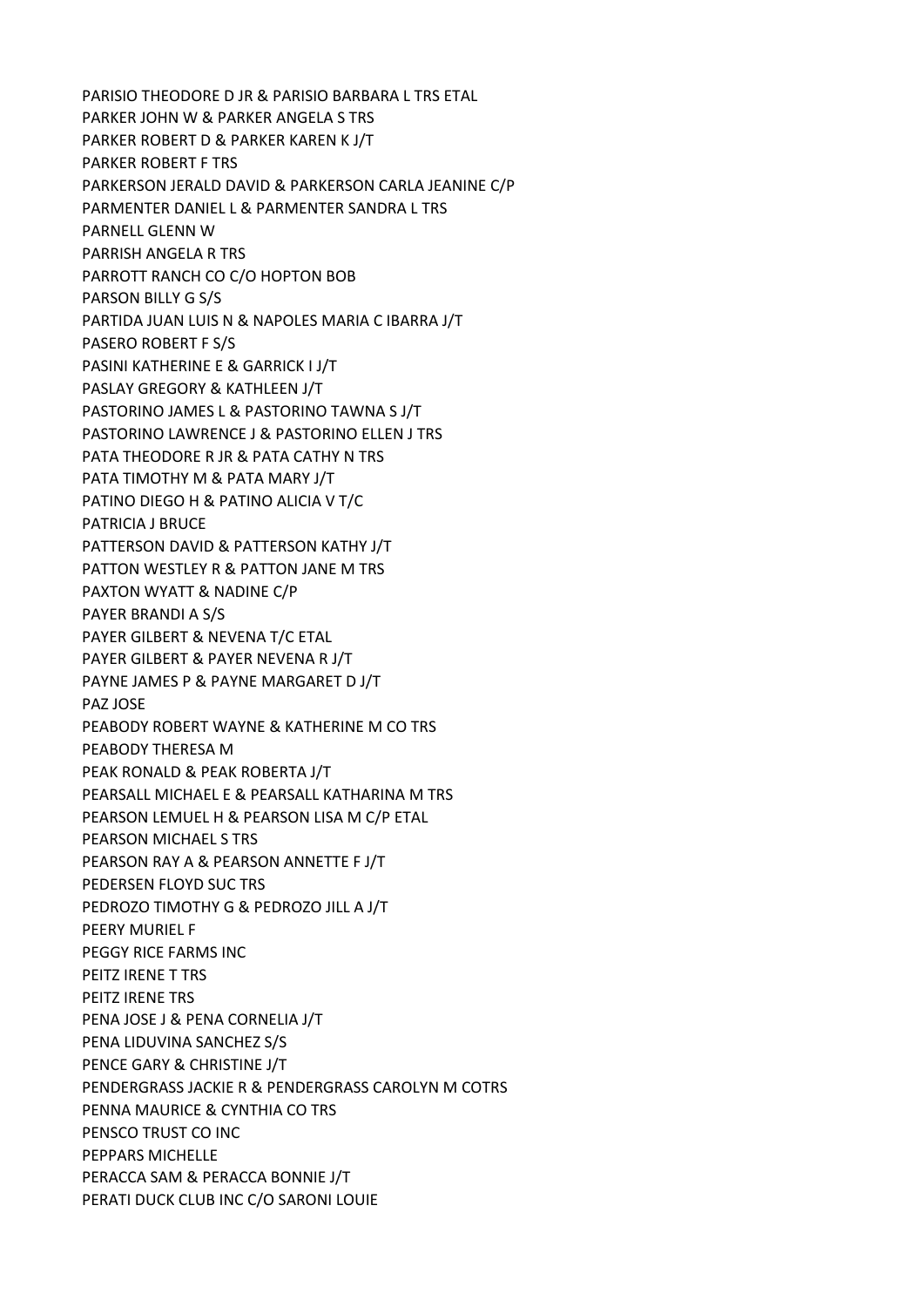PARISIO THEODORE D JR & PARISIO BARBARA L TRS ETAL
PARKER JOHN W & PARKER ANGELA S TRS
PARKER ROBERT D & PARKER KAREN K J/T
PARKER ROBERT F TRS
PARKERSON JERALD DAVID & PARKERSON CARLA JEANINE C/P
PARMENTER DANIEL L & PARMENTER SANDRA L TRS
PARNELL GLENN W
PARRISH ANGELA R TRS
PARROTT RANCH CO C/O HOPTON BOB
PARSON BILLY G S/S
PARTIDA JUAN LUIS N & NAPOLES MARIA C IBARRA J/T
PASERO ROBERT F S/S
PASINI KATHERINE E & GARRICK I J/T
PASLAY GREGORY & KATHLEEN J/T
PASTORINO JAMES L & PASTORINO TAWNA S J/T
PASTORINO LAWRENCE J & PASTORINO ELLEN J TRS
PATA THEODORE R JR & PATA CATHY N TRS
PATA TIMOTHY M & PATA MARY J/T
PATINO DIEGO H & PATINO ALICIA V T/C
PATRICIA J BRUCE
PATTERSON DAVID & PATTERSON KATHY J/T
PATTON WESTLEY R & PATTON JANE M TRS
PAXTON WYATT & NADINE C/P
PAYER BRANDI A S/S
PAYER GILBERT & NEVENA T/C ETAL
PAYER GILBERT & PAYER NEVENA R J/T
PAYNE JAMES P & PAYNE MARGARET D J/T
PAZ JOSE
PEABODY ROBERT WAYNE & KATHERINE M CO TRS
PEABODY THERESA M
PEAK RONALD & PEAK ROBERTA J/T
PEARSALL MICHAEL E & PEARSALL KATHARINA M TRS
PEARSON LEMUEL H & PEARSON LISA M C/P ETAL
PEARSON MICHAEL S TRS
PEARSON RAY A & PEARSON ANNETTE F J/T
PEDERSEN FLOYD SUC TRS
PEDROZO TIMOTHY G & PEDROZO JILL A J/T
PEERY MURIEL F
PEGGY RICE FARMS INC
PEITZ IRENE T TRS
PEITZ IRENE TRS
PENA JOSE J & PENA CORNELIA J/T
PENA LIDUVINA SANCHEZ S/S
PENCE GARY & CHRISTINE J/T
PENDERGRASS JACKIE R & PENDERGRASS CAROLYN M COTRS
PENNA MAURICE & CYNTHIA CO TRS
PENSCO TRUST CO INC
PEPPARS MICHELLE
PERACCA SAM & PERACCA BONNIE J/T
PERATI DUCK CLUB INC C/O SARONI LOUIE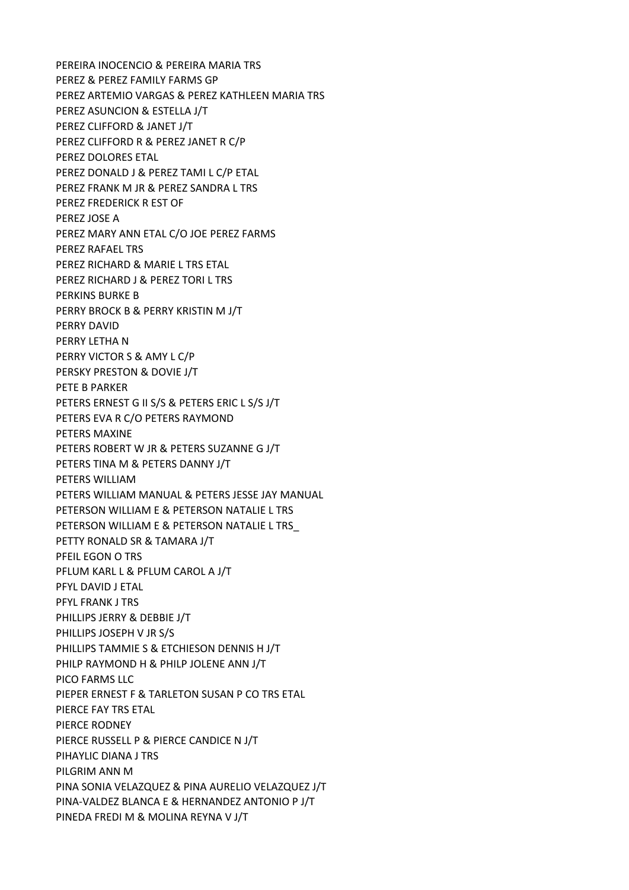PEREIRA INOCENCIO & PEREIRA MARIA TRS
PEREZ & PEREZ FAMILY FARMS GP
PEREZ ARTEMIO VARGAS & PEREZ KATHLEEN MARIA TRS
PEREZ ASUNCION & ESTELLA J/T
PEREZ CLIFFORD & JANET J/T
PEREZ CLIFFORD R & PEREZ JANET R C/P
PEREZ DOLORES ETAL
PEREZ DONALD J & PEREZ TAMI L C/P ETAL
PEREZ FRANK M JR & PEREZ SANDRA L TRS
PEREZ FREDERICK R EST OF
PEREZ JOSE A
PEREZ MARY ANN ETAL C/O JOE PEREZ FARMS
PEREZ RAFAEL TRS
PEREZ RICHARD & MARIE L TRS ETAL
PEREZ RICHARD J & PEREZ TORI L TRS
PERKINS BURKE B
PERRY BROCK B & PERRY KRISTIN M J/T
PERRY DAVID
PERRY LETHA N
PERRY VICTOR S & AMY L C/P
PERSKY PRESTON & DOVIE J/T
PETE B PARKER
PETERS ERNEST G II S/S & PETERS ERIC L S/S J/T
PETERS EVA R C/O PETERS RAYMOND
PETERS MAXINE
PETERS ROBERT W JR & PETERS SUZANNE G J/T
PETERS TINA M & PETERS DANNY J/T
PETERS WILLIAM
PETERS WILLIAM MANUAL & PETERS JESSE JAY MANUAL
PETERSON WILLIAM E & PETERSON NATALIE L TRS
PETERSON WILLIAM E & PETERSON NATALIE L TRS_
PETTY RONALD SR & TAMARA J/T
PFEIL EGON O TRS
PFLUM KARL L & PFLUM CAROL A J/T
PFYL DAVID J ETAL
PFYL FRANK J TRS
PHILLIPS JERRY & DEBBIE J/T
PHILLIPS JOSEPH V JR S/S
PHILLIPS TAMMIE S & ETCHIESON DENNIS H J/T
PHILP RAYMOND H & PHILP JOLENE ANN J/T
PICO FARMS LLC
PIEPER ERNEST F & TARLETON SUSAN P CO TRS ETAL
PIERCE FAY TRS ETAL
PIERCE RODNEY
PIERCE RUSSELL P & PIERCE CANDICE N J/T
PIHAYLIC DIANA J TRS
PILGRIM ANN M
PINA SONIA VELAZQUEZ & PINA AURELIO VELAZQUEZ J/T
PINA-VALDEZ BLANCA E & HERNANDEZ ANTONIO P J/T
PINEDA FREDI M & MOLINA REYNA V J/T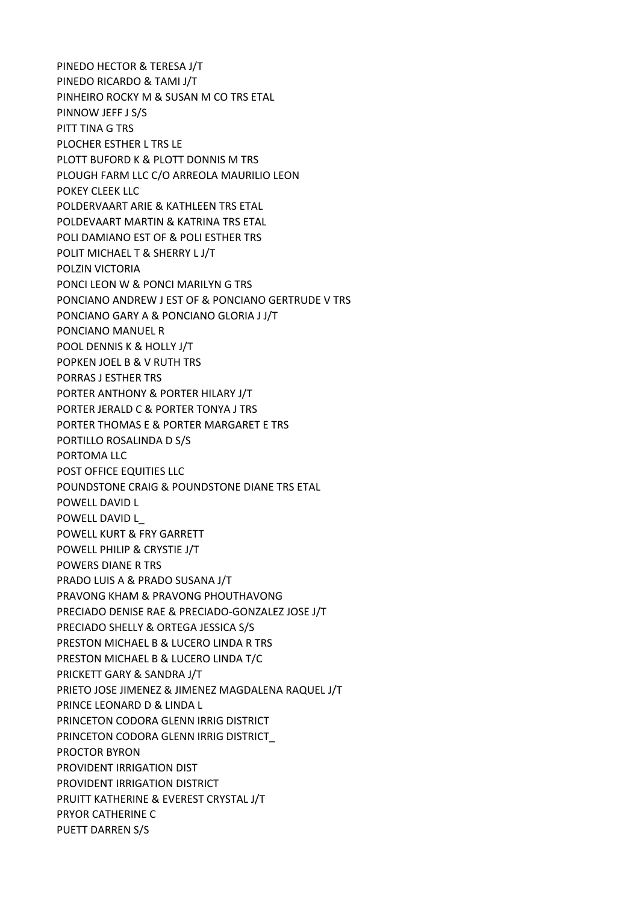PINEDO HECTOR & TERESA J/T
PINEDO RICARDO & TAMI J/T
PINHEIRO ROCKY M & SUSAN M CO TRS ETAL
PINNOW JEFF J S/S
PITT TINA G TRS
PLOCHER ESTHER L TRS LE
PLOTT BUFORD K & PLOTT DONNIS M TRS
PLOUGH FARM LLC C/O ARREOLA MAURILIO LEON
POKEY CLEEK LLC
POLDERVAART ARIE & KATHLEEN TRS ETAL
POLDEVAART MARTIN & KATRINA TRS ETAL
POLI DAMIANO EST OF & POLI ESTHER TRS
POLIT MICHAEL T & SHERRY L J/T
POLZIN VICTORIA
PONCI LEON W & PONCI MARILYN G TRS
PONCIANO ANDREW J EST OF & PONCIANO GERTRUDE V TRS
PONCIANO GARY A & PONCIANO GLORIA J J/T
PONCIANO MANUEL R
POOL DENNIS K & HOLLY J/T
POPKEN JOEL B & V RUTH TRS
PORRAS J ESTHER TRS
PORTER ANTHONY & PORTER HILARY J/T
PORTER JERALD C & PORTER TONYA J TRS
PORTER THOMAS E & PORTER MARGARET E TRS
PORTILLO ROSALINDA D S/S
PORTOMA LLC
POST OFFICE EQUITIES LLC
POUNDSTONE CRAIG & POUNDSTONE DIANE TRS ETAL
POWELL DAVID L
POWELL DAVID L_
POWELL KURT & FRY GARRETT
POWELL PHILIP & CRYSTIE J/T
POWERS DIANE R TRS
PRADO LUIS A & PRADO SUSANA J/T
PRAVONG KHAM & PRAVONG PHOUTHAVONG
PRECIADO DENISE RAE & PRECIADO-GONZALEZ JOSE J/T
PRECIADO SHELLY & ORTEGA JESSICA S/S
PRESTON MICHAEL B & LUCERO LINDA R TRS
PRESTON MICHAEL B & LUCERO LINDA T/C
PRICKETT GARY & SANDRA J/T
PRIETO JOSE JIMENEZ & JIMENEZ MAGDALENA RAQUEL J/T
PRINCE LEONARD D & LINDA L
PRINCETON CODORA GLENN IRRIG DISTRICT
PRINCETON CODORA GLENN IRRIG DISTRICT_
PROCTOR BYRON
PROVIDENT IRRIGATION DIST
PROVIDENT IRRIGATION DISTRICT
PRUITT KATHERINE & EVEREST CRYSTAL J/T
PRYOR CATHERINE C
PUETT DARREN S/S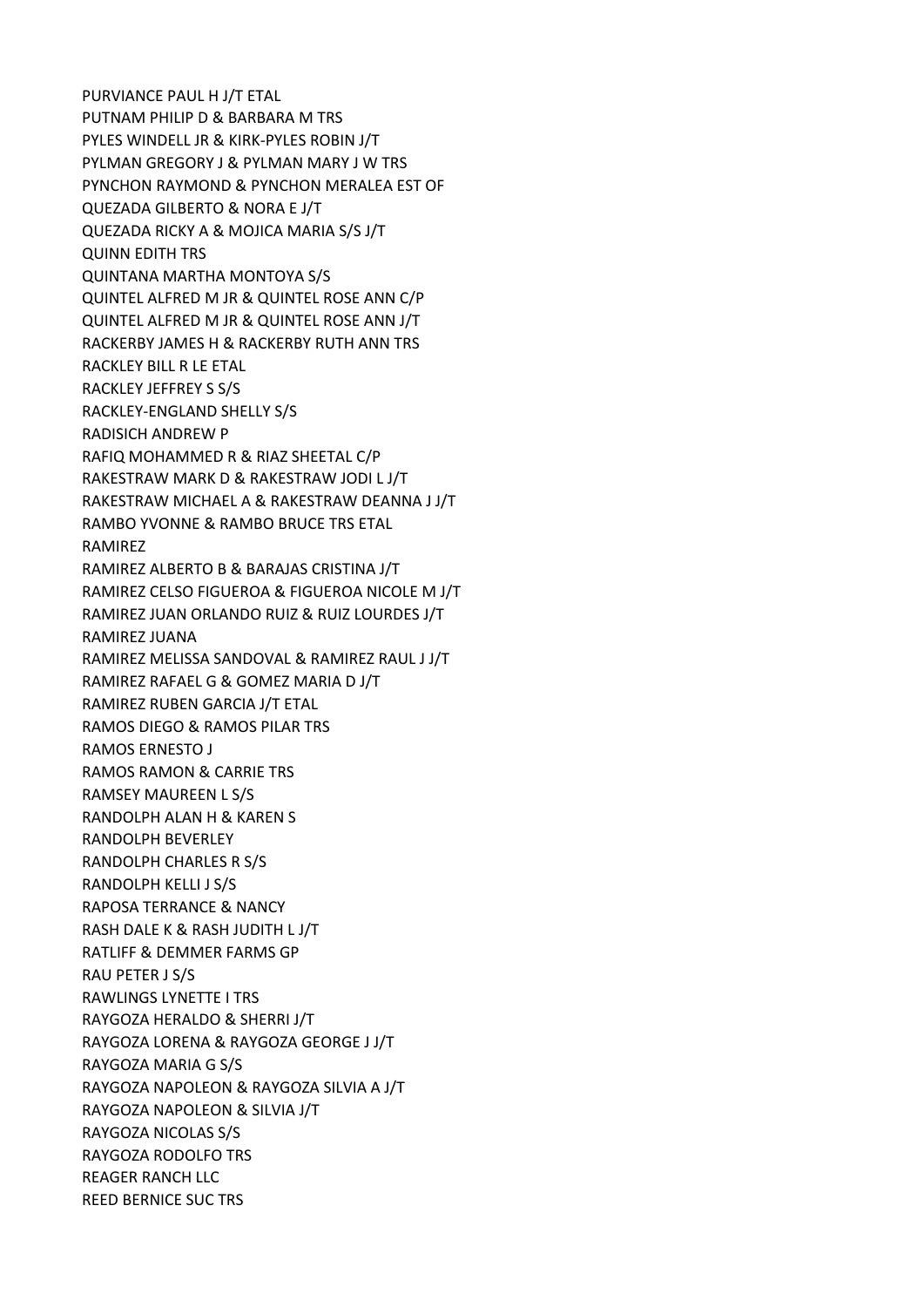PURVIANCE PAUL H J/T ETAL
PUTNAM PHILIP D & BARBARA M TRS
PYLES WINDELL JR & KIRK-PYLES ROBIN J/T
PYLMAN GREGORY J & PYLMAN MARY J W TRS
PYNCHON RAYMOND & PYNCHON MERALEA EST OF
QUEZADA GILBERTO & NORA E J/T
QUEZADA RICKY A & MOJICA MARIA S/S J/T
QUINN EDITH TRS
QUINTANA MARTHA MONTOYA S/S
QUINTEL ALFRED M JR & QUINTEL ROSE ANN C/P
QUINTEL ALFRED M JR & QUINTEL ROSE ANN J/T
RACKERBY JAMES H & RACKERBY RUTH ANN TRS
RACKLEY BILL R LE ETAL
RACKLEY JEFFREY S S/S
RACKLEY-ENGLAND SHELLY S/S
RADISICH ANDREW P
RAFIQ MOHAMMED R & RIAZ SHEETAL C/P
RAKESTRAW MARK D & RAKESTRAW JODI L J/T
RAKESTRAW MICHAEL A & RAKESTRAW DEANNA J J/T
RAMBO YVONNE & RAMBO BRUCE TRS ETAL
RAMIREZ
RAMIREZ ALBERTO B & BARAJAS CRISTINA J/T
RAMIREZ CELSO FIGUEROA & FIGUEROA NICOLE M J/T
RAMIREZ JUAN ORLANDO RUIZ & RUIZ LOURDES J/T
RAMIREZ JUANA
RAMIREZ MELISSA SANDOVAL & RAMIREZ RAUL J J/T
RAMIREZ RAFAEL G & GOMEZ MARIA D J/T
RAMIREZ RUBEN GARCIA J/T ETAL
RAMOS DIEGO & RAMOS PILAR TRS
RAMOS ERNESTO J
RAMOS RAMON & CARRIE TRS
RAMSEY MAUREEN L S/S
RANDOLPH ALAN H & KAREN S
RANDOLPH BEVERLEY
RANDOLPH CHARLES R S/S
RANDOLPH KELLI J S/S
RAPOSA TERRANCE & NANCY
RASH DALE K & RASH JUDITH L J/T
RATLIFF & DEMMER FARMS GP
RAU PETER J S/S
RAWLINGS LYNETTE I TRS
RAYGOZA HERALDO & SHERRI J/T
RAYGOZA LORENA & RAYGOZA GEORGE J J/T
RAYGOZA MARIA G S/S
RAYGOZA NAPOLEON & RAYGOZA SILVIA A J/T
RAYGOZA NAPOLEON & SILVIA J/T
RAYGOZA NICOLAS S/S
RAYGOZA RODOLFO TRS
REAGER RANCH LLC
REED BERNICE SUC TRS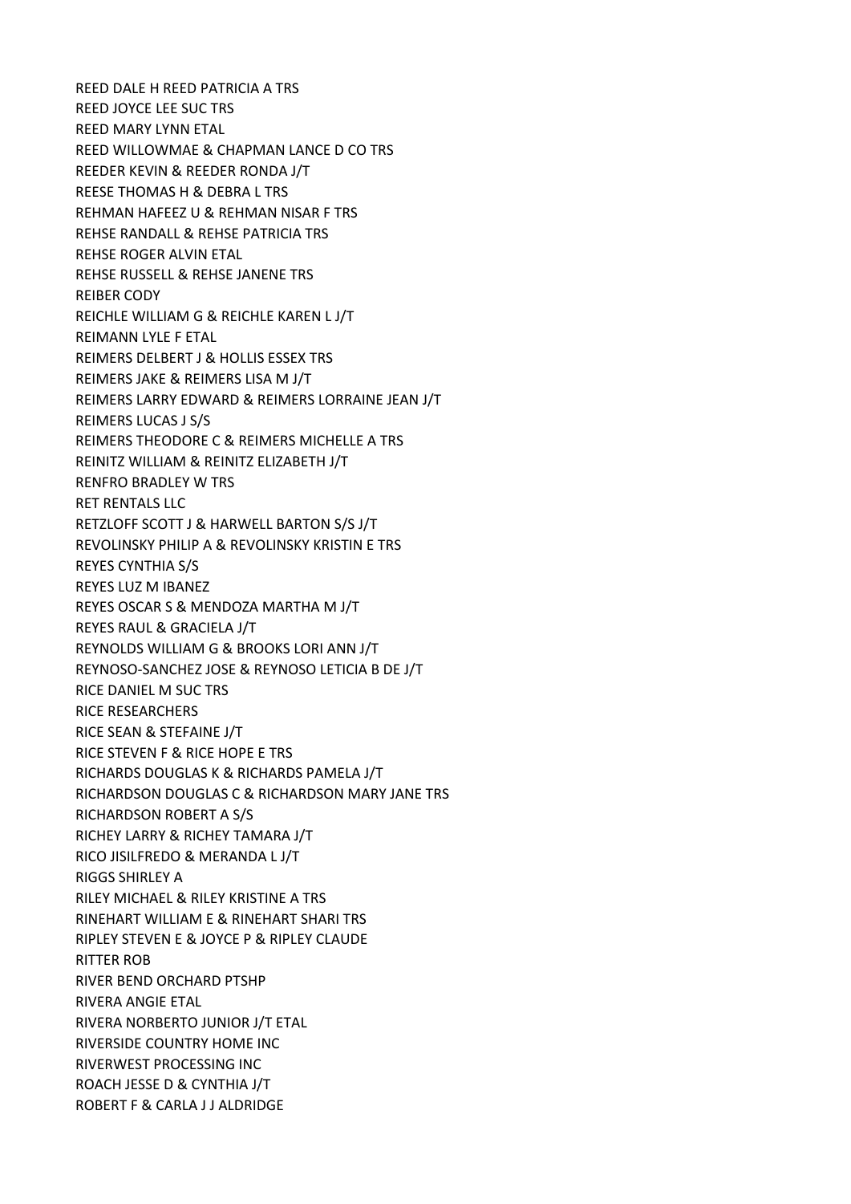REED DALE H REED PATRICIA A TRS
REED JOYCE LEE SUC TRS
REED MARY LYNN ETAL
REED WILLOWMAE & CHAPMAN LANCE D CO TRS
REEDER KEVIN & REEDER RONDA J/T
REESE THOMAS H & DEBRA L TRS
REHMAN HAFEEZ U & REHMAN NISAR F TRS
REHSE RANDALL & REHSE PATRICIA TRS
REHSE ROGER ALVIN ETAL
REHSE RUSSELL & REHSE JANENE TRS
REIBER CODY
REICHLE WILLIAM G & REICHLE KAREN L J/T
REIMANN LYLE F ETAL
REIMERS DELBERT J & HOLLIS ESSEX TRS
REIMERS JAKE & REIMERS LISA M J/T
REIMERS LARRY EDWARD & REIMERS LORRAINE JEAN J/T
REIMERS LUCAS J S/S
REIMERS THEODORE C & REIMERS MICHELLE A TRS
REINITZ WILLIAM & REINITZ ELIZABETH J/T
RENFRO BRADLEY W TRS
RET RENTALS LLC
RETZLOFF SCOTT J & HARWELL BARTON S/S J/T
REVOLINSKY PHILIP A & REVOLINSKY KRISTIN E TRS
REYES CYNTHIA S/S
REYES LUZ M IBANEZ
REYES OSCAR S & MENDOZA MARTHA M J/T
REYES RAUL & GRACIELA J/T
REYNOLDS WILLIAM G & BROOKS LORI ANN J/T
REYNOSO-SANCHEZ JOSE & REYNOSO LETICIA B DE J/T
RICE DANIEL M SUC TRS
RICE RESEARCHERS
RICE SEAN & STEFAINE J/T
RICE STEVEN F & RICE HOPE E TRS
RICHARDS DOUGLAS K & RICHARDS PAMELA J/T
RICHARDSON DOUGLAS C & RICHARDSON MARY JANE TRS
RICHARDSON ROBERT A S/S
RICHEY LARRY & RICHEY TAMARA J/T
RICO JISILFREDO & MERANDA L J/T
RIGGS SHIRLEY A
RILEY MICHAEL & RILEY KRISTINE A TRS
RINEHART WILLIAM E & RINEHART SHARI TRS
RIPLEY STEVEN E & JOYCE P & RIPLEY CLAUDE
RITTER ROB
RIVER BEND ORCHARD PTSHP
RIVERA ANGIE ETAL
RIVERA NORBERTO JUNIOR J/T ETAL
RIVERSIDE COUNTRY HOME INC
RIVERWEST PROCESSING INC
ROACH JESSE D & CYNTHIA J/T
ROBERT F & CARLA J J ALDRIDGE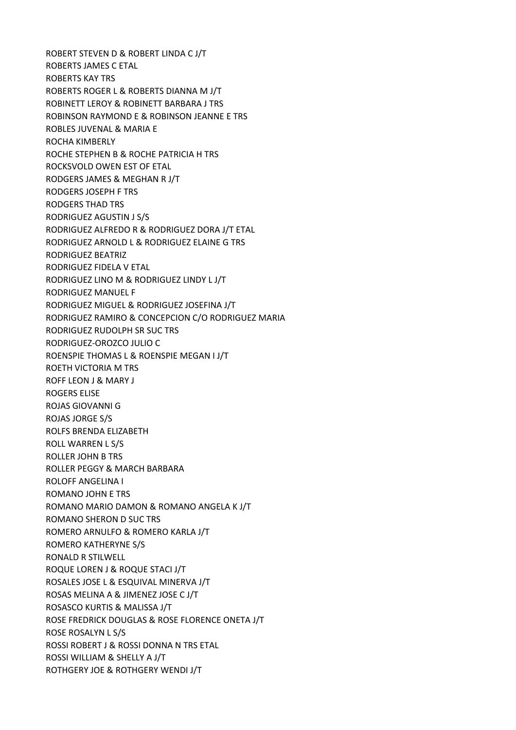ROBERT STEVEN D & ROBERT LINDA C J/T
ROBERTS JAMES C ETAL
ROBERTS KAY TRS
ROBERTS ROGER L & ROBERTS DIANNA M J/T
ROBINETT LEROY & ROBINETT BARBARA J TRS
ROBINSON RAYMOND E & ROBINSON JEANNE E TRS
ROBLES JUVENAL & MARIA E
ROCHA KIMBERLY
ROCHE STEPHEN B & ROCHE PATRICIA H TRS
ROCKSVOLD OWEN EST OF ETAL
RODGERS JAMES & MEGHAN R J/T
RODGERS JOSEPH F TRS
RODGERS THAD TRS
RODRIGUEZ AGUSTIN J S/S
RODRIGUEZ ALFREDO R & RODRIGUEZ DORA J/T ETAL
RODRIGUEZ ARNOLD L & RODRIGUEZ ELAINE G TRS
RODRIGUEZ BEATRIZ
RODRIGUEZ FIDELA V ETAL
RODRIGUEZ LINO M & RODRIGUEZ LINDY L J/T
RODRIGUEZ MANUEL F
RODRIGUEZ MIGUEL & RODRIGUEZ JOSEFINA J/T
RODRIGUEZ RAMIRO & CONCEPCION C/O RODRIGUEZ MARIA
RODRIGUEZ RUDOLPH SR SUC TRS
RODRIGUEZ-OROZCO JULIO C
ROENSPIE THOMAS L & ROENSPIE MEGAN I J/T
ROETH VICTORIA M TRS
ROFF LEON J & MARY J
ROGERS ELISE
ROJAS GIOVANNI G
ROJAS JORGE S/S
ROLFS BRENDA ELIZABETH
ROLL WARREN L S/S
ROLLER JOHN B TRS
ROLLER PEGGY & MARCH BARBARA
ROLOFF ANGELINA I
ROMANO JOHN E TRS
ROMANO MARIO DAMON & ROMANO ANGELA K J/T
ROMANO SHERON D SUC TRS
ROMERO ARNULFO & ROMERO KARLA J/T
ROMERO KATHERYNE S/S
RONALD R STILWELL
ROQUE LOREN J & ROQUE STACI J/T
ROSALES JOSE L & ESQUIVAL MINERVA J/T
ROSAS MELINA A & JIMENEZ JOSE C J/T
ROSASCO KURTIS & MALISSA J/T
ROSE FREDRICK DOUGLAS & ROSE FLORENCE ONETA J/T
ROSE ROSALYN L S/S
ROSSI ROBERT J & ROSSI DONNA N TRS ETAL
ROSSI WILLIAM & SHELLY A J/T
ROTHGERY JOE & ROTHGERY WENDI J/T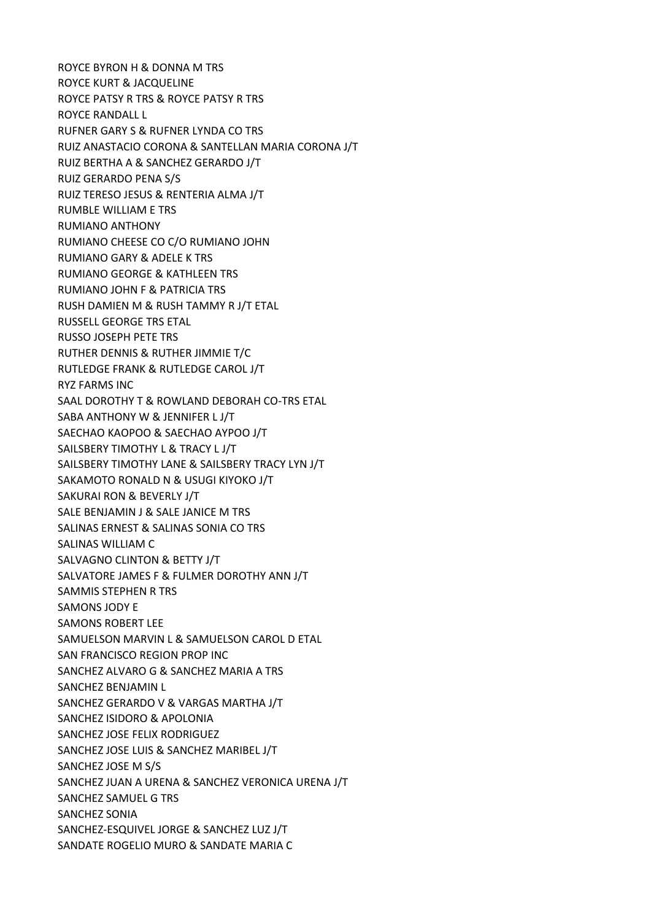ROYCE BYRON H & DONNA M TRS
ROYCE KURT & JACQUELINE
ROYCE PATSY R TRS & ROYCE PATSY R TRS
ROYCE RANDALL L
RUFNER GARY S & RUFNER LYNDA CO TRS
RUIZ ANASTACIO CORONA & SANTELLAN MARIA CORONA J/T
RUIZ BERTHA A & SANCHEZ GERARDO J/T
RUIZ GERARDO PENA S/S
RUIZ TERESO JESUS & RENTERIA ALMA J/T
RUMBLE WILLIAM E TRS
RUMIANO ANTHONY
RUMIANO CHEESE CO C/O RUMIANO JOHN
RUMIANO GARY & ADELE K TRS
RUMIANO GEORGE & KATHLEEN TRS
RUMIANO JOHN F & PATRICIA TRS
RUSH DAMIEN M & RUSH TAMMY R J/T ETAL
RUSSELL GEORGE TRS ETAL
RUSSO JOSEPH PETE TRS
RUTHER DENNIS & RUTHER JIMMIE T/C
RUTLEDGE FRANK & RUTLEDGE CAROL J/T
RYZ FARMS INC
SAAL DOROTHY T & ROWLAND DEBORAH CO-TRS ETAL
SABA ANTHONY W & JENNIFER L J/T
SAECHAO KAOPOO & SAECHAO AYPOO J/T
SAILSBERY TIMOTHY L & TRACY L J/T
SAILSBERY TIMOTHY LANE & SAILSBERY TRACY LYN J/T
SAKAMOTO RONALD N & USUGI KIYOKO J/T
SAKURAI RON & BEVERLY J/T
SALE BENJAMIN J & SALE JANICE M TRS
SALINAS ERNEST & SALINAS SONIA CO TRS
SALINAS WILLIAM C
SALVAGNO CLINTON & BETTY J/T
SALVATORE JAMES F & FULMER DOROTHY ANN J/T
SAMMIS STEPHEN R TRS
SAMONS JODY E
SAMONS ROBERT LEE
SAMUELSON MARVIN L & SAMUELSON CAROL D ETAL
SAN FRANCISCO REGION PROP INC
SANCHEZ ALVARO G & SANCHEZ MARIA A TRS
SANCHEZ BENJAMIN L
SANCHEZ GERARDO V & VARGAS MARTHA J/T
SANCHEZ ISIDORO & APOLONIA
SANCHEZ JOSE FELIX RODRIGUEZ
SANCHEZ JOSE LUIS & SANCHEZ MARIBEL J/T
SANCHEZ JOSE M S/S
SANCHEZ JUAN A URENA & SANCHEZ VERONICA URENA J/T
SANCHEZ SAMUEL G TRS
SANCHEZ SONIA
SANCHEZ-ESQUIVEL JORGE & SANCHEZ LUZ J/T
SANDATE ROGELIO MURO & SANDATE MARIA C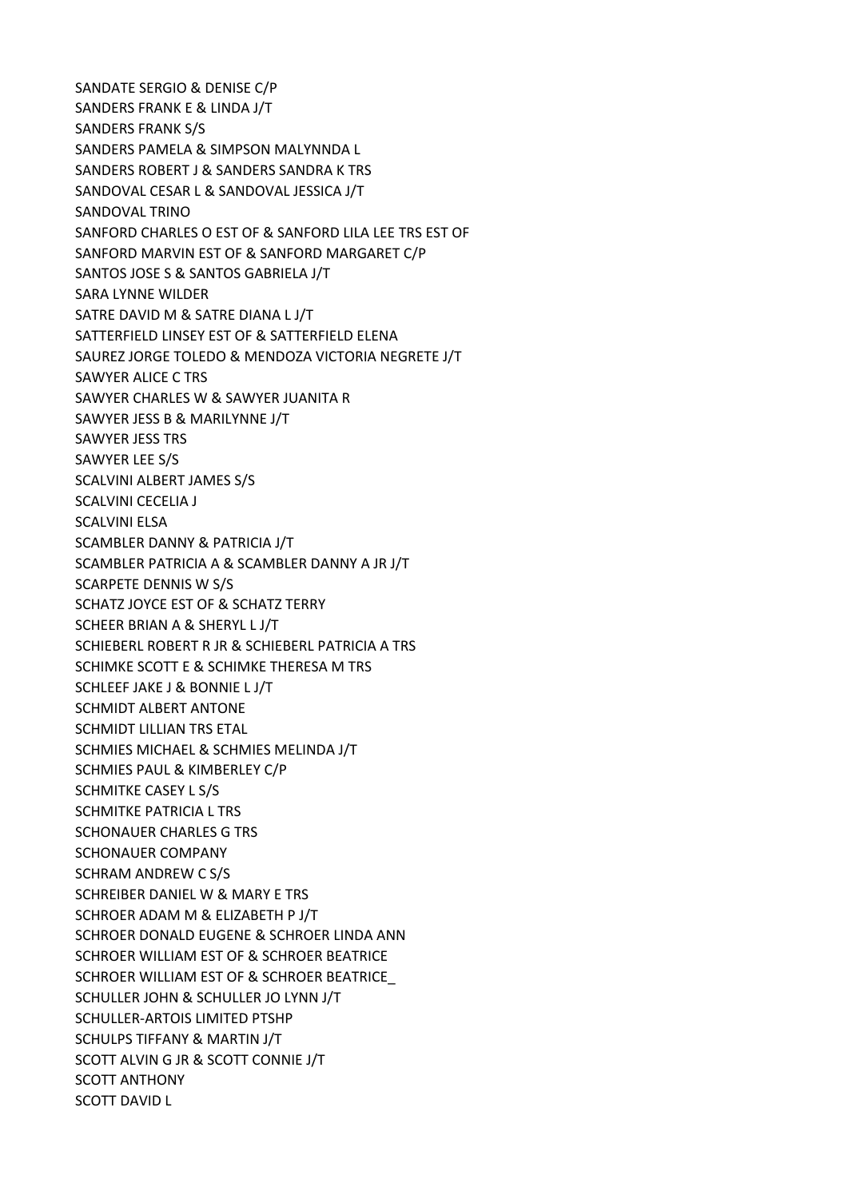SANDATE SERGIO & DENISE C/P
SANDERS FRANK E & LINDA J/T
SANDERS FRANK S/S
SANDERS PAMELA & SIMPSON MALYNNDA L
SANDERS ROBERT J & SANDERS SANDRA K TRS
SANDOVAL CESAR L & SANDOVAL JESSICA J/T
SANDOVAL TRINO
SANFORD CHARLES O EST OF & SANFORD LILA LEE TRS EST OF
SANFORD MARVIN EST OF & SANFORD MARGARET C/P
SANTOS JOSE S & SANTOS GABRIELA J/T
SARA LYNNE WILDER
SATRE DAVID M & SATRE DIANA L J/T
SATTERFIELD LINSEY EST OF & SATTERFIELD ELENA
SAUREZ JORGE TOLEDO & MENDOZA VICTORIA NEGRETE J/T
SAWYER ALICE C TRS
SAWYER CHARLES W & SAWYER JUANITA R
SAWYER JESS B & MARILYNNE J/T
SAWYER JESS TRS
SAWYER LEE S/S
SCALVINI ALBERT JAMES S/S
SCALVINI CECELIA J
SCALVINI ELSA
SCAMBLER DANNY & PATRICIA J/T
SCAMBLER PATRICIA A & SCAMBLER DANNY A JR J/T
SCARPETE DENNIS W S/S
SCHATZ JOYCE EST OF & SCHATZ TERRY
SCHEER BRIAN A & SHERYL L J/T
SCHIEBERL ROBERT R JR & SCHIEBERL PATRICIA A TRS
SCHIMKE SCOTT E & SCHIMKE THERESA M TRS
SCHLEEF JAKE J & BONNIE L J/T
SCHMIDT ALBERT ANTONE
SCHMIDT LILLIAN TRS ETAL
SCHMIES MICHAEL & SCHMIES MELINDA J/T
SCHMIES PAUL & KIMBERLEY C/P
SCHMITKE CASEY L S/S
SCHMITKE PATRICIA L TRS
SCHONAUER CHARLES G TRS
SCHONAUER COMPANY
SCHRAM ANDREW C S/S
SCHREIBER DANIEL W & MARY E TRS
SCHROER ADAM M & ELIZABETH P J/T
SCHROER DONALD EUGENE & SCHROER LINDA ANN
SCHROER WILLIAM EST OF & SCHROER BEATRICE
SCHROER WILLIAM EST OF & SCHROER BEATRICE_
SCHULLER JOHN & SCHULLER JO LYNN J/T
SCHULLER-ARTOIS LIMITED PTSHP
SCHULPS TIFFANY & MARTIN J/T
SCOTT ALVIN G JR & SCOTT CONNIE J/T
SCOTT ANTHONY
SCOTT DAVID L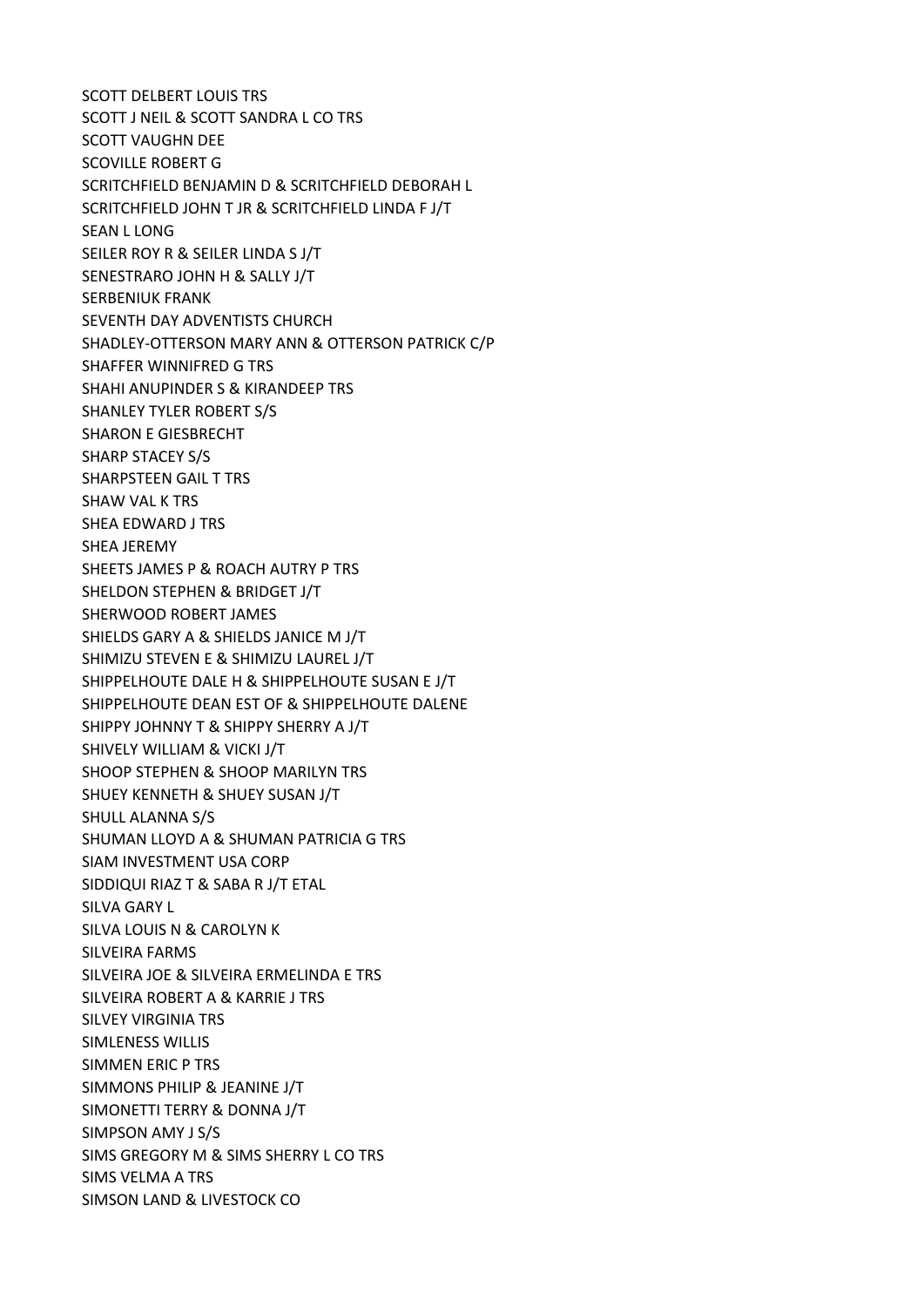SCOTT DELBERT LOUIS TRS
SCOTT J NEIL & SCOTT SANDRA L CO TRS
SCOTT VAUGHN DEE
SCOVILLE ROBERT G
SCRITCHFIELD BENJAMIN D & SCRITCHFIELD DEBORAH L
SCRITCHFIELD JOHN T JR & SCRITCHFIELD LINDA F J/T
SEAN L LONG
SEILER ROY R & SEILER LINDA S J/T
SENESTRARO JOHN H & SALLY J/T
SERBENIUK FRANK
SEVENTH DAY ADVENTISTS CHURCH
SHADLEY-OTTERSON MARY ANN & OTTERSON PATRICK C/P
SHAFFER WINNIFRED G TRS
SHAHI ANUPINDER S & KIRANDEEP TRS
SHANLEY TYLER ROBERT S/S
SHARON E GIESBRECHT
SHARP STACEY S/S
SHARPSTEEN GAIL T TRS
SHAW VAL K TRS
SHEA EDWARD J TRS
SHEA JEREMY
SHEETS JAMES P & ROACH AUTRY P TRS
SHELDON STEPHEN & BRIDGET J/T
SHERWOOD ROBERT JAMES
SHIELDS GARY A & SHIELDS JANICE M J/T
SHIMIZU STEVEN E & SHIMIZU LAUREL J/T
SHIPPELHOUTE DALE H & SHIPPELHOUTE SUSAN E J/T
SHIPPELHOUTE DEAN EST OF & SHIPPELHOUTE DALENE
SHIPPY JOHNNY T & SHIPPY SHERRY A J/T
SHIVELY WILLIAM & VICKI J/T
SHOOP STEPHEN & SHOOP MARILYN TRS
SHUEY KENNETH & SHUEY SUSAN J/T
SHULL ALANNA S/S
SHUMAN LLOYD A & SHUMAN PATRICIA G TRS
SIAM INVESTMENT USA CORP
SIDDIQUI RIAZ T & SABA R J/T ETAL
SILVA GARY L
SILVA LOUIS N & CAROLYN K
SILVEIRA FARMS
SILVEIRA JOE & SILVEIRA ERMELINDA E TRS
SILVEIRA ROBERT A & KARRIE J TRS
SILVEY VIRGINIA TRS
SIMLENESS WILLIS
SIMMEN ERIC P TRS
SIMMONS PHILIP & JEANINE J/T
SIMONETTI TERRY & DONNA J/T
SIMPSON AMY J S/S
SIMS GREGORY M & SIMS SHERRY L CO TRS
SIMS VELMA A TRS
SIMSON LAND & LIVESTOCK CO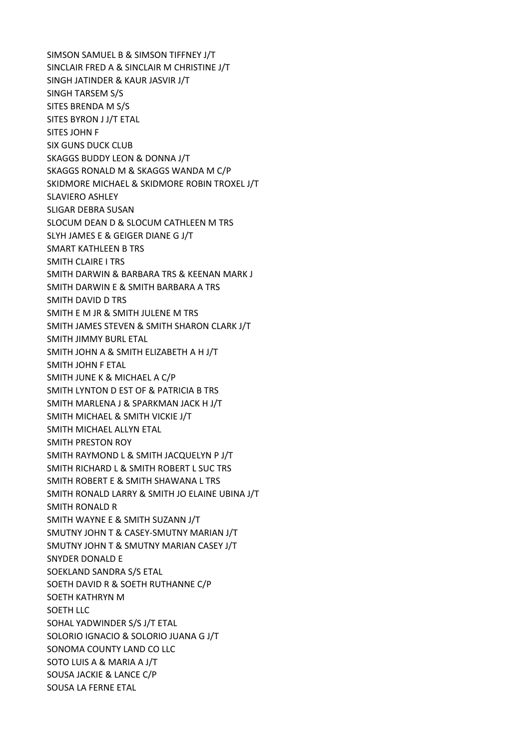SIMSON SAMUEL B & SIMSON TIFFNEY J/T
SINCLAIR FRED A & SINCLAIR M CHRISTINE J/T
SINGH JATINDER & KAUR JASVIR J/T
SINGH TARSEM S/S
SITES BRENDA M S/S
SITES BYRON J J/T ETAL
SITES JOHN F
SIX GUNS DUCK CLUB
SKAGGS BUDDY LEON & DONNA J/T
SKAGGS RONALD M & SKAGGS WANDA M C/P
SKIDMORE MICHAEL & SKIDMORE ROBIN TROXEL J/T
SLAVIERO ASHLEY
SLIGAR DEBRA SUSAN
SLOCUM DEAN D & SLOCUM CATHLEEN M TRS
SLYH JAMES E & GEIGER DIANE G J/T
SMART KATHLEEN B TRS
SMITH CLAIRE I TRS
SMITH DARWIN & BARBARA TRS & KEENAN MARK J
SMITH DARWIN E & SMITH BARBARA A TRS
SMITH DAVID D TRS
SMITH E M JR & SMITH JULENE M TRS
SMITH JAMES STEVEN & SMITH SHARON CLARK J/T
SMITH JIMMY BURL ETAL
SMITH JOHN A & SMITH ELIZABETH A H J/T
SMITH JOHN F ETAL
SMITH JUNE K & MICHAEL A C/P
SMITH LYNTON D EST OF & PATRICIA B TRS
SMITH MARLENA J & SPARKMAN JACK H J/T
SMITH MICHAEL & SMITH VICKIE J/T
SMITH MICHAEL ALLYN ETAL
SMITH PRESTON ROY
SMITH RAYMOND L & SMITH JACQUELYN P J/T
SMITH RICHARD L & SMITH ROBERT L SUC TRS
SMITH ROBERT E & SMITH SHAWANA L TRS
SMITH RONALD LARRY & SMITH JO ELAINE UBINA J/T
SMITH RONALD R
SMITH WAYNE E & SMITH SUZANN J/T
SMUTNY JOHN T & CASEY-SMUTNY MARIAN J/T
SMUTNY JOHN T & SMUTNY MARIAN CASEY J/T
SNYDER DONALD E
SOEKLAND SANDRA S/S ETAL
SOETH DAVID R & SOETH RUTHANNE C/P
SOETH KATHRYN M
SOETH LLC
SOHAL YADWINDER S/S J/T ETAL
SOLORIO IGNACIO & SOLORIO JUANA G J/T
SONOMA COUNTY LAND CO LLC
SOTO LUIS A & MARIA A J/T
SOUSA JACKIE & LANCE C/P
SOUSA LA FERNE ETAL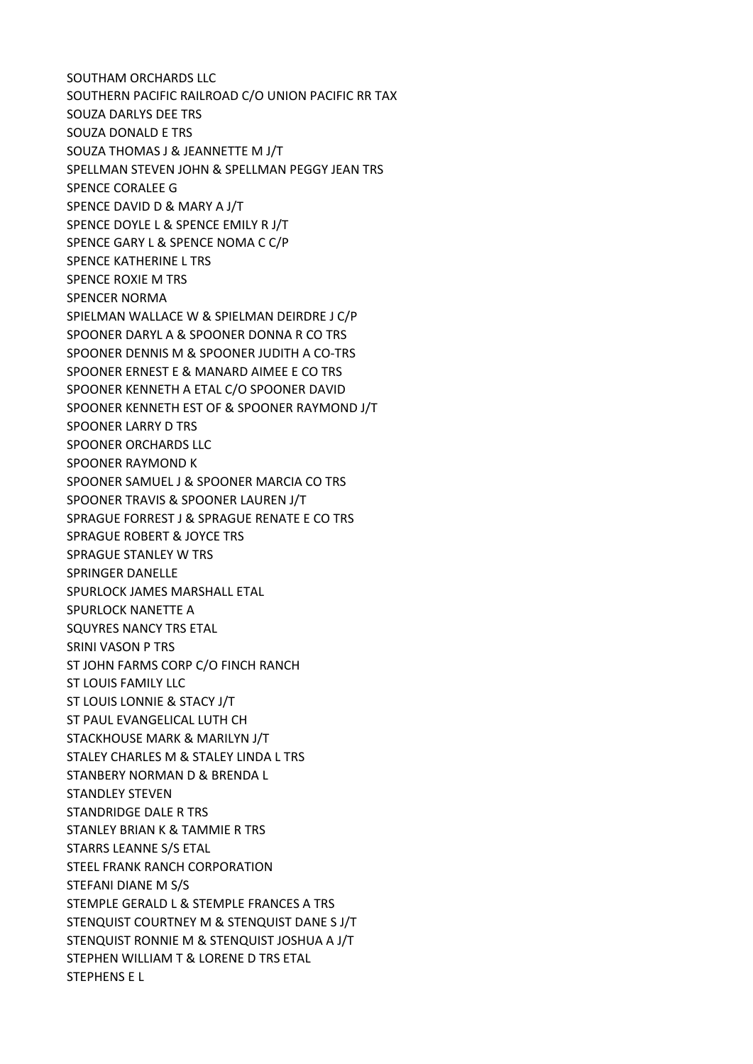SOUTHAM ORCHARDS LLC
SOUTHERN PACIFIC RAILROAD C/O UNION PACIFIC RR TAX
SOUZA DARLYS DEE TRS
SOUZA DONALD E TRS
SOUZA THOMAS J & JEANNETTE M J/T
SPELLMAN STEVEN JOHN & SPELLMAN PEGGY JEAN TRS
SPENCE CORALEE G
SPENCE DAVID D & MARY A J/T
SPENCE DOYLE L & SPENCE EMILY R J/T
SPENCE GARY L & SPENCE NOMA C C/P
SPENCE KATHERINE L TRS
SPENCE ROXIE M TRS
SPENCER NORMA
SPIELMAN WALLACE W & SPIELMAN DEIRDRE J C/P
SPOONER DARYL A & SPOONER DONNA R CO TRS
SPOONER DENNIS M & SPOONER JUDITH A CO-TRS
SPOONER ERNEST E & MANARD AIMEE E CO TRS
SPOONER KENNETH A ETAL C/O SPOONER DAVID
SPOONER KENNETH EST OF & SPOONER RAYMOND J/T
SPOONER LARRY D TRS
SPOONER ORCHARDS LLC
SPOONER RAYMOND K
SPOONER SAMUEL J & SPOONER MARCIA CO TRS
SPOONER TRAVIS & SPOONER LAUREN J/T
SPRAGUE FORREST J & SPRAGUE RENATE E CO TRS
SPRAGUE ROBERT & JOYCE TRS
SPRAGUE STANLEY W TRS
SPRINGER DANELLE
SPURLOCK JAMES MARSHALL ETAL
SPURLOCK NANETTE A
SQUYRES NANCY TRS ETAL
SRINI VASON P TRS
ST JOHN FARMS CORP C/O FINCH RANCH
ST LOUIS FAMILY LLC
ST LOUIS LONNIE & STACY J/T
ST PAUL EVANGELICAL LUTH CH
STACKHOUSE MARK & MARILYN J/T
STALEY CHARLES M & STALEY LINDA L TRS
STANBERY NORMAN D & BRENDA L
STANDLEY STEVEN
STANDRIDGE DALE R TRS
STANLEY BRIAN K & TAMMIE R TRS
STARRS LEANNE S/S ETAL
STEEL FRANK RANCH CORPORATION
STEFANI DIANE M S/S
STEMPLE GERALD L & STEMPLE FRANCES A TRS
STENQUIST COURTNEY M & STENQUIST DANE S J/T
STENQUIST RONNIE M & STENQUIST JOSHUA A J/T
STEPHEN WILLIAM T & LORENE D TRS ETAL
STEPHENS E L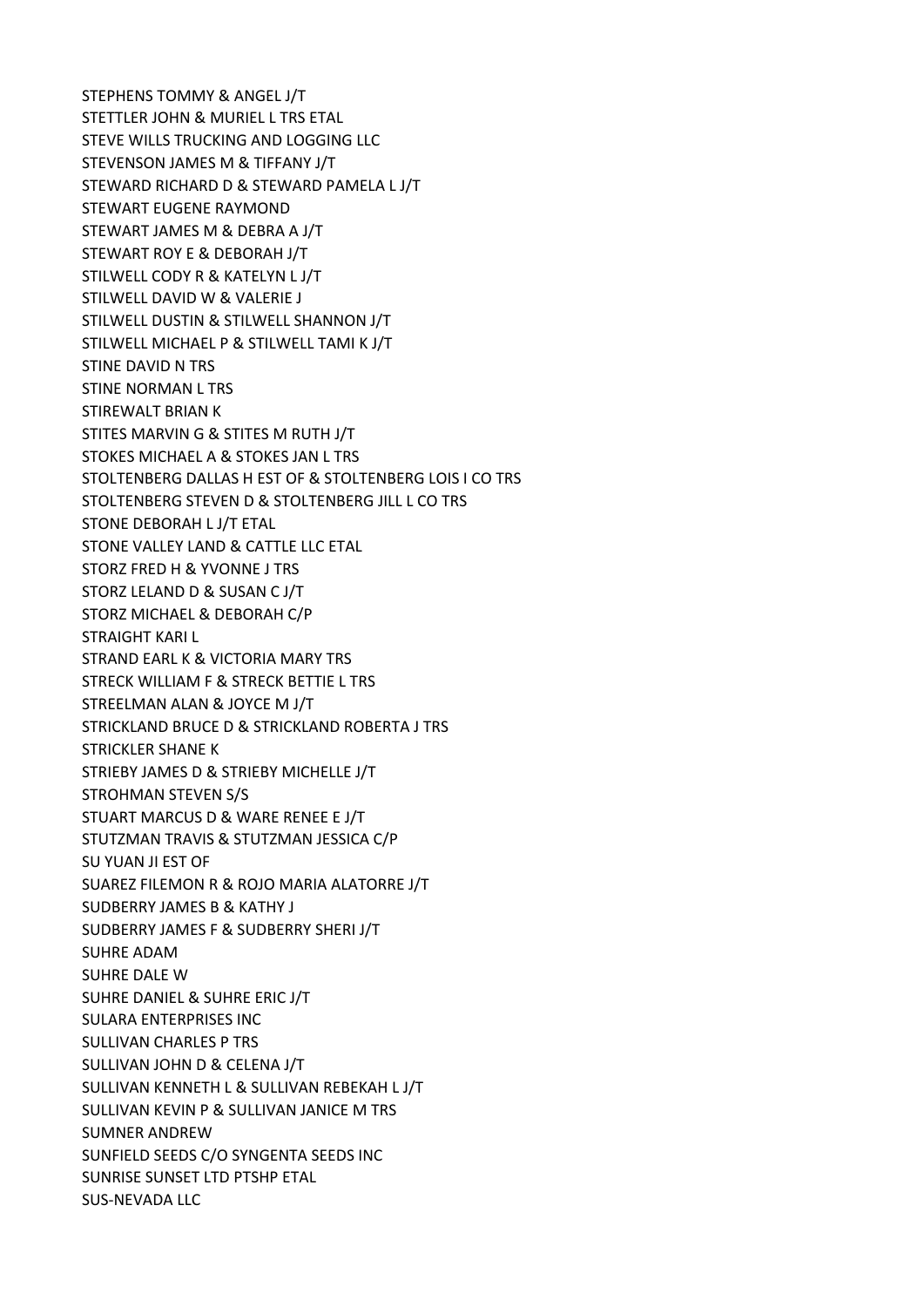STEPHENS TOMMY & ANGEL J/T
STETTLER JOHN & MURIEL L TRS ETAL
STEVE WILLS TRUCKING AND LOGGING LLC
STEVENSON JAMES M & TIFFANY J/T
STEWARD RICHARD D & STEWARD PAMELA L J/T
STEWART EUGENE RAYMOND
STEWART JAMES M & DEBRA A J/T
STEWART ROY E & DEBORAH J/T
STILWELL CODY R & KATELYN L J/T
STILWELL DAVID W & VALERIE J
STILWELL DUSTIN & STILWELL SHANNON J/T
STILWELL MICHAEL P & STILWELL TAMI K J/T
STINE DAVID N TRS
STINE NORMAN L TRS
STIREWALT BRIAN K
STITES MARVIN G & STITES M RUTH J/T
STOKES MICHAEL A & STOKES JAN L TRS
STOLTENBERG DALLAS H EST OF & STOLTENBERG LOIS I CO TRS
STOLTENBERG STEVEN D & STOLTENBERG JILL L CO TRS
STONE DEBORAH L J/T ETAL
STONE VALLEY LAND & CATTLE LLC ETAL
STORZ FRED H & YVONNE J TRS
STORZ LELAND D & SUSAN C J/T
STORZ MICHAEL & DEBORAH C/P
STRAIGHT KARI L
STRAND EARL K & VICTORIA MARY TRS
STRECK WILLIAM F & STRECK BETTIE L TRS
STREELMAN ALAN & JOYCE M J/T
STRICKLAND BRUCE D & STRICKLAND ROBERTA J TRS
STRICKLER SHANE K
STRIEBY JAMES D & STRIEBY MICHELLE J/T
STROHMAN STEVEN S/S
STUART MARCUS D & WARE RENEE E J/T
STUTZMAN TRAVIS & STUTZMAN JESSICA C/P
SU YUAN JI EST OF
SUAREZ FILEMON R & ROJO MARIA ALATORRE J/T
SUDBERRY JAMES B & KATHY J
SUDBERRY JAMES F & SUDBERRY SHERI J/T
SUHRE ADAM
SUHRE DALE W
SUHRE DANIEL & SUHRE ERIC J/T
SULARA ENTERPRISES INC
SULLIVAN CHARLES P TRS
SULLIVAN JOHN D & CELENA J/T
SULLIVAN KENNETH L & SULLIVAN REBEKAH L J/T
SULLIVAN KEVIN P & SULLIVAN JANICE M TRS
SUMNER ANDREW
SUNFIELD SEEDS C/O SYNGENTA SEEDS INC
SUNRISE SUNSET LTD PTSHP ETAL
SUS-NEVADA LLC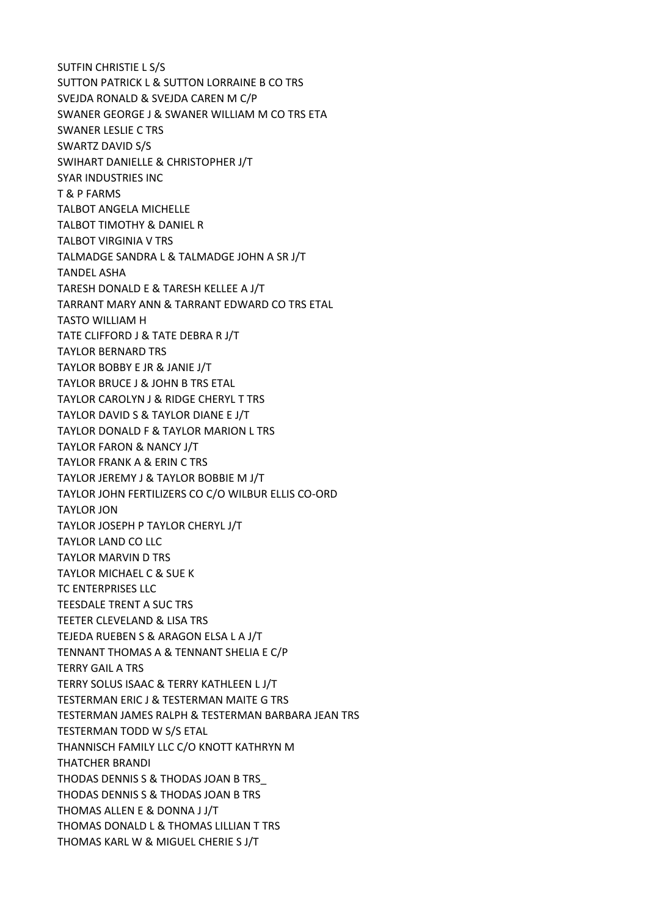SUTFIN CHRISTIE L S/S
SUTTON PATRICK L & SUTTON LORRAINE B CO TRS
SVEJDA RONALD & SVEJDA CAREN M C/P
SWANER GEORGE J & SWANER WILLIAM M CO TRS ETA
SWANER LESLIE C TRS
SWARTZ DAVID S/S
SWIHART DANIELLE & CHRISTOPHER J/T
SYAR INDUSTRIES INC
T & P FARMS
TALBOT ANGELA MICHELLE
TALBOT TIMOTHY & DANIEL R
TALBOT VIRGINIA V TRS
TALMADGE SANDRA L & TALMADGE JOHN A SR J/T
TANDEL ASHA
TARESH DONALD E & TARESH KELLEE A J/T
TARRANT MARY ANN & TARRANT EDWARD CO TRS ETAL
TASTO WILLIAM H
TATE CLIFFORD J & TATE DEBRA R J/T
TAYLOR BERNARD TRS
TAYLOR BOBBY E JR & JANIE J/T
TAYLOR BRUCE J & JOHN B TRS ETAL
TAYLOR CAROLYN J & RIDGE CHERYL T TRS
TAYLOR DAVID S & TAYLOR DIANE E J/T
TAYLOR DONALD F & TAYLOR MARION L TRS
TAYLOR FARON & NANCY J/T
TAYLOR FRANK A & ERIN C TRS
TAYLOR JEREMY J & TAYLOR BOBBIE M J/T
TAYLOR JOHN FERTILIZERS CO C/O WILBUR ELLIS CO-ORD
TAYLOR JON
TAYLOR JOSEPH P TAYLOR CHERYL J/T
TAYLOR LAND CO LLC
TAYLOR MARVIN D TRS
TAYLOR MICHAEL C & SUE K
TC ENTERPRISES LLC
TEESDALE TRENT A SUC TRS
TEETER CLEVELAND & LISA TRS
TEJEDA RUEBEN S & ARAGON ELSA L A J/T
TENNANT THOMAS A & TENNANT SHELIA E C/P
TERRY GAIL A TRS
TERRY SOLUS ISAAC & TERRY KATHLEEN L J/T
TESTERMAN ERIC J & TESTERMAN MAITE G TRS
TESTERMAN JAMES RALPH & TESTERMAN BARBARA JEAN TRS
TESTERMAN TODD W S/S ETAL
THANNISCH FAMILY LLC C/O KNOTT KATHRYN M
THATCHER BRANDI
THODAS DENNIS S & THODAS JOAN B TRS_
THODAS DENNIS S & THODAS JOAN B TRS
THOMAS ALLEN E & DONNA J J/T
THOMAS DONALD L & THOMAS LILLIAN T TRS
THOMAS KARL W & MIGUEL CHERIE S J/T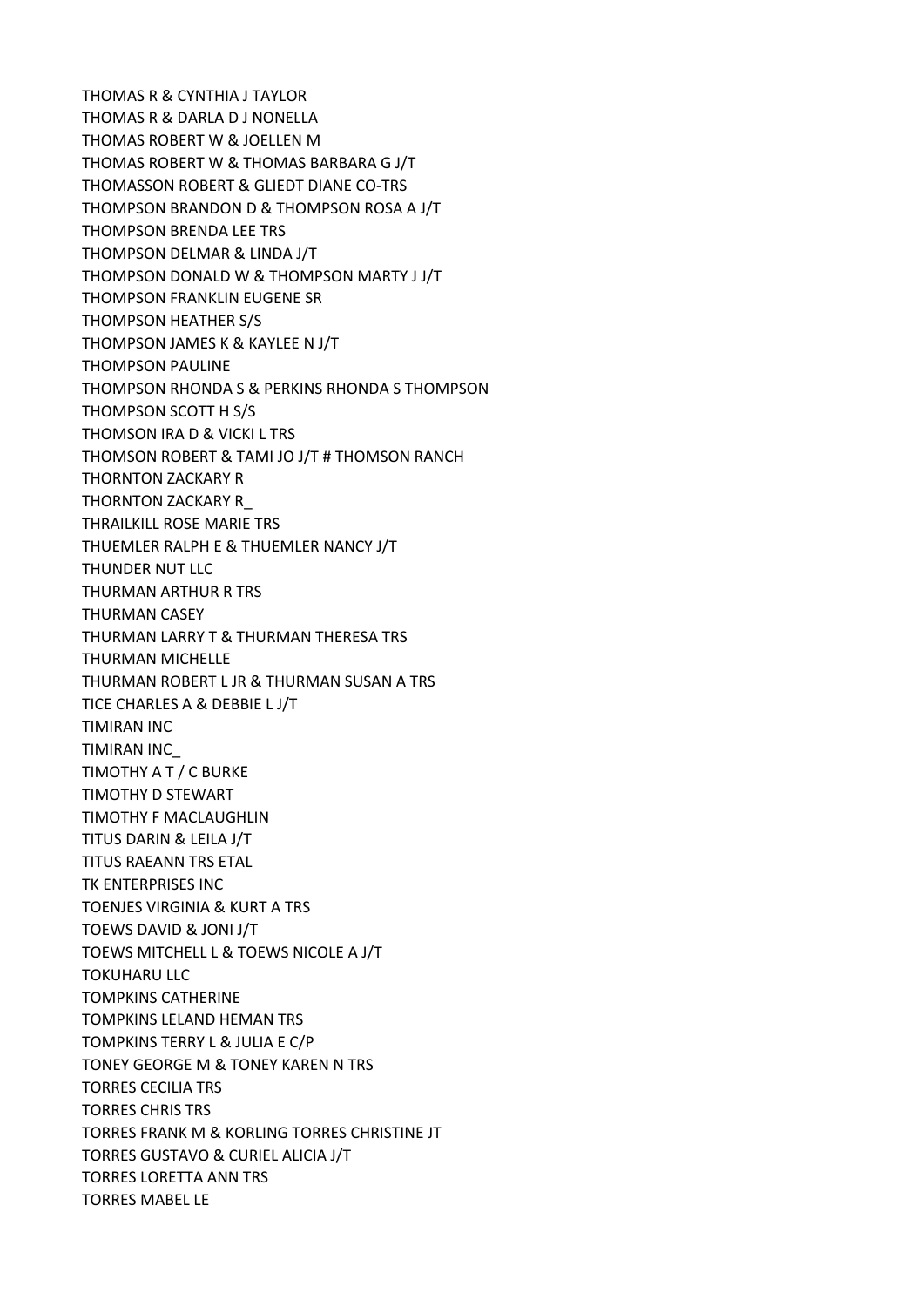THOMAS R & CYNTHIA J TAYLOR
THOMAS R & DARLA D J NONELLA
THOMAS ROBERT W & JOELLEN M
THOMAS ROBERT W & THOMAS BARBARA G J/T
THOMASSON ROBERT & GLIEDT DIANE CO-TRS
THOMPSON BRANDON D & THOMPSON ROSA A J/T
THOMPSON BRENDA LEE TRS
THOMPSON DELMAR & LINDA J/T
THOMPSON DONALD W & THOMPSON MARTY J J/T
THOMPSON FRANKLIN EUGENE SR
THOMPSON HEATHER S/S
THOMPSON JAMES K & KAYLEE N J/T
THOMPSON PAULINE
THOMPSON RHONDA S & PERKINS RHONDA S THOMPSON
THOMPSON SCOTT H S/S
THOMSON IRA D & VICKI L TRS
THOMSON ROBERT & TAMI JO J/T # THOMSON RANCH
THORNTON ZACKARY R
THORNTON ZACKARY R_
THRAILKILL ROSE MARIE TRS
THUEMLER RALPH E & THUEMLER NANCY J/T
THUNDER NUT LLC
THURMAN ARTHUR R TRS
THURMAN CASEY
THURMAN LARRY T & THURMAN THERESA TRS
THURMAN MICHELLE
THURMAN ROBERT L JR & THURMAN SUSAN A TRS
TICE CHARLES A & DEBBIE L J/T
TIMIRAN INC
TIMIRAN INC_
TIMOTHY A T / C BURKE
TIMOTHY D STEWART
TIMOTHY F MACLAUGHLIN
TITUS DARIN & LEILA J/T
TITUS RAEANN TRS ETAL
TK ENTERPRISES INC
TOENJES VIRGINIA & KURT A TRS
TOEWS DAVID & JONI J/T
TOEWS MITCHELL L & TOEWS NICOLE A J/T
TOKUHARU LLC
TOMPKINS CATHERINE
TOMPKINS LELAND HEMAN TRS
TOMPKINS TERRY L & JULIA E C/P
TONEY GEORGE M & TONEY KAREN N TRS
TORRES CECILIA TRS
TORRES CHRIS TRS
TORRES FRANK M & KORLING TORRES CHRISTINE JT
TORRES GUSTAVO & CURIEL ALICIA J/T
TORRES LORETTA ANN TRS
TORRES MABEL LE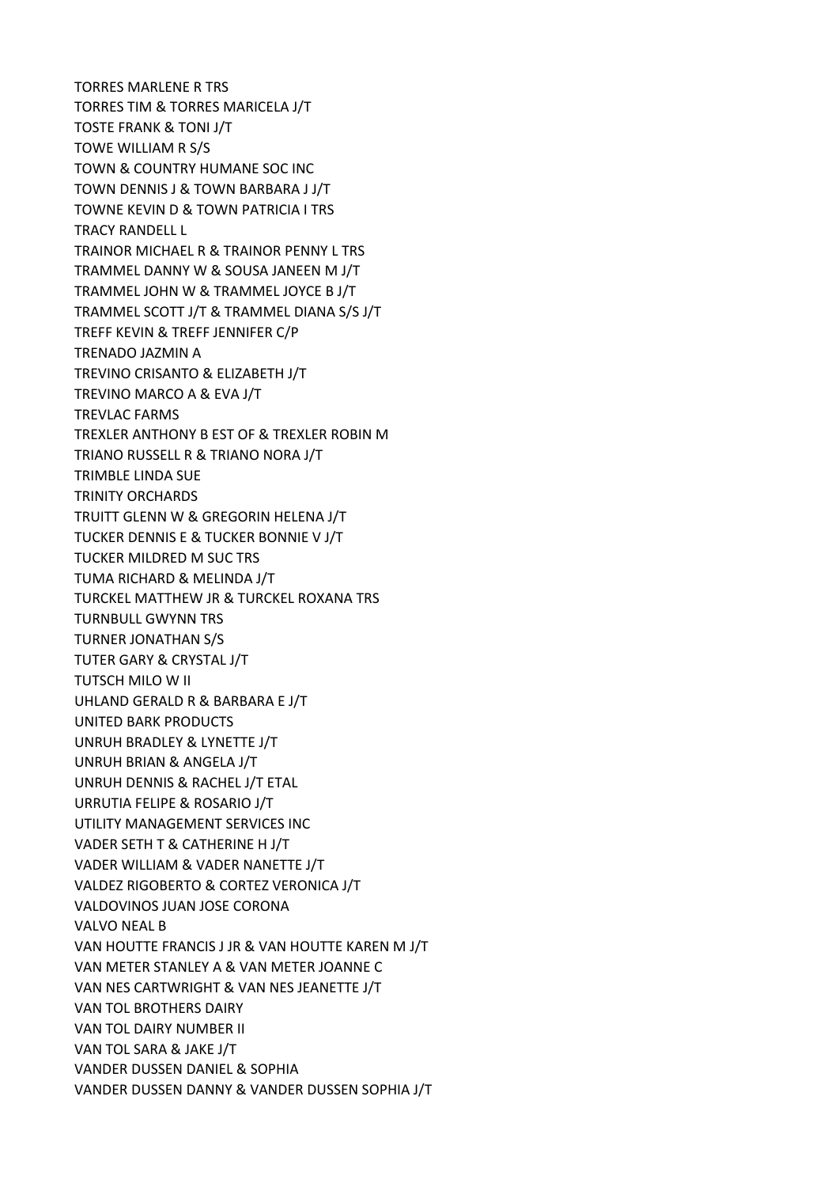TORRES MARLENE R TRS
TORRES TIM & TORRES MARICELA J/T
TOSTE FRANK & TONI J/T
TOWE WILLIAM R S/S
TOWN & COUNTRY HUMANE SOC INC
TOWN DENNIS J & TOWN BARBARA J J/T
TOWNE KEVIN D & TOWN PATRICIA I TRS
TRACY RANDELL L
TRAINOR MICHAEL R & TRAINOR PENNY L TRS
TRAMMEL DANNY W & SOUSA JANEEN M J/T
TRAMMEL JOHN W & TRAMMEL JOYCE B J/T
TRAMMEL SCOTT J/T & TRAMMEL DIANA S/S J/T
TREFF KEVIN & TREFF JENNIFER C/P
TRENADO JAZMIN A
TREVINO CRISANTO & ELIZABETH J/T
TREVINO MARCO A & EVA J/T
TREVLAC FARMS
TREXLER ANTHONY B EST OF & TREXLER ROBIN M
TRIANO RUSSELL R & TRIANO NORA J/T
TRIMBLE LINDA SUE
TRINITY ORCHARDS
TRUITT GLENN W & GREGORIN HELENA J/T
TUCKER DENNIS E & TUCKER BONNIE V J/T
TUCKER MILDRED M SUC TRS
TUMA RICHARD & MELINDA J/T
TURCKEL MATTHEW JR & TURCKEL ROXANA TRS
TURNBULL GWYNN TRS
TURNER JONATHAN S/S
TUTER GARY & CRYSTAL J/T
TUTSCH MILO W II
UHLAND GERALD R & BARBARA E J/T
UNITED BARK PRODUCTS
UNRUH BRADLEY & LYNETTE J/T
UNRUH BRIAN & ANGELA J/T
UNRUH DENNIS & RACHEL J/T ETAL
URRUTIA FELIPE & ROSARIO J/T
UTILITY MANAGEMENT SERVICES INC
VADER SETH T & CATHERINE H J/T
VADER WILLIAM & VADER NANETTE J/T
VALDEZ RIGOBERTO & CORTEZ VERONICA J/T
VALDOVINOS JUAN JOSE CORONA
VALVO NEAL B
VAN HOUTTE FRANCIS J JR & VAN HOUTTE KAREN M J/T
VAN METER STANLEY A & VAN METER JOANNE C
VAN NES CARTWRIGHT & VAN NES JEANETTE J/T
VAN TOL BROTHERS DAIRY
VAN TOL DAIRY NUMBER II
VAN TOL SARA & JAKE J/T
VANDER DUSSEN DANIEL & SOPHIA
VANDER DUSSEN DANNY & VANDER DUSSEN SOPHIA J/T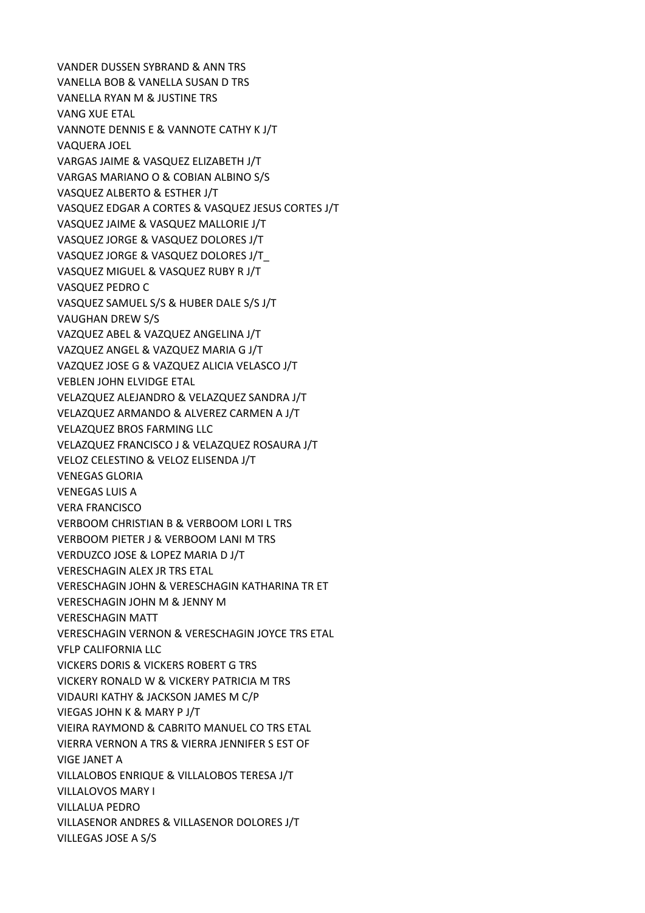VANDER DUSSEN SYBRAND & ANN TRS
VANELLA BOB & VANELLA SUSAN D TRS
VANELLA RYAN M & JUSTINE TRS
VANG XUE ETAL
VANNOTE DENNIS E & VANNOTE CATHY K J/T
VAQUERA JOEL
VARGAS JAIME & VASQUEZ ELIZABETH J/T
VARGAS MARIANO O & COBIAN ALBINO S/S
VASQUEZ ALBERTO & ESTHER J/T
VASQUEZ EDGAR A CORTES & VASQUEZ JESUS CORTES J/T
VASQUEZ JAIME & VASQUEZ MALLORIE J/T
VASQUEZ JORGE & VASQUEZ DOLORES J/T
VASQUEZ JORGE & VASQUEZ DOLORES J/T_
VASQUEZ MIGUEL & VASQUEZ RUBY R J/T
VASQUEZ PEDRO C
VASQUEZ SAMUEL S/S & HUBER DALE S/S J/T
VAUGHAN DREW S/S
VAZQUEZ ABEL & VAZQUEZ ANGELINA J/T
VAZQUEZ ANGEL & VAZQUEZ MARIA G J/T
VAZQUEZ JOSE G & VAZQUEZ ALICIA VELASCO J/T
VEBLEN JOHN ELVIDGE ETAL
VELAZQUEZ ALEJANDRO & VELAZQUEZ SANDRA J/T
VELAZQUEZ ARMANDO & ALVEREZ CARMEN A J/T
VELAZQUEZ BROS FARMING LLC
VELAZQUEZ FRANCISCO J & VELAZQUEZ ROSAURA J/T
VELOZ CELESTINO & VELOZ ELISENDA J/T
VENEGAS GLORIA
VENEGAS LUIS A
VERA FRANCISCO
VERBOOM CHRISTIAN B & VERBOOM LORI L TRS
VERBOOM PIETER J & VERBOOM LANI M TRS
VERDUZCO JOSE & LOPEZ MARIA D J/T
VERESCHAGIN ALEX JR TRS ETAL
VERESCHAGIN JOHN & VERESCHAGIN KATHARINA TR ET
VERESCHAGIN JOHN M & JENNY M
VERESCHAGIN MATT
VERESCHAGIN VERNON & VERESCHAGIN JOYCE TRS ETAL
VFLP CALIFORNIA LLC
VICKERS DORIS & VICKERS ROBERT G TRS
VICKERY RONALD W & VICKERY PATRICIA M TRS
VIDAURI KATHY & JACKSON JAMES M C/P
VIEGAS JOHN K & MARY P J/T
VIEIRA RAYMOND & CABRITO MANUEL CO TRS ETAL
VIERRA VERNON A TRS & VIERRA JENNIFER S EST OF
VIGE JANET A
VILLALOBOS ENRIQUE & VILLALOBOS TERESA J/T
VILLALOVOS MARY I
VILLALUA PEDRO
VILLASENOR ANDRES & VILLASENOR DOLORES J/T
VILLEGAS JOSE A S/S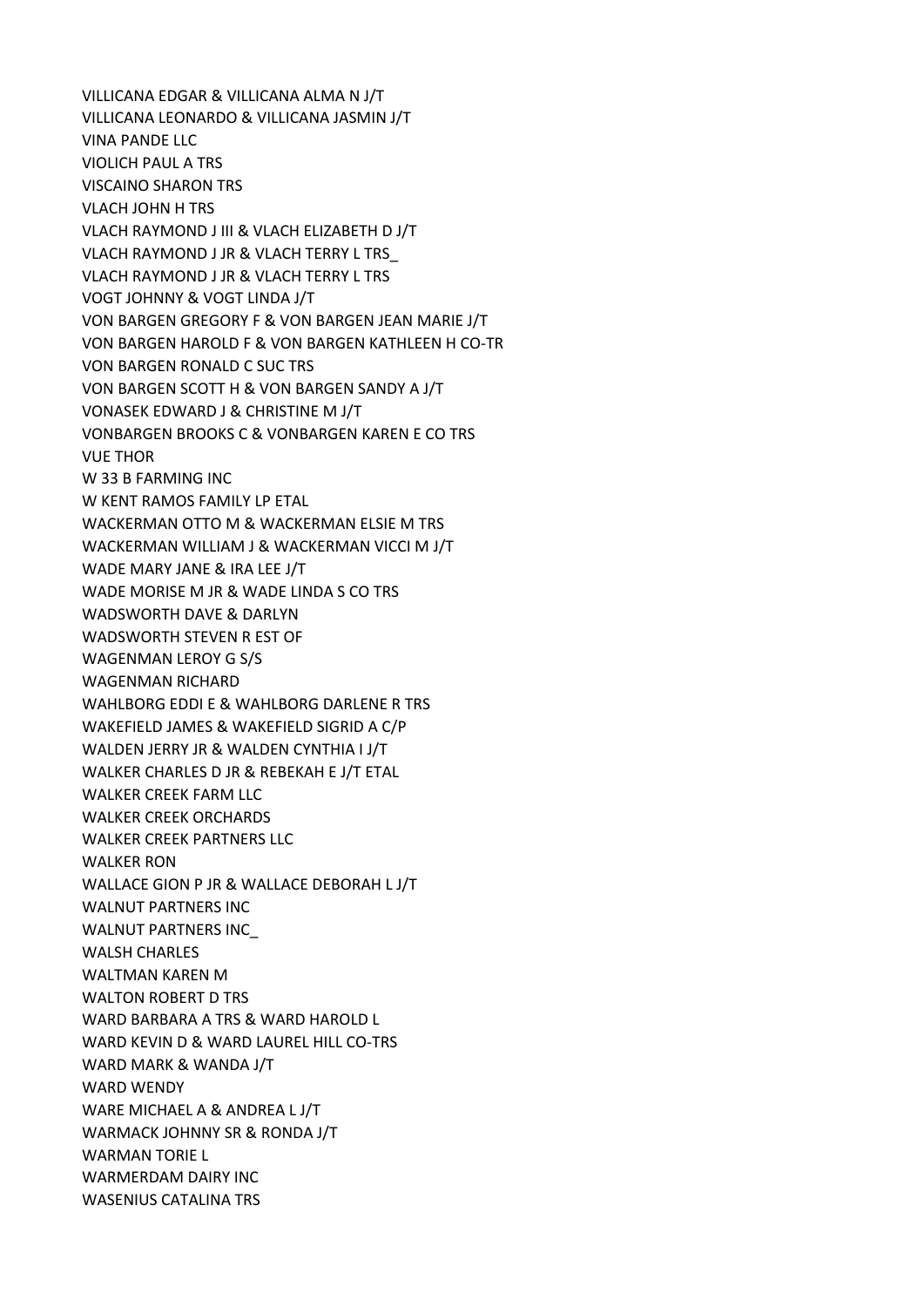VILLICANA EDGAR & VILLICANA ALMA N J/T
VILLICANA LEONARDO & VILLICANA JASMIN J/T
VINA PANDE LLC
VIOLICH PAUL A TRS
VISCAINO SHARON TRS
VLACH JOHN H TRS
VLACH RAYMOND J III & VLACH ELIZABETH D J/T
VLACH RAYMOND J JR & VLACH TERRY L TRS_
VLACH RAYMOND J JR & VLACH TERRY L TRS
VOGT JOHNNY & VOGT LINDA J/T
VON BARGEN GREGORY F & VON BARGEN JEAN MARIE J/T
VON BARGEN HAROLD F & VON BARGEN KATHLEEN H CO-TR
VON BARGEN RONALD C SUC TRS
VON BARGEN SCOTT H & VON BARGEN SANDY A J/T
VONASEK EDWARD J & CHRISTINE M J/T
VONBARGEN BROOKS C & VONBARGEN KAREN E CO TRS
VUE THOR
W 33 B FARMING INC
W KENT RAMOS FAMILY LP ETAL
WACKERMAN OTTO M & WACKERMAN ELSIE M TRS
WACKERMAN WILLIAM J & WACKERMAN VICCI M J/T
WADE MARY JANE & IRA LEE J/T
WADE MORISE M JR & WADE LINDA S CO TRS
WADSWORTH DAVE & DARLYN
WADSWORTH STEVEN R EST OF
WAGENMAN LEROY G S/S
WAGENMAN RICHARD
WAHLBORG EDDI E & WAHLBORG DARLENE R TRS
WAKEFIELD JAMES & WAKEFIELD SIGRID A C/P
WALDEN JERRY JR & WALDEN CYNTHIA I J/T
WALKER CHARLES D JR & REBEKAH E J/T ETAL
WALKER CREEK FARM LLC
WALKER CREEK ORCHARDS
WALKER CREEK PARTNERS LLC
WALKER RON
WALLACE GION P JR & WALLACE DEBORAH L J/T
WALNUT PARTNERS INC
WALNUT PARTNERS INC_
WALSH CHARLES
WALTMAN KAREN M
WALTON ROBERT D TRS
WARD BARBARA A TRS & WARD HAROLD L
WARD KEVIN D & WARD LAUREL HILL CO-TRS
WARD MARK & WANDA J/T
WARD WENDY
WARE MICHAEL A & ANDREA L J/T
WARMACK JOHNNY SR & RONDA J/T
WARMAN TORIE L
WARMERDAM DAIRY INC
WASENIUS CATALINA TRS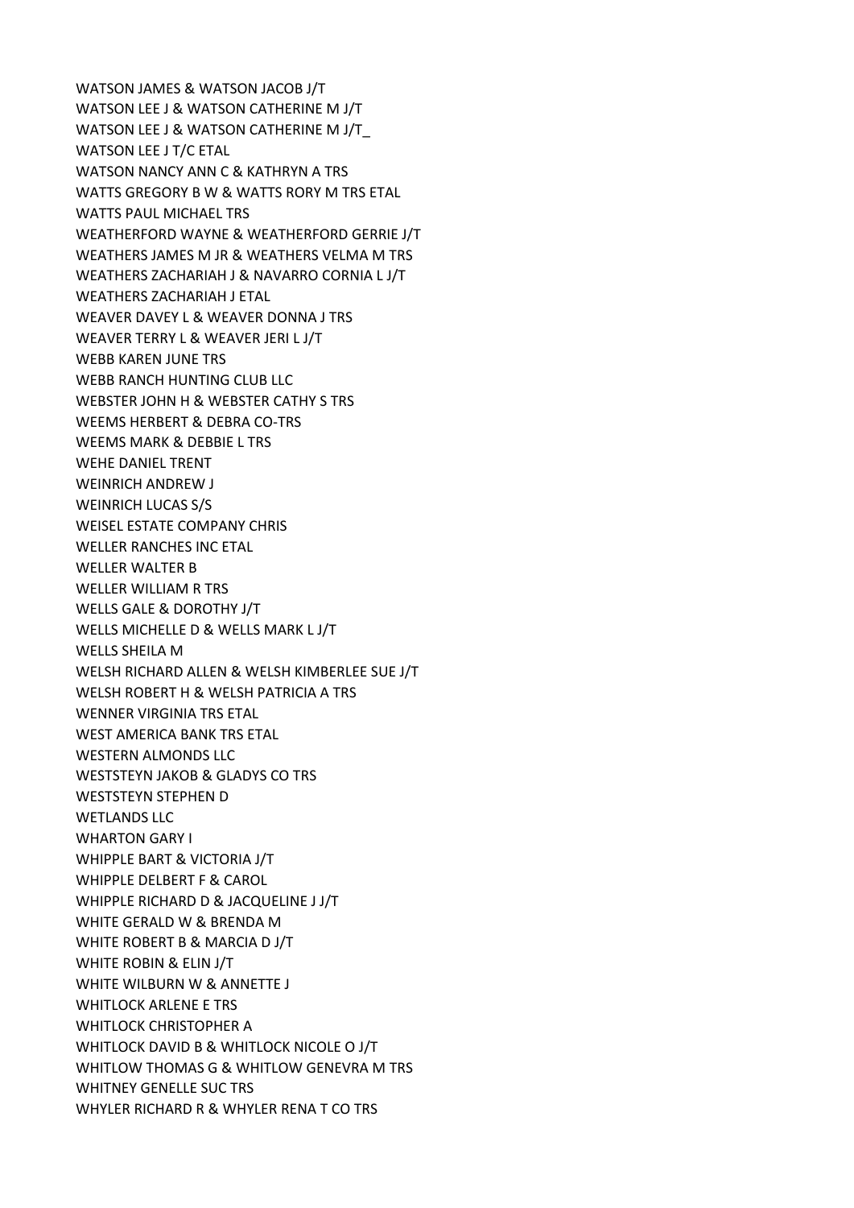WATSON JAMES & WATSON JACOB J/T
WATSON LEE J & WATSON CATHERINE M J/T
WATSON LEE J & WATSON CATHERINE M J/T_
WATSON LEE J T/C ETAL
WATSON NANCY ANN C & KATHRYN A TRS
WATTS GREGORY B W & WATTS RORY M TRS ETAL
WATTS PAUL MICHAEL TRS
WEATHERFORD WAYNE & WEATHERFORD GERRIE J/T
WEATHERS JAMES M JR & WEATHERS VELMA M TRS
WEATHERS ZACHARIAH J & NAVARRO CORNIA L J/T
WEATHERS ZACHARIAH J ETAL
WEAVER DAVEY L & WEAVER DONNA J TRS
WEAVER TERRY L & WEAVER JERI L J/T
WEBB KAREN JUNE TRS
WEBB RANCH HUNTING CLUB LLC
WEBSTER JOHN H & WEBSTER CATHY S TRS
WEEMS HERBERT & DEBRA CO-TRS
WEEMS MARK & DEBBIE L TRS
WEHE DANIEL TRENT
WEINRICH ANDREW J
WEINRICH LUCAS S/S
WEISEL ESTATE COMPANY CHRIS
WELLER RANCHES INC ETAL
WELLER WALTER B
WELLER WILLIAM R TRS
WELLS GALE & DOROTHY J/T
WELLS MICHELLE D & WELLS MARK L J/T
WELLS SHEILA M
WELSH RICHARD ALLEN & WELSH KIMBERLEE SUE J/T
WELSH ROBERT H & WELSH PATRICIA A TRS
WENNER VIRGINIA TRS ETAL
WEST AMERICA BANK TRS ETAL
WESTERN ALMONDS LLC
WESTSTEYN JAKOB & GLADYS CO TRS
WESTSTEYN STEPHEN D
WETLANDS LLC
WHARTON GARY I
WHIPPLE BART & VICTORIA J/T
WHIPPLE DELBERT F & CAROL
WHIPPLE RICHARD D & JACQUELINE J J/T
WHITE GERALD W & BRENDA M
WHITE ROBERT B & MARCIA D J/T
WHITE ROBIN & ELIN J/T
WHITE WILBURN W & ANNETTE J
WHITLOCK ARLENE E TRS
WHITLOCK CHRISTOPHER A
WHITLOCK DAVID B & WHITLOCK NICOLE O J/T
WHITLOW THOMAS G & WHITLOW GENEVRA M TRS
WHITNEY GENELLE SUC TRS
WHYLER RICHARD R & WHYLER RENA T CO TRS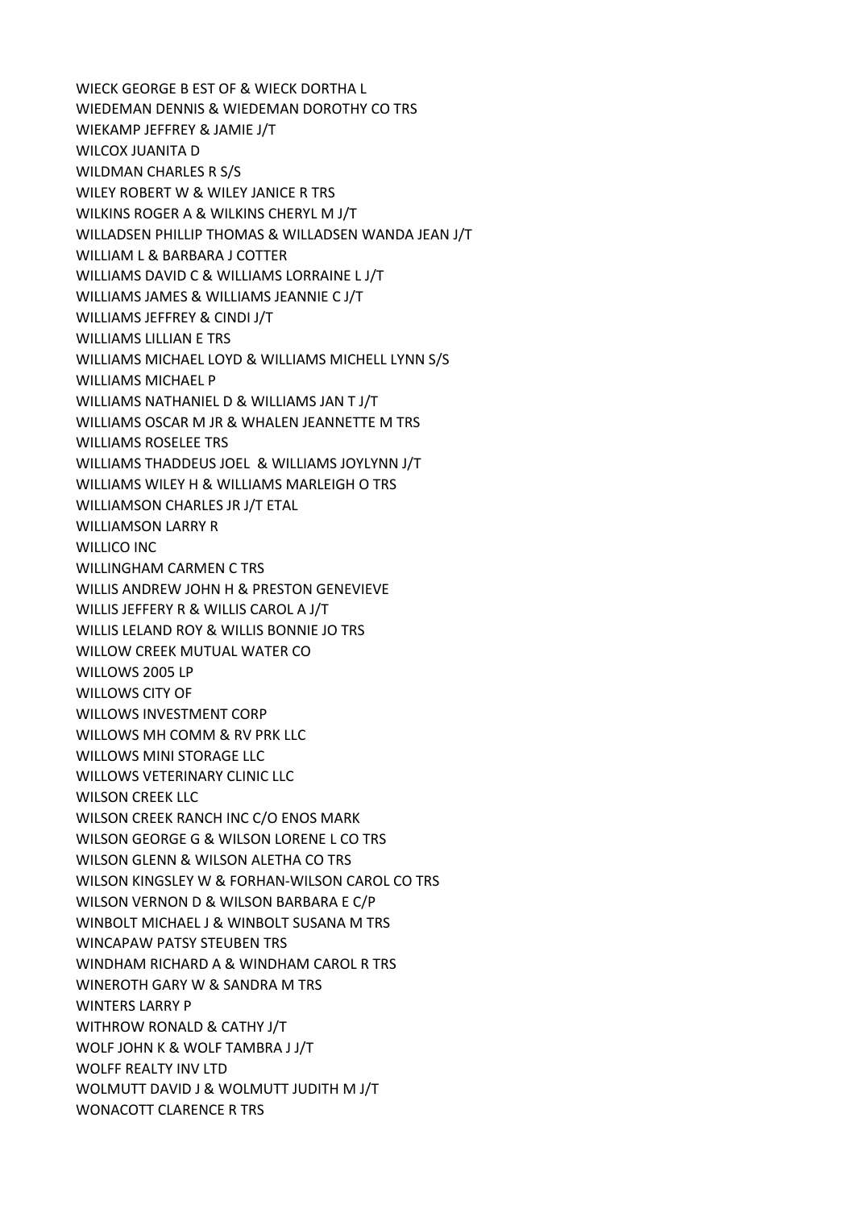WIECK GEORGE B EST OF & WIECK DORTHA L
WIEDEMAN DENNIS & WIEDEMAN DOROTHY CO TRS
WIEKAMP JEFFREY & JAMIE J/T
WILCOX JUANITA D
WILDMAN CHARLES R S/S
WILEY ROBERT W & WILEY JANICE R TRS
WILKINS ROGER A & WILKINS CHERYL M J/T
WILLADSEN PHILLIP THOMAS & WILLADSEN WANDA JEAN J/T
WILLIAM L & BARBARA J COTTER
WILLIAMS DAVID C & WILLIAMS LORRAINE L J/T
WILLIAMS JAMES & WILLIAMS JEANNIE C J/T
WILLIAMS JEFFREY & CINDI J/T
WILLIAMS LILLIAN E TRS
WILLIAMS MICHAEL LOYD & WILLIAMS MICHELL LYNN S/S
WILLIAMS MICHAEL P
WILLIAMS NATHANIEL D & WILLIAMS JAN T J/T
WILLIAMS OSCAR M JR & WHALEN JEANNETTE M TRS
WILLIAMS ROSELEE TRS
WILLIAMS THADDEUS JOEL & WILLIAMS JOYLYNN J/T
WILLIAMS WILEY H & WILLIAMS MARLEIGH O TRS
WILLIAMSON CHARLES JR J/T ETAL
WILLIAMSON LARRY R
WILLICO INC
WILLINGHAM CARMEN C TRS
WILLIS ANDREW JOHN H & PRESTON GENEVIEVE
WILLIS JEFFERY R & WILLIS CAROL A J/T
WILLIS LELAND ROY & WILLIS BONNIE JO TRS
WILLOW CREEK MUTUAL WATER CO
WILLOWS 2005 LP
WILLOWS CITY OF
WILLOWS INVESTMENT CORP
WILLOWS MH COMM & RV PRK LLC
WILLOWS MINI STORAGE LLC
WILLOWS VETERINARY CLINIC LLC
WILSON CREEK LLC
WILSON CREEK RANCH INC C/O ENOS MARK
WILSON GEORGE G & WILSON LORENE L CO TRS
WILSON GLENN & WILSON ALETHA CO TRS
WILSON KINGSLEY W & FORHAN-WILSON CAROL CO TRS
WILSON VERNON D & WILSON BARBARA E C/P
WINBOLT MICHAEL J & WINBOLT SUSANA M TRS
WINCAPAW PATSY STEUBEN TRS
WINDHAM RICHARD A & WINDHAM CAROL R TRS
WINEROTH GARY W & SANDRA M TRS
WINTERS LARRY P
WITHROW RONALD & CATHY J/T
WOLF JOHN K & WOLF TAMBRA J J/T
WOLFF REALTY INV LTD
WOLMUTT DAVID J & WOLMUTT JUDITH M J/T
WONACOTT CLARENCE R TRS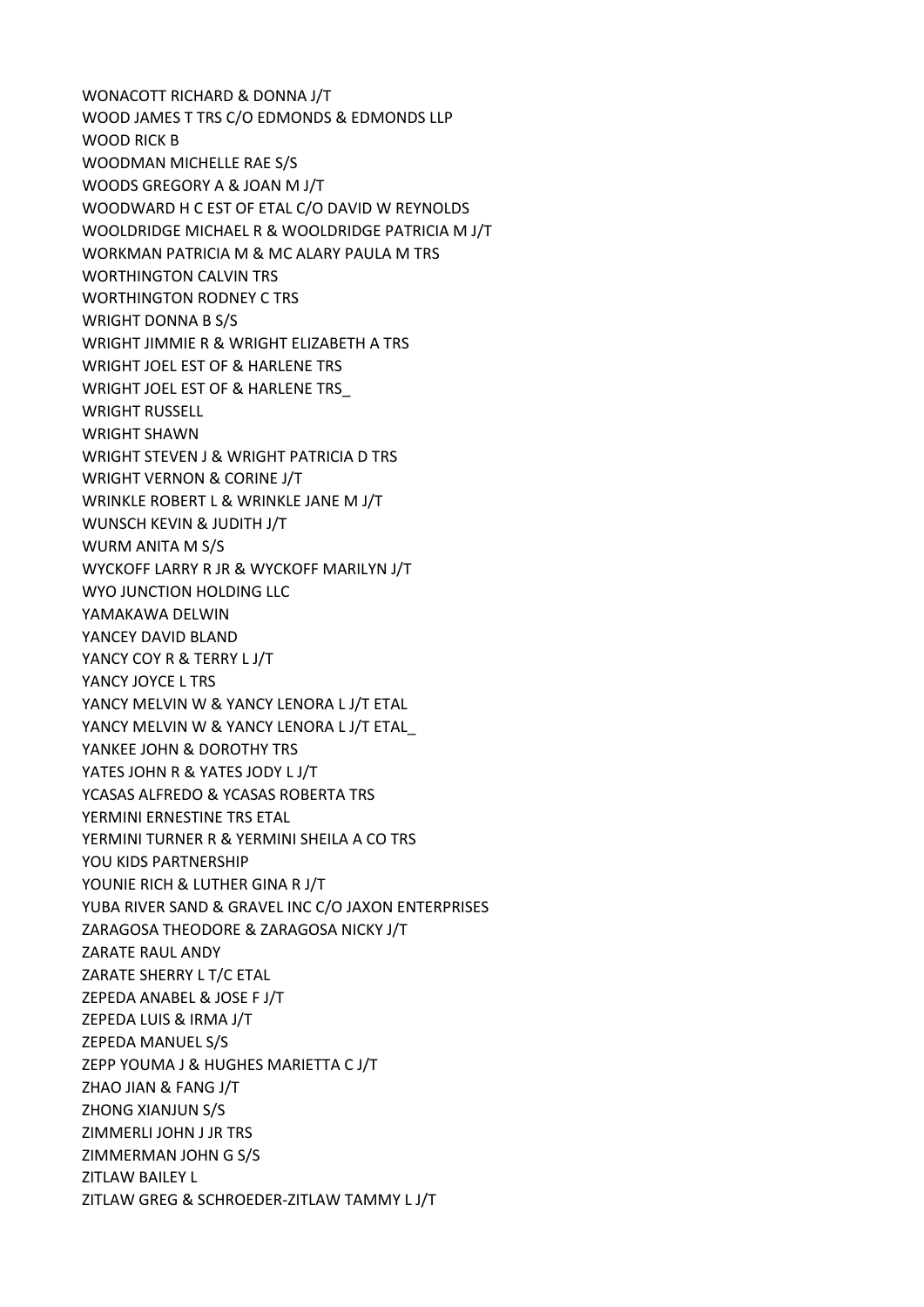WONACOTT RICHARD & DONNA J/T
WOOD JAMES T TRS C/O EDMONDS & EDMONDS LLP
WOOD RICK B
WOODMAN MICHELLE RAE S/S
WOODS GREGORY A & JOAN M J/T
WOODWARD H C EST OF ETAL C/O DAVID W REYNOLDS
WOOLDRIDGE MICHAEL R & WOOLDRIDGE PATRICIA M J/T
WORKMAN PATRICIA M & MC ALARY PAULA M TRS
WORTHINGTON CALVIN TRS
WORTHINGTON RODNEY C TRS
WRIGHT DONNA B S/S
WRIGHT JIMMIE R & WRIGHT ELIZABETH A TRS
WRIGHT JOEL EST OF & HARLENE TRS
WRIGHT JOEL EST OF & HARLENE TRS_
WRIGHT RUSSELL
WRIGHT SHAWN
WRIGHT STEVEN J & WRIGHT PATRICIA D TRS
WRIGHT VERNON & CORINE J/T
WRINKLE ROBERT L & WRINKLE JANE M J/T
WUNSCH KEVIN & JUDITH J/T
WURM ANITA M S/S
WYCKOFF LARRY R JR & WYCKOFF MARILYN J/T
WYO JUNCTION HOLDING LLC
YAMAKAWA DELWIN
YANCEY DAVID BLAND
YANCY COY R & TERRY L J/T
YANCY JOYCE L TRS
YANCY MELVIN W & YANCY LENORA L J/T ETAL
YANCY MELVIN W & YANCY LENORA L J/T ETAL_
YANKEE JOHN & DOROTHY TRS
YATES JOHN R & YATES JODY L J/T
YCASAS ALFREDO & YCASAS ROBERTA TRS
YERMINI ERNESTINE TRS ETAL
YERMINI TURNER R & YERMINI SHEILA A CO TRS
YOU KIDS PARTNERSHIP
YOUNIE RICH & LUTHER GINA R J/T
YUBA RIVER SAND & GRAVEL INC C/O JAXON ENTERPRISES
ZARAGOSA THEODORE & ZARAGOSA NICKY J/T
ZARATE RAUL ANDY
ZARATE SHERRY L T/C ETAL
ZEPEDA ANABEL & JOSE F J/T
ZEPEDA LUIS & IRMA J/T
ZEPEDA MANUEL S/S
ZEPP YOUMA J & HUGHES MARIETTA C J/T
ZHAO JIAN & FANG J/T
ZHONG XIANJUN S/S
ZIMMERLI JOHN J JR TRS
ZIMMERMAN JOHN G S/S
ZITLAW BAILEY L
ZITLAW GREG & SCHROEDER-ZITLAW TAMMY L J/T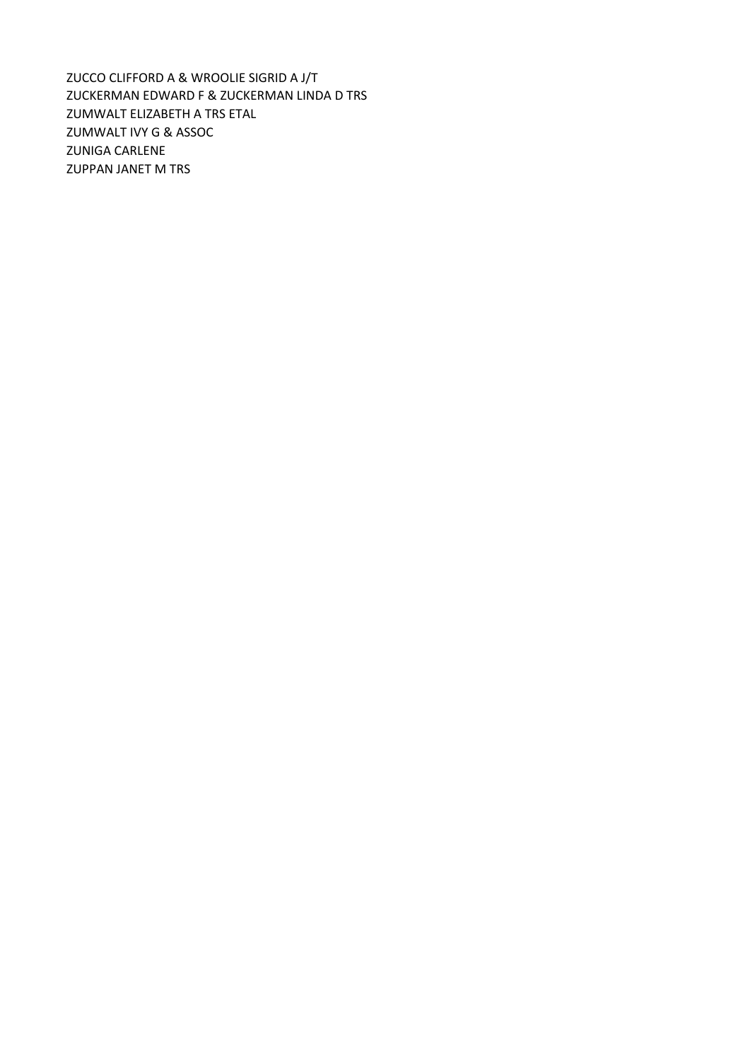ZUCCO CLIFFORD A & WROOLIE SIGRID A J/T
ZUCKERMAN EDWARD F & ZUCKERMAN LINDA D TRS
ZUMWALT ELIZABETH A TRS ETAL
ZUMWALT IVY G & ASSOC
ZUNIGA CARLENE
ZUPPAN JANET M TRS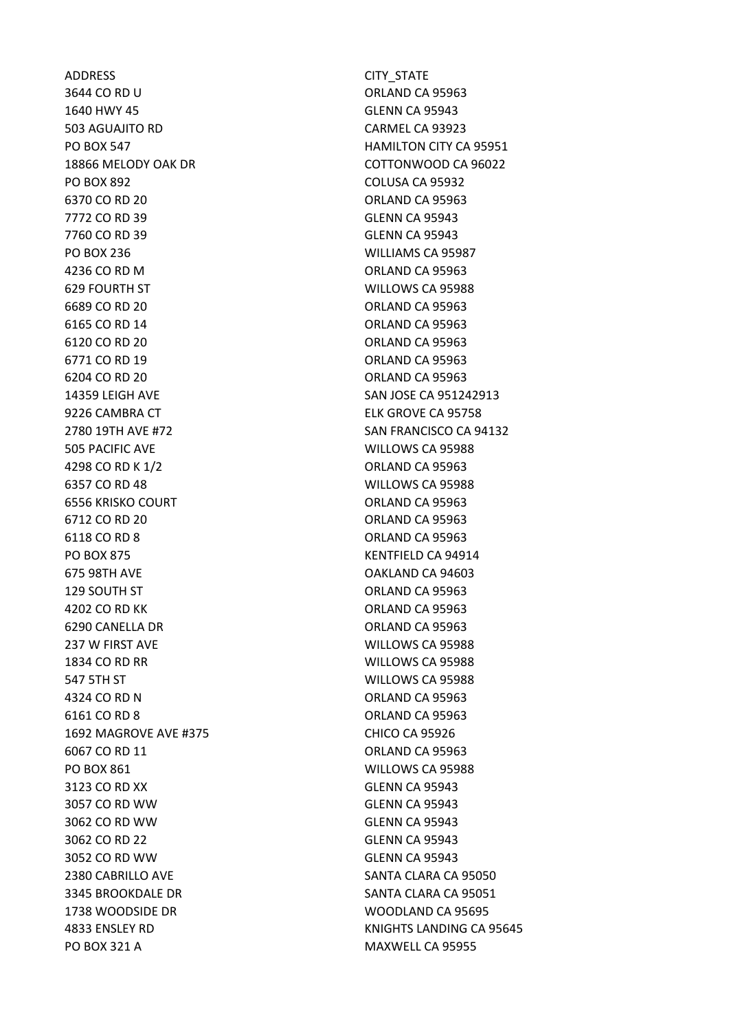| ADDRESS | CITY_STATE |
| --- | --- |
| 3644 CO RD U | ORLAND CA 95963 |
| 1640 HWY 45 | GLENN CA 95943 |
| 503 AGUAJITO RD | CARMEL CA 93923 |
| PO BOX 547 | HAMILTON CITY CA 95951 |
| 18866 MELODY OAK DR | COTTONWOOD CA 96022 |
| PO BOX 892 | COLUSA CA 95932 |
| 6370 CO RD 20 | ORLAND CA 95963 |
| 7772 CO RD 39 | GLENN CA 95943 |
| 7760 CO RD 39 | GLENN CA 95943 |
| PO BOX 236 | WILLIAMS CA 95987 |
| 4236 CO RD M | ORLAND CA 95963 |
| 629 FOURTH ST | WILLOWS CA 95988 |
| 6689 CO RD 20 | ORLAND CA 95963 |
| 6165 CO RD 14 | ORLAND CA 95963 |
| 6120 CO RD 20 | ORLAND CA 95963 |
| 6771 CO RD 19 | ORLAND CA 95963 |
| 6204 CO RD 20 | ORLAND CA 95963 |
| 14359 LEIGH AVE | SAN JOSE CA 951242913 |
| 9226 CAMBRA CT | ELK GROVE CA 95758 |
| 2780 19TH AVE #72 | SAN FRANCISCO CA 94132 |
| 505 PACIFIC AVE | WILLOWS CA 95988 |
| 4298 CO RD K 1/2 | ORLAND CA 95963 |
| 6357 CO RD 48 | WILLOWS CA 95988 |
| 6556 KRISKO COURT | ORLAND CA 95963 |
| 6712 CO RD 20 | ORLAND CA 95963 |
| 6118 CO RD 8 | ORLAND CA 95963 |
| PO BOX 875 | KENTFIELD CA 94914 |
| 675 98TH AVE | OAKLAND CA 94603 |
| 129 SOUTH ST | ORLAND CA 95963 |
| 4202 CO RD KK | ORLAND CA 95963 |
| 6290 CANELLA DR | ORLAND CA 95963 |
| 237 W FIRST AVE | WILLOWS CA 95988 |
| 1834 CO RD RR | WILLOWS CA 95988 |
| 547 5TH ST | WILLOWS CA 95988 |
| 4324 CO RD N | ORLAND CA 95963 |
| 6161 CO RD 8 | ORLAND CA 95963 |
| 1692 MAGROVE AVE #375 | CHICO CA 95926 |
| 6067 CO RD 11 | ORLAND CA 95963 |
| PO BOX 861 | WILLOWS CA 95988 |
| 3123 CO RD XX | GLENN CA 95943 |
| 3057 CO RD WW | GLENN CA 95943 |
| 3062 CO RD WW | GLENN CA 95943 |
| 3062 CO RD 22 | GLENN CA 95943 |
| 3052 CO RD WW | GLENN CA 95943 |
| 2380 CABRILLO AVE | SANTA CLARA CA 95050 |
| 3345 BROOKDALE DR | SANTA CLARA CA 95051 |
| 1738 WOODSIDE DR | WOODLAND CA 95695 |
| 4833 ENSLEY RD | KNIGHTS LANDING CA 95645 |
| PO BOX 321 A | MAXWELL CA 95955 |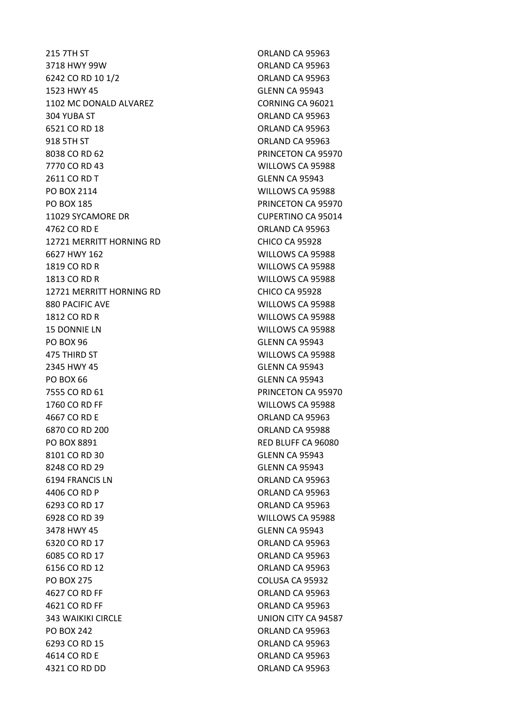| | |
|---|---|
| 215 7TH ST | ORLAND CA 95963 |
| 3718 HWY 99W | ORLAND CA 95963 |
| 6242 CO RD 10 1/2 | ORLAND CA 95963 |
| 1523 HWY 45 | GLENN CA 95943 |
| 1102 MC DONALD ALVAREZ | CORNING CA 96021 |
| 304 YUBA ST | ORLAND CA 95963 |
| 6521 CO RD 18 | ORLAND CA 95963 |
| 918 5TH ST | ORLAND CA 95963 |
| 8038 CO RD 62 | PRINCETON CA 95970 |
| 7770 CO RD 43 | WILLOWS CA 95988 |
| 2611 CO RD T | GLENN CA 95943 |
| PO BOX 2114 | WILLOWS CA 95988 |
| PO BOX 185 | PRINCETON CA 95970 |
| 11029 SYCAMORE DR | CUPERTINO CA 95014 |
| 4762 CO RD E | ORLAND CA 95963 |
| 12721 MERRITT HORNING RD | CHICO CA 95928 |
| 6627 HWY 162 | WILLOWS CA 95988 |
| 1819 CO RD R | WILLOWS CA 95988 |
| 1813 CO RD R | WILLOWS CA 95988 |
| 12721 MERRITT HORNING RD | CHICO CA 95928 |
| 880 PACIFIC AVE | WILLOWS CA 95988 |
| 1812 CO RD R | WILLOWS CA 95988 |
| 15 DONNIE LN | WILLOWS CA 95988 |
| PO BOX 96 | GLENN CA 95943 |
| 475 THIRD ST | WILLOWS CA 95988 |
| 2345 HWY 45 | GLENN CA 95943 |
| PO BOX 66 | GLENN CA 95943 |
| 7555 CO RD 61 | PRINCETON CA 95970 |
| 1760 CO RD FF | WILLOWS CA 95988 |
| 4667 CO RD E | ORLAND CA 95963 |
| 6870 CO RD 200 | ORLAND CA 95988 |
| PO BOX 8891 | RED BLUFF CA 96080 |
| 8101 CO RD 30 | GLENN CA 95943 |
| 8248 CO RD 29 | GLENN CA 95943 |
| 6194 FRANCIS LN | ORLAND CA 95963 |
| 4406 CO RD P | ORLAND CA 95963 |
| 6293 CO RD 17 | ORLAND CA 95963 |
| 6928 CO RD 39 | WILLOWS CA 95988 |
| 3478 HWY 45 | GLENN CA 95943 |
| 6320 CO RD 17 | ORLAND CA 95963 |
| 6085 CO RD 17 | ORLAND CA 95963 |
| 6156 CO RD 12 | ORLAND CA 95963 |
| PO BOX 275 | COLUSA CA 95932 |
| 4627 CO RD FF | ORLAND CA 95963 |
| 4621 CO RD FF | ORLAND CA 95963 |
| 343 WAIKIKI CIRCLE | UNION CITY CA 94587 |
| PO BOX 242 | ORLAND CA 95963 |
| 6293 CO RD 15 | ORLAND CA 95963 |
| 4614 CO RD E | ORLAND CA 95963 |
| 4321 CO RD DD | ORLAND CA 95963 |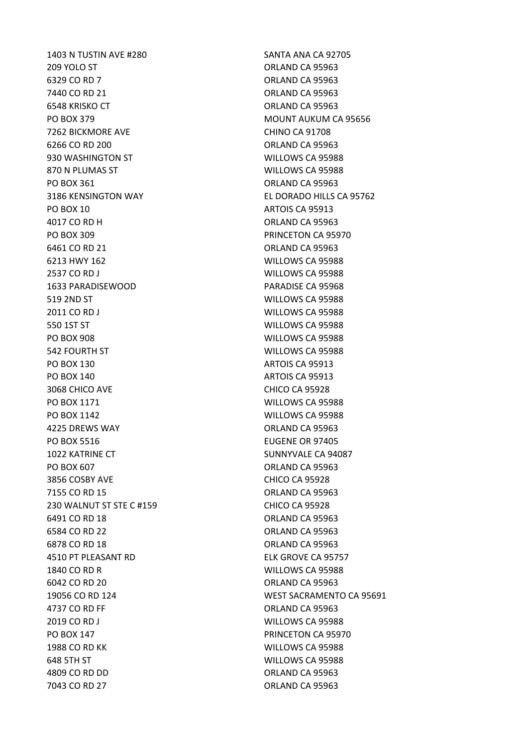| | |
|---|---|
| 1403 N TUSTIN AVE #280 | SANTA ANA CA 92705 |
| 209 YOLO ST | ORLAND CA 95963 |
| 6329 CO RD 7 | ORLAND CA 95963 |
| 7440 CO RD 21 | ORLAND CA 95963 |
| 6548 KRISKO CT | ORLAND CA 95963 |
| PO BOX 379 | MOUNT AUKUM CA 95656 |
| 7262 BICKMORE AVE | CHINO CA 91708 |
| 6266 CO RD 200 | ORLAND CA 95963 |
| 930 WASHINGTON ST | WILLOWS CA 95988 |
| 870 N PLUMAS ST | WILLOWS CA 95988 |
| PO BOX 361 | ORLAND CA 95963 |
| 3186 KENSINGTON WAY | EL DORADO HILLS CA 95762 |
| PO BOX 10 | ARTOIS CA 95913 |
| 4017 CO RD H | ORLAND CA 95963 |
| PO BOX 309 | PRINCETON CA 95970 |
| 6461 CO RD 21 | ORLAND CA 95963 |
| 6213 HWY 162 | WILLOWS CA 95988 |
| 2537 CO RD J | WILLOWS CA 95988 |
| 1633 PARADISEWOOD | PARADISE CA 95968 |
| 519 2ND ST | WILLOWS CA 95988 |
| 2011 CO RD J | WILLOWS CA 95988 |
| 550 1ST ST | WILLOWS CA 95988 |
| PO BOX 908 | WILLOWS CA 95988 |
| 542 FOURTH ST | WILLOWS CA 95988 |
| PO BOX 130 | ARTOIS CA 95913 |
| PO BOX 140 | ARTOIS CA 95913 |
| 3068 CHICO AVE | CHICO CA 95928 |
| PO BOX 1171 | WILLOWS CA 95988 |
| PO BOX 1142 | WILLOWS CA 95988 |
| 4225 DREWS WAY | ORLAND CA 95963 |
| PO BOX 5516 | EUGENE OR 97405 |
| 1022 KATRINE CT | SUNNYVALE CA 94087 |
| PO BOX 607 | ORLAND CA 95963 |
| 3856 COSBY AVE | CHICO CA 95928 |
| 7155 CO RD 15 | ORLAND CA 95963 |
| 230 WALNUT ST STE C #159 | CHICO CA 95928 |
| 6491 CO RD 18 | ORLAND CA 95963 |
| 6584 CO RD 22 | ORLAND CA 95963 |
| 6878 CO RD 18 | ORLAND CA 95963 |
| 4510 PT PLEASANT RD | ELK GROVE CA 95757 |
| 1840 CO RD R | WILLOWS CA 95988 |
| 6042 CO RD 20 | ORLAND CA 95963 |
| 19056 CO RD 124 | WEST SACRAMENTO CA 95691 |
| 4737 CO RD FF | ORLAND CA 95963 |
| 2019 CO RD J | WILLOWS CA 95988 |
| PO BOX 147 | PRINCETON CA 95970 |
| 1988 CO RD KK | WILLOWS CA 95988 |
| 648 5TH ST | WILLOWS CA 95988 |
| 4809 CO RD DD | ORLAND CA 95963 |
| 7043 CO RD 27 | ORLAND CA 95963 |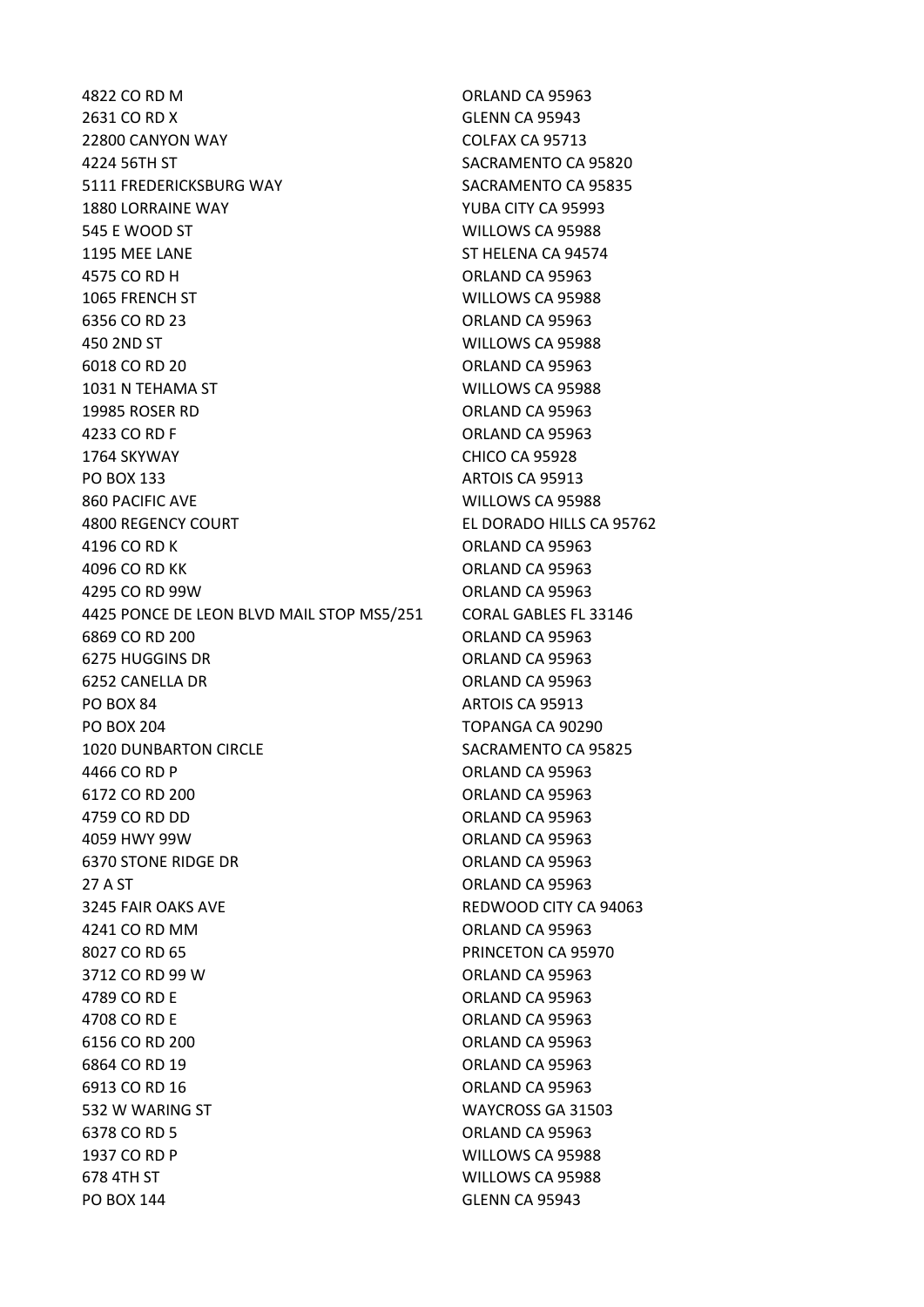| | |
|---|---|
| 4822 CO RD M | ORLAND CA 95963 |
| 2631 CO RD X | GLENN CA 95943 |
| 22800 CANYON WAY | COLFAX CA 95713 |
| 4224 56TH ST | SACRAMENTO CA 95820 |
| 5111 FREDERICKSBURG WAY | SACRAMENTO CA 95835 |
| 1880 LORRAINE WAY | YUBA CITY CA 95993 |
| 545 E WOOD ST | WILLOWS CA 95988 |
| 1195 MEE LANE | ST HELENA CA 94574 |
| 4575 CO RD H | ORLAND CA 95963 |
| 1065 FRENCH ST | WILLOWS CA 95988 |
| 6356 CO RD 23 | ORLAND CA 95963 |
| 450 2ND ST | WILLOWS CA 95988 |
| 6018 CO RD 20 | ORLAND CA 95963 |
| 1031 N TEHAMA ST | WILLOWS CA 95988 |
| 19985 ROSER RD | ORLAND CA 95963 |
| 4233 CO RD F | ORLAND CA 95963 |
| 1764 SKYWAY | CHICO CA 95928 |
| PO BOX 133 | ARTOIS CA 95913 |
| 860 PACIFIC AVE | WILLOWS CA 95988 |
| 4800 REGENCY COURT | EL DORADO HILLS CA 95762 |
| 4196 CO RD K | ORLAND CA 95963 |
| 4096 CO RD KK | ORLAND CA 95963 |
| 4295 CO RD 99W | ORLAND CA 95963 |
| 4425 PONCE DE LEON BLVD MAIL STOP MS5/251 | CORAL GABLES FL 33146 |
| 6869 CO RD 200 | ORLAND CA 95963 |
| 6275 HUGGINS DR | ORLAND CA 95963 |
| 6252 CANELLA DR | ORLAND CA 95963 |
| PO BOX 84 | ARTOIS CA 95913 |
| PO BOX 204 | TOPANGA CA 90290 |
| 1020 DUNBARTON CIRCLE | SACRAMENTO CA 95825 |
| 4466 CO RD P | ORLAND CA 95963 |
| 6172 CO RD 200 | ORLAND CA 95963 |
| 4759 CO RD DD | ORLAND CA 95963 |
| 4059 HWY 99W | ORLAND CA 95963 |
| 6370 STONE RIDGE DR | ORLAND CA 95963 |
| 27 A ST | ORLAND CA 95963 |
| 3245 FAIR OAKS AVE | REDWOOD CITY CA 94063 |
| 4241 CO RD MM | ORLAND CA 95963 |
| 8027 CO RD 65 | PRINCETON CA 95970 |
| 3712 CO RD 99 W | ORLAND CA 95963 |
| 4789 CO RD E | ORLAND CA 95963 |
| 4708 CO RD E | ORLAND CA 95963 |
| 6156 CO RD 200 | ORLAND CA 95963 |
| 6864 CO RD 19 | ORLAND CA 95963 |
| 6913 CO RD 16 | ORLAND CA 95963 |
| 532 W WARING ST | WAYCROSS GA 31503 |
| 6378 CO RD 5 | ORLAND CA 95963 |
| 1937 CO RD P | WILLOWS CA 95988 |
| 678 4TH ST | WILLOWS CA 95988 |
| PO BOX 144 | GLENN CA 95943 |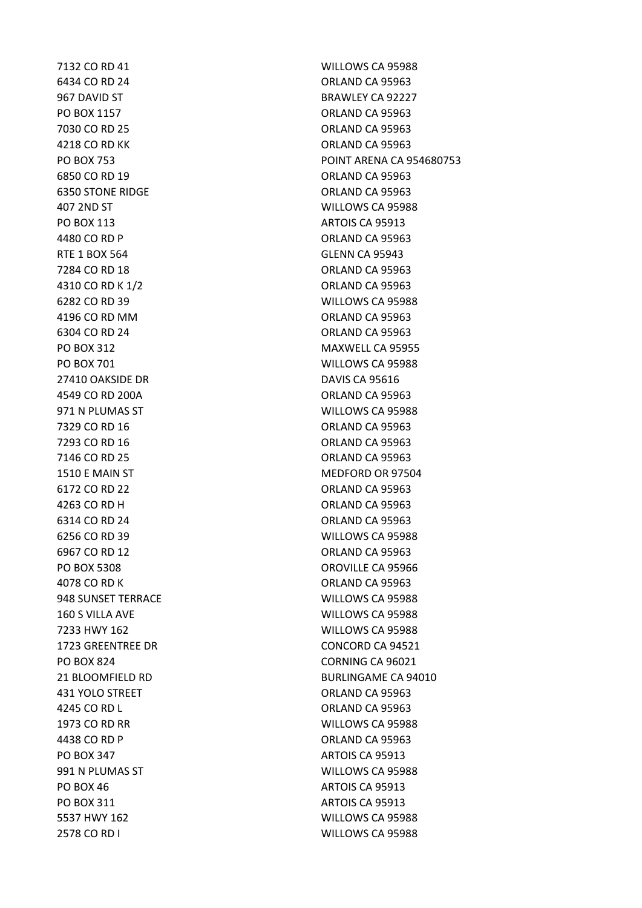| | |
|---|---|
| 7132 CO RD 41 | WILLOWS CA 95988 |
| 6434 CO RD 24 | ORLAND CA 95963 |
| 967 DAVID ST | BRAWLEY CA 92227 |
| PO BOX 1157 | ORLAND CA 95963 |
| 7030 CO RD 25 | ORLAND CA 95963 |
| 4218 CO RD KK | ORLAND CA 95963 |
| PO BOX 753 | POINT ARENA CA 954680753 |
| 6850 CO RD 19 | ORLAND CA 95963 |
| 6350 STONE RIDGE | ORLAND CA 95963 |
| 407 2ND ST | WILLOWS CA 95988 |
| PO BOX 113 | ARTOIS CA 95913 |
| 4480 CO RD P | ORLAND CA 95963 |
| RTE 1 BOX 564 | GLENN CA 95943 |
| 7284 CO RD 18 | ORLAND CA 95963 |
| 4310 CO RD K 1/2 | ORLAND CA 95963 |
| 6282 CO RD 39 | WILLOWS CA 95988 |
| 4196 CO RD MM | ORLAND CA 95963 |
| 6304 CO RD 24 | ORLAND CA 95963 |
| PO BOX 312 | MAXWELL CA 95955 |
| PO BOX 701 | WILLOWS CA 95988 |
| 27410 OAKSIDE DR | DAVIS CA 95616 |
| 4549 CO RD 200A | ORLAND CA 95963 |
| 971 N PLUMAS ST | WILLOWS CA 95988 |
| 7329 CO RD 16 | ORLAND CA 95963 |
| 7293 CO RD 16 | ORLAND CA 95963 |
| 7146 CO RD 25 | ORLAND CA 95963 |
| 1510 E MAIN ST | MEDFORD OR 97504 |
| 6172 CO RD 22 | ORLAND CA 95963 |
| 4263 CO RD H | ORLAND CA 95963 |
| 6314 CO RD 24 | ORLAND CA 95963 |
| 6256 CO RD 39 | WILLOWS CA 95988 |
| 6967 CO RD 12 | ORLAND CA 95963 |
| PO BOX 5308 | OROVILLE CA 95966 |
| 4078 CO RD K | ORLAND CA 95963 |
| 948 SUNSET TERRACE | WILLOWS CA 95988 |
| 160 S VILLA AVE | WILLOWS CA 95988 |
| 7233 HWY 162 | WILLOWS CA 95988 |
| 1723 GREENTREE DR | CONCORD CA 94521 |
| PO BOX 824 | CORNING CA 96021 |
| 21 BLOOMFIELD RD | BURLINGAME CA 94010 |
| 431 YOLO STREET | ORLAND CA 95963 |
| 4245 CO RD L | ORLAND CA 95963 |
| 1973 CO RD RR | WILLOWS CA 95988 |
| 4438 CO RD P | ORLAND CA 95963 |
| PO BOX 347 | ARTOIS CA 95913 |
| 991 N PLUMAS ST | WILLOWS CA 95988 |
| PO BOX 46 | ARTOIS CA 95913 |
| PO BOX 311 | ARTOIS CA 95913 |
| 5537 HWY 162 | WILLOWS CA 95988 |
| 2578 CO RD I | WILLOWS CA 95988 |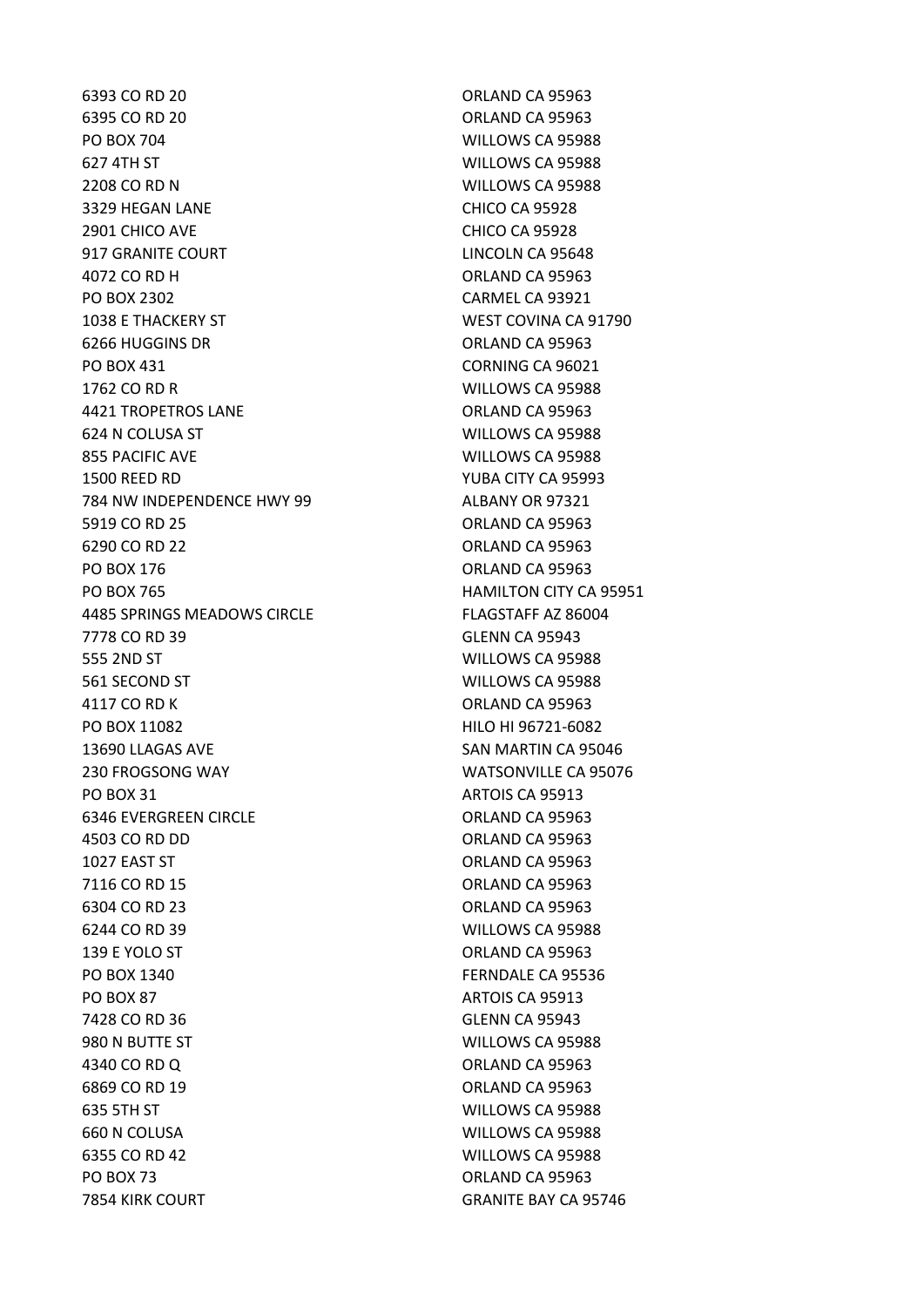| | |
|---|---|
| 6393 CO RD 20 | ORLAND CA 95963 |
| 6395 CO RD 20 | ORLAND CA 95963 |
| PO BOX 704 | WILLOWS CA 95988 |
| 627 4TH ST | WILLOWS CA 95988 |
| 2208 CO RD N | WILLOWS CA 95988 |
| 3329 HEGAN LANE | CHICO CA 95928 |
| 2901 CHICO AVE | CHICO CA 95928 |
| 917 GRANITE COURT | LINCOLN CA 95648 |
| 4072 CO RD H | ORLAND CA 95963 |
| PO BOX 2302 | CARMEL CA 93921 |
| 1038 E THACKERY ST | WEST COVINA CA 91790 |
| 6266 HUGGINS DR | ORLAND CA 95963 |
| PO BOX 431 | CORNING CA 96021 |
| 1762 CO RD R | WILLOWS CA 95988 |
| 4421 TROPETROS LANE | ORLAND CA 95963 |
| 624 N COLUSA ST | WILLOWS CA 95988 |
| 855 PACIFIC AVE | WILLOWS CA 95988 |
| 1500 REED RD | YUBA CITY CA 95993 |
| 784 NW INDEPENDENCE HWY 99 | ALBANY OR 97321 |
| 5919 CO RD 25 | ORLAND CA 95963 |
| 6290 CO RD 22 | ORLAND CA 95963 |
| PO BOX 176 | ORLAND CA 95963 |
| PO BOX 765 | HAMILTON CITY CA 95951 |
| 4485 SPRINGS MEADOWS CIRCLE | FLAGSTAFF AZ 86004 |
| 7778 CO RD 39 | GLENN CA 95943 |
| 555 2ND ST | WILLOWS CA 95988 |
| 561 SECOND ST | WILLOWS CA 95988 |
| 4117 CO RD K | ORLAND CA 95963 |
| PO BOX 11082 | HILO HI 96721-6082 |
| 13690 LLAGAS AVE | SAN MARTIN CA 95046 |
| 230 FROGSONG WAY | WATSONVILLE CA 95076 |
| PO BOX 31 | ARTOIS CA 95913 |
| 6346 EVERGREEN CIRCLE | ORLAND CA 95963 |
| 4503 CO RD DD | ORLAND CA 95963 |
| 1027 EAST ST | ORLAND CA 95963 |
| 7116 CO RD 15 | ORLAND CA 95963 |
| 6304 CO RD 23 | ORLAND CA 95963 |
| 6244 CO RD 39 | WILLOWS CA 95988 |
| 139 E YOLO ST | ORLAND CA 95963 |
| PO BOX 1340 | FERNDALE CA 95536 |
| PO BOX 87 | ARTOIS CA 95913 |
| 7428 CO RD 36 | GLENN CA 95943 |
| 980 N BUTTE ST | WILLOWS CA 95988 |
| 4340 CO RD Q | ORLAND CA 95963 |
| 6869 CO RD 19 | ORLAND CA 95963 |
| 635 5TH ST | WILLOWS CA 95988 |
| 660 N COLUSA | WILLOWS CA 95988 |
| 6355 CO RD 42 | WILLOWS CA 95988 |
| PO BOX 73 | ORLAND CA 95963 |
| 7854 KIRK COURT | GRANITE BAY CA 95746 |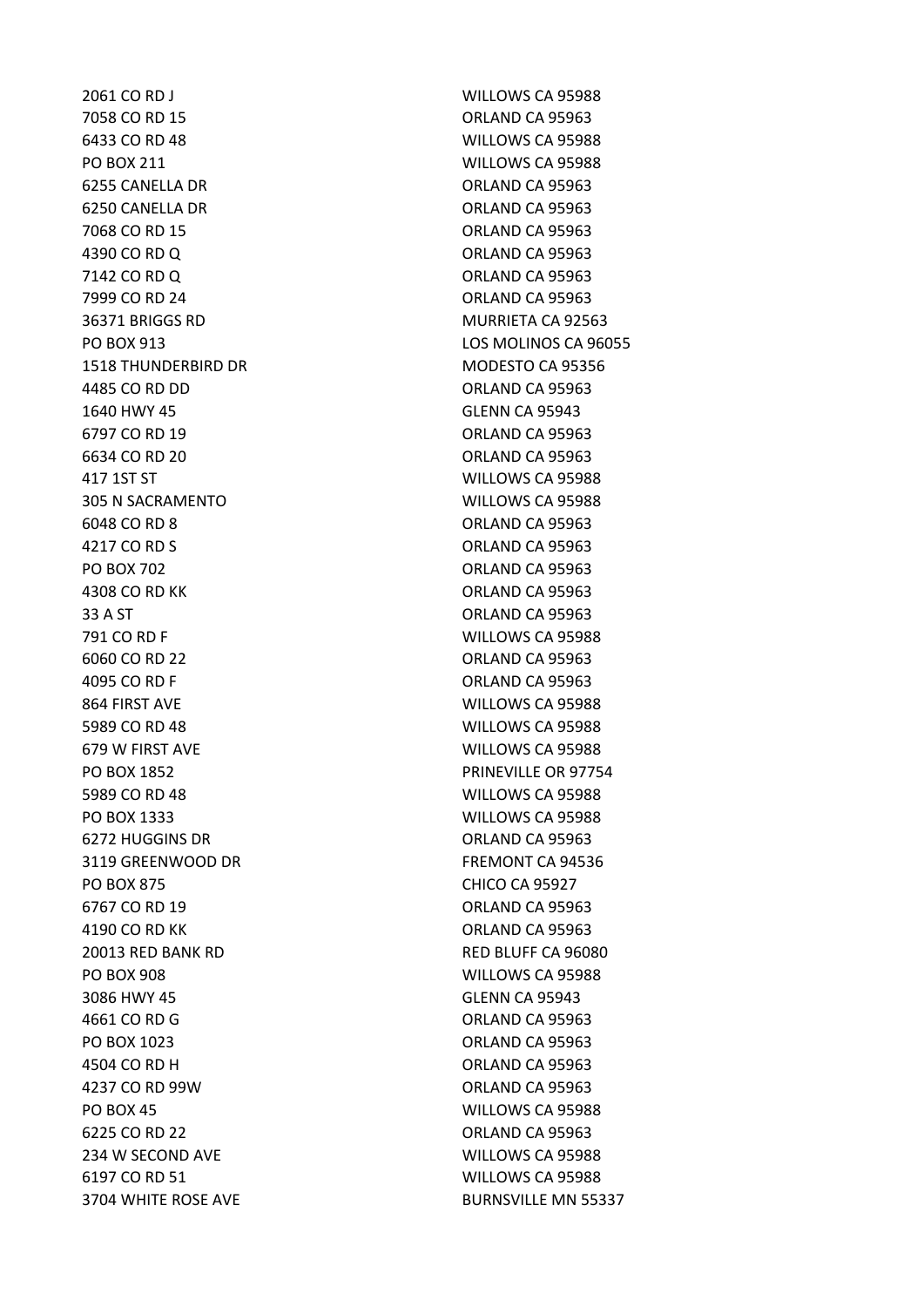| | |
|---|---|
| 2061 CO RD J | WILLOWS CA 95988 |
| 7058 CO RD 15 | ORLAND CA 95963 |
| 6433 CO RD 48 | WILLOWS CA 95988 |
| PO BOX 211 | WILLOWS CA 95988 |
| 6255 CANELLA DR | ORLAND CA 95963 |
| 6250 CANELLA DR | ORLAND CA 95963 |
| 7068 CO RD 15 | ORLAND CA 95963 |
| 4390 CO RD Q | ORLAND CA 95963 |
| 7142 CO RD Q | ORLAND CA 95963 |
| 7999 CO RD 24 | ORLAND CA 95963 |
| 36371 BRIGGS RD | MURRIETA CA 92563 |
| PO BOX 913 | LOS MOLINOS CA 96055 |
| 1518 THUNDERBIRD DR | MODESTO CA 95356 |
| 4485 CO RD DD | ORLAND CA 95963 |
| 1640 HWY 45 | GLENN CA 95943 |
| 6797 CO RD 19 | ORLAND CA 95963 |
| 6634 CO RD 20 | ORLAND CA 95963 |
| 417 1ST ST | WILLOWS CA 95988 |
| 305 N SACRAMENTO | WILLOWS CA 95988 |
| 6048 CO RD 8 | ORLAND CA 95963 |
| 4217 CO RD S | ORLAND CA 95963 |
| PO BOX 702 | ORLAND CA 95963 |
| 4308 CO RD KK | ORLAND CA 95963 |
| 33 A ST | ORLAND CA 95963 |
| 791 CO RD F | WILLOWS CA 95988 |
| 6060 CO RD 22 | ORLAND CA 95963 |
| 4095 CO RD F | ORLAND CA 95963 |
| 864 FIRST AVE | WILLOWS CA 95988 |
| 5989 CO RD 48 | WILLOWS CA 95988 |
| 679 W FIRST AVE | WILLOWS CA 95988 |
| PO BOX 1852 | PRINEVILLE OR 97754 |
| 5989 CO RD 48 | WILLOWS CA 95988 |
| PO BOX 1333 | WILLOWS CA 95988 |
| 6272 HUGGINS DR | ORLAND CA 95963 |
| 3119 GREENWOOD DR | FREMONT CA 94536 |
| PO BOX 875 | CHICO CA 95927 |
| 6767 CO RD 19 | ORLAND CA 95963 |
| 4190 CO RD KK | ORLAND CA 95963 |
| 20013 RED BANK RD | RED BLUFF CA 96080 |
| PO BOX 908 | WILLOWS CA 95988 |
| 3086 HWY 45 | GLENN CA 95943 |
| 4661 CO RD G | ORLAND CA 95963 |
| PO BOX 1023 | ORLAND CA 95963 |
| 4504 CO RD H | ORLAND CA 95963 |
| 4237 CO RD 99W | ORLAND CA 95963 |
| PO BOX 45 | WILLOWS CA 95988 |
| 6225 CO RD 22 | ORLAND CA 95963 |
| 234 W SECOND AVE | WILLOWS CA 95988 |
| 6197 CO RD 51 | WILLOWS CA 95988 |
| 3704 WHITE ROSE AVE | BURNSVILLE MN 55337 |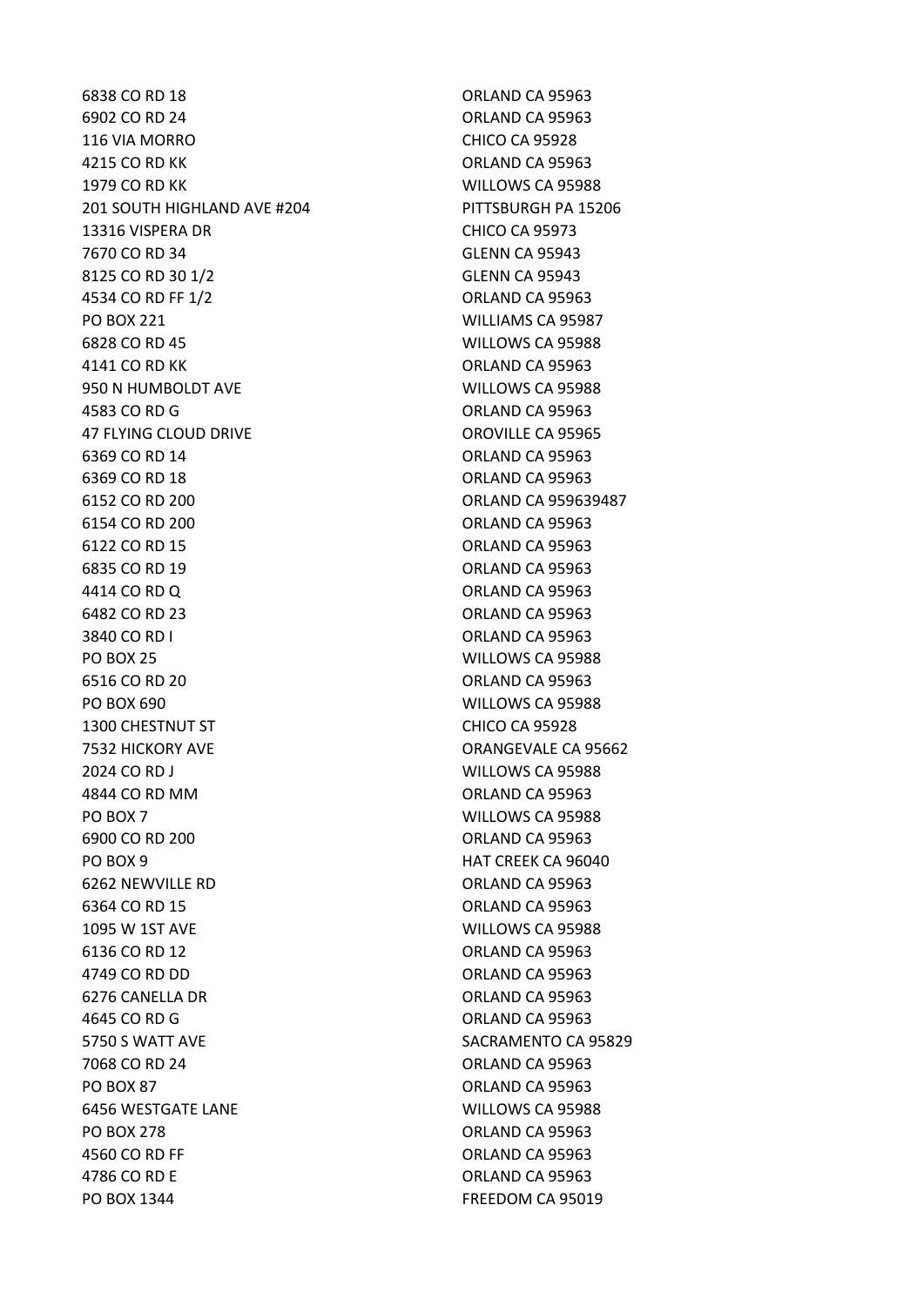| | |
|---|---|
| 6838 CO RD 18 | ORLAND CA 95963 |
| 6902 CO RD 24 | ORLAND CA 95963 |
| 116 VIA MORRO | CHICO CA 95928 |
| 4215 CO RD KK | ORLAND CA 95963 |
| 1979 CO RD KK | WILLOWS CA 95988 |
| 201 SOUTH HIGHLAND AVE #204 | PITTSBURGH PA 15206 |
| 13316 VISPERA DR | CHICO CA 95973 |
| 7670 CO RD 34 | GLENN CA 95943 |
| 8125 CO RD 30 1/2 | GLENN CA 95943 |
| 4534 CO RD FF 1/2 | ORLAND CA 95963 |
| PO BOX 221 | WILLIAMS CA 95987 |
| 6828 CO RD 45 | WILLOWS CA 95988 |
| 4141 CO RD KK | ORLAND CA 95963 |
| 950 N HUMBOLDT AVE | WILLOWS CA 95988 |
| 4583 CO RD G | ORLAND CA 95963 |
| 47 FLYING CLOUD DRIVE | OROVILLE CA 95965 |
| 6369 CO RD 14 | ORLAND CA 95963 |
| 6369 CO RD 18 | ORLAND CA 95963 |
| 6152 CO RD 200 | ORLAND CA 959639487 |
| 6154 CO RD 200 | ORLAND CA 95963 |
| 6122 CO RD 15 | ORLAND CA 95963 |
| 6835 CO RD 19 | ORLAND CA 95963 |
| 4414 CO RD Q | ORLAND CA 95963 |
| 6482 CO RD 23 | ORLAND CA 95963 |
| 3840 CO RD I | ORLAND CA 95963 |
| PO BOX 25 | WILLOWS CA 95988 |
| 6516 CO RD 20 | ORLAND CA 95963 |
| PO BOX 690 | WILLOWS CA 95988 |
| 1300 CHESTNUT ST | CHICO CA 95928 |
| 7532 HICKORY AVE | ORANGEVALE CA 95662 |
| 2024 CO RD J | WILLOWS CA 95988 |
| 4844 CO RD MM | ORLAND CA 95963 |
| PO BOX 7 | WILLOWS CA 95988 |
| 6900 CO RD 200 | ORLAND CA 95963 |
| PO BOX 9 | HAT CREEK CA 96040 |
| 6262 NEWVILLE RD | ORLAND CA 95963 |
| 6364 CO RD 15 | ORLAND CA 95963 |
| 1095 W 1ST AVE | WILLOWS CA 95988 |
| 6136 CO RD 12 | ORLAND CA 95963 |
| 4749 CO RD DD | ORLAND CA 95963 |
| 6276 CANELLA DR | ORLAND CA 95963 |
| 4645 CO RD G | ORLAND CA 95963 |
| 5750 S WATT AVE | SACRAMENTO CA 95829 |
| 7068 CO RD 24 | ORLAND CA 95963 |
| PO BOX 87 | ORLAND CA 95963 |
| 6456 WESTGATE LANE | WILLOWS CA 95988 |
| PO BOX 278 | ORLAND CA 95963 |
| 4560 CO RD FF | ORLAND CA 95963 |
| 4786 CO RD E | ORLAND CA 95963 |
| PO BOX 1344 | FREEDOM CA 95019 |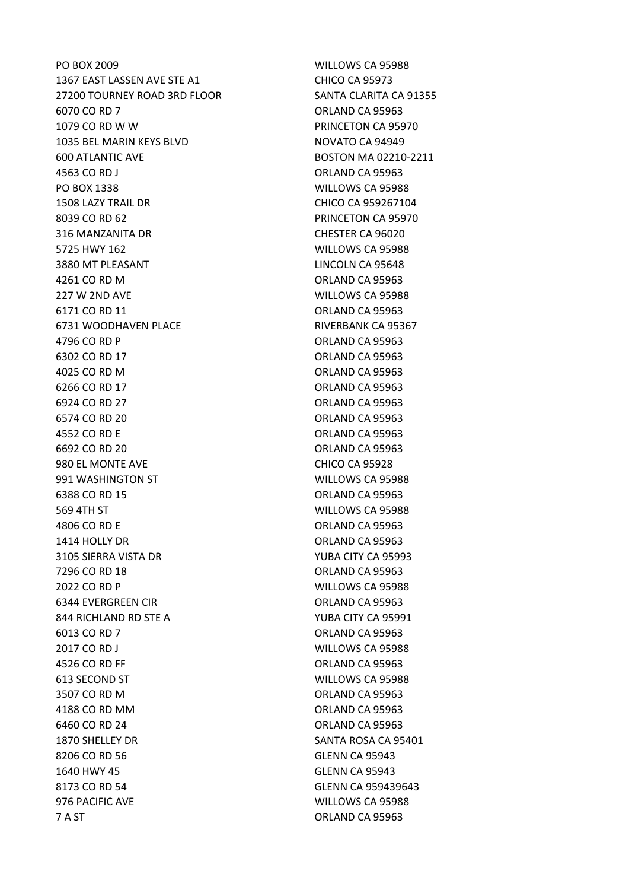| | |
|---|---|
| PO BOX 2009 | WILLOWS CA 95988 |
| 1367 EAST LASSEN AVE STE A1 | CHICO CA 95973 |
| 27200 TOURNEY ROAD 3RD FLOOR | SANTA CLARITA CA 91355 |
| 6070 CO RD 7 | ORLAND CA 95963 |
| 1079 CO RD W W | PRINCETON CA 95970 |
| 1035 BEL MARIN KEYS BLVD | NOVATO CA 94949 |
| 600 ATLANTIC AVE | BOSTON MA 02210-2211 |
| 4563 CO RD J | ORLAND CA 95963 |
| PO BOX 1338 | WILLOWS CA 95988 |
| 1508 LAZY TRAIL DR | CHICO CA 959267104 |
| 8039 CO RD 62 | PRINCETON CA 95970 |
| 316 MANZANITA DR | CHESTER CA 96020 |
| 5725 HWY 162 | WILLOWS CA 95988 |
| 3880 MT PLEASANT | LINCOLN CA 95648 |
| 4261 CO RD M | ORLAND CA 95963 |
| 227 W 2ND AVE | WILLOWS CA 95988 |
| 6171 CO RD 11 | ORLAND CA 95963 |
| 6731 WOODHAVEN PLACE | RIVERBANK CA 95367 |
| 4796 CO RD P | ORLAND CA 95963 |
| 6302 CO RD 17 | ORLAND CA 95963 |
| 4025 CO RD M | ORLAND CA 95963 |
| 6266 CO RD 17 | ORLAND CA 95963 |
| 6924 CO RD 27 | ORLAND CA 95963 |
| 6574 CO RD 20 | ORLAND CA 95963 |
| 4552 CO RD E | ORLAND CA 95963 |
| 6692 CO RD 20 | ORLAND CA 95963 |
| 980 EL MONTE AVE | CHICO CA 95928 |
| 991 WASHINGTON ST | WILLOWS CA 95988 |
| 6388 CO RD 15 | ORLAND CA 95963 |
| 569 4TH ST | WILLOWS CA 95988 |
| 4806 CO RD E | ORLAND CA 95963 |
| 1414 HOLLY DR | ORLAND CA 95963 |
| 3105 SIERRA VISTA DR | YUBA CITY CA 95993 |
| 7296 CO RD 18 | ORLAND CA 95963 |
| 2022 CO RD P | WILLOWS CA 95988 |
| 6344 EVERGREEN CIR | ORLAND CA 95963 |
| 844 RICHLAND RD STE A | YUBA CITY CA 95991 |
| 6013 CO RD 7 | ORLAND CA 95963 |
| 2017 CO RD J | WILLOWS CA 95988 |
| 4526 CO RD FF | ORLAND CA 95963 |
| 613 SECOND ST | WILLOWS CA 95988 |
| 3507 CO RD M | ORLAND CA 95963 |
| 4188 CO RD MM | ORLAND CA 95963 |
| 6460 CO RD 24 | ORLAND CA 95963 |
| 1870 SHELLEY DR | SANTA ROSA CA 95401 |
| 8206 CO RD 56 | GLENN CA 95943 |
| 1640 HWY 45 | GLENN CA 95943 |
| 8173 CO RD 54 | GLENN CA 959439643 |
| 976 PACIFIC AVE | WILLOWS CA 95988 |
| 7 A ST | ORLAND CA 95963 |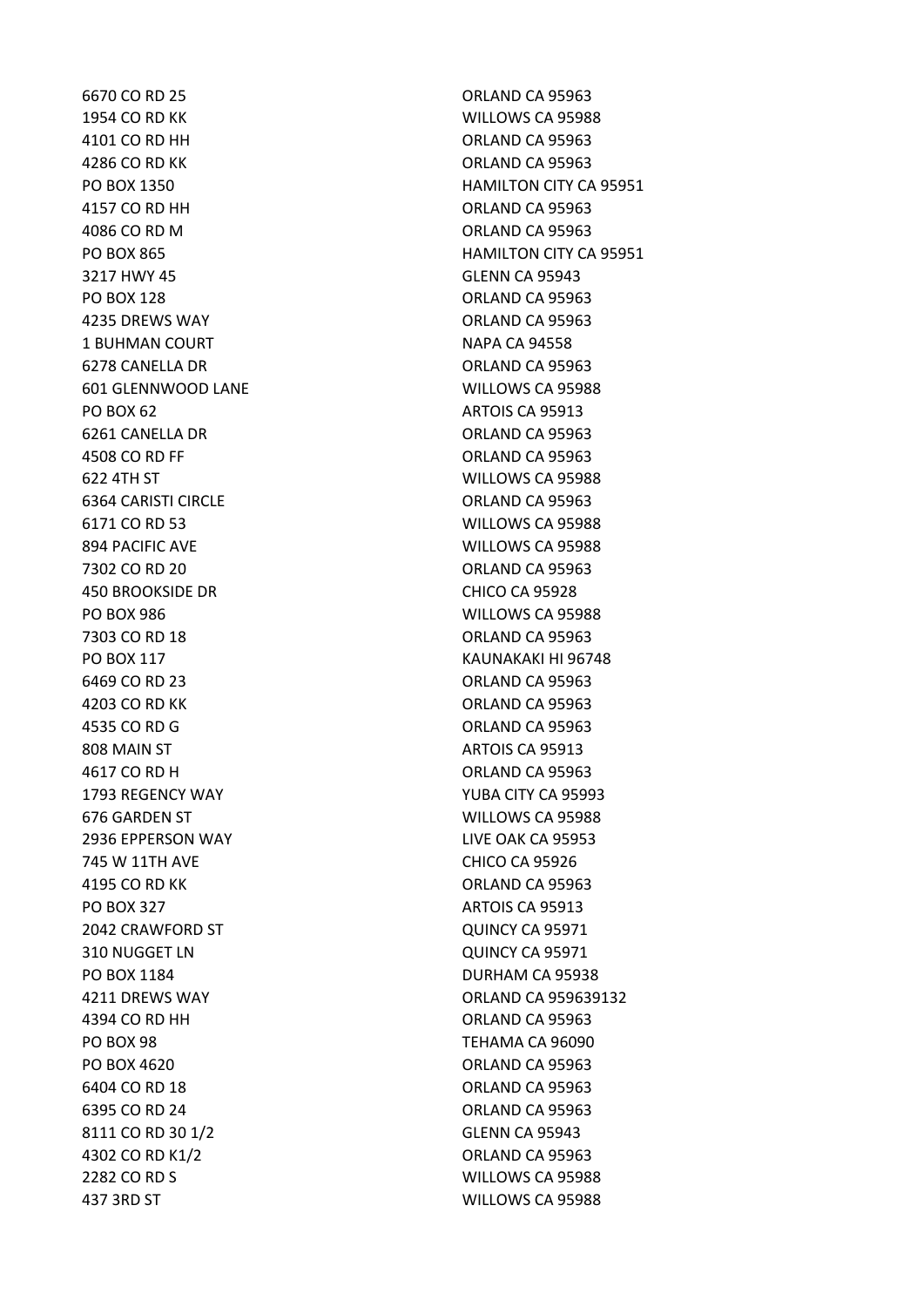| | |
|---|---|
| 6670 CO RD 25 | ORLAND CA 95963 |
| 1954 CO RD KK | WILLOWS CA 95988 |
| 4101 CO RD HH | ORLAND CA 95963 |
| 4286 CO RD KK | ORLAND CA 95963 |
| PO BOX 1350 | HAMILTON CITY CA 95951 |
| 4157 CO RD HH | ORLAND CA 95963 |
| 4086 CO RD M | ORLAND CA 95963 |
| PO BOX 865 | HAMILTON CITY CA 95951 |
| 3217 HWY 45 | GLENN CA 95943 |
| PO BOX 128 | ORLAND CA 95963 |
| 4235 DREWS WAY | ORLAND CA 95963 |
| 1 BUHMAN COURT | NAPA CA 94558 |
| 6278 CANELLA DR | ORLAND CA 95963 |
| 601 GLENNWOOD LANE | WILLOWS CA 95988 |
| PO BOX 62 | ARTOIS CA 95913 |
| 6261 CANELLA DR | ORLAND CA 95963 |
| 4508 CO RD FF | ORLAND CA 95963 |
| 622 4TH ST | WILLOWS CA 95988 |
| 6364 CARISTI CIRCLE | ORLAND CA 95963 |
| 6171 CO RD 53 | WILLOWS CA 95988 |
| 894 PACIFIC AVE | WILLOWS CA 95988 |
| 7302 CO RD 20 | ORLAND CA 95963 |
| 450 BROOKSIDE DR | CHICO CA 95928 |
| PO BOX 986 | WILLOWS CA 95988 |
| 7303 CO RD 18 | ORLAND CA 95963 |
| PO BOX 117 | KAUNAKAKI HI 96748 |
| 6469 CO RD 23 | ORLAND CA 95963 |
| 4203 CO RD KK | ORLAND CA 95963 |
| 4535 CO RD G | ORLAND CA 95963 |
| 808 MAIN ST | ARTOIS CA 95913 |
| 4617 CO RD H | ORLAND CA 95963 |
| 1793 REGENCY WAY | YUBA CITY CA 95993 |
| 676 GARDEN ST | WILLOWS CA 95988 |
| 2936 EPPERSON WAY | LIVE OAK CA 95953 |
| 745 W 11TH AVE | CHICO CA 95926 |
| 4195 CO RD KK | ORLAND CA 95963 |
| PO BOX 327 | ARTOIS CA 95913 |
| 2042 CRAWFORD ST | QUINCY CA 95971 |
| 310 NUGGET LN | QUINCY CA 95971 |
| PO BOX 1184 | DURHAM CA 95938 |
| 4211 DREWS WAY | ORLAND CA 959639132 |
| 4394 CO RD HH | ORLAND CA 95963 |
| PO BOX 98 | TEHAMA CA 96090 |
| PO BOX 4620 | ORLAND CA 95963 |
| 6404 CO RD 18 | ORLAND CA 95963 |
| 6395 CO RD 24 | ORLAND CA 95963 |
| 8111 CO RD 30 1/2 | GLENN CA 95943 |
| 4302 CO RD K1/2 | ORLAND CA 95963 |
| 2282 CO RD S | WILLOWS CA 95988 |
| 437 3RD ST | WILLOWS CA 95988 |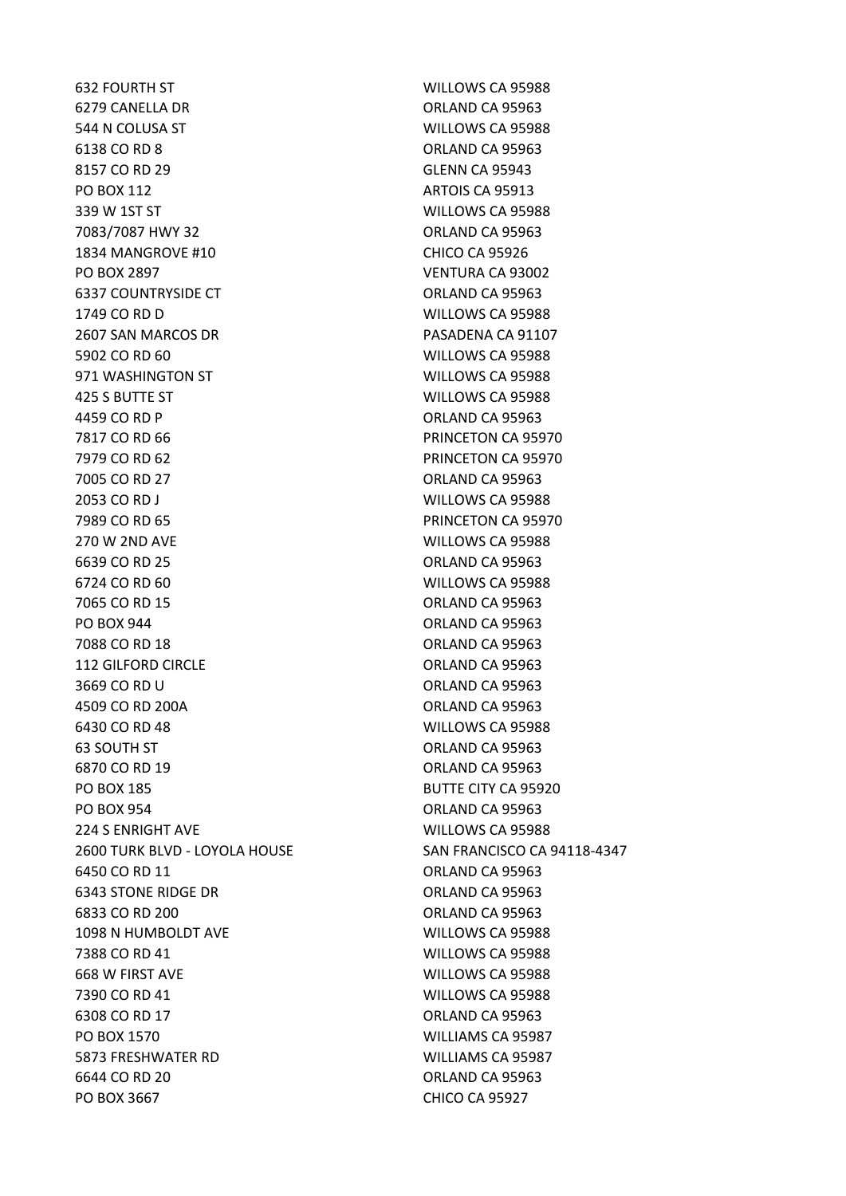| | |
|---|---|
| 632 FOURTH ST | WILLOWS CA 95988 |
| 6279 CANELLA DR | ORLAND CA 95963 |
| 544 N COLUSA ST | WILLOWS CA 95988 |
| 6138 CO RD 8 | ORLAND CA 95963 |
| 8157 CO RD 29 | GLENN CA 95943 |
| PO BOX 112 | ARTOIS CA 95913 |
| 339 W 1ST ST | WILLOWS CA 95988 |
| 7083/7087 HWY 32 | ORLAND CA 95963 |
| 1834 MANGROVE #10 | CHICO CA 95926 |
| PO BOX 2897 | VENTURA CA 93002 |
| 6337 COUNTRYSIDE CT | ORLAND CA 95963 |
| 1749 CO RD D | WILLOWS CA 95988 |
| 2607 SAN MARCOS DR | PASADENA CA 91107 |
| 5902 CO RD 60 | WILLOWS CA 95988 |
| 971 WASHINGTON ST | WILLOWS CA 95988 |
| 425 S BUTTE ST | WILLOWS CA 95988 |
| 4459 CO RD P | ORLAND CA 95963 |
| 7817 CO RD 66 | PRINCETON CA 95970 |
| 7979 CO RD 62 | PRINCETON CA 95970 |
| 7005 CO RD 27 | ORLAND CA 95963 |
| 2053 CO RD J | WILLOWS CA 95988 |
| 7989 CO RD 65 | PRINCETON CA 95970 |
| 270 W 2ND AVE | WILLOWS CA 95988 |
| 6639 CO RD 25 | ORLAND CA 95963 |
| 6724 CO RD 60 | WILLOWS CA 95988 |
| 7065 CO RD 15 | ORLAND CA 95963 |
| PO BOX 944 | ORLAND CA 95963 |
| 7088 CO RD 18 | ORLAND CA 95963 |
| 112 GILFORD CIRCLE | ORLAND CA 95963 |
| 3669 CO RD U | ORLAND CA 95963 |
| 4509 CO RD 200A | ORLAND CA 95963 |
| 6430 CO RD 48 | WILLOWS CA 95988 |
| 63 SOUTH ST | ORLAND CA 95963 |
| 6870 CO RD 19 | ORLAND CA 95963 |
| PO BOX 185 | BUTTE CITY CA 95920 |
| PO BOX 954 | ORLAND CA 95963 |
| 224 S ENRIGHT AVE | WILLOWS CA 95988 |
| 2600 TURK BLVD - LOYOLA HOUSE | SAN FRANCISCO CA 94118-4347 |
| 6450 CO RD 11 | ORLAND CA 95963 |
| 6343 STONE RIDGE DR | ORLAND CA 95963 |
| 6833 CO RD 200 | ORLAND CA 95963 |
| 1098 N HUMBOLDT AVE | WILLOWS CA 95988 |
| 7388 CO RD 41 | WILLOWS CA 95988 |
| 668 W FIRST AVE | WILLOWS CA 95988 |
| 7390 CO RD 41 | WILLOWS CA 95988 |
| 6308 CO RD 17 | ORLAND CA 95963 |
| PO BOX 1570 | WILLIAMS CA 95987 |
| 5873 FRESHWATER RD | WILLIAMS CA 95987 |
| 6644 CO RD 20 | ORLAND CA 95963 |
| PO BOX 3667 | CHICO CA 95927 |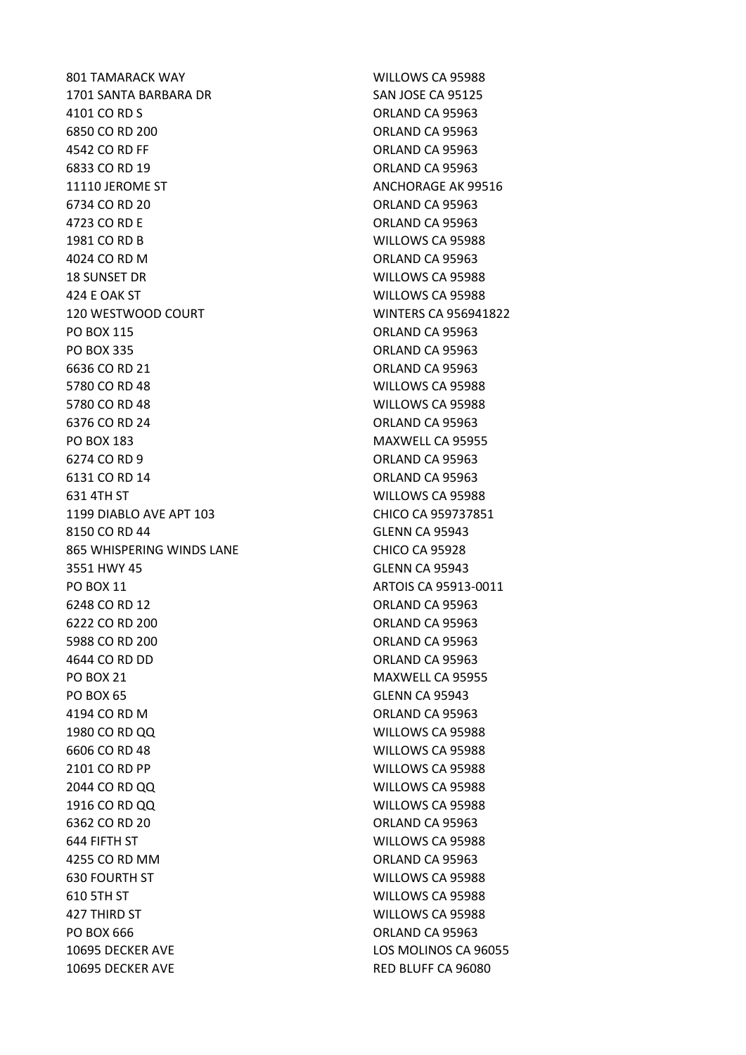| | |
|---|---|
| 801 TAMARACK WAY | WILLOWS CA 95988 |
| 1701 SANTA BARBARA DR | SAN JOSE CA 95125 |
| 4101 CO RD S | ORLAND CA 95963 |
| 6850 CO RD 200 | ORLAND CA 95963 |
| 4542 CO RD FF | ORLAND CA 95963 |
| 6833 CO RD 19 | ORLAND CA 95963 |
| 11110 JEROME ST | ANCHORAGE AK 99516 |
| 6734 CO RD 20 | ORLAND CA 95963 |
| 4723 CO RD E | ORLAND CA 95963 |
| 1981 CO RD B | WILLOWS CA 95988 |
| 4024 CO RD M | ORLAND CA 95963 |
| 18 SUNSET DR | WILLOWS CA 95988 |
| 424 E OAK ST | WILLOWS CA 95988 |
| 120 WESTWOOD COURT | WINTERS CA 956941822 |
| PO BOX 115 | ORLAND CA 95963 |
| PO BOX 335 | ORLAND CA 95963 |
| 6636 CO RD 21 | ORLAND CA 95963 |
| 5780 CO RD 48 | WILLOWS CA 95988 |
| 5780 CO RD 48 | WILLOWS CA 95988 |
| 6376 CO RD 24 | ORLAND CA 95963 |
| PO BOX 183 | MAXWELL CA 95955 |
| 6274 CO RD 9 | ORLAND CA 95963 |
| 6131 CO RD 14 | ORLAND CA 95963 |
| 631 4TH ST | WILLOWS CA 95988 |
| 1199 DIABLO AVE APT 103 | CHICO CA 959737851 |
| 8150 CO RD 44 | GLENN CA 95943 |
| 865 WHISPERING WINDS LANE | CHICO CA 95928 |
| 3551 HWY 45 | GLENN CA 95943 |
| PO BOX 11 | ARTOIS CA 95913-0011 |
| 6248 CO RD 12 | ORLAND CA 95963 |
| 6222 CO RD 200 | ORLAND CA 95963 |
| 5988 CO RD 200 | ORLAND CA 95963 |
| 4644 CO RD DD | ORLAND CA 95963 |
| PO BOX 21 | MAXWELL CA 95955 |
| PO BOX 65 | GLENN CA 95943 |
| 4194 CO RD M | ORLAND CA 95963 |
| 1980 CO RD QQ | WILLOWS CA 95988 |
| 6606 CO RD 48 | WILLOWS CA 95988 |
| 2101 CO RD PP | WILLOWS CA 95988 |
| 2044 CO RD QQ | WILLOWS CA 95988 |
| 1916 CO RD QQ | WILLOWS CA 95988 |
| 6362 CO RD 20 | ORLAND CA 95963 |
| 644 FIFTH ST | WILLOWS CA 95988 |
| 4255 CO RD MM | ORLAND CA 95963 |
| 630 FOURTH ST | WILLOWS CA 95988 |
| 610 5TH ST | WILLOWS CA 95988 |
| 427 THIRD ST | WILLOWS CA 95988 |
| PO BOX 666 | ORLAND CA 95963 |
| 10695 DECKER AVE | LOS MOLINOS CA 96055 |
| 10695 DECKER AVE | RED BLUFF CA 96080 |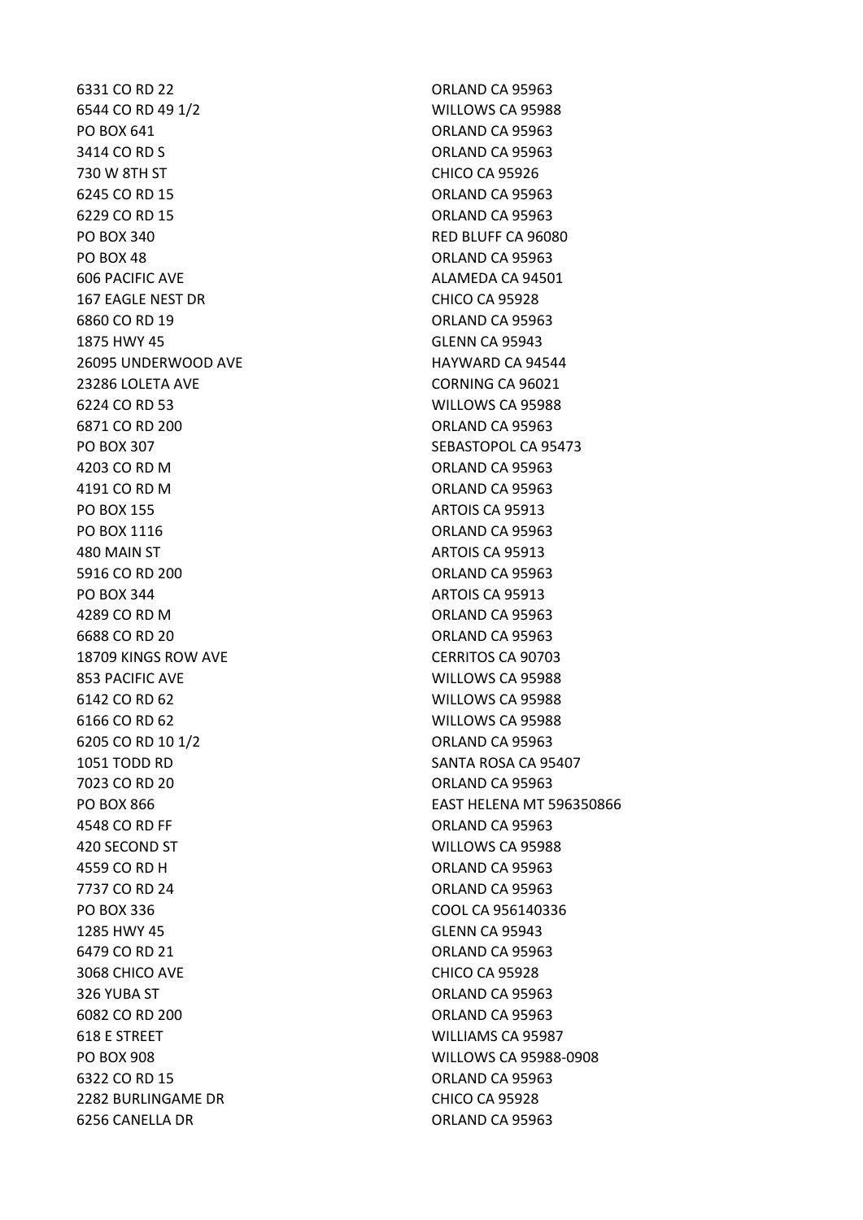| | |
|---|---|
| 6331 CO RD 22 | ORLAND CA 95963 |
| 6544 CO RD 49 1/2 | WILLOWS CA 95988 |
| PO BOX 641 | ORLAND CA 95963 |
| 3414 CO RD S | ORLAND CA 95963 |
| 730 W 8TH ST | CHICO CA 95926 |
| 6245 CO RD 15 | ORLAND CA 95963 |
| 6229 CO RD 15 | ORLAND CA 95963 |
| PO BOX 340 | RED BLUFF CA 96080 |
| PO BOX 48 | ORLAND CA 95963 |
| 606 PACIFIC AVE | ALAMEDA CA 94501 |
| 167 EAGLE NEST DR | CHICO CA 95928 |
| 6860 CO RD 19 | ORLAND CA 95963 |
| 1875 HWY 45 | GLENN CA 95943 |
| 26095 UNDERWOOD AVE | HAYWARD CA 94544 |
| 23286 LOLETA AVE | CORNING CA 96021 |
| 6224 CO RD 53 | WILLOWS CA 95988 |
| 6871 CO RD 200 | ORLAND CA 95963 |
| PO BOX 307 | SEBASTOPOL CA 95473 |
| 4203 CO RD M | ORLAND CA 95963 |
| 4191 CO RD M | ORLAND CA 95963 |
| PO BOX 155 | ARTOIS CA 95913 |
| PO BOX 1116 | ORLAND CA 95963 |
| 480 MAIN ST | ARTOIS CA 95913 |
| 5916 CO RD 200 | ORLAND CA 95963 |
| PO BOX 344 | ARTOIS CA 95913 |
| 4289 CO RD M | ORLAND CA 95963 |
| 6688 CO RD 20 | ORLAND CA 95963 |
| 18709 KINGS ROW AVE | CERRITOS CA 90703 |
| 853 PACIFIC AVE | WILLOWS CA 95988 |
| 6142 CO RD 62 | WILLOWS CA 95988 |
| 6166 CO RD 62 | WILLOWS CA 95988 |
| 6205 CO RD 10 1/2 | ORLAND CA 95963 |
| 1051 TODD RD | SANTA ROSA CA 95407 |
| 7023 CO RD 20 | ORLAND CA 95963 |
| PO BOX 866 | EAST HELENA MT 596350866 |
| 4548 CO RD FF | ORLAND CA 95963 |
| 420 SECOND ST | WILLOWS CA 95988 |
| 4559 CO RD H | ORLAND CA 95963 |
| 7737 CO RD 24 | ORLAND CA 95963 |
| PO BOX 336 | COOL CA 956140336 |
| 1285 HWY 45 | GLENN CA 95943 |
| 6479 CO RD 21 | ORLAND CA 95963 |
| 3068 CHICO AVE | CHICO CA 95928 |
| 326 YUBA ST | ORLAND CA 95963 |
| 6082 CO RD 200 | ORLAND CA 95963 |
| 618 E STREET | WILLIAMS CA 95987 |
| PO BOX 908 | WILLOWS CA 95988-0908 |
| 6322 CO RD 15 | ORLAND CA 95963 |
| 2282 BURLINGAME DR | CHICO CA 95928 |
| 6256 CANELLA DR | ORLAND CA 95963 |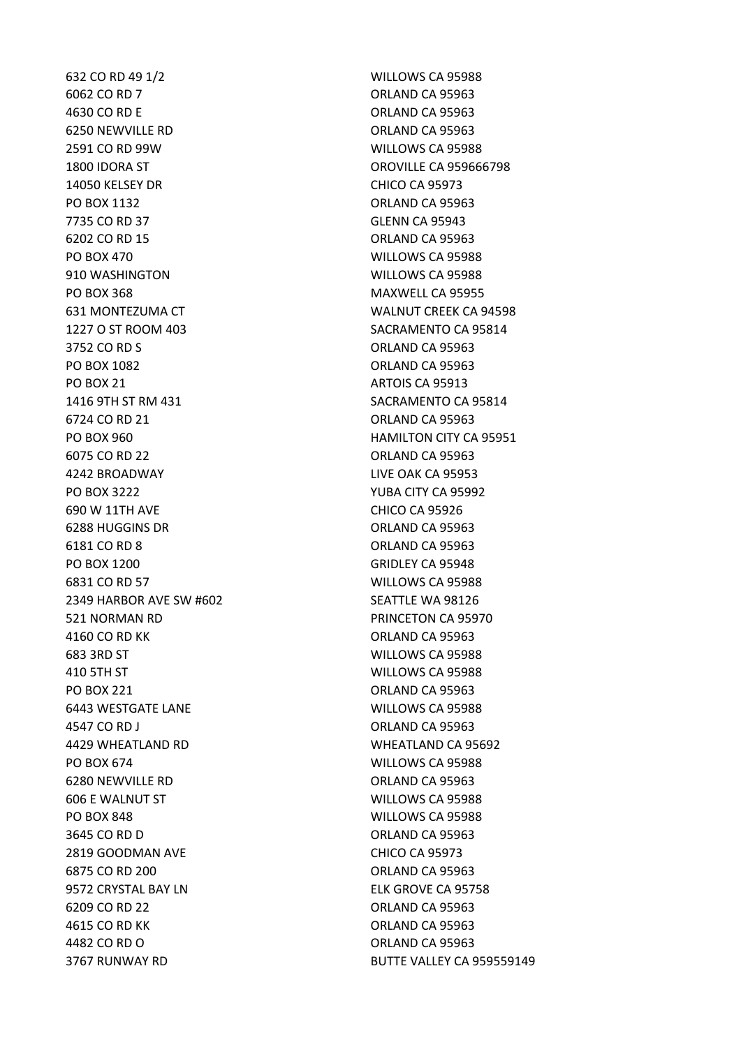| | |
|---|---|
| 632 CO RD 49 1/2 | WILLOWS CA 95988 |
| 6062 CO RD 7 | ORLAND CA 95963 |
| 4630 CO RD E | ORLAND CA 95963 |
| 6250 NEWVILLE RD | ORLAND CA 95963 |
| 2591 CO RD 99W | WILLOWS CA 95988 |
| 1800 IDORA ST | OROVILLE CA 959666798 |
| 14050 KELSEY DR | CHICO CA 95973 |
| PO BOX 1132 | ORLAND CA 95963 |
| 7735 CO RD 37 | GLENN CA 95943 |
| 6202 CO RD 15 | ORLAND CA 95963 |
| PO BOX 470 | WILLOWS CA 95988 |
| 910 WASHINGTON | WILLOWS CA 95988 |
| PO BOX 368 | MAXWELL CA 95955 |
| 631 MONTEZUMA CT | WALNUT CREEK CA 94598 |
| 1227 O ST ROOM 403 | SACRAMENTO CA 95814 |
| 3752 CO RD S | ORLAND CA 95963 |
| PO BOX 1082 | ORLAND CA 95963 |
| PO BOX 21 | ARTOIS CA 95913 |
| 1416 9TH ST RM 431 | SACRAMENTO CA 95814 |
| 6724 CO RD 21 | ORLAND CA 95963 |
| PO BOX 960 | HAMILTON CITY CA 95951 |
| 6075 CO RD 22 | ORLAND CA 95963 |
| 4242 BROADWAY | LIVE OAK CA 95953 |
| PO BOX 3222 | YUBA CITY CA 95992 |
| 690 W 11TH AVE | CHICO CA 95926 |
| 6288 HUGGINS DR | ORLAND CA 95963 |
| 6181 CO RD 8 | ORLAND CA 95963 |
| PO BOX 1200 | GRIDLEY CA 95948 |
| 6831 CO RD 57 | WILLOWS CA 95988 |
| 2349 HARBOR AVE SW #602 | SEATTLE WA 98126 |
| 521 NORMAN RD | PRINCETON CA 95970 |
| 4160 CO RD KK | ORLAND CA 95963 |
| 683 3RD ST | WILLOWS CA 95988 |
| 410 5TH ST | WILLOWS CA 95988 |
| PO BOX 221 | ORLAND CA 95963 |
| 6443 WESTGATE LANE | WILLOWS CA 95988 |
| 4547 CO RD J | ORLAND CA 95963 |
| 4429 WHEATLAND RD | WHEATLAND CA 95692 |
| PO BOX 674 | WILLOWS CA 95988 |
| 6280 NEWVILLE RD | ORLAND CA 95963 |
| 606 E WALNUT ST | WILLOWS CA 95988 |
| PO BOX 848 | WILLOWS CA 95988 |
| 3645 CO RD D | ORLAND CA 95963 |
| 2819 GOODMAN AVE | CHICO CA 95973 |
| 6875 CO RD 200 | ORLAND CA 95963 |
| 9572 CRYSTAL BAY LN | ELK GROVE CA 95758 |
| 6209 CO RD 22 | ORLAND CA 95963 |
| 4615 CO RD KK | ORLAND CA 95963 |
| 4482 CO RD O | ORLAND CA 95963 |
| 3767 RUNWAY RD | BUTTE VALLEY CA 959559149 |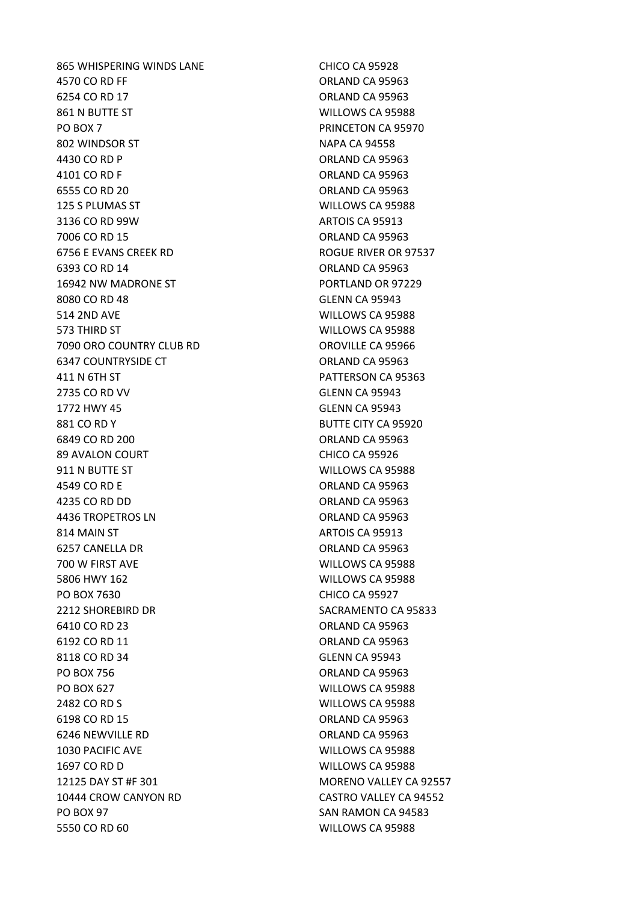| | |
|---|---|
| 865 WHISPERING WINDS LANE | CHICO CA 95928 |
| 4570 CO RD FF | ORLAND CA 95963 |
| 6254 CO RD 17 | ORLAND CA 95963 |
| 861 N BUTTE ST | WILLOWS CA 95988 |
| PO BOX 7 | PRINCETON CA 95970 |
| 802 WINDSOR ST | NAPA CA 94558 |
| 4430 CO RD P | ORLAND CA 95963 |
| 4101 CO RD F | ORLAND CA 95963 |
| 6555 CO RD 20 | ORLAND CA 95963 |
| 125 S PLUMAS ST | WILLOWS CA 95988 |
| 3136 CO RD 99W | ARTOIS CA 95913 |
| 7006 CO RD 15 | ORLAND CA 95963 |
| 6756 E EVANS CREEK RD | ROGUE RIVER OR 97537 |
| 6393 CO RD 14 | ORLAND CA 95963 |
| 16942 NW MADRONE ST | PORTLAND OR 97229 |
| 8080 CO RD 48 | GLENN CA 95943 |
| 514 2ND AVE | WILLOWS CA 95988 |
| 573 THIRD ST | WILLOWS CA 95988 |
| 7090 ORO COUNTRY CLUB RD | OROVILLE CA 95966 |
| 6347 COUNTRYSIDE CT | ORLAND CA 95963 |
| 411 N 6TH ST | PATTERSON CA 95363 |
| 2735 CO RD VV | GLENN CA 95943 |
| 1772 HWY 45 | GLENN CA 95943 |
| 881 CO RD Y | BUTTE CITY CA 95920 |
| 6849 CO RD 200 | ORLAND CA 95963 |
| 89 AVALON COURT | CHICO CA 95926 |
| 911 N BUTTE ST | WILLOWS CA 95988 |
| 4549 CO RD E | ORLAND CA 95963 |
| 4235 CO RD DD | ORLAND CA 95963 |
| 4436 TROPETROS LN | ORLAND CA 95963 |
| 814 MAIN ST | ARTOIS CA 95913 |
| 6257 CANELLA DR | ORLAND CA 95963 |
| 700 W FIRST AVE | WILLOWS CA 95988 |
| 5806 HWY 162 | WILLOWS CA 95988 |
| PO BOX 7630 | CHICO CA 95927 |
| 2212 SHOREBIRD DR | SACRAMENTO CA 95833 |
| 6410 CO RD 23 | ORLAND CA 95963 |
| 6192 CO RD 11 | ORLAND CA 95963 |
| 8118 CO RD 34 | GLENN CA 95943 |
| PO BOX 756 | ORLAND CA 95963 |
| PO BOX 627 | WILLOWS CA 95988 |
| 2482 CO RD S | WILLOWS CA 95988 |
| 6198 CO RD 15 | ORLAND CA 95963 |
| 6246 NEWVILLE RD | ORLAND CA 95963 |
| 1030 PACIFIC AVE | WILLOWS CA 95988 |
| 1697 CO RD D | WILLOWS CA 95988 |
| 12125 DAY ST #F 301 | MORENO VALLEY CA 92557 |
| 10444 CROW CANYON RD | CASTRO VALLEY CA 94552 |
| PO BOX 97 | SAN RAMON CA 94583 |
| 5550 CO RD 60 | WILLOWS CA 95988 |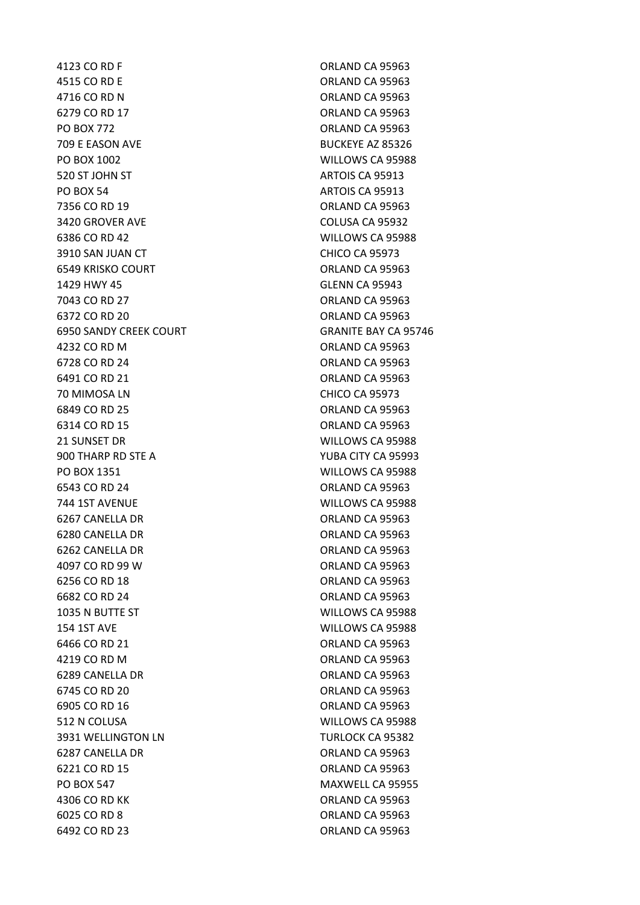| | |
|---|---|
| 4123 CO RD F | ORLAND CA 95963 |
| 4515 CO RD E | ORLAND CA 95963 |
| 4716 CO RD N | ORLAND CA 95963 |
| 6279 CO RD 17 | ORLAND CA 95963 |
| PO BOX 772 | ORLAND CA 95963 |
| 709 E EASON AVE | BUCKEYE AZ 85326 |
| PO BOX 1002 | WILLOWS CA 95988 |
| 520 ST JOHN ST | ARTOIS CA 95913 |
| PO BOX 54 | ARTOIS CA 95913 |
| 7356 CO RD 19 | ORLAND CA 95963 |
| 3420 GROVER AVE | COLUSA CA 95932 |
| 6386 CO RD 42 | WILLOWS CA 95988 |
| 3910 SAN JUAN CT | CHICO CA 95973 |
| 6549 KRISKO COURT | ORLAND CA 95963 |
| 1429 HWY 45 | GLENN CA 95943 |
| 7043 CO RD 27 | ORLAND CA 95963 |
| 6372 CO RD 20 | ORLAND CA 95963 |
| 6950 SANDY CREEK COURT | GRANITE BAY CA 95746 |
| 4232 CO RD M | ORLAND CA 95963 |
| 6728 CO RD 24 | ORLAND CA 95963 |
| 6491 CO RD 21 | ORLAND CA 95963 |
| 70 MIMOSA LN | CHICO CA 95973 |
| 6849 CO RD 25 | ORLAND CA 95963 |
| 6314 CO RD 15 | ORLAND CA 95963 |
| 21 SUNSET DR | WILLOWS CA 95988 |
| 900 THARP RD STE A | YUBA CITY CA 95993 |
| PO BOX 1351 | WILLOWS CA 95988 |
| 6543 CO RD 24 | ORLAND CA 95963 |
| 744 1ST AVENUE | WILLOWS CA 95988 |
| 6267 CANELLA DR | ORLAND CA 95963 |
| 6280 CANELLA DR | ORLAND CA 95963 |
| 6262 CANELLA DR | ORLAND CA 95963 |
| 4097 CO RD 99 W | ORLAND CA 95963 |
| 6256 CO RD 18 | ORLAND CA 95963 |
| 6682 CO RD 24 | ORLAND CA 95963 |
| 1035 N BUTTE ST | WILLOWS CA 95988 |
| 154 1ST AVE | WILLOWS CA 95988 |
| 6466 CO RD 21 | ORLAND CA 95963 |
| 4219 CO RD M | ORLAND CA 95963 |
| 6289 CANELLA DR | ORLAND CA 95963 |
| 6745 CO RD 20 | ORLAND CA 95963 |
| 6905 CO RD 16 | ORLAND CA 95963 |
| 512 N COLUSA | WILLOWS CA 95988 |
| 3931 WELLINGTON LN | TURLOCK CA 95382 |
| 6287 CANELLA DR | ORLAND CA 95963 |
| 6221 CO RD 15 | ORLAND CA 95963 |
| PO BOX 547 | MAXWELL CA 95955 |
| 4306 CO RD KK | ORLAND CA 95963 |
| 6025 CO RD 8 | ORLAND CA 95963 |
| 6492 CO RD 23 | ORLAND CA 95963 |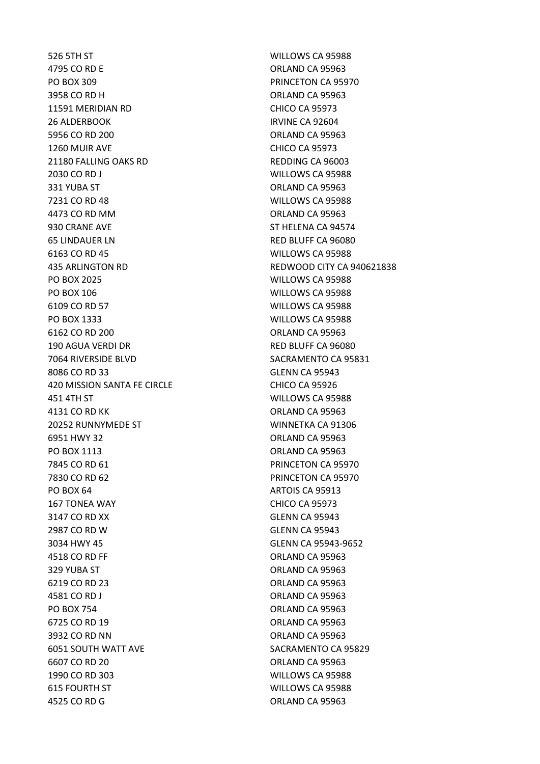| | |
|---|---|
| 526 5TH ST | WILLOWS CA 95988 |
| 4795 CO RD E | ORLAND CA 95963 |
| PO BOX 309 | PRINCETON CA 95970 |
| 3958 CO RD H | ORLAND CA 95963 |
| 11591 MERIDIAN RD | CHICO CA 95973 |
| 26 ALDERBOOK | IRVINE CA 92604 |
| 5956 CO RD 200 | ORLAND CA 95963 |
| 1260 MUIR AVE | CHICO CA 95973 |
| 21180 FALLING OAKS RD | REDDING CA 96003 |
| 2030 CO RD J | WILLOWS CA 95988 |
| 331 YUBA ST | ORLAND CA 95963 |
| 7231 CO RD 48 | WILLOWS CA 95988 |
| 4473 CO RD MM | ORLAND CA 95963 |
| 930 CRANE AVE | ST HELENA CA 94574 |
| 65 LINDAUER LN | RED BLUFF CA 96080 |
| 6163 CO RD 45 | WILLOWS CA 95988 |
| 435 ARLINGTON RD | REDWOOD CITY CA 940621838 |
| PO BOX 2025 | WILLOWS CA 95988 |
| PO BOX 106 | WILLOWS CA 95988 |
| 6109 CO RD 57 | WILLOWS CA 95988 |
| PO BOX 1333 | WILLOWS CA 95988 |
| 6162 CO RD 200 | ORLAND CA 95963 |
| 190 AGUA VERDI DR | RED BLUFF CA 96080 |
| 7064 RIVERSIDE BLVD | SACRAMENTO CA 95831 |
| 8086 CO RD 33 | GLENN CA 95943 |
| 420 MISSION SANTA FE CIRCLE | CHICO CA 95926 |
| 451 4TH ST | WILLOWS CA 95988 |
| 4131 CO RD KK | ORLAND CA 95963 |
| 20252 RUNNYMEDE ST | WINNETKA CA 91306 |
| 6951 HWY 32 | ORLAND CA 95963 |
| PO BOX 1113 | ORLAND CA 95963 |
| 7845 CO RD 61 | PRINCETON CA 95970 |
| 7830 CO RD 62 | PRINCETON CA 95970 |
| PO BOX 64 | ARTOIS CA 95913 |
| 167 TONEA WAY | CHICO CA 95973 |
| 3147 CO RD XX | GLENN CA 95943 |
| 2987 CO RD W | GLENN CA 95943 |
| 3034 HWY 45 | GLENN CA 95943-9652 |
| 4518 CO RD FF | ORLAND CA 95963 |
| 329 YUBA ST | ORLAND CA 95963 |
| 6219 CO RD 23 | ORLAND CA 95963 |
| 4581 CO RD J | ORLAND CA 95963 |
| PO BOX 754 | ORLAND CA 95963 |
| 6725 CO RD 19 | ORLAND CA 95963 |
| 3932 CO RD NN | ORLAND CA 95963 |
| 6051 SOUTH WATT AVE | SACRAMENTO CA 95829 |
| 6607 CO RD 20 | ORLAND CA 95963 |
| 1990 CO RD 303 | WILLOWS CA 95988 |
| 615 FOURTH ST | WILLOWS CA 95988 |
| 4525 CO RD G | ORLAND CA 95963 |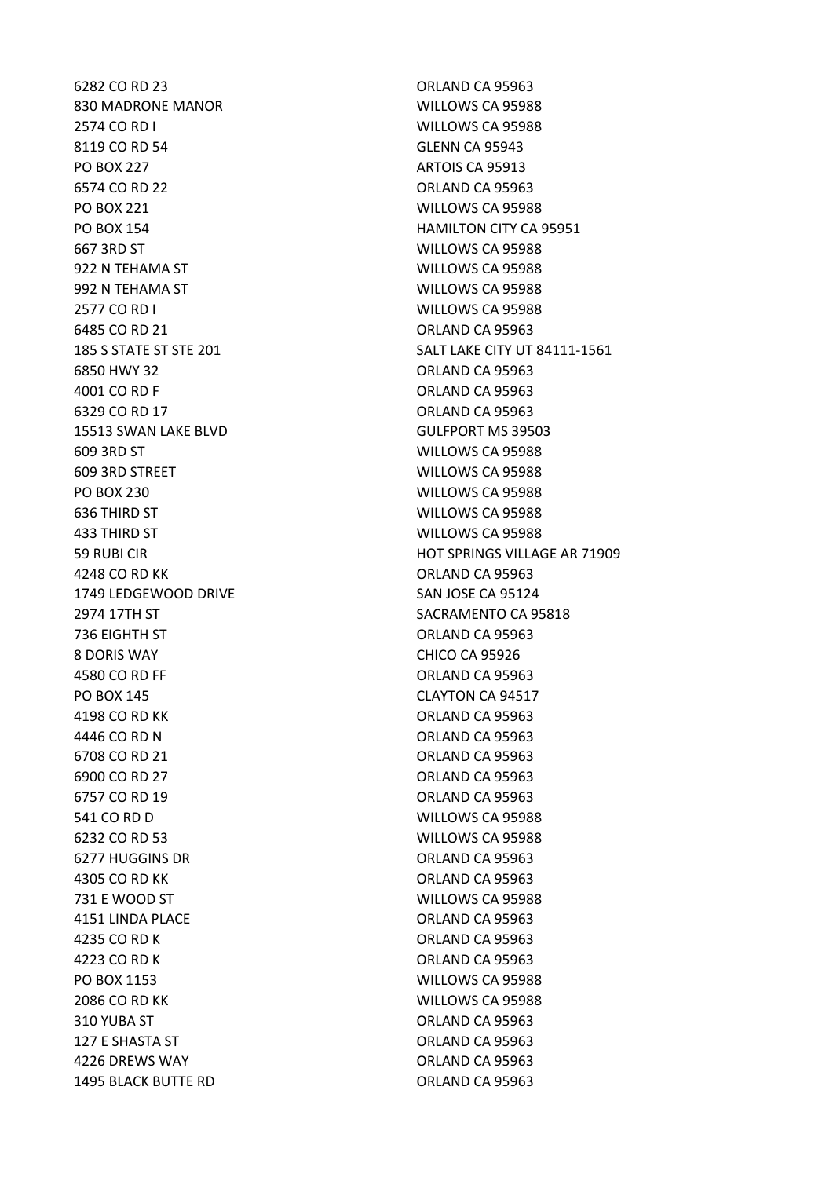| | |
|---|---|
| 6282 CO RD 23 | ORLAND CA 95963 |
| 830 MADRONE MANOR | WILLOWS CA 95988 |
| 2574 CO RD I | WILLOWS CA 95988 |
| 8119 CO RD 54 | GLENN CA 95943 |
| PO BOX 227 | ARTOIS CA 95913 |
| 6574 CO RD 22 | ORLAND CA 95963 |
| PO BOX 221 | WILLOWS CA 95988 |
| PO BOX 154 | HAMILTON CITY CA 95951 |
| 667 3RD ST | WILLOWS CA 95988 |
| 922 N TEHAMA ST | WILLOWS CA 95988 |
| 992 N TEHAMA ST | WILLOWS CA 95988 |
| 2577 CO RD I | WILLOWS CA 95988 |
| 6485 CO RD 21 | ORLAND CA 95963 |
| 185 S STATE ST STE 201 | SALT LAKE CITY UT 84111-1561 |
| 6850 HWY 32 | ORLAND CA 95963 |
| 4001 CO RD F | ORLAND CA 95963 |
| 6329 CO RD 17 | ORLAND CA 95963 |
| 15513 SWAN LAKE BLVD | GULFPORT MS 39503 |
| 609 3RD ST | WILLOWS CA 95988 |
| 609 3RD STREET | WILLOWS CA 95988 |
| PO BOX 230 | WILLOWS CA 95988 |
| 636 THIRD ST | WILLOWS CA 95988 |
| 433 THIRD ST | WILLOWS CA 95988 |
| 59 RUBI CIR | HOT SPRINGS VILLAGE AR 71909 |
| 4248 CO RD KK | ORLAND CA 95963 |
| 1749 LEDGEWOOD DRIVE | SAN JOSE CA 95124 |
| 2974 17TH ST | SACRAMENTO CA 95818 |
| 736 EIGHTH ST | ORLAND CA 95963 |
| 8 DORIS WAY | CHICO CA 95926 |
| 4580 CO RD FF | ORLAND CA 95963 |
| PO BOX 145 | CLAYTON CA 94517 |
| 4198 CO RD KK | ORLAND CA 95963 |
| 4446 CO RD N | ORLAND CA 95963 |
| 6708 CO RD 21 | ORLAND CA 95963 |
| 6900 CO RD 27 | ORLAND CA 95963 |
| 6757 CO RD 19 | ORLAND CA 95963 |
| 541 CO RD D | WILLOWS CA 95988 |
| 6232 CO RD 53 | WILLOWS CA 95988 |
| 6277 HUGGINS DR | ORLAND CA 95963 |
| 4305 CO RD KK | ORLAND CA 95963 |
| 731 E WOOD ST | WILLOWS CA 95988 |
| 4151 LINDA PLACE | ORLAND CA 95963 |
| 4235 CO RD K | ORLAND CA 95963 |
| 4223 CO RD K | ORLAND CA 95963 |
| PO BOX 1153 | WILLOWS CA 95988 |
| 2086 CO RD KK | WILLOWS CA 95988 |
| 310 YUBA ST | ORLAND CA 95963 |
| 127 E SHASTA ST | ORLAND CA 95963 |
| 4226 DREWS WAY | ORLAND CA 95963 |
| 1495 BLACK BUTTE RD | ORLAND CA 95963 |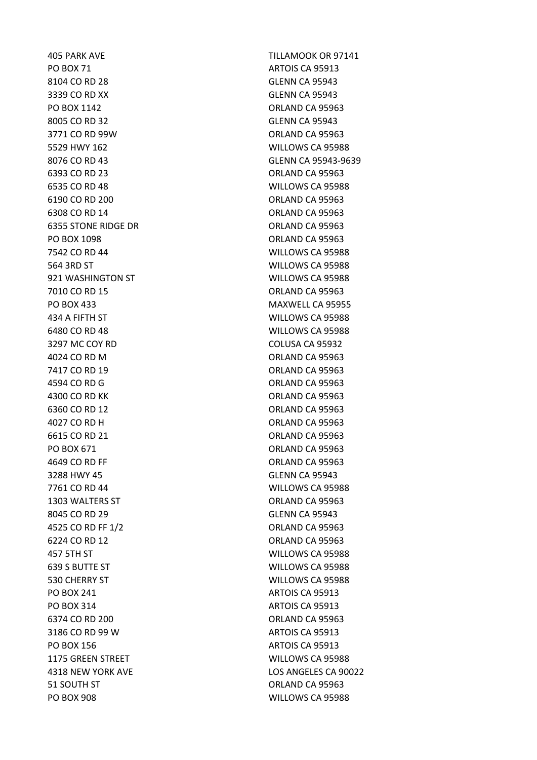| | |
|---|---|
| 405 PARK AVE | TILLAMOOK OR 97141 |
| PO BOX 71 | ARTOIS CA 95913 |
| 8104 CO RD 28 | GLENN CA 95943 |
| 3339 CO RD XX | GLENN CA 95943 |
| PO BOX 1142 | ORLAND CA 95963 |
| 8005 CO RD 32 | GLENN CA 95943 |
| 3771 CO RD 99W | ORLAND CA 95963 |
| 5529 HWY 162 | WILLOWS CA 95988 |
| 8076 CO RD 43 | GLENN CA 95943-9639 |
| 6393 CO RD 23 | ORLAND CA 95963 |
| 6535 CO RD 48 | WILLOWS CA 95988 |
| 6190 CO RD 200 | ORLAND CA 95963 |
| 6308 CO RD 14 | ORLAND CA 95963 |
| 6355 STONE RIDGE DR | ORLAND CA 95963 |
| PO BOX 1098 | ORLAND CA 95963 |
| 7542 CO RD 44 | WILLOWS CA 95988 |
| 564 3RD ST | WILLOWS CA 95988 |
| 921 WASHINGTON ST | WILLOWS CA 95988 |
| 7010 CO RD 15 | ORLAND CA 95963 |
| PO BOX 433 | MAXWELL CA 95955 |
| 434 A FIFTH ST | WILLOWS CA 95988 |
| 6480 CO RD 48 | WILLOWS CA 95988 |
| 3297 MC COY RD | COLUSA CA 95932 |
| 4024 CO RD M | ORLAND CA 95963 |
| 7417 CO RD 19 | ORLAND CA 95963 |
| 4594 CO RD G | ORLAND CA 95963 |
| 4300 CO RD KK | ORLAND CA 95963 |
| 6360 CO RD 12 | ORLAND CA 95963 |
| 4027 CO RD H | ORLAND CA 95963 |
| 6615 CO RD 21 | ORLAND CA 95963 |
| PO BOX 671 | ORLAND CA 95963 |
| 4649 CO RD FF | ORLAND CA 95963 |
| 3288 HWY 45 | GLENN CA 95943 |
| 7761 CO RD 44 | WILLOWS CA 95988 |
| 1303 WALTERS ST | ORLAND CA 95963 |
| 8045 CO RD 29 | GLENN CA 95943 |
| 4525 CO RD FF 1/2 | ORLAND CA 95963 |
| 6224 CO RD 12 | ORLAND CA 95963 |
| 457 5TH ST | WILLOWS CA 95988 |
| 639 S BUTTE ST | WILLOWS CA 95988 |
| 530 CHERRY ST | WILLOWS CA 95988 |
| PO BOX 241 | ARTOIS CA 95913 |
| PO BOX 314 | ARTOIS CA 95913 |
| 6374 CO RD 200 | ORLAND CA 95963 |
| 3186 CO RD 99 W | ARTOIS CA 95913 |
| PO BOX 156 | ARTOIS CA 95913 |
| 1175 GREEN STREET | WILLOWS CA 95988 |
| 4318 NEW YORK AVE | LOS ANGELES CA 90022 |
| 51 SOUTH ST | ORLAND CA 95963 |
| PO BOX 908 | WILLOWS CA 95988 |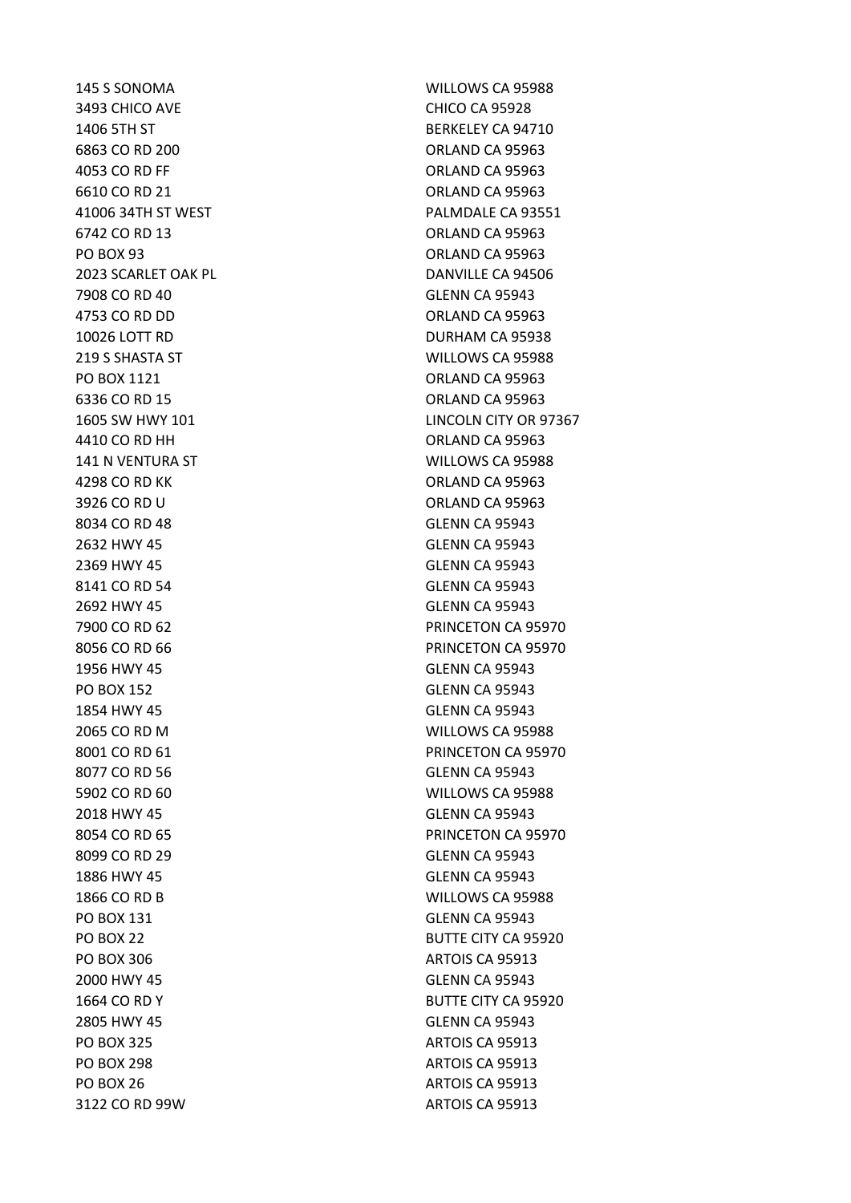| | |
|---|---|
| 145 S SONOMA | WILLOWS CA 95988 |
| 3493 CHICO AVE | CHICO CA 95928 |
| 1406 5TH ST | BERKELEY CA 94710 |
| 6863 CO RD 200 | ORLAND CA 95963 |
| 4053 CO RD FF | ORLAND CA 95963 |
| 6610 CO RD 21 | ORLAND CA 95963 |
| 41006 34TH ST WEST | PALMDALE CA 93551 |
| 6742 CO RD 13 | ORLAND CA 95963 |
| PO BOX 93 | ORLAND CA 95963 |
| 2023 SCARLET OAK PL | DANVILLE CA 94506 |
| 7908 CO RD 40 | GLENN CA 95943 |
| 4753 CO RD DD | ORLAND CA 95963 |
| 10026 LOTT RD | DURHAM CA 95938 |
| 219 S SHASTA ST | WILLOWS CA 95988 |
| PO BOX 1121 | ORLAND CA 95963 |
| 6336 CO RD 15 | ORLAND CA 95963 |
| 1605 SW HWY 101 | LINCOLN CITY OR 97367 |
| 4410 CO RD HH | ORLAND CA 95963 |
| 141 N VENTURA ST | WILLOWS CA 95988 |
| 4298 CO RD KK | ORLAND CA 95963 |
| 3926 CO RD U | ORLAND CA 95963 |
| 8034 CO RD 48 | GLENN CA 95943 |
| 2632 HWY 45 | GLENN CA 95943 |
| 2369 HWY 45 | GLENN CA 95943 |
| 8141 CO RD 54 | GLENN CA 95943 |
| 2692 HWY 45 | GLENN CA 95943 |
| 7900 CO RD 62 | PRINCETON CA 95970 |
| 8056 CO RD 66 | PRINCETON CA 95970 |
| 1956 HWY 45 | GLENN CA 95943 |
| PO BOX 152 | GLENN CA 95943 |
| 1854 HWY 45 | GLENN CA 95943 |
| 2065 CO RD M | WILLOWS CA 95988 |
| 8001 CO RD 61 | PRINCETON CA 95970 |
| 8077 CO RD 56 | GLENN CA 95943 |
| 5902 CO RD 60 | WILLOWS CA 95988 |
| 2018 HWY 45 | GLENN CA 95943 |
| 8054 CO RD 65 | PRINCETON CA 95970 |
| 8099 CO RD 29 | GLENN CA 95943 |
| 1886 HWY 45 | GLENN CA 95943 |
| 1866 CO RD B | WILLOWS CA 95988 |
| PO BOX 131 | GLENN CA 95943 |
| PO BOX 22 | BUTTE CITY CA 95920 |
| PO BOX 306 | ARTOIS CA 95913 |
| 2000 HWY 45 | GLENN CA 95943 |
| 1664 CO RD Y | BUTTE CITY CA 95920 |
| 2805 HWY 45 | GLENN CA 95943 |
| PO BOX 325 | ARTOIS CA 95913 |
| PO BOX 298 | ARTOIS CA 95913 |
| PO BOX 26 | ARTOIS CA 95913 |
| 3122 CO RD 99W | ARTOIS CA 95913 |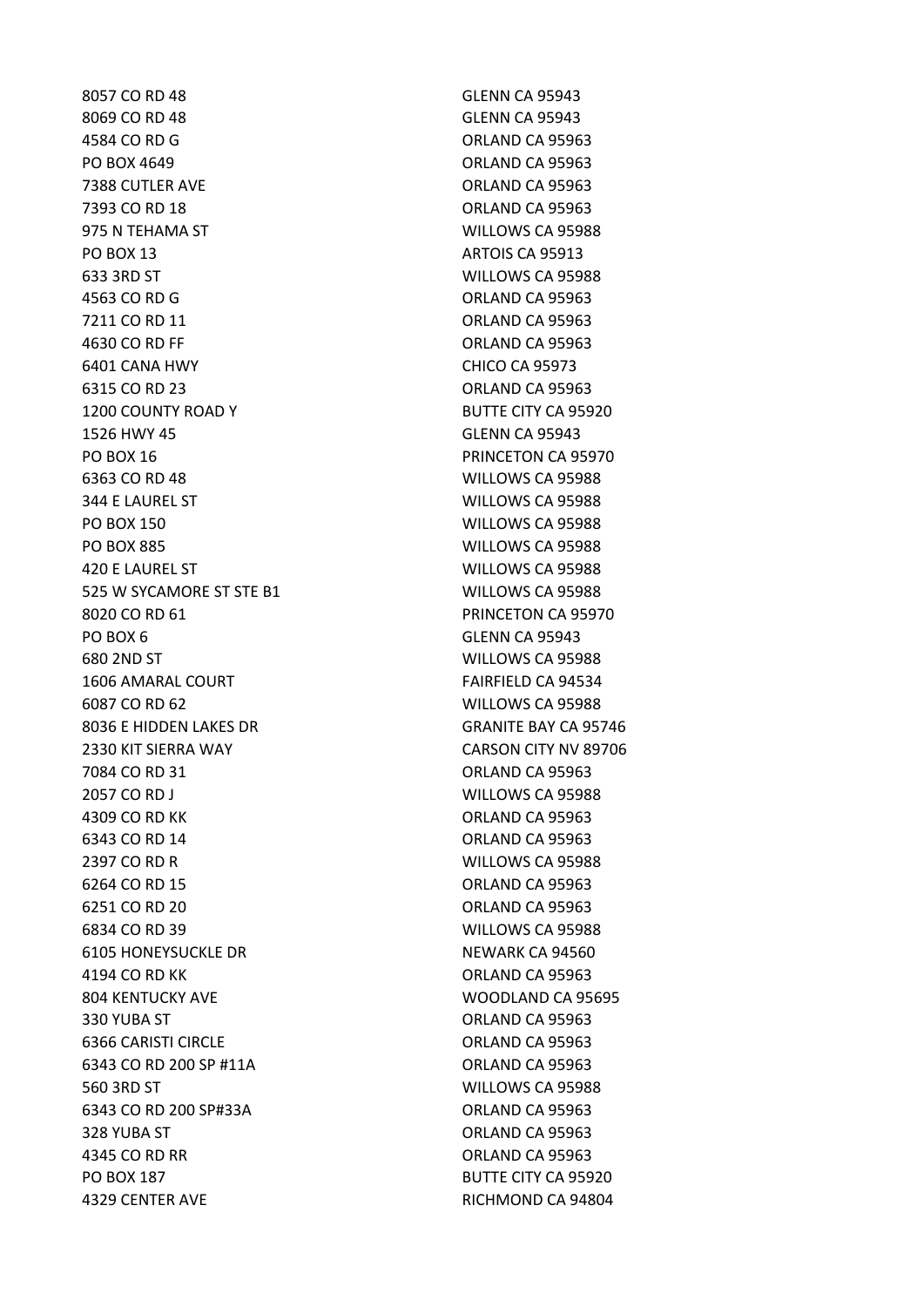| | |
|---|---|
| 8057 CO RD 48 | GLENN CA 95943 |
| 8069 CO RD 48 | GLENN CA 95943 |
| 4584 CO RD G | ORLAND CA 95963 |
| PO BOX 4649 | ORLAND CA 95963 |
| 7388 CUTLER AVE | ORLAND CA 95963 |
| 7393 CO RD 18 | ORLAND CA 95963 |
| 975 N TEHAMA ST | WILLOWS CA 95988 |
| PO BOX 13 | ARTOIS CA 95913 |
| 633 3RD ST | WILLOWS CA 95988 |
| 4563 CO RD G | ORLAND CA 95963 |
| 7211 CO RD 11 | ORLAND CA 95963 |
| 4630 CO RD FF | ORLAND CA 95963 |
| 6401 CANA HWY | CHICO CA 95973 |
| 6315 CO RD 23 | ORLAND CA 95963 |
| 1200 COUNTY ROAD Y | BUTTE CITY CA 95920 |
| 1526 HWY 45 | GLENN CA 95943 |
| PO BOX 16 | PRINCETON CA 95970 |
| 6363 CO RD 48 | WILLOWS CA 95988 |
| 344 E LAUREL ST | WILLOWS CA 95988 |
| PO BOX 150 | WILLOWS CA 95988 |
| PO BOX 885 | WILLOWS CA 95988 |
| 420 E LAUREL ST | WILLOWS CA 95988 |
| 525 W SYCAMORE ST STE B1 | WILLOWS CA 95988 |
| 8020 CO RD 61 | PRINCETON CA 95970 |
| PO BOX 6 | GLENN CA 95943 |
| 680 2ND ST | WILLOWS CA 95988 |
| 1606 AMARAL COURT | FAIRFIELD CA 94534 |
| 6087 CO RD 62 | WILLOWS CA 95988 |
| 8036 E HIDDEN LAKES DR | GRANITE BAY CA 95746 |
| 2330 KIT SIERRA WAY | CARSON CITY NV 89706 |
| 7084 CO RD 31 | ORLAND CA 95963 |
| 2057 CO RD J | WILLOWS CA 95988 |
| 4309 CO RD KK | ORLAND CA 95963 |
| 6343 CO RD 14 | ORLAND CA 95963 |
| 2397 CO RD R | WILLOWS CA 95988 |
| 6264 CO RD 15 | ORLAND CA 95963 |
| 6251 CO RD 20 | ORLAND CA 95963 |
| 6834 CO RD 39 | WILLOWS CA 95988 |
| 6105 HONEYSUCKLE DR | NEWARK CA 94560 |
| 4194 CO RD KK | ORLAND CA 95963 |
| 804 KENTUCKY AVE | WOODLAND CA 95695 |
| 330 YUBA ST | ORLAND CA 95963 |
| 6366 CARISTI CIRCLE | ORLAND CA 95963 |
| 6343 CO RD 200 SP #11A | ORLAND CA 95963 |
| 560 3RD ST | WILLOWS CA 95988 |
| 6343 CO RD 200 SP#33A | ORLAND CA 95963 |
| 328 YUBA ST | ORLAND CA 95963 |
| 4345 CO RD RR | ORLAND CA 95963 |
| PO BOX 187 | BUTTE CITY CA 95920 |
| 4329 CENTER AVE | RICHMOND CA 94804 |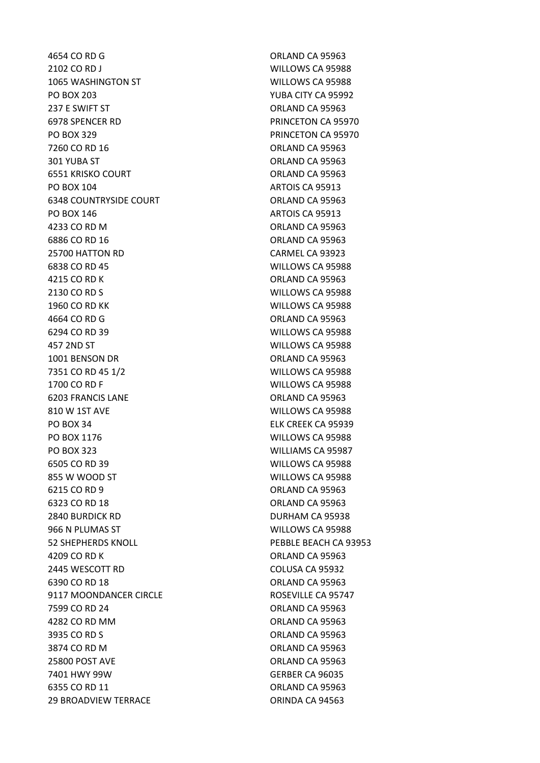| | |
|---|---|
| 4654 CO RD G | ORLAND CA 95963 |
| 2102 CO RD J | WILLOWS CA 95988 |
| 1065 WASHINGTON ST | WILLOWS CA 95988 |
| PO BOX 203 | YUBA CITY CA 95992 |
| 237 E SWIFT ST | ORLAND CA 95963 |
| 6978 SPENCER RD | PRINCETON CA 95970 |
| PO BOX 329 | PRINCETON CA 95970 |
| 7260 CO RD 16 | ORLAND CA 95963 |
| 301 YUBA ST | ORLAND CA 95963 |
| 6551 KRISKO COURT | ORLAND CA 95963 |
| PO BOX 104 | ARTOIS CA 95913 |
| 6348 COUNTRYSIDE COURT | ORLAND CA 95963 |
| PO BOX 146 | ARTOIS CA 95913 |
| 4233 CO RD M | ORLAND CA 95963 |
| 6886 CO RD 16 | ORLAND CA 95963 |
| 25700 HATTON RD | CARMEL CA 93923 |
| 6838 CO RD 45 | WILLOWS CA 95988 |
| 4215 CO RD K | ORLAND CA 95963 |
| 2130 CO RD S | WILLOWS CA 95988 |
| 1960 CO RD KK | WILLOWS CA 95988 |
| 4664 CO RD G | ORLAND CA 95963 |
| 6294 CO RD 39 | WILLOWS CA 95988 |
| 457 2ND ST | WILLOWS CA 95988 |
| 1001 BENSON DR | ORLAND CA 95963 |
| 7351 CO RD 45 1/2 | WILLOWS CA 95988 |
| 1700 CO RD F | WILLOWS CA 95988 |
| 6203 FRANCIS LANE | ORLAND CA 95963 |
| 810 W 1ST AVE | WILLOWS CA 95988 |
| PO BOX 34 | ELK CREEK CA 95939 |
| PO BOX 1176 | WILLOWS CA 95988 |
| PO BOX 323 | WILLIAMS CA 95987 |
| 6505 CO RD 39 | WILLOWS CA 95988 |
| 855 W WOOD ST | WILLOWS CA 95988 |
| 6215 CO RD 9 | ORLAND CA 95963 |
| 6323 CO RD 18 | ORLAND CA 95963 |
| 2840 BURDICK RD | DURHAM CA 95938 |
| 966 N PLUMAS ST | WILLOWS CA 95988 |
| 52 SHEPHERDS KNOLL | PEBBLE BEACH CA 93953 |
| 4209 CO RD K | ORLAND CA 95963 |
| 2445 WESCOTT RD | COLUSA CA 95932 |
| 6390 CO RD 18 | ORLAND CA 95963 |
| 9117 MOONDANCER CIRCLE | ROSEVILLE CA 95747 |
| 7599 CO RD 24 | ORLAND CA 95963 |
| 4282 CO RD MM | ORLAND CA 95963 |
| 3935 CO RD S | ORLAND CA 95963 |
| 3874 CO RD M | ORLAND CA 95963 |
| 25800 POST AVE | ORLAND CA 95963 |
| 7401 HWY 99W | GERBER CA 96035 |
| 6355 CO RD 11 | ORLAND CA 95963 |
| 29 BROADVIEW TERRACE | ORINDA CA 94563 |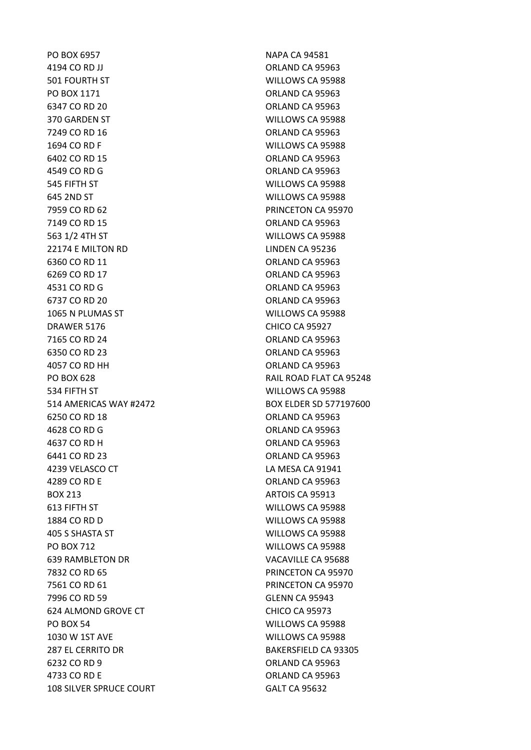| | |
|---|---|
| PO BOX 6957 | NAPA CA 94581 |
| 4194 CO RD JJ | ORLAND CA 95963 |
| 501 FOURTH ST | WILLOWS CA 95988 |
| PO BOX 1171 | ORLAND CA 95963 |
| 6347 CO RD 20 | ORLAND CA 95963 |
| 370 GARDEN ST | WILLOWS CA 95988 |
| 7249 CO RD 16 | ORLAND CA 95963 |
| 1694 CO RD F | WILLOWS CA 95988 |
| 6402 CO RD 15 | ORLAND CA 95963 |
| 4549 CO RD G | ORLAND CA 95963 |
| 545 FIFTH ST | WILLOWS CA 95988 |
| 645 2ND ST | WILLOWS CA 95988 |
| 7959 CO RD 62 | PRINCETON CA 95970 |
| 7149 CO RD 15 | ORLAND CA 95963 |
| 563 1/2 4TH ST | WILLOWS CA 95988 |
| 22174 E MILTON RD | LINDEN CA 95236 |
| 6360 CO RD 11 | ORLAND CA 95963 |
| 6269 CO RD 17 | ORLAND CA 95963 |
| 4531 CO RD G | ORLAND CA 95963 |
| 6737 CO RD 20 | ORLAND CA 95963 |
| 1065 N PLUMAS ST | WILLOWS CA 95988 |
| DRAWER 5176 | CHICO CA 95927 |
| 7165 CO RD 24 | ORLAND CA 95963 |
| 6350 CO RD 23 | ORLAND CA 95963 |
| 4057 CO RD HH | ORLAND CA 95963 |
| PO BOX 628 | RAIL ROAD FLAT CA 95248 |
| 534 FIFTH ST | WILLOWS CA 95988 |
| 514 AMERICAS WAY #2472 | BOX ELDER SD 577197600 |
| 6250 CO RD 18 | ORLAND CA 95963 |
| 4628 CO RD G | ORLAND CA 95963 |
| 4637 CO RD H | ORLAND CA 95963 |
| 6441 CO RD 23 | ORLAND CA 95963 |
| 4239 VELASCO CT | LA MESA CA 91941 |
| 4289 CO RD E | ORLAND CA 95963 |
| BOX 213 | ARTOIS CA 95913 |
| 613 FIFTH ST | WILLOWS CA 95988 |
| 1884 CO RD D | WILLOWS CA 95988 |
| 405 S SHASTA ST | WILLOWS CA 95988 |
| PO BOX 712 | WILLOWS CA 95988 |
| 639 RAMBLETON DR | VACAVILLE CA 95688 |
| 7832 CO RD 65 | PRINCETON CA 95970 |
| 7561 CO RD 61 | PRINCETON CA 95970 |
| 7996 CO RD 59 | GLENN CA 95943 |
| 624 ALMOND GROVE CT | CHICO CA 95973 |
| PO BOX 54 | WILLOWS CA 95988 |
| 1030 W 1ST AVE | WILLOWS CA 95988 |
| 287 EL CERRITO DR | BAKERSFIELD CA 93305 |
| 6232 CO RD 9 | ORLAND CA 95963 |
| 4733 CO RD E | ORLAND CA 95963 |
| 108 SILVER SPRUCE COURT | GALT CA 95632 |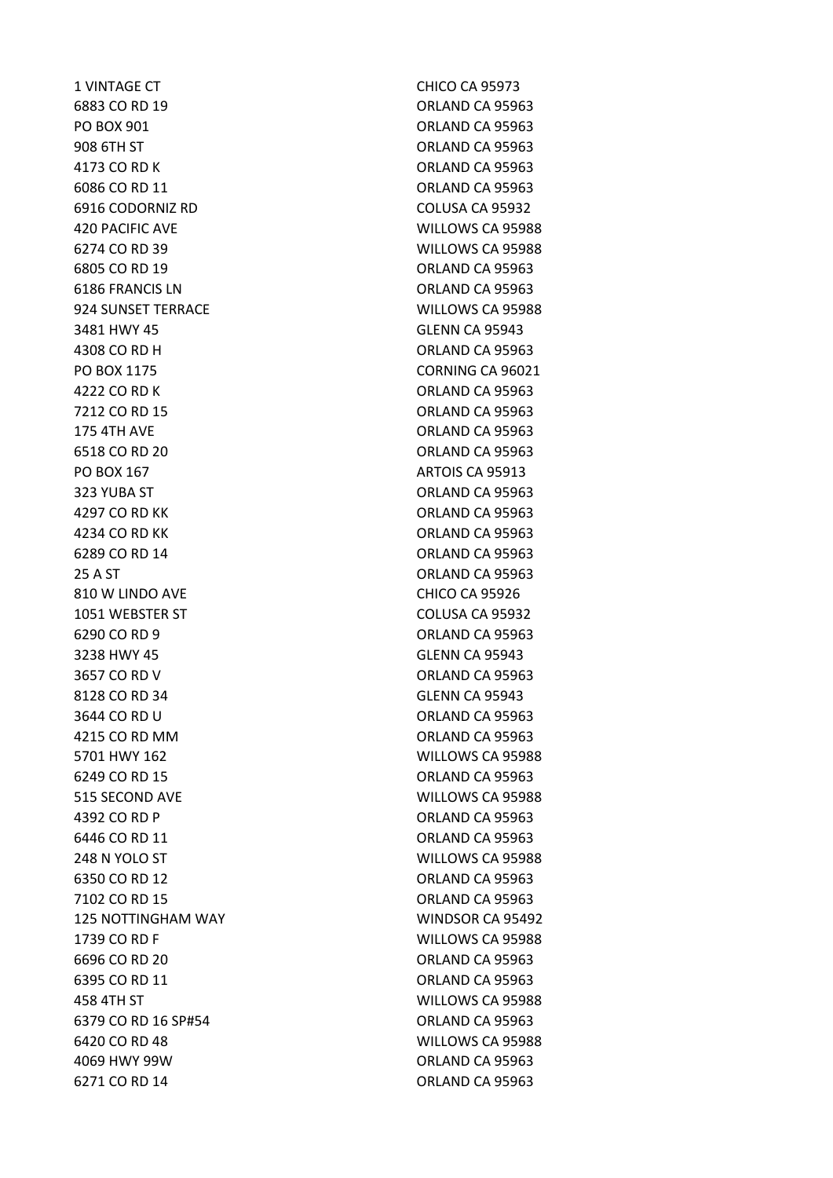| | |
|---|---|
| 1 VINTAGE CT | CHICO CA 95973 |
| 6883 CO RD 19 | ORLAND CA 95963 |
| PO BOX 901 | ORLAND CA 95963 |
| 908 6TH ST | ORLAND CA 95963 |
| 4173 CO RD K | ORLAND CA 95963 |
| 6086 CO RD 11 | ORLAND CA 95963 |
| 6916 CODORNIZ RD | COLUSA CA 95932 |
| 420 PACIFIC AVE | WILLOWS CA 95988 |
| 6274 CO RD 39 | WILLOWS CA 95988 |
| 6805 CO RD 19 | ORLAND CA 95963 |
| 6186 FRANCIS LN | ORLAND CA 95963 |
| 924 SUNSET TERRACE | WILLOWS CA 95988 |
| 3481 HWY 45 | GLENN CA 95943 |
| 4308 CO RD H | ORLAND CA 95963 |
| PO BOX 1175 | CORNING CA 96021 |
| 4222 CO RD K | ORLAND CA 95963 |
| 7212 CO RD 15 | ORLAND CA 95963 |
| 175 4TH AVE | ORLAND CA 95963 |
| 6518 CO RD 20 | ORLAND CA 95963 |
| PO BOX 167 | ARTOIS CA 95913 |
| 323 YUBA ST | ORLAND CA 95963 |
| 4297 CO RD KK | ORLAND CA 95963 |
| 4234 CO RD KK | ORLAND CA 95963 |
| 6289 CO RD 14 | ORLAND CA 95963 |
| 25 A ST | ORLAND CA 95963 |
| 810 W LINDO AVE | CHICO CA 95926 |
| 1051 WEBSTER ST | COLUSA CA 95932 |
| 6290 CO RD 9 | ORLAND CA 95963 |
| 3238 HWY 45 | GLENN CA 95943 |
| 3657 CO RD V | ORLAND CA 95963 |
| 8128 CO RD 34 | GLENN CA 95943 |
| 3644 CO RD U | ORLAND CA 95963 |
| 4215 CO RD MM | ORLAND CA 95963 |
| 5701 HWY 162 | WILLOWS CA 95988 |
| 6249 CO RD 15 | ORLAND CA 95963 |
| 515 SECOND AVE | WILLOWS CA 95988 |
| 4392 CO RD P | ORLAND CA 95963 |
| 6446 CO RD 11 | ORLAND CA 95963 |
| 248 N YOLO ST | WILLOWS CA 95988 |
| 6350 CO RD 12 | ORLAND CA 95963 |
| 7102 CO RD 15 | ORLAND CA 95963 |
| 125 NOTTINGHAM WAY | WINDSOR CA 95492 |
| 1739 CO RD F | WILLOWS CA 95988 |
| 6696 CO RD 20 | ORLAND CA 95963 |
| 6395 CO RD 11 | ORLAND CA 95963 |
| 458 4TH ST | WILLOWS CA 95988 |
| 6379 CO RD 16 SP#54 | ORLAND CA 95963 |
| 6420 CO RD 48 | WILLOWS CA 95988 |
| 4069 HWY 99W | ORLAND CA 95963 |
| 6271 CO RD 14 | ORLAND CA 95963 |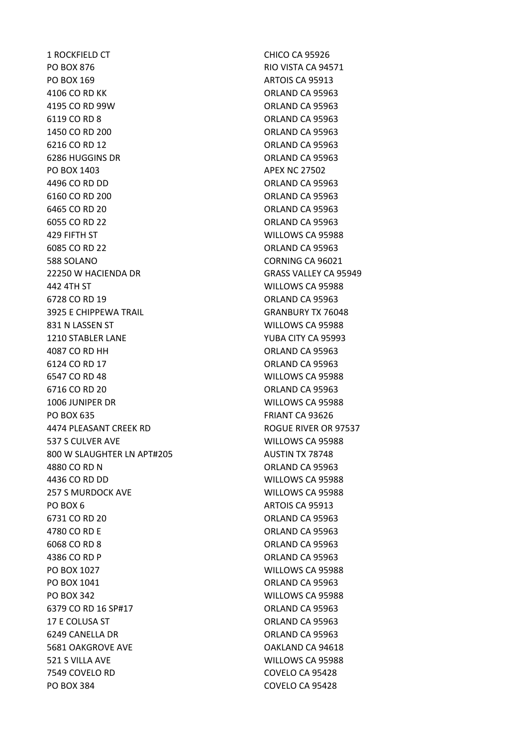| | |
|---|---|
| 1 ROCKFIELD CT | CHICO CA 95926 |
| PO BOX 876 | RIO VISTA CA 94571 |
| PO BOX 169 | ARTOIS CA 95913 |
| 4106 CO RD KK | ORLAND CA 95963 |
| 4195 CO RD 99W | ORLAND CA 95963 |
| 6119 CO RD 8 | ORLAND CA 95963 |
| 1450 CO RD 200 | ORLAND CA 95963 |
| 6216 CO RD 12 | ORLAND CA 95963 |
| 6286 HUGGINS DR | ORLAND CA 95963 |
| PO BOX 1403 | APEX NC 27502 |
| 4496 CO RD DD | ORLAND CA 95963 |
| 6160 CO RD 200 | ORLAND CA 95963 |
| 6465 CO RD 20 | ORLAND CA 95963 |
| 6055 CO RD 22 | ORLAND CA 95963 |
| 429 FIFTH ST | WILLOWS CA 95988 |
| 6085 CO RD 22 | ORLAND CA 95963 |
| 588 SOLANO | CORNING CA 96021 |
| 22250 W HACIENDA DR | GRASS VALLEY CA 95949 |
| 442 4TH ST | WILLOWS CA 95988 |
| 6728 CO RD 19 | ORLAND CA 95963 |
| 3925 E CHIPPEWA TRAIL | GRANBURY TX 76048 |
| 831 N LASSEN ST | WILLOWS CA 95988 |
| 1210 STABLER LANE | YUBA CITY CA 95993 |
| 4087 CO RD HH | ORLAND CA 95963 |
| 6124 CO RD 17 | ORLAND CA 95963 |
| 6547 CO RD 48 | WILLOWS CA 95988 |
| 6716 CO RD 20 | ORLAND CA 95963 |
| 1006 JUNIPER DR | WILLOWS CA 95988 |
| PO BOX 635 | FRIANT CA 93626 |
| 4474 PLEASANT CREEK RD | ROGUE RIVER OR 97537 |
| 537 S CULVER AVE | WILLOWS CA 95988 |
| 800 W SLAUGHTER LN APT#205 | AUSTIN TX 78748 |
| 4880 CO RD N | ORLAND CA 95963 |
| 4436 CO RD DD | WILLOWS CA 95988 |
| 257 S MURDOCK AVE | WILLOWS CA 95988 |
| PO BOX 6 | ARTOIS CA 95913 |
| 6731 CO RD 20 | ORLAND CA 95963 |
| 4780 CO RD E | ORLAND CA 95963 |
| 6068 CO RD 8 | ORLAND CA 95963 |
| 4386 CO RD P | ORLAND CA 95963 |
| PO BOX 1027 | WILLOWS CA 95988 |
| PO BOX 1041 | ORLAND CA 95963 |
| PO BOX 342 | WILLOWS CA 95988 |
| 6379 CO RD 16 SP#17 | ORLAND CA 95963 |
| 17 E COLUSA ST | ORLAND CA 95963 |
| 6249 CANELLA DR | ORLAND CA 95963 |
| 5681 OAKGROVE AVE | OAKLAND CA 94618 |
| 521 S VILLA AVE | WILLOWS CA 95988 |
| 7549 COVELO RD | COVELO CA 95428 |
| PO BOX 384 | COVELO CA 95428 |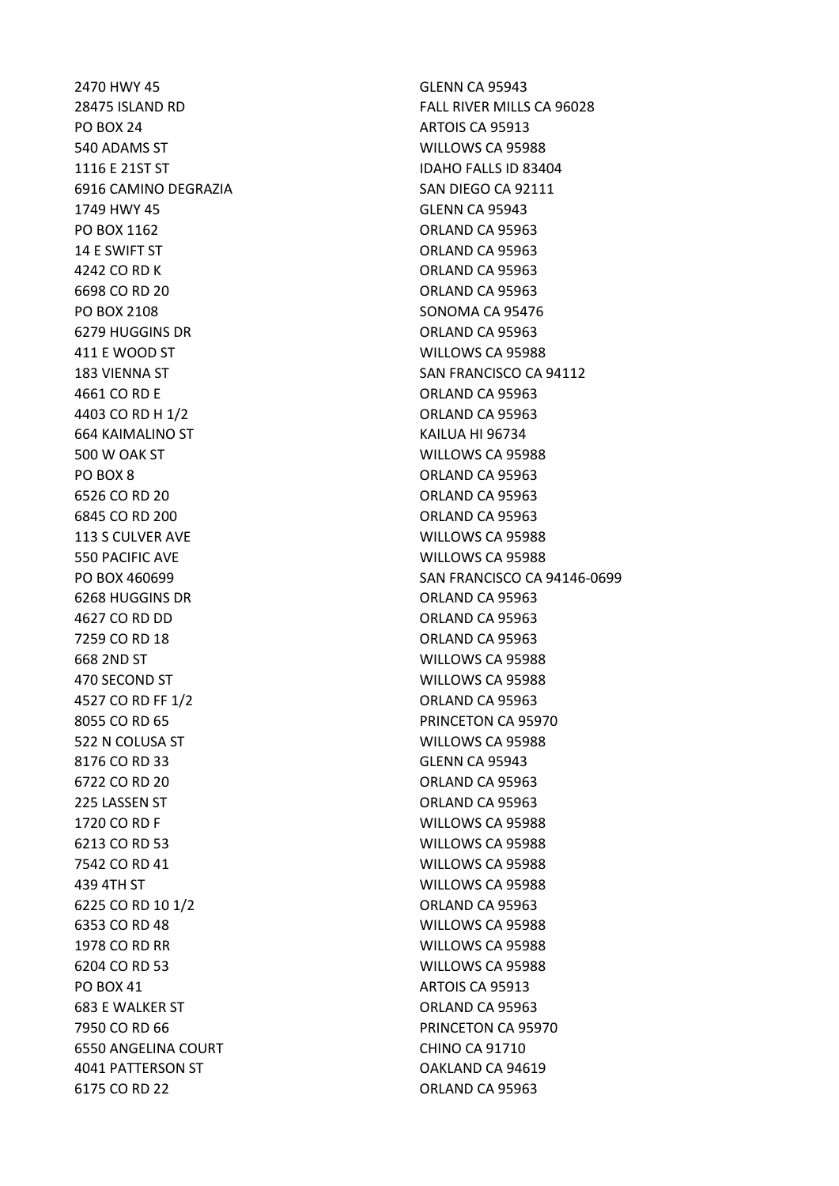| | |
|---|---|
| 2470 HWY 45 | GLENN CA 95943 |
| 28475 ISLAND RD | FALL RIVER MILLS CA 96028 |
| PO BOX 24 | ARTOIS CA 95913 |
| 540 ADAMS ST | WILLOWS CA 95988 |
| 1116 E 21ST ST | IDAHO FALLS ID 83404 |
| 6916 CAMINO DEGRAZIA | SAN DIEGO CA 92111 |
| 1749 HWY 45 | GLENN CA 95943 |
| PO BOX 1162 | ORLAND CA 95963 |
| 14 E SWIFT ST | ORLAND CA 95963 |
| 4242 CO RD K | ORLAND CA 95963 |
| 6698 CO RD 20 | ORLAND CA 95963 |
| PO BOX 2108 | SONOMA CA 95476 |
| 6279 HUGGINS DR | ORLAND CA 95963 |
| 411 E WOOD ST | WILLOWS CA 95988 |
| 183 VIENNA ST | SAN FRANCISCO CA 94112 |
| 4661 CO RD E | ORLAND CA 95963 |
| 4403 CO RD H 1/2 | ORLAND CA 95963 |
| 664 KAIMALINO ST | KAILUA HI 96734 |
| 500 W OAK ST | WILLOWS CA 95988 |
| PO BOX 8 | ORLAND CA 95963 |
| 6526 CO RD 20 | ORLAND CA 95963 |
| 6845 CO RD 200 | ORLAND CA 95963 |
| 113 S CULVER AVE | WILLOWS CA 95988 |
| 550 PACIFIC AVE | WILLOWS CA 95988 |
| PO BOX 460699 | SAN FRANCISCO CA 94146-0699 |
| 6268 HUGGINS DR | ORLAND CA 95963 |
| 4627 CO RD DD | ORLAND CA 95963 |
| 7259 CO RD 18 | ORLAND CA 95963 |
| 668 2ND ST | WILLOWS CA 95988 |
| 470 SECOND ST | WILLOWS CA 95988 |
| 4527 CO RD FF 1/2 | ORLAND CA 95963 |
| 8055 CO RD 65 | PRINCETON CA 95970 |
| 522 N COLUSA ST | WILLOWS CA 95988 |
| 8176 CO RD 33 | GLENN CA 95943 |
| 6722 CO RD 20 | ORLAND CA 95963 |
| 225 LASSEN ST | ORLAND CA 95963 |
| 1720 CO RD F | WILLOWS CA 95988 |
| 6213 CO RD 53 | WILLOWS CA 95988 |
| 7542 CO RD 41 | WILLOWS CA 95988 |
| 439 4TH ST | WILLOWS CA 95988 |
| 6225 CO RD 10 1/2 | ORLAND CA 95963 |
| 6353 CO RD 48 | WILLOWS CA 95988 |
| 1978 CO RD RR | WILLOWS CA 95988 |
| 6204 CO RD 53 | WILLOWS CA 95988 |
| PO BOX 41 | ARTOIS CA 95913 |
| 683 E WALKER ST | ORLAND CA 95963 |
| 7950 CO RD 66 | PRINCETON CA 95970 |
| 6550 ANGELINA COURT | CHINO CA 91710 |
| 4041 PATTERSON ST | OAKLAND CA 94619 |
| 6175 CO RD 22 | ORLAND CA 95963 |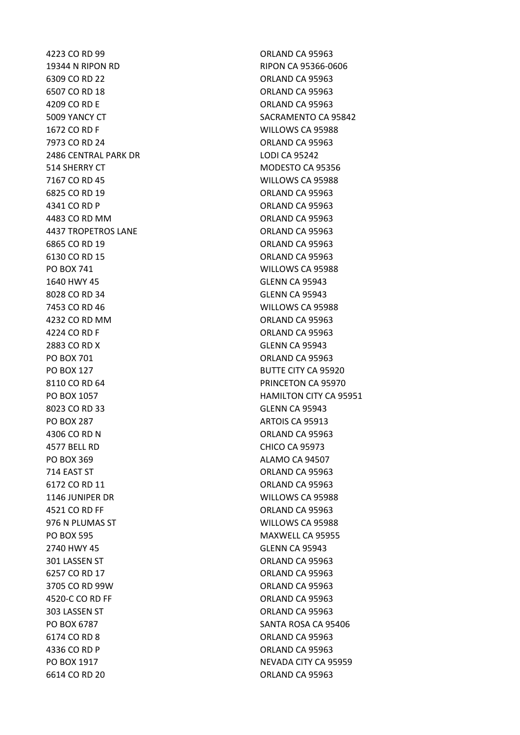| | |
|---|---|
| 4223 CO RD 99 | ORLAND CA 95963 |
| 19344 N RIPON RD | RIPON CA 95366-0606 |
| 6309 CO RD 22 | ORLAND CA 95963 |
| 6507 CO RD 18 | ORLAND CA 95963 |
| 4209 CO RD E | ORLAND CA 95963 |
| 5009 YANCY CT | SACRAMENTO CA 95842 |
| 1672 CO RD F | WILLOWS CA 95988 |
| 7973 CO RD 24 | ORLAND CA 95963 |
| 2486 CENTRAL PARK DR | LODI CA 95242 |
| 514 SHERRY CT | MODESTO CA 95356 |
| 7167 CO RD 45 | WILLOWS CA 95988 |
| 6825 CO RD 19 | ORLAND CA 95963 |
| 4341 CO RD P | ORLAND CA 95963 |
| 4483 CO RD MM | ORLAND CA 95963 |
| 4437 TROPETROS LANE | ORLAND CA 95963 |
| 6865 CO RD 19 | ORLAND CA 95963 |
| 6130 CO RD 15 | ORLAND CA 95963 |
| PO BOX 741 | WILLOWS CA 95988 |
| 1640 HWY 45 | GLENN CA 95943 |
| 8028 CO RD 34 | GLENN CA 95943 |
| 7453 CO RD 46 | WILLOWS CA 95988 |
| 4232 CO RD MM | ORLAND CA 95963 |
| 4224 CO RD F | ORLAND CA 95963 |
| 2883 CO RD X | GLENN CA 95943 |
| PO BOX 701 | ORLAND CA 95963 |
| PO BOX 127 | BUTTE CITY CA 95920 |
| 8110 CO RD 64 | PRINCETON CA 95970 |
| PO BOX 1057 | HAMILTON CITY CA 95951 |
| 8023 CO RD 33 | GLENN CA 95943 |
| PO BOX 287 | ARTOIS CA 95913 |
| 4306 CO RD N | ORLAND CA 95963 |
| 4577 BELL RD | CHICO CA 95973 |
| PO BOX 369 | ALAMO CA 94507 |
| 714 EAST ST | ORLAND CA 95963 |
| 6172 CO RD 11 | ORLAND CA 95963 |
| 1146 JUNIPER DR | WILLOWS CA 95988 |
| 4521 CO RD FF | ORLAND CA 95963 |
| 976 N PLUMAS ST | WILLOWS CA 95988 |
| PO BOX 595 | MAXWELL CA 95955 |
| 2740 HWY 45 | GLENN CA 95943 |
| 301 LASSEN ST | ORLAND CA 95963 |
| 6257 CO RD 17 | ORLAND CA 95963 |
| 3705 CO RD 99W | ORLAND CA 95963 |
| 4520-C CO RD FF | ORLAND CA 95963 |
| 303 LASSEN ST | ORLAND CA 95963 |
| PO BOX 6787 | SANTA ROSA CA 95406 |
| 6174 CO RD 8 | ORLAND CA 95963 |
| 4336 CO RD P | ORLAND CA 95963 |
| PO BOX 1917 | NEVADA CITY CA 95959 |
| 6614 CO RD 20 | ORLAND CA 95963 |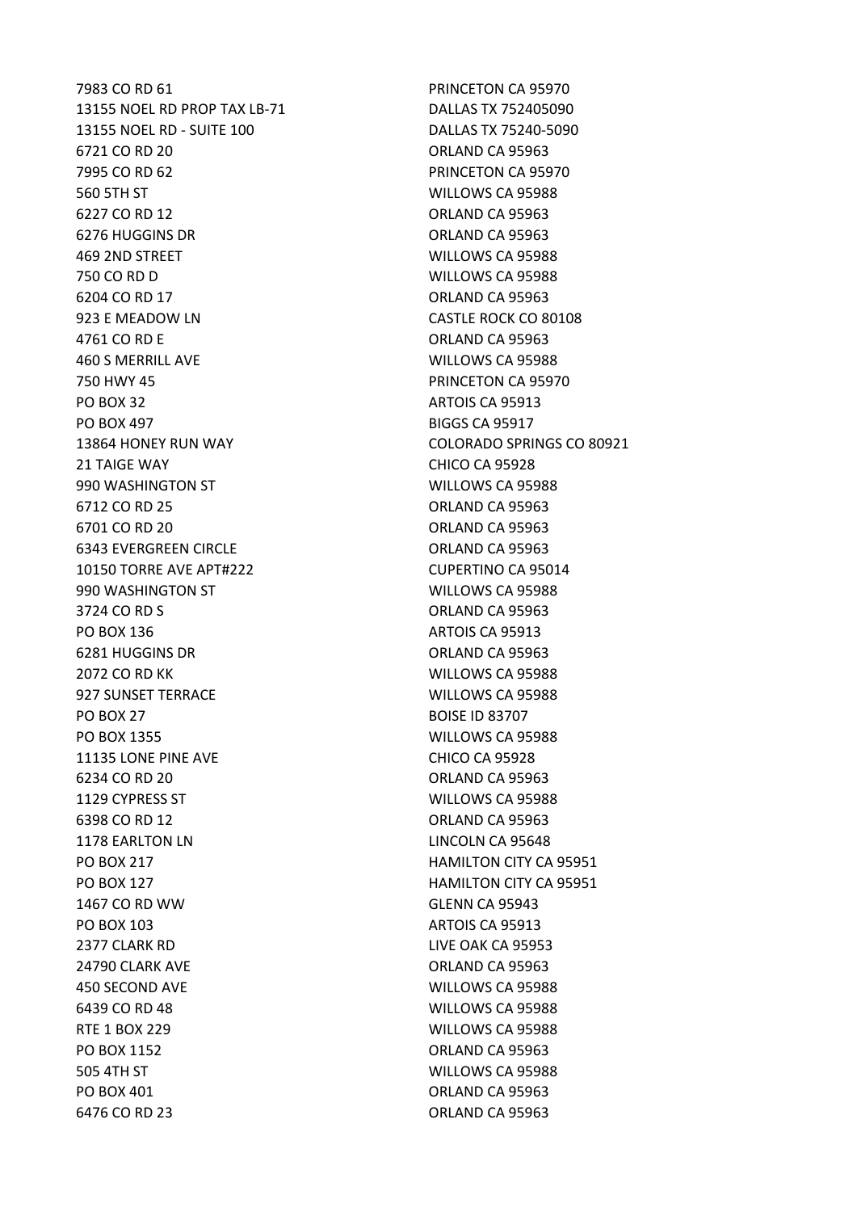| | |
|---|---|
| 7983 CO RD 61 | PRINCETON CA 95970 |
| 13155 NOEL RD PROP TAX LB-71 | DALLAS TX 752405090 |
| 13155 NOEL RD - SUITE 100 | DALLAS TX 75240-5090 |
| 6721 CO RD 20 | ORLAND CA 95963 |
| 7995 CO RD 62 | PRINCETON CA 95970 |
| 560 5TH ST | WILLOWS CA 95988 |
| 6227 CO RD 12 | ORLAND CA 95963 |
| 6276 HUGGINS DR | ORLAND CA 95963 |
| 469 2ND STREET | WILLOWS CA 95988 |
| 750 CO RD D | WILLOWS CA 95988 |
| 6204 CO RD 17 | ORLAND CA 95963 |
| 923 E MEADOW LN | CASTLE ROCK CO 80108 |
| 4761 CO RD E | ORLAND CA 95963 |
| 460 S MERRILL AVE | WILLOWS CA 95988 |
| 750 HWY 45 | PRINCETON CA 95970 |
| PO BOX 32 | ARTOIS CA 95913 |
| PO BOX 497 | BIGGS CA 95917 |
| 13864 HONEY RUN WAY | COLORADO SPRINGS CO 80921 |
| 21 TAIGE WAY | CHICO CA 95928 |
| 990 WASHINGTON ST | WILLOWS CA 95988 |
| 6712 CO RD 25 | ORLAND CA 95963 |
| 6701 CO RD 20 | ORLAND CA 95963 |
| 6343 EVERGREEN CIRCLE | ORLAND CA 95963 |
| 10150 TORRE AVE APT#222 | CUPERTINO CA 95014 |
| 990 WASHINGTON ST | WILLOWS CA 95988 |
| 3724 CO RD S | ORLAND CA 95963 |
| PO BOX 136 | ARTOIS CA 95913 |
| 6281 HUGGINS DR | ORLAND CA 95963 |
| 2072 CO RD KK | WILLOWS CA 95988 |
| 927 SUNSET TERRACE | WILLOWS CA 95988 |
| PO BOX 27 | BOISE ID 83707 |
| PO BOX 1355 | WILLOWS CA 95988 |
| 11135 LONE PINE AVE | CHICO CA 95928 |
| 6234 CO RD 20 | ORLAND CA 95963 |
| 1129 CYPRESS ST | WILLOWS CA 95988 |
| 6398 CO RD 12 | ORLAND CA 95963 |
| 1178 EARLTON LN | LINCOLN CA 95648 |
| PO BOX 217 | HAMILTON CITY CA 95951 |
| PO BOX 127 | HAMILTON CITY CA 95951 |
| 1467 CO RD WW | GLENN CA 95943 |
| PO BOX 103 | ARTOIS CA 95913 |
| 2377 CLARK RD | LIVE OAK CA 95953 |
| 24790 CLARK AVE | ORLAND CA 95963 |
| 450 SECOND AVE | WILLOWS CA 95988 |
| 6439 CO RD 48 | WILLOWS CA 95988 |
| RTE 1 BOX 229 | WILLOWS CA 95988 |
| PO BOX 1152 | ORLAND CA 95963 |
| 505 4TH ST | WILLOWS CA 95988 |
| PO BOX 401 | ORLAND CA 95963 |
| 6476 CO RD 23 | ORLAND CA 95963 |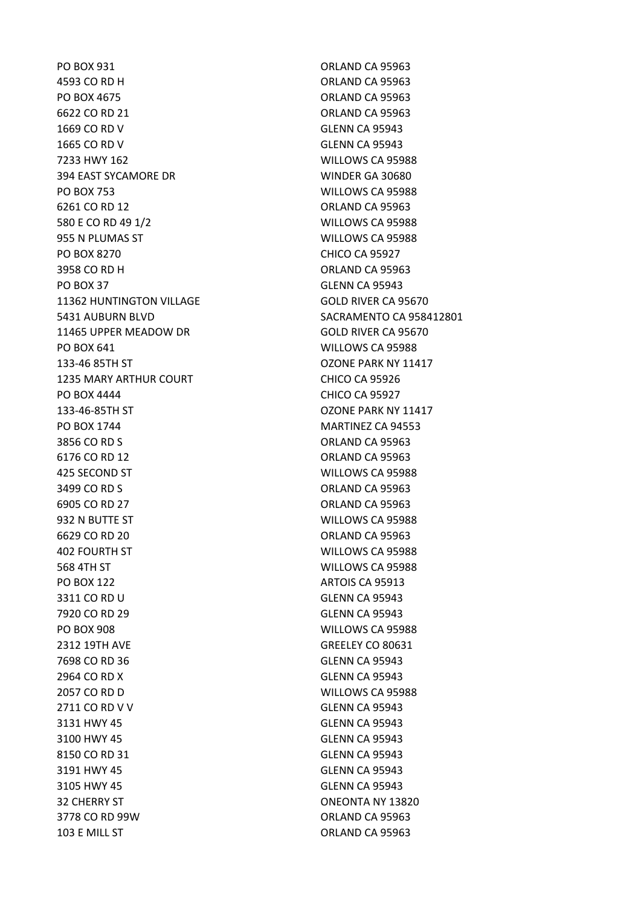| | |
|---|---|
| PO BOX 931 | ORLAND CA 95963 |
| 4593 CO RD H | ORLAND CA 95963 |
| PO BOX 4675 | ORLAND CA 95963 |
| 6622 CO RD 21 | ORLAND CA 95963 |
| 1669 CO RD V | GLENN CA 95943 |
| 1665 CO RD V | GLENN CA 95943 |
| 7233 HWY 162 | WILLOWS CA 95988 |
| 394 EAST SYCAMORE DR | WINDER GA 30680 |
| PO BOX 753 | WILLOWS CA 95988 |
| 6261 CO RD 12 | ORLAND CA 95963 |
| 580 E CO RD 49 1/2 | WILLOWS CA 95988 |
| 955 N PLUMAS ST | WILLOWS CA 95988 |
| PO BOX 8270 | CHICO CA 95927 |
| 3958 CO RD H | ORLAND CA 95963 |
| PO BOX 37 | GLENN CA 95943 |
| 11362 HUNTINGTON VILLAGE | GOLD RIVER CA 95670 |
| 5431 AUBURN BLVD | SACRAMENTO CA 958412801 |
| 11465 UPPER MEADOW DR | GOLD RIVER CA 95670 |
| PO BOX 641 | WILLOWS CA 95988 |
| 133-46 85TH ST | OZONE PARK NY 11417 |
| 1235 MARY ARTHUR COURT | CHICO CA 95926 |
| PO BOX 4444 | CHICO CA 95927 |
| 133-46-85TH ST | OZONE PARK NY 11417 |
| PO BOX 1744 | MARTINEZ CA 94553 |
| 3856 CO RD S | ORLAND CA 95963 |
| 6176 CO RD 12 | ORLAND CA 95963 |
| 425 SECOND ST | WILLOWS CA 95988 |
| 3499 CO RD S | ORLAND CA 95963 |
| 6905 CO RD 27 | ORLAND CA 95963 |
| 932 N BUTTE ST | WILLOWS CA 95988 |
| 6629 CO RD 20 | ORLAND CA 95963 |
| 402 FOURTH ST | WILLOWS CA 95988 |
| 568 4TH ST | WILLOWS CA 95988 |
| PO BOX 122 | ARTOIS CA 95913 |
| 3311 CO RD U | GLENN CA 95943 |
| 7920 CO RD 29 | GLENN CA 95943 |
| PO BOX 908 | WILLOWS CA 95988 |
| 2312 19TH AVE | GREELEY CO 80631 |
| 7698 CO RD 36 | GLENN CA 95943 |
| 2964 CO RD X | GLENN CA 95943 |
| 2057 CO RD D | WILLOWS CA 95988 |
| 2711 CO RD V V | GLENN CA 95943 |
| 3131 HWY 45 | GLENN CA 95943 |
| 3100 HWY 45 | GLENN CA 95943 |
| 8150 CO RD 31 | GLENN CA 95943 |
| 3191 HWY 45 | GLENN CA 95943 |
| 3105 HWY 45 | GLENN CA 95943 |
| 32 CHERRY ST | ONEONTA NY 13820 |
| 3778 CO RD 99W | ORLAND CA 95963 |
| 103 E MILL ST | ORLAND CA 95963 |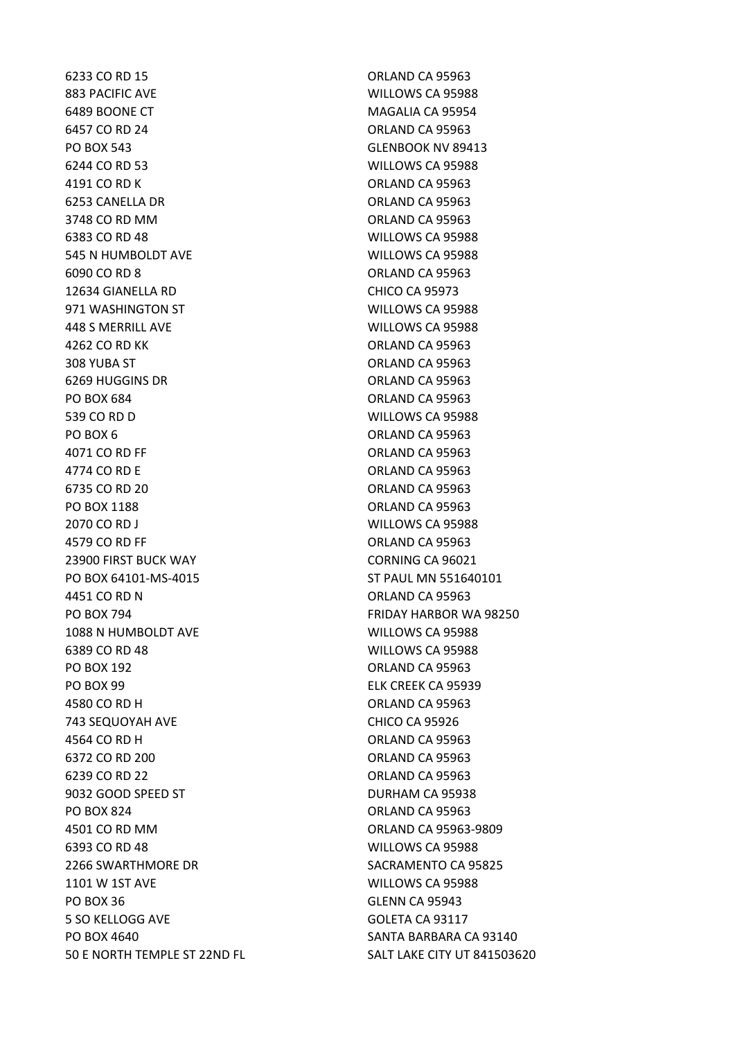| | |
|---|---|
| 6233 CO RD 15 | ORLAND CA 95963 |
| 883 PACIFIC AVE | WILLOWS CA 95988 |
| 6489 BOONE CT | MAGALIA CA 95954 |
| 6457 CO RD 24 | ORLAND CA 95963 |
| PO BOX 543 | GLENBOOK NV 89413 |
| 6244 CO RD 53 | WILLOWS CA 95988 |
| 4191 CO RD K | ORLAND CA 95963 |
| 6253 CANELLA DR | ORLAND CA 95963 |
| 3748 CO RD MM | ORLAND CA 95963 |
| 6383 CO RD 48 | WILLOWS CA 95988 |
| 545 N HUMBOLDT AVE | WILLOWS CA 95988 |
| 6090 CO RD 8 | ORLAND CA 95963 |
| 12634 GIANELLA RD | CHICO CA 95973 |
| 971 WASHINGTON ST | WILLOWS CA 95988 |
| 448 S MERRILL AVE | WILLOWS CA 95988 |
| 4262 CO RD KK | ORLAND CA 95963 |
| 308 YUBA ST | ORLAND CA 95963 |
| 6269 HUGGINS DR | ORLAND CA 95963 |
| PO BOX 684 | ORLAND CA 95963 |
| 539 CO RD D | WILLOWS CA 95988 |
| PO BOX 6 | ORLAND CA 95963 |
| 4071 CO RD FF | ORLAND CA 95963 |
| 4774 CO RD E | ORLAND CA 95963 |
| 6735 CO RD 20 | ORLAND CA 95963 |
| PO BOX 1188 | ORLAND CA 95963 |
| 2070 CO RD J | WILLOWS CA 95988 |
| 4579 CO RD FF | ORLAND CA 95963 |
| 23900 FIRST BUCK WAY | CORNING CA 96021 |
| PO BOX 64101-MS-4015 | ST PAUL MN 551640101 |
| 4451 CO RD N | ORLAND CA 95963 |
| PO BOX 794 | FRIDAY HARBOR WA 98250 |
| 1088 N HUMBOLDT AVE | WILLOWS CA 95988 |
| 6389 CO RD 48 | WILLOWS CA 95988 |
| PO BOX 192 | ORLAND CA 95963 |
| PO BOX 99 | ELK CREEK CA 95939 |
| 4580 CO RD H | ORLAND CA 95963 |
| 743 SEQUOYAH AVE | CHICO CA 95926 |
| 4564 CO RD H | ORLAND CA 95963 |
| 6372 CO RD 200 | ORLAND CA 95963 |
| 6239 CO RD 22 | ORLAND CA 95963 |
| 9032 GOOD SPEED ST | DURHAM CA 95938 |
| PO BOX 824 | ORLAND CA 95963 |
| 4501 CO RD MM | ORLAND CA 95963-9809 |
| 6393 CO RD 48 | WILLOWS CA 95988 |
| 2266 SWARTHMORE DR | SACRAMENTO CA 95825 |
| 1101 W 1ST AVE | WILLOWS CA 95988 |
| PO BOX 36 | GLENN CA 95943 |
| 5 SO KELLOGG AVE | GOLETA CA 93117 |
| PO BOX 4640 | SANTA BARBARA CA 93140 |
| 50 E NORTH TEMPLE ST 22ND FL | SALT LAKE CITY UT 841503620 |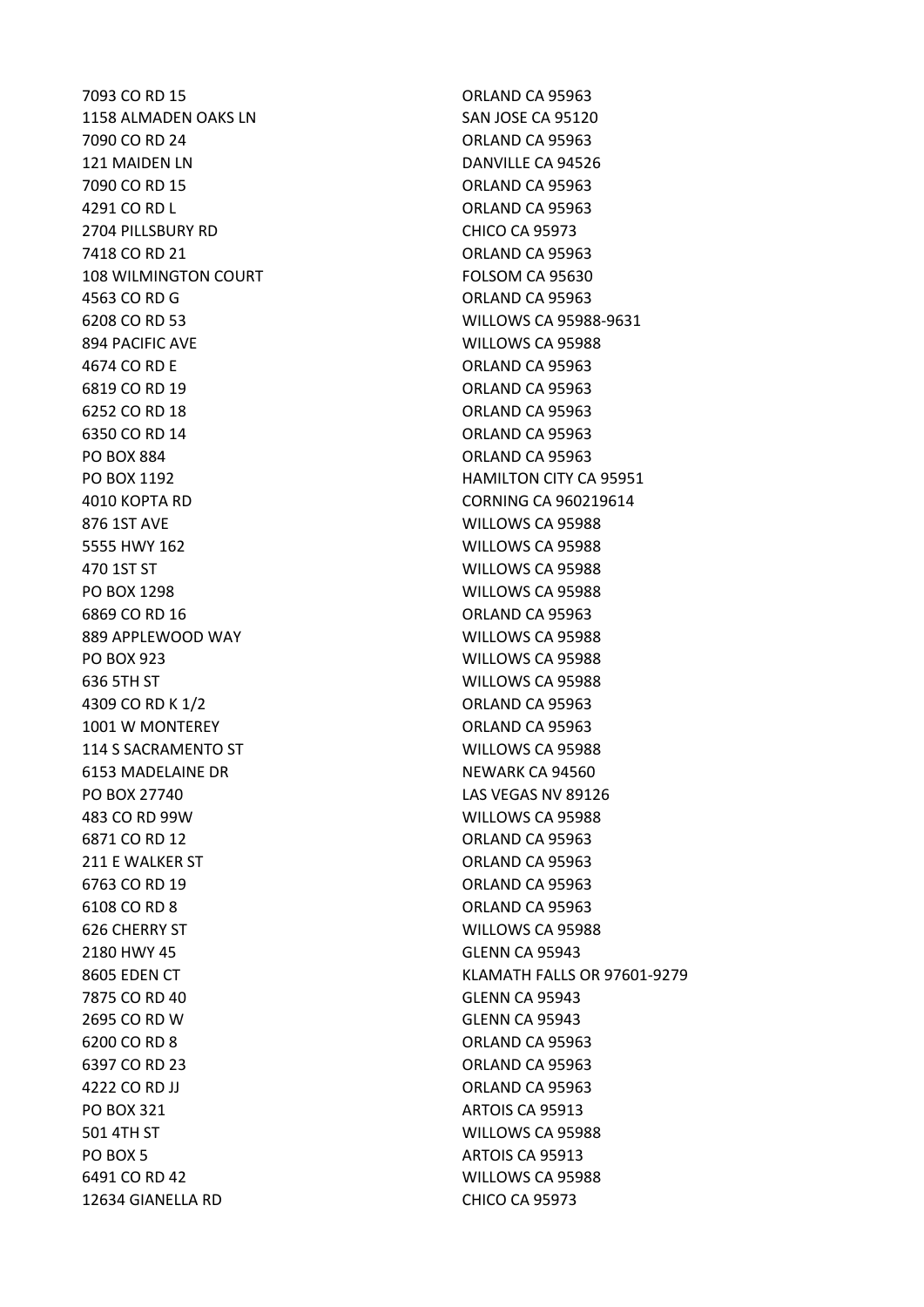| | |
|---|---|
| 7093 CO RD 15 | ORLAND CA 95963 |
| 1158 ALMADEN OAKS LN | SAN JOSE CA 95120 |
| 7090 CO RD 24 | ORLAND CA 95963 |
| 121 MAIDEN LN | DANVILLE CA 94526 |
| 7090 CO RD 15 | ORLAND CA 95963 |
| 4291 CO RD L | ORLAND CA 95963 |
| 2704 PILLSBURY RD | CHICO CA 95973 |
| 7418 CO RD 21 | ORLAND CA 95963 |
| 108 WILMINGTON COURT | FOLSOM CA 95630 |
| 4563 CO RD G | ORLAND CA 95963 |
| 6208 CO RD 53 | WILLOWS CA 95988-9631 |
| 894 PACIFIC AVE | WILLOWS CA 95988 |
| 4674 CO RD E | ORLAND CA 95963 |
| 6819 CO RD 19 | ORLAND CA 95963 |
| 6252 CO RD 18 | ORLAND CA 95963 |
| 6350 CO RD 14 | ORLAND CA 95963 |
| PO BOX 884 | ORLAND CA 95963 |
| PO BOX 1192 | HAMILTON CITY CA 95951 |
| 4010 KOPTA RD | CORNING CA 960219614 |
| 876 1ST AVE | WILLOWS CA 95988 |
| 5555 HWY 162 | WILLOWS CA 95988 |
| 470 1ST ST | WILLOWS CA 95988 |
| PO BOX 1298 | WILLOWS CA 95988 |
| 6869 CO RD 16 | ORLAND CA 95963 |
| 889 APPLEWOOD WAY | WILLOWS CA 95988 |
| PO BOX 923 | WILLOWS CA 95988 |
| 636 5TH ST | WILLOWS CA 95988 |
| 4309 CO RD K 1/2 | ORLAND CA 95963 |
| 1001 W MONTEREY | ORLAND CA 95963 |
| 114 S SACRAMENTO ST | WILLOWS CA 95988 |
| 6153 MADELAINE DR | NEWARK CA 94560 |
| PO BOX 27740 | LAS VEGAS NV 89126 |
| 483 CO RD 99W | WILLOWS CA 95988 |
| 6871 CO RD 12 | ORLAND CA 95963 |
| 211 E WALKER ST | ORLAND CA 95963 |
| 6763 CO RD 19 | ORLAND CA 95963 |
| 6108 CO RD 8 | ORLAND CA 95963 |
| 626 CHERRY ST | WILLOWS CA 95988 |
| 2180 HWY 45 | GLENN CA 95943 |
| 8605 EDEN CT | KLAMATH FALLS OR 97601-9279 |
| 7875 CO RD 40 | GLENN CA 95943 |
| 2695 CO RD W | GLENN CA 95943 |
| 6200 CO RD 8 | ORLAND CA 95963 |
| 6397 CO RD 23 | ORLAND CA 95963 |
| 4222 CO RD JJ | ORLAND CA 95963 |
| PO BOX 321 | ARTOIS CA 95913 |
| 501 4TH ST | WILLOWS CA 95988 |
| PO BOX 5 | ARTOIS CA 95913 |
| 6491 CO RD 42 | WILLOWS CA 95988 |
| 12634 GIANELLA RD | CHICO CA 95973 |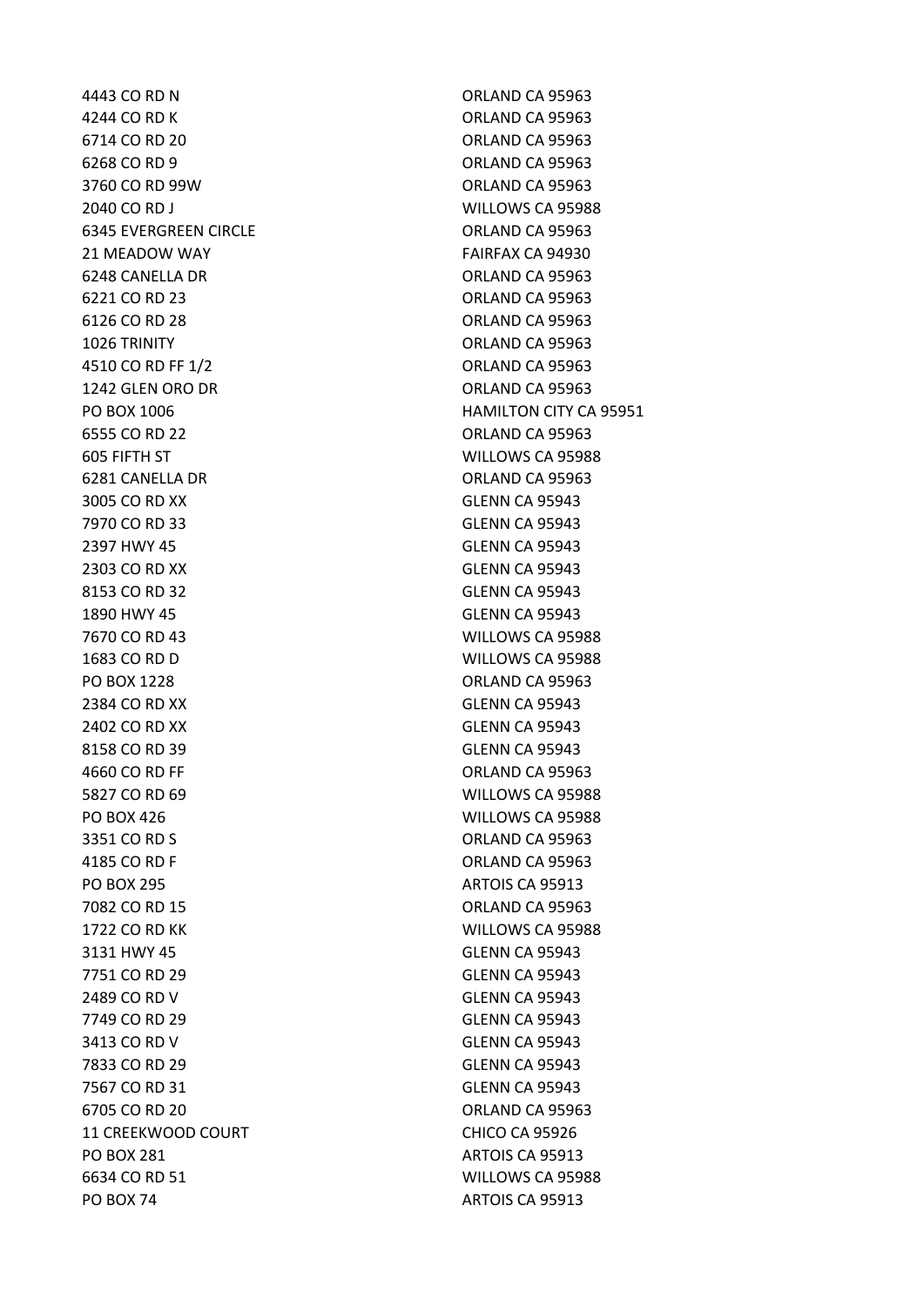| | |
|---|---|
| 4443 CO RD N | ORLAND CA 95963 |
| 4244 CO RD K | ORLAND CA 95963 |
| 6714 CO RD 20 | ORLAND CA 95963 |
| 6268 CO RD 9 | ORLAND CA 95963 |
| 3760 CO RD 99W | ORLAND CA 95963 |
| 2040 CO RD J | WILLOWS CA 95988 |
| 6345 EVERGREEN CIRCLE | ORLAND CA 95963 |
| 21 MEADOW WAY | FAIRFAX CA 94930 |
| 6248 CANELLA DR | ORLAND CA 95963 |
| 6221 CO RD 23 | ORLAND CA 95963 |
| 6126 CO RD 28 | ORLAND CA 95963 |
| 1026 TRINITY | ORLAND CA 95963 |
| 4510 CO RD FF 1/2 | ORLAND CA 95963 |
| 1242 GLEN ORO DR | ORLAND CA 95963 |
| PO BOX 1006 | HAMILTON CITY CA 95951 |
| 6555 CO RD 22 | ORLAND CA 95963 |
| 605 FIFTH ST | WILLOWS CA 95988 |
| 6281 CANELLA DR | ORLAND CA 95963 |
| 3005 CO RD XX | GLENN CA 95943 |
| 7970 CO RD 33 | GLENN CA 95943 |
| 2397 HWY 45 | GLENN CA 95943 |
| 2303 CO RD XX | GLENN CA 95943 |
| 8153 CO RD 32 | GLENN CA 95943 |
| 1890 HWY 45 | GLENN CA 95943 |
| 7670 CO RD 43 | WILLOWS CA 95988 |
| 1683 CO RD D | WILLOWS CA 95988 |
| PO BOX 1228 | ORLAND CA 95963 |
| 2384 CO RD XX | GLENN CA 95943 |
| 2402 CO RD XX | GLENN CA 95943 |
| 8158 CO RD 39 | GLENN CA 95943 |
| 4660 CO RD FF | ORLAND CA 95963 |
| 5827 CO RD 69 | WILLOWS CA 95988 |
| PO BOX 426 | WILLOWS CA 95988 |
| 3351 CO RD S | ORLAND CA 95963 |
| 4185 CO RD F | ORLAND CA 95963 |
| PO BOX 295 | ARTOIS CA 95913 |
| 7082 CO RD 15 | ORLAND CA 95963 |
| 1722 CO RD KK | WILLOWS CA 95988 |
| 3131 HWY 45 | GLENN CA 95943 |
| 7751 CO RD 29 | GLENN CA 95943 |
| 2489 CO RD V | GLENN CA 95943 |
| 7749 CO RD 29 | GLENN CA 95943 |
| 3413 CO RD V | GLENN CA 95943 |
| 7833 CO RD 29 | GLENN CA 95943 |
| 7567 CO RD 31 | GLENN CA 95943 |
| 6705 CO RD 20 | ORLAND CA 95963 |
| 11 CREEKWOOD COURT | CHICO CA 95926 |
| PO BOX 281 | ARTOIS CA 95913 |
| 6634 CO RD 51 | WILLOWS CA 95988 |
| PO BOX 74 | ARTOIS CA 95913 |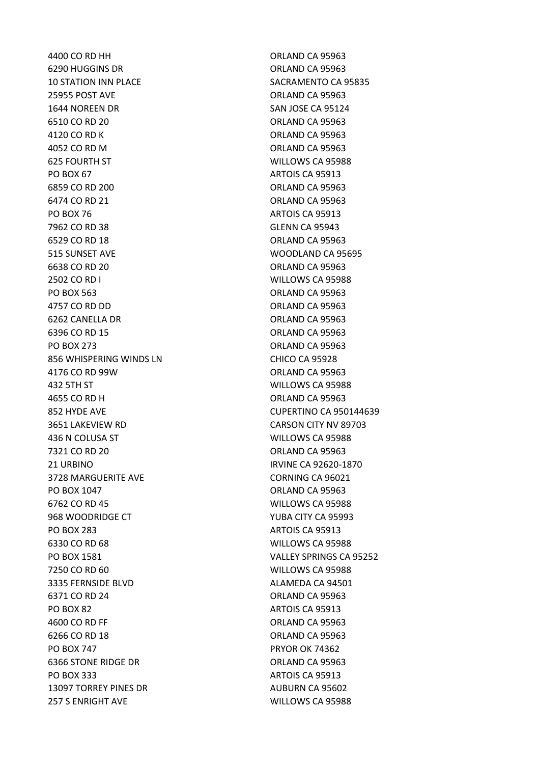| | |
|---|---|
| 4400 CO RD HH | ORLAND CA 95963 |
| 6290 HUGGINS DR | ORLAND CA 95963 |
| 10 STATION INN PLACE | SACRAMENTO CA 95835 |
| 25955 POST AVE | ORLAND CA 95963 |
| 1644 NOREEN DR | SAN JOSE CA 95124 |
| 6510 CO RD 20 | ORLAND CA 95963 |
| 4120 CO RD K | ORLAND CA 95963 |
| 4052 CO RD M | ORLAND CA 95963 |
| 625 FOURTH ST | WILLOWS CA 95988 |
| PO BOX 67 | ARTOIS CA 95913 |
| 6859 CO RD 200 | ORLAND CA 95963 |
| 6474 CO RD 21 | ORLAND CA 95963 |
| PO BOX 76 | ARTOIS CA 95913 |
| 7962 CO RD 38 | GLENN CA 95943 |
| 6529 CO RD 18 | ORLAND CA 95963 |
| 515 SUNSET AVE | WOODLAND CA 95695 |
| 6638 CO RD 20 | ORLAND CA 95963 |
| 2502 CO RD I | WILLOWS CA 95988 |
| PO BOX 563 | ORLAND CA 95963 |
| 4757 CO RD DD | ORLAND CA 95963 |
| 6262 CANELLA DR | ORLAND CA 95963 |
| 6396 CO RD 15 | ORLAND CA 95963 |
| PO BOX 273 | ORLAND CA 95963 |
| 856 WHISPERING WINDS LN | CHICO CA 95928 |
| 4176 CO RD 99W | ORLAND CA 95963 |
| 432 5TH ST | WILLOWS CA 95988 |
| 4655 CO RD H | ORLAND CA 95963 |
| 852 HYDE AVE | CUPERTINO CA 950144639 |
| 3651 LAKEVIEW RD | CARSON CITY NV 89703 |
| 436 N COLUSA ST | WILLOWS CA 95988 |
| 7321 CO RD 20 | ORLAND CA 95963 |
| 21 URBINO | IRVINE CA 92620-1870 |
| 3728 MARGUERITE AVE | CORNING CA 96021 |
| PO BOX 1047 | ORLAND CA 95963 |
| 6762 CO RD 45 | WILLOWS CA 95988 |
| 968 WOODRIDGE CT | YUBA CITY CA 95993 |
| PO BOX 283 | ARTOIS CA 95913 |
| 6330 CO RD 68 | WILLOWS CA 95988 |
| PO BOX 1581 | VALLEY SPRINGS CA 95252 |
| 7250 CO RD 60 | WILLOWS CA 95988 |
| 3335 FERNSIDE BLVD | ALAMEDA CA 94501 |
| 6371 CO RD 24 | ORLAND CA 95963 |
| PO BOX 82 | ARTOIS CA 95913 |
| 4600 CO RD FF | ORLAND CA 95963 |
| 6266 CO RD 18 | ORLAND CA 95963 |
| PO BOX 747 | PRYOR OK 74362 |
| 6366 STONE RIDGE DR | ORLAND CA 95963 |
| PO BOX 333 | ARTOIS CA 95913 |
| 13097 TORREY PINES DR | AUBURN CA 95602 |
| 257 S ENRIGHT AVE | WILLOWS CA 95988 |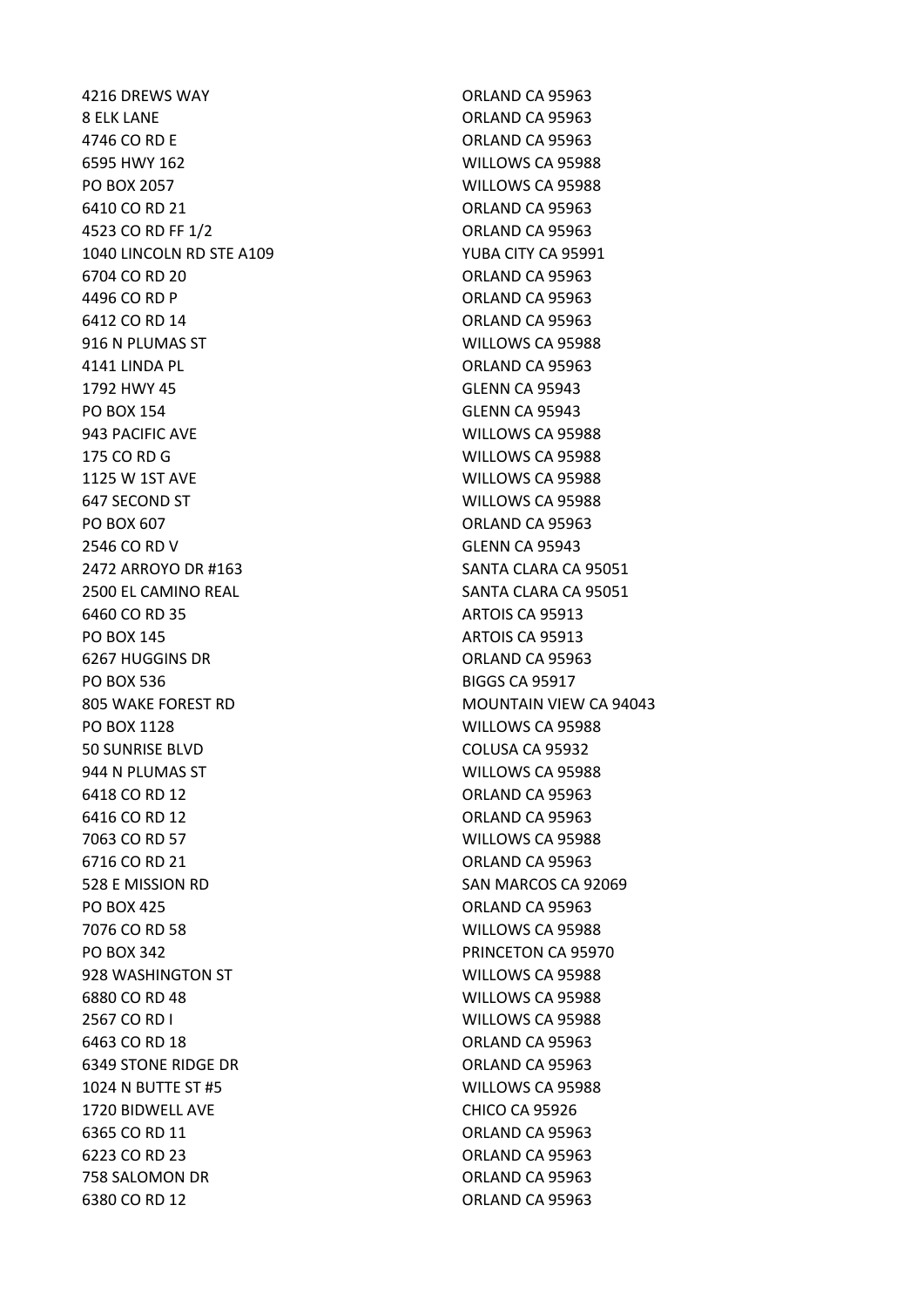| | |
|---|---|
| 4216 DREWS WAY | ORLAND CA 95963 |
| 8 ELK LANE | ORLAND CA 95963 |
| 4746 CO RD E | ORLAND CA 95963 |
| 6595 HWY 162 | WILLOWS CA 95988 |
| PO BOX 2057 | WILLOWS CA 95988 |
| 6410 CO RD 21 | ORLAND CA 95963 |
| 4523 CO RD FF 1/2 | ORLAND CA 95963 |
| 1040 LINCOLN RD STE A109 | YUBA CITY CA 95991 |
| 6704 CO RD 20 | ORLAND CA 95963 |
| 4496 CO RD P | ORLAND CA 95963 |
| 6412 CO RD 14 | ORLAND CA 95963 |
| 916 N PLUMAS ST | WILLOWS CA 95988 |
| 4141 LINDA PL | ORLAND CA 95963 |
| 1792 HWY 45 | GLENN CA 95943 |
| PO BOX 154 | GLENN CA 95943 |
| 943 PACIFIC AVE | WILLOWS CA 95988 |
| 175 CO RD G | WILLOWS CA 95988 |
| 1125 W 1ST AVE | WILLOWS CA 95988 |
| 647 SECOND ST | WILLOWS CA 95988 |
| PO BOX 607 | ORLAND CA 95963 |
| 2546 CO RD V | GLENN CA 95943 |
| 2472 ARROYO DR #163 | SANTA CLARA CA 95051 |
| 2500 EL CAMINO REAL | SANTA CLARA CA 95051 |
| 6460 CO RD 35 | ARTOIS CA 95913 |
| PO BOX 145 | ARTOIS CA 95913 |
| 6267 HUGGINS DR | ORLAND CA 95963 |
| PO BOX 536 | BIGGS CA 95917 |
| 805 WAKE FOREST RD | MOUNTAIN VIEW CA 94043 |
| PO BOX 1128 | WILLOWS CA 95988 |
| 50 SUNRISE BLVD | COLUSA CA 95932 |
| 944 N PLUMAS ST | WILLOWS CA 95988 |
| 6418 CO RD 12 | ORLAND CA 95963 |
| 6416 CO RD 12 | ORLAND CA 95963 |
| 7063 CO RD 57 | WILLOWS CA 95988 |
| 6716 CO RD 21 | ORLAND CA 95963 |
| 528 E MISSION RD | SAN MARCOS CA 92069 |
| PO BOX 425 | ORLAND CA 95963 |
| 7076 CO RD 58 | WILLOWS CA 95988 |
| PO BOX 342 | PRINCETON CA 95970 |
| 928 WASHINGTON ST | WILLOWS CA 95988 |
| 6880 CO RD 48 | WILLOWS CA 95988 |
| 2567 CO RD I | WILLOWS CA 95988 |
| 6463 CO RD 18 | ORLAND CA 95963 |
| 6349 STONE RIDGE DR | ORLAND CA 95963 |
| 1024 N BUTTE ST #5 | WILLOWS CA 95988 |
| 1720 BIDWELL AVE | CHICO CA 95926 |
| 6365 CO RD 11 | ORLAND CA 95963 |
| 6223 CO RD 23 | ORLAND CA 95963 |
| 758 SALOMON DR | ORLAND CA 95963 |
| 6380 CO RD 12 | ORLAND CA 95963 |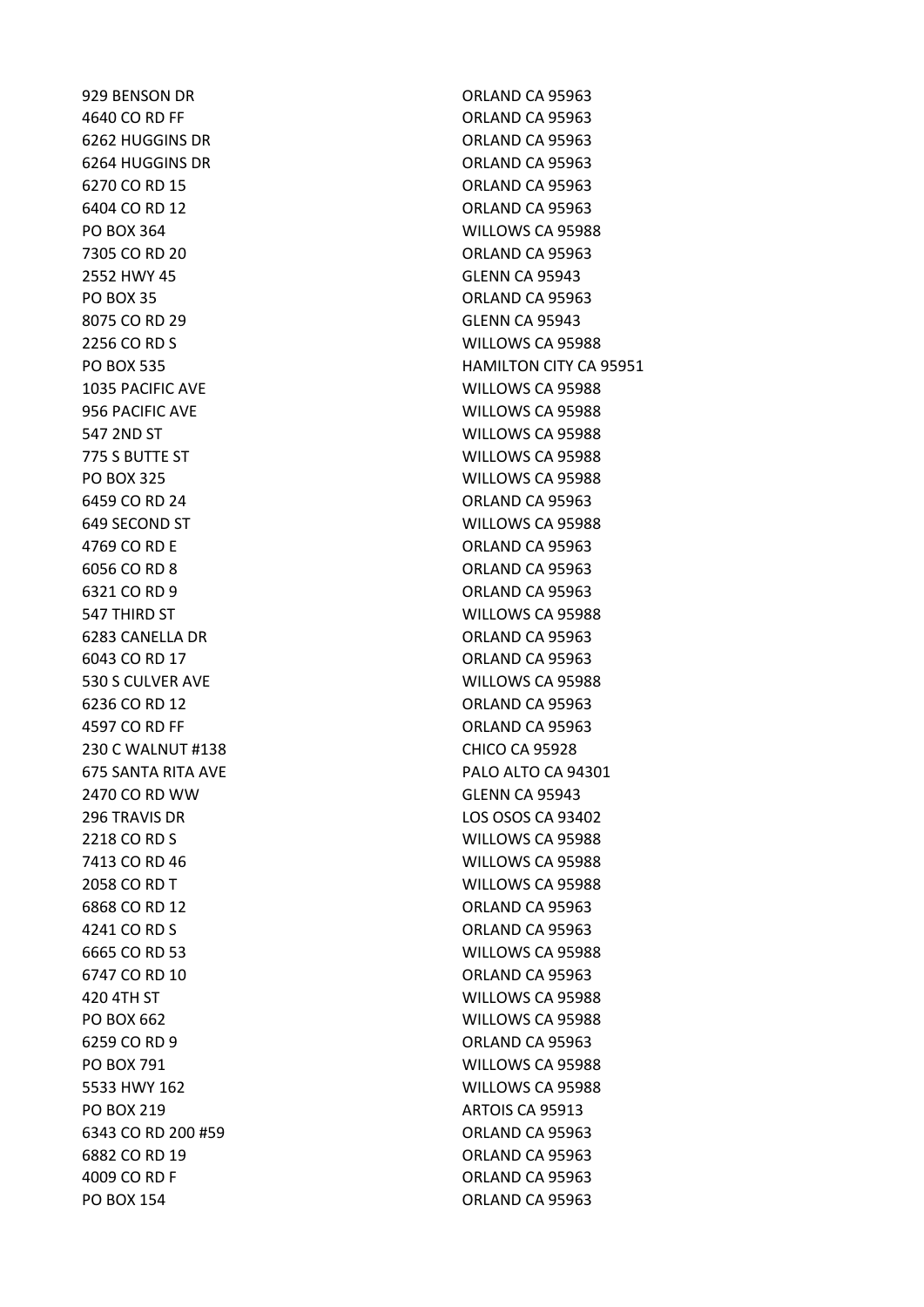| | |
|---|---|
| 929 BENSON DR | ORLAND CA 95963 |
| 4640 CO RD FF | ORLAND CA 95963 |
| 6262 HUGGINS DR | ORLAND CA 95963 |
| 6264 HUGGINS DR | ORLAND CA 95963 |
| 6270 CO RD 15 | ORLAND CA 95963 |
| 6404 CO RD 12 | ORLAND CA 95963 |
| PO BOX 364 | WILLOWS CA 95988 |
| 7305 CO RD 20 | ORLAND CA 95963 |
| 2552 HWY 45 | GLENN CA 95943 |
| PO BOX 35 | ORLAND CA 95963 |
| 8075 CO RD 29 | GLENN CA 95943 |
| 2256 CO RD S | WILLOWS CA 95988 |
| PO BOX 535 | HAMILTON CITY CA 95951 |
| 1035 PACIFIC AVE | WILLOWS CA 95988 |
| 956 PACIFIC AVE | WILLOWS CA 95988 |
| 547 2ND ST | WILLOWS CA 95988 |
| 775 S BUTTE ST | WILLOWS CA 95988 |
| PO BOX 325 | WILLOWS CA 95988 |
| 6459 CO RD 24 | ORLAND CA 95963 |
| 649 SECOND ST | WILLOWS CA 95988 |
| 4769 CO RD E | ORLAND CA 95963 |
| 6056 CO RD 8 | ORLAND CA 95963 |
| 6321 CO RD 9 | ORLAND CA 95963 |
| 547 THIRD ST | WILLOWS CA 95988 |
| 6283 CANELLA DR | ORLAND CA 95963 |
| 6043 CO RD 17 | ORLAND CA 95963 |
| 530 S CULVER AVE | WILLOWS CA 95988 |
| 6236 CO RD 12 | ORLAND CA 95963 |
| 4597 CO RD FF | ORLAND CA 95963 |
| 230 C WALNUT #138 | CHICO CA 95928 |
| 675 SANTA RITA AVE | PALO ALTO CA 94301 |
| 2470 CO RD WW | GLENN CA 95943 |
| 296 TRAVIS DR | LOS OSOS CA 93402 |
| 2218 CO RD S | WILLOWS CA 95988 |
| 7413 CO RD 46 | WILLOWS CA 95988 |
| 2058 CO RD T | WILLOWS CA 95988 |
| 6868 CO RD 12 | ORLAND CA 95963 |
| 4241 CO RD S | ORLAND CA 95963 |
| 6665 CO RD 53 | WILLOWS CA 95988 |
| 6747 CO RD 10 | ORLAND CA 95963 |
| 420 4TH ST | WILLOWS CA 95988 |
| PO BOX 662 | WILLOWS CA 95988 |
| 6259 CO RD 9 | ORLAND CA 95963 |
| PO BOX 791 | WILLOWS CA 95988 |
| 5533 HWY 162 | WILLOWS CA 95988 |
| PO BOX 219 | ARTOIS CA 95913 |
| 6343 CO RD 200 #59 | ORLAND CA 95963 |
| 6882 CO RD 19 | ORLAND CA 95963 |
| 4009 CO RD F | ORLAND CA 95963 |
| PO BOX 154 | ORLAND CA 95963 |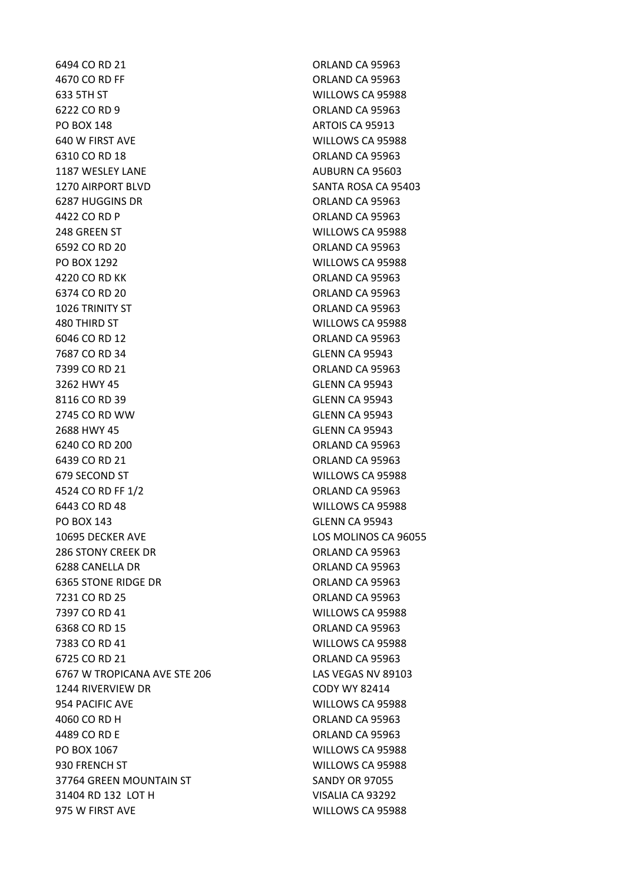| | |
|---|---|
| 6494 CO RD 21 | ORLAND CA 95963 |
| 4670 CO RD FF | ORLAND CA 95963 |
| 633 5TH ST | WILLOWS CA 95988 |
| 6222 CO RD 9 | ORLAND CA 95963 |
| PO BOX 148 | ARTOIS CA 95913 |
| 640 W FIRST AVE | WILLOWS CA 95988 |
| 6310 CO RD 18 | ORLAND CA 95963 |
| 1187 WESLEY LANE | AUBURN CA 95603 |
| 1270 AIRPORT BLVD | SANTA ROSA CA 95403 |
| 6287 HUGGINS DR | ORLAND CA 95963 |
| 4422 CO RD P | ORLAND CA 95963 |
| 248 GREEN ST | WILLOWS CA 95988 |
| 6592 CO RD 20 | ORLAND CA 95963 |
| PO BOX 1292 | WILLOWS CA 95988 |
| 4220 CO RD KK | ORLAND CA 95963 |
| 6374 CO RD 20 | ORLAND CA 95963 |
| 1026 TRINITY ST | ORLAND CA 95963 |
| 480 THIRD ST | WILLOWS CA 95988 |
| 6046 CO RD 12 | ORLAND CA 95963 |
| 7687 CO RD 34 | GLENN CA 95943 |
| 7399 CO RD 21 | ORLAND CA 95963 |
| 3262 HWY 45 | GLENN CA 95943 |
| 8116 CO RD 39 | GLENN CA 95943 |
| 2745 CO RD WW | GLENN CA 95943 |
| 2688 HWY 45 | GLENN CA 95943 |
| 6240 CO RD 200 | ORLAND CA 95963 |
| 6439 CO RD 21 | ORLAND CA 95963 |
| 679 SECOND ST | WILLOWS CA 95988 |
| 4524 CO RD FF 1/2 | ORLAND CA 95963 |
| 6443 CO RD 48 | WILLOWS CA 95988 |
| PO BOX 143 | GLENN CA 95943 |
| 10695 DECKER AVE | LOS MOLINOS CA 96055 |
| 286 STONY CREEK DR | ORLAND CA 95963 |
| 6288 CANELLA DR | ORLAND CA 95963 |
| 6365 STONE RIDGE DR | ORLAND CA 95963 |
| 7231 CO RD 25 | ORLAND CA 95963 |
| 7397 CO RD 41 | WILLOWS CA 95988 |
| 6368 CO RD 15 | ORLAND CA 95963 |
| 7383 CO RD 41 | WILLOWS CA 95988 |
| 6725 CO RD 21 | ORLAND CA 95963 |
| 6767 W TROPICANA AVE STE 206 | LAS VEGAS NV 89103 |
| 1244 RIVERVIEW DR | CODY WY 82414 |
| 954 PACIFIC AVE | WILLOWS CA 95988 |
| 4060 CO RD H | ORLAND CA 95963 |
| 4489 CO RD E | ORLAND CA 95963 |
| PO BOX 1067 | WILLOWS CA 95988 |
| 930 FRENCH ST | WILLOWS CA 95988 |
| 37764 GREEN MOUNTAIN ST | SANDY OR 97055 |
| 31404 RD 132 LOT H | VISALIA CA 93292 |
| 975 W FIRST AVE | WILLOWS CA 95988 |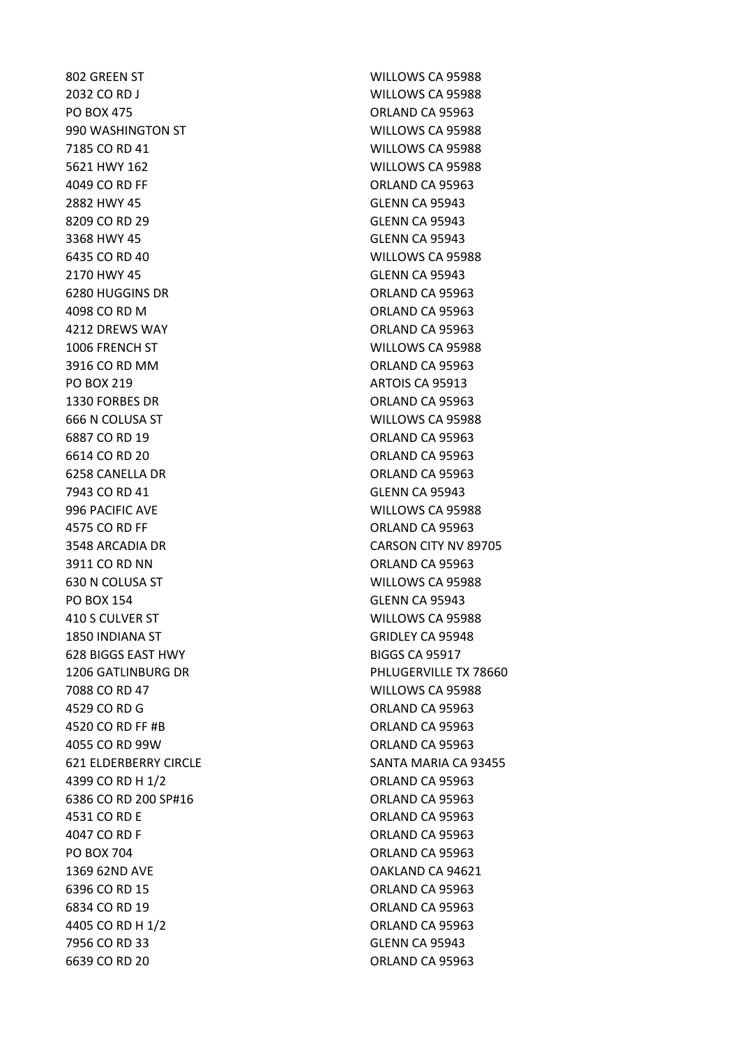| | |
|---|---|
| 802 GREEN ST | WILLOWS CA 95988 |
| 2032 CO RD J | WILLOWS CA 95988 |
| PO BOX 475 | ORLAND CA 95963 |
| 990 WASHINGTON ST | WILLOWS CA 95988 |
| 7185 CO RD 41 | WILLOWS CA 95988 |
| 5621 HWY 162 | WILLOWS CA 95988 |
| 4049 CO RD FF | ORLAND CA 95963 |
| 2882 HWY 45 | GLENN CA 95943 |
| 8209 CO RD 29 | GLENN CA 95943 |
| 3368 HWY 45 | GLENN CA 95943 |
| 6435 CO RD 40 | WILLOWS CA 95988 |
| 2170 HWY 45 | GLENN CA 95943 |
| 6280 HUGGINS DR | ORLAND CA 95963 |
| 4098 CO RD M | ORLAND CA 95963 |
| 4212 DREWS WAY | ORLAND CA 95963 |
| 1006 FRENCH ST | WILLOWS CA 95988 |
| 3916 CO RD MM | ORLAND CA 95963 |
| PO BOX 219 | ARTOIS CA 95913 |
| 1330 FORBES DR | ORLAND CA 95963 |
| 666 N COLUSA ST | WILLOWS CA 95988 |
| 6887 CO RD 19 | ORLAND CA 95963 |
| 6614 CO RD 20 | ORLAND CA 95963 |
| 6258 CANELLA DR | ORLAND CA 95963 |
| 7943 CO RD 41 | GLENN CA 95943 |
| 996 PACIFIC AVE | WILLOWS CA 95988 |
| 4575 CO RD FF | ORLAND CA 95963 |
| 3548 ARCADIA DR | CARSON CITY NV 89705 |
| 3911 CO RD NN | ORLAND CA 95963 |
| 630 N COLUSA ST | WILLOWS CA 95988 |
| PO BOX 154 | GLENN CA 95943 |
| 410 S CULVER ST | WILLOWS CA 95988 |
| 1850 INDIANA ST | GRIDLEY CA 95948 |
| 628 BIGGS EAST HWY | BIGGS CA 95917 |
| 1206 GATLINBURG DR | PHLUGERVILLE TX 78660 |
| 7088 CO RD 47 | WILLOWS CA 95988 |
| 4529 CO RD G | ORLAND CA 95963 |
| 4520 CO RD FF #B | ORLAND CA 95963 |
| 4055 CO RD 99W | ORLAND CA 95963 |
| 621 ELDERBERRY CIRCLE | SANTA MARIA CA 93455 |
| 4399 CO RD H 1/2 | ORLAND CA 95963 |
| 6386 CO RD 200 SP#16 | ORLAND CA 95963 |
| 4531 CO RD E | ORLAND CA 95963 |
| 4047 CO RD F | ORLAND CA 95963 |
| PO BOX 704 | ORLAND CA 95963 |
| 1369 62ND AVE | OAKLAND CA 94621 |
| 6396 CO RD 15 | ORLAND CA 95963 |
| 6834 CO RD 19 | ORLAND CA 95963 |
| 4405 CO RD H 1/2 | ORLAND CA 95963 |
| 7956 CO RD 33 | GLENN CA 95943 |
| 6639 CO RD 20 | ORLAND CA 95963 |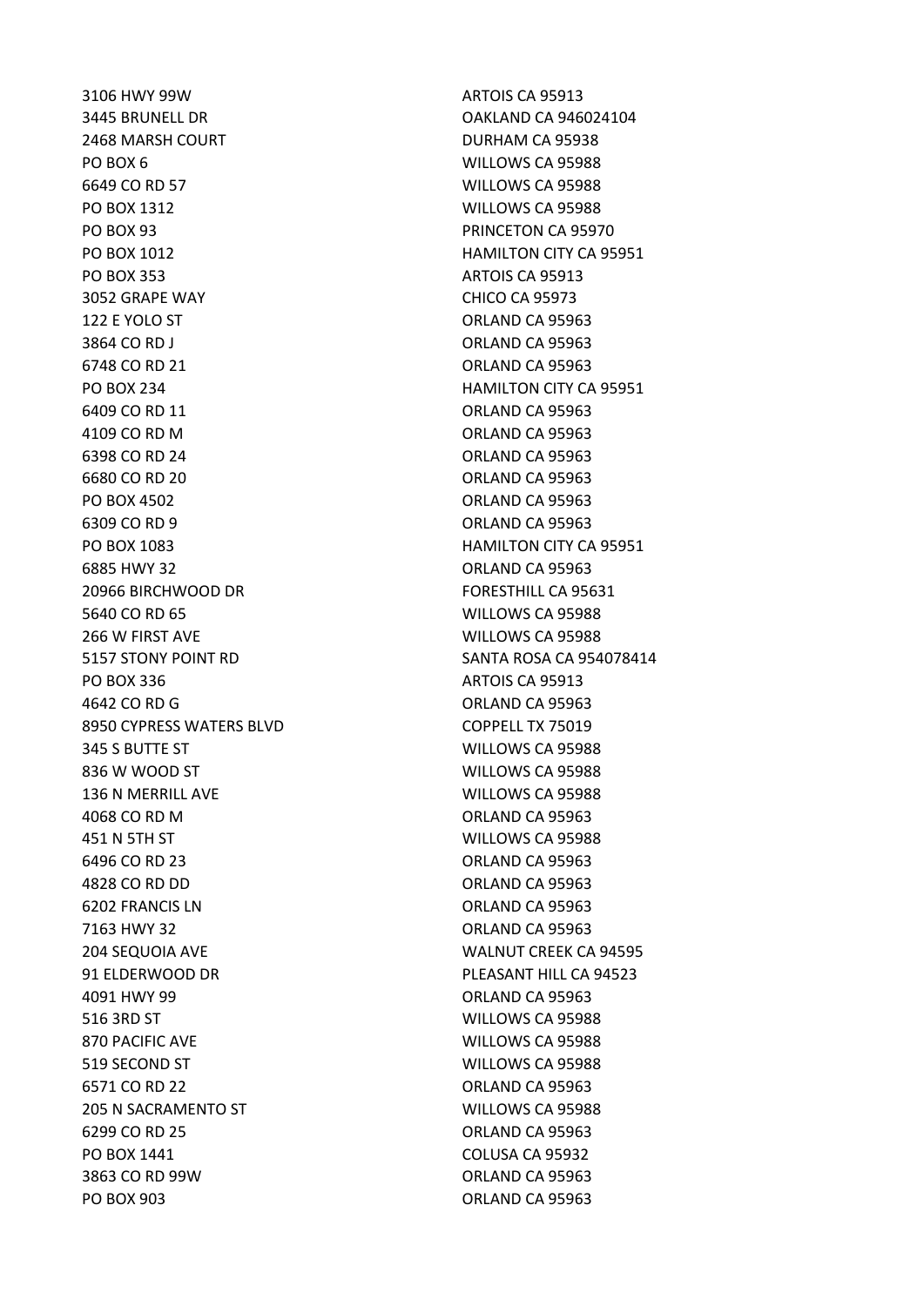| | |
|---|---|
| 3106 HWY 99W | ARTOIS CA 95913 |
| 3445 BRUNELL DR | OAKLAND CA 946024104 |
| 2468 MARSH COURT | DURHAM CA 95938 |
| PO BOX 6 | WILLOWS CA 95988 |
| 6649 CO RD 57 | WILLOWS CA 95988 |
| PO BOX 1312 | WILLOWS CA 95988 |
| PO BOX 93 | PRINCETON CA 95970 |
| PO BOX 1012 | HAMILTON CITY CA 95951 |
| PO BOX 353 | ARTOIS CA 95913 |
| 3052 GRAPE WAY | CHICO CA 95973 |
| 122 E YOLO ST | ORLAND CA 95963 |
| 3864 CO RD J | ORLAND CA 95963 |
| 6748 CO RD 21 | ORLAND CA 95963 |
| PO BOX 234 | HAMILTON CITY CA 95951 |
| 6409 CO RD 11 | ORLAND CA 95963 |
| 4109 CO RD M | ORLAND CA 95963 |
| 6398 CO RD 24 | ORLAND CA 95963 |
| 6680 CO RD 20 | ORLAND CA 95963 |
| PO BOX 4502 | ORLAND CA 95963 |
| 6309 CO RD 9 | ORLAND CA 95963 |
| PO BOX 1083 | HAMILTON CITY CA 95951 |
| 6885 HWY 32 | ORLAND CA 95963 |
| 20966 BIRCHWOOD DR | FORESTHILL CA 95631 |
| 5640 CO RD 65 | WILLOWS CA 95988 |
| 266 W FIRST AVE | WILLOWS CA 95988 |
| 5157 STONY POINT RD | SANTA ROSA CA 954078414 |
| PO BOX 336 | ARTOIS CA 95913 |
| 4642 CO RD G | ORLAND CA 95963 |
| 8950 CYPRESS WATERS BLVD | COPPELL TX 75019 |
| 345 S BUTTE ST | WILLOWS CA 95988 |
| 836 W WOOD ST | WILLOWS CA 95988 |
| 136 N MERRILL AVE | WILLOWS CA 95988 |
| 4068 CO RD M | ORLAND CA 95963 |
| 451 N 5TH ST | WILLOWS CA 95988 |
| 6496 CO RD 23 | ORLAND CA 95963 |
| 4828 CO RD DD | ORLAND CA 95963 |
| 6202 FRANCIS LN | ORLAND CA 95963 |
| 7163 HWY 32 | ORLAND CA 95963 |
| 204 SEQUOIA AVE | WALNUT CREEK CA 94595 |
| 91 ELDERWOOD DR | PLEASANT HILL CA 94523 |
| 4091 HWY 99 | ORLAND CA 95963 |
| 516 3RD ST | WILLOWS CA 95988 |
| 870 PACIFIC AVE | WILLOWS CA 95988 |
| 519 SECOND ST | WILLOWS CA 95988 |
| 6571 CO RD 22 | ORLAND CA 95963 |
| 205 N SACRAMENTO ST | WILLOWS CA 95988 |
| 6299 CO RD 25 | ORLAND CA 95963 |
| PO BOX 1441 | COLUSA CA 95932 |
| 3863 CO RD 99W | ORLAND CA 95963 |
| PO BOX 903 | ORLAND CA 95963 |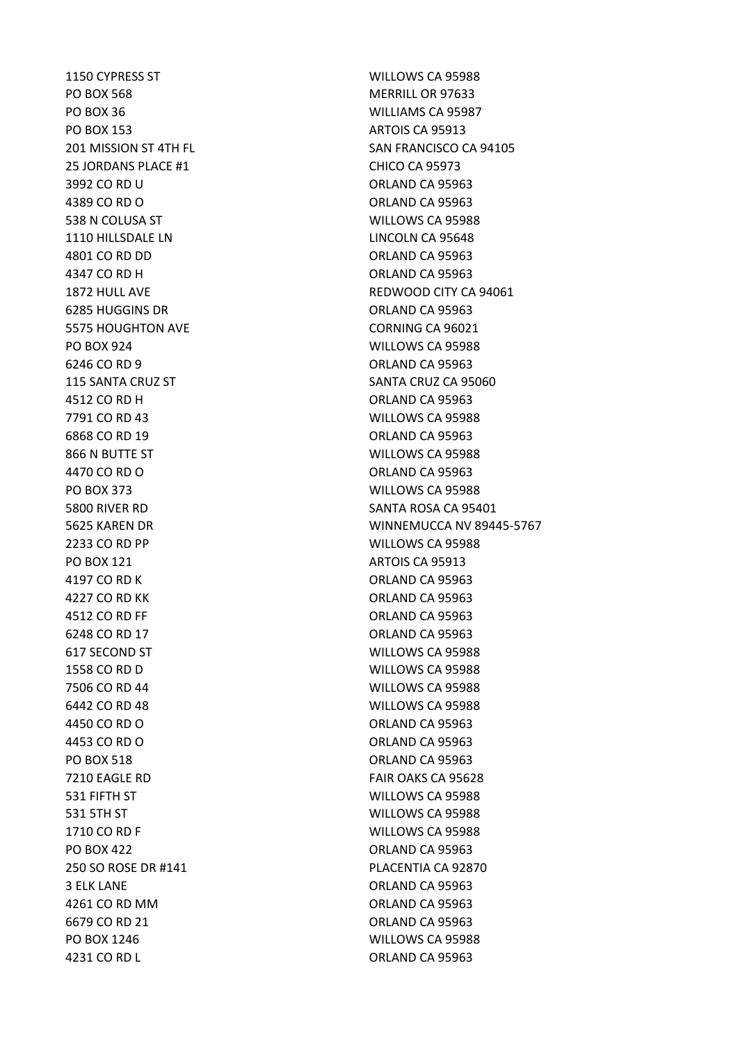| | |
|---|---|
| 1150 CYPRESS ST | WILLOWS CA 95988 |
| PO BOX 568 | MERRILL OR 97633 |
| PO BOX 36 | WILLIAMS CA 95987 |
| PO BOX 153 | ARTOIS CA 95913 |
| 201 MISSION ST 4TH FL | SAN FRANCISCO CA 94105 |
| 25 JORDANS PLACE #1 | CHICO CA 95973 |
| 3992 CO RD U | ORLAND CA 95963 |
| 4389 CO RD O | ORLAND CA 95963 |
| 538 N COLUSA ST | WILLOWS CA 95988 |
| 1110 HILLSDALE LN | LINCOLN CA 95648 |
| 4801 CO RD DD | ORLAND CA 95963 |
| 4347 CO RD H | ORLAND CA 95963 |
| 1872 HULL AVE | REDWOOD CITY CA 94061 |
| 6285 HUGGINS DR | ORLAND CA 95963 |
| 5575 HOUGHTON AVE | CORNING CA 96021 |
| PO BOX 924 | WILLOWS CA 95988 |
| 6246 CO RD 9 | ORLAND CA 95963 |
| 115 SANTA CRUZ ST | SANTA CRUZ CA 95060 |
| 4512 CO RD H | ORLAND CA 95963 |
| 7791 CO RD 43 | WILLOWS CA 95988 |
| 6868 CO RD 19 | ORLAND CA 95963 |
| 866 N BUTTE ST | WILLOWS CA 95988 |
| 4470 CO RD O | ORLAND CA 95963 |
| PO BOX 373 | WILLOWS CA 95988 |
| 5800 RIVER RD | SANTA ROSA CA 95401 |
| 5625 KAREN DR | WINNEMUCCA NV 89445-5767 |
| 2233 CO RD PP | WILLOWS CA 95988 |
| PO BOX 121 | ARTOIS CA 95913 |
| 4197 CO RD K | ORLAND CA 95963 |
| 4227 CO RD KK | ORLAND CA 95963 |
| 4512 CO RD FF | ORLAND CA 95963 |
| 6248 CO RD 17 | ORLAND CA 95963 |
| 617 SECOND ST | WILLOWS CA 95988 |
| 1558 CO RD D | WILLOWS CA 95988 |
| 7506 CO RD 44 | WILLOWS CA 95988 |
| 6442 CO RD 48 | WILLOWS CA 95988 |
| 4450 CO RD O | ORLAND CA 95963 |
| 4453 CO RD O | ORLAND CA 95963 |
| PO BOX 518 | ORLAND CA 95963 |
| 7210 EAGLE RD | FAIR OAKS CA 95628 |
| 531 FIFTH ST | WILLOWS CA 95988 |
| 531 5TH ST | WILLOWS CA 95988 |
| 1710 CO RD F | WILLOWS CA 95988 |
| PO BOX 422 | ORLAND CA 95963 |
| 250 SO ROSE DR #141 | PLACENTIA CA 92870 |
| 3 ELK LANE | ORLAND CA 95963 |
| 4261 CO RD MM | ORLAND CA 95963 |
| 6679 CO RD 21 | ORLAND CA 95963 |
| PO BOX 1246 | WILLOWS CA 95988 |
| 4231 CO RD L | ORLAND CA 95963 |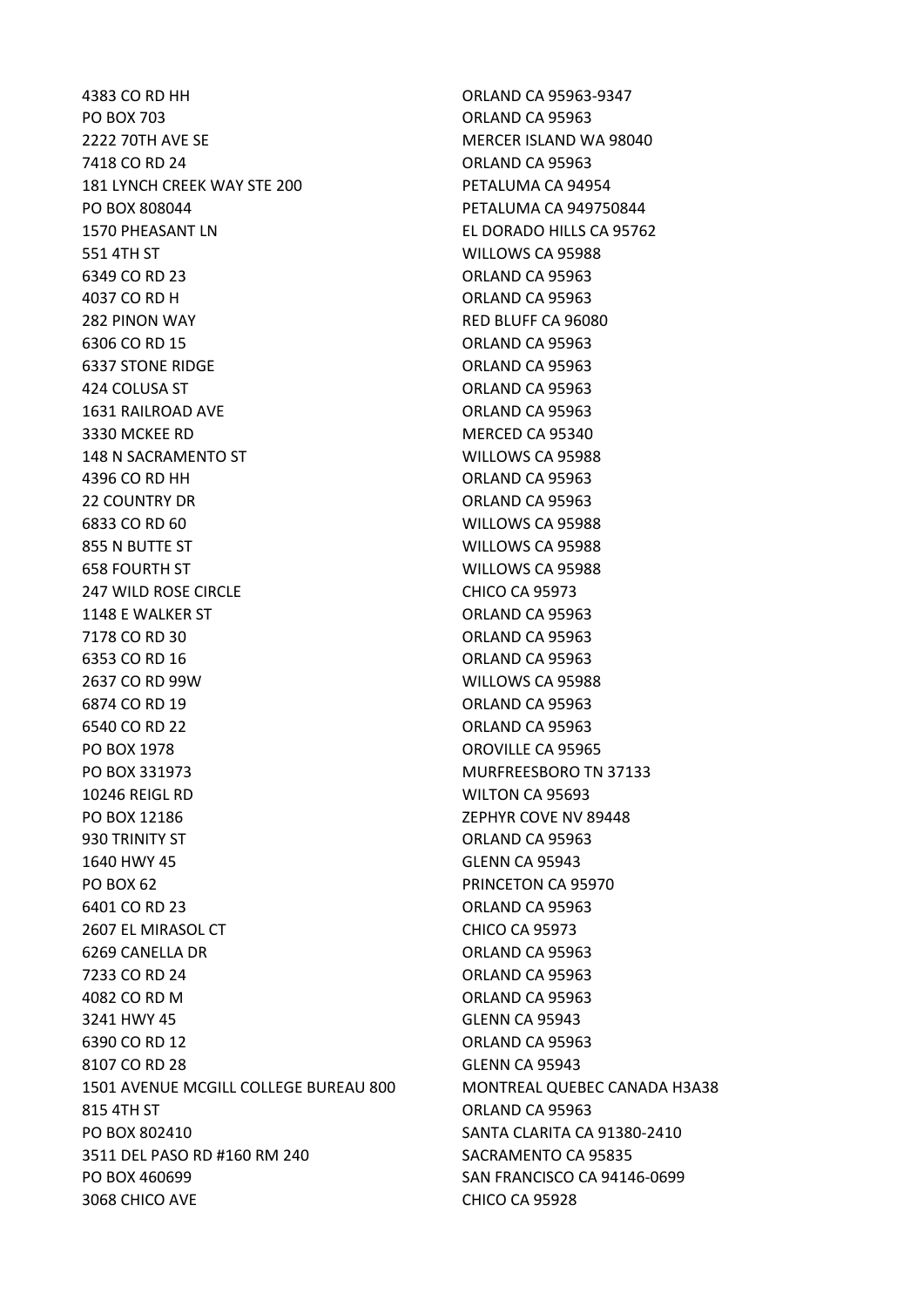| | |
|---|---|
| 4383 CO RD HH | ORLAND CA 95963-9347 |
| PO BOX 703 | ORLAND CA 95963 |
| 2222 70TH AVE SE | MERCER ISLAND WA 98040 |
| 7418 CO RD 24 | ORLAND CA 95963 |
| 181 LYNCH CREEK WAY STE 200 | PETALUMA CA 94954 |
| PO BOX 808044 | PETALUMA CA 949750844 |
| 1570 PHEASANT LN | EL DORADO HILLS CA 95762 |
| 551 4TH ST | WILLOWS CA 95988 |
| 6349 CO RD 23 | ORLAND CA 95963 |
| 4037 CO RD H | ORLAND CA 95963 |
| 282 PINON WAY | RED BLUFF CA 96080 |
| 6306 CO RD 15 | ORLAND CA 95963 |
| 6337 STONE RIDGE | ORLAND CA 95963 |
| 424 COLUSA ST | ORLAND CA 95963 |
| 1631 RAILROAD AVE | ORLAND CA 95963 |
| 3330 MCKEE RD | MERCED CA 95340 |
| 148 N SACRAMENTO ST | WILLOWS CA 95988 |
| 4396 CO RD HH | ORLAND CA 95963 |
| 22 COUNTRY DR | ORLAND CA 95963 |
| 6833 CO RD 60 | WILLOWS CA 95988 |
| 855 N BUTTE ST | WILLOWS CA 95988 |
| 658 FOURTH ST | WILLOWS CA 95988 |
| 247 WILD ROSE CIRCLE | CHICO CA 95973 |
| 1148 E WALKER ST | ORLAND CA 95963 |
| 7178 CO RD 30 | ORLAND CA 95963 |
| 6353 CO RD 16 | ORLAND CA 95963 |
| 2637 CO RD 99W | WILLOWS CA 95988 |
| 6874 CO RD 19 | ORLAND CA 95963 |
| 6540 CO RD 22 | ORLAND CA 95963 |
| PO BOX 1978 | OROVILLE CA 95965 |
| PO BOX 331973 | MURFREESBORO TN 37133 |
| 10246 REIGL RD | WILTON CA 95693 |
| PO BOX 12186 | ZEPHYR COVE NV 89448 |
| 930 TRINITY ST | ORLAND CA 95963 |
| 1640 HWY 45 | GLENN CA 95943 |
| PO BOX 62 | PRINCETON CA 95970 |
| 6401 CO RD 23 | ORLAND CA 95963 |
| 2607 EL MIRASOL CT | CHICO CA 95973 |
| 6269 CANELLA DR | ORLAND CA 95963 |
| 7233 CO RD 24 | ORLAND CA 95963 |
| 4082 CO RD M | ORLAND CA 95963 |
| 3241 HWY 45 | GLENN CA 95943 |
| 6390 CO RD 12 | ORLAND CA 95963 |
| 8107 CO RD 28 | GLENN CA 95943 |
| 1501 AVENUE MCGILL COLLEGE BUREAU 800 | MONTREAL QUEBEC CANADA H3A38 |
| 815 4TH ST | ORLAND CA 95963 |
| PO BOX 802410 | SANTA CLARITA CA 91380-2410 |
| 3511 DEL PASO RD #160 RM 240 | SACRAMENTO CA 95835 |
| PO BOX 460699 | SAN FRANCISCO CA 94146-0699 |
| 3068 CHICO AVE | CHICO CA 95928 |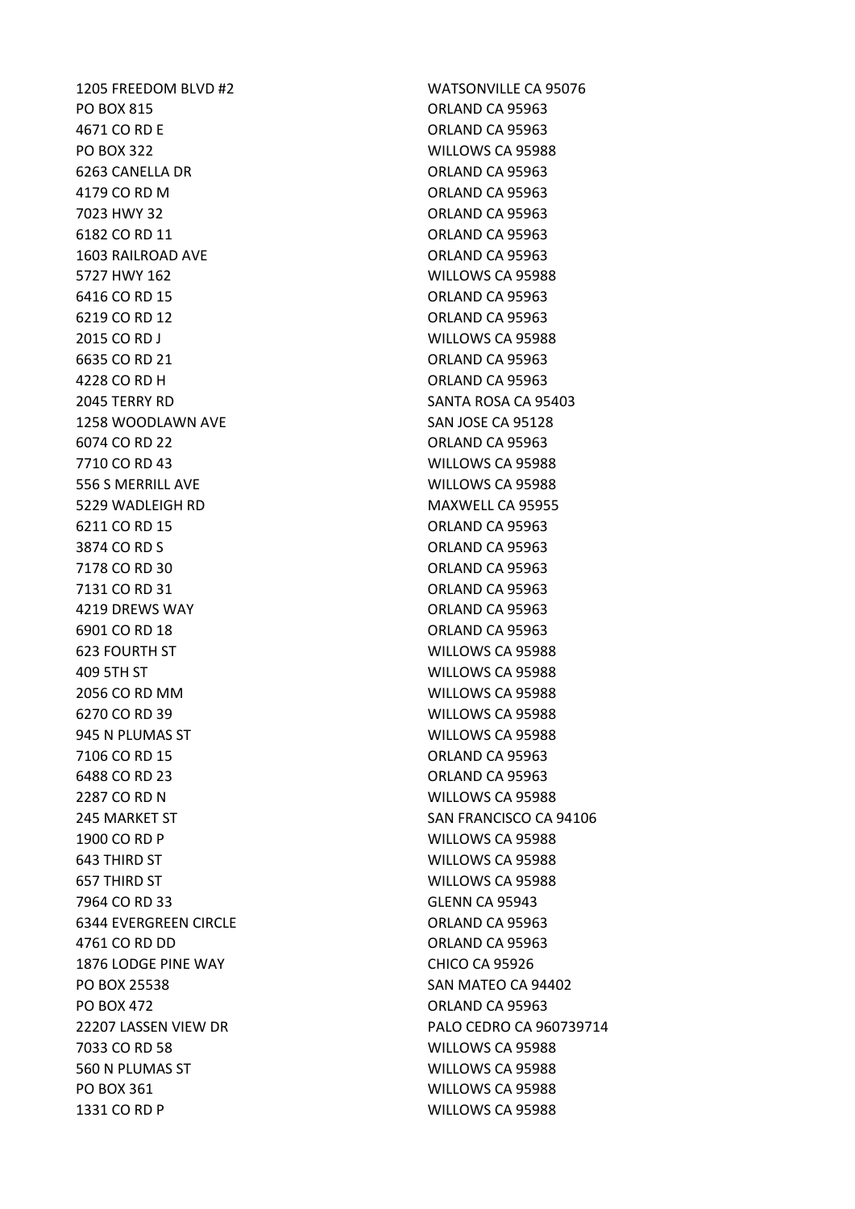| | |
|---|---|
| 1205 FREEDOM BLVD #2 | WATSONVILLE CA 95076 |
| PO BOX 815 | ORLAND CA 95963 |
| 4671 CO RD E | ORLAND CA 95963 |
| PO BOX 322 | WILLOWS CA 95988 |
| 6263 CANELLA DR | ORLAND CA 95963 |
| 4179 CO RD M | ORLAND CA 95963 |
| 7023 HWY 32 | ORLAND CA 95963 |
| 6182 CO RD 11 | ORLAND CA 95963 |
| 1603 RAILROAD AVE | ORLAND CA 95963 |
| 5727 HWY 162 | WILLOWS CA 95988 |
| 6416 CO RD 15 | ORLAND CA 95963 |
| 6219 CO RD 12 | ORLAND CA 95963 |
| 2015 CO RD J | WILLOWS CA 95988 |
| 6635 CO RD 21 | ORLAND CA 95963 |
| 4228 CO RD H | ORLAND CA 95963 |
| 2045 TERRY RD | SANTA ROSA CA 95403 |
| 1258 WOODLAWN AVE | SAN JOSE CA 95128 |
| 6074 CO RD 22 | ORLAND CA 95963 |
| 7710 CO RD 43 | WILLOWS CA 95988 |
| 556 S MERRILL AVE | WILLOWS CA 95988 |
| 5229 WADLEIGH RD | MAXWELL CA 95955 |
| 6211 CO RD 15 | ORLAND CA 95963 |
| 3874 CO RD S | ORLAND CA 95963 |
| 7178 CO RD 30 | ORLAND CA 95963 |
| 7131 CO RD 31 | ORLAND CA 95963 |
| 4219 DREWS WAY | ORLAND CA 95963 |
| 6901 CO RD 18 | ORLAND CA 95963 |
| 623 FOURTH ST | WILLOWS CA 95988 |
| 409 5TH ST | WILLOWS CA 95988 |
| 2056 CO RD MM | WILLOWS CA 95988 |
| 6270 CO RD 39 | WILLOWS CA 95988 |
| 945 N PLUMAS ST | WILLOWS CA 95988 |
| 7106 CO RD 15 | ORLAND CA 95963 |
| 6488 CO RD 23 | ORLAND CA 95963 |
| 2287 CO RD N | WILLOWS CA 95988 |
| 245 MARKET ST | SAN FRANCISCO CA 94106 |
| 1900 CO RD P | WILLOWS CA 95988 |
| 643 THIRD ST | WILLOWS CA 95988 |
| 657 THIRD ST | WILLOWS CA 95988 |
| 7964 CO RD 33 | GLENN CA 95943 |
| 6344 EVERGREEN CIRCLE | ORLAND CA 95963 |
| 4761 CO RD DD | ORLAND CA 95963 |
| 1876 LODGE PINE WAY | CHICO CA 95926 |
| PO BOX 25538 | SAN MATEO CA 94402 |
| PO BOX 472 | ORLAND CA 95963 |
| 22207 LASSEN VIEW DR | PALO CEDRO CA 960739714 |
| 7033 CO RD 58 | WILLOWS CA 95988 |
| 560 N PLUMAS ST | WILLOWS CA 95988 |
| PO BOX 361 | WILLOWS CA 95988 |
| 1331 CO RD P | WILLOWS CA 95988 |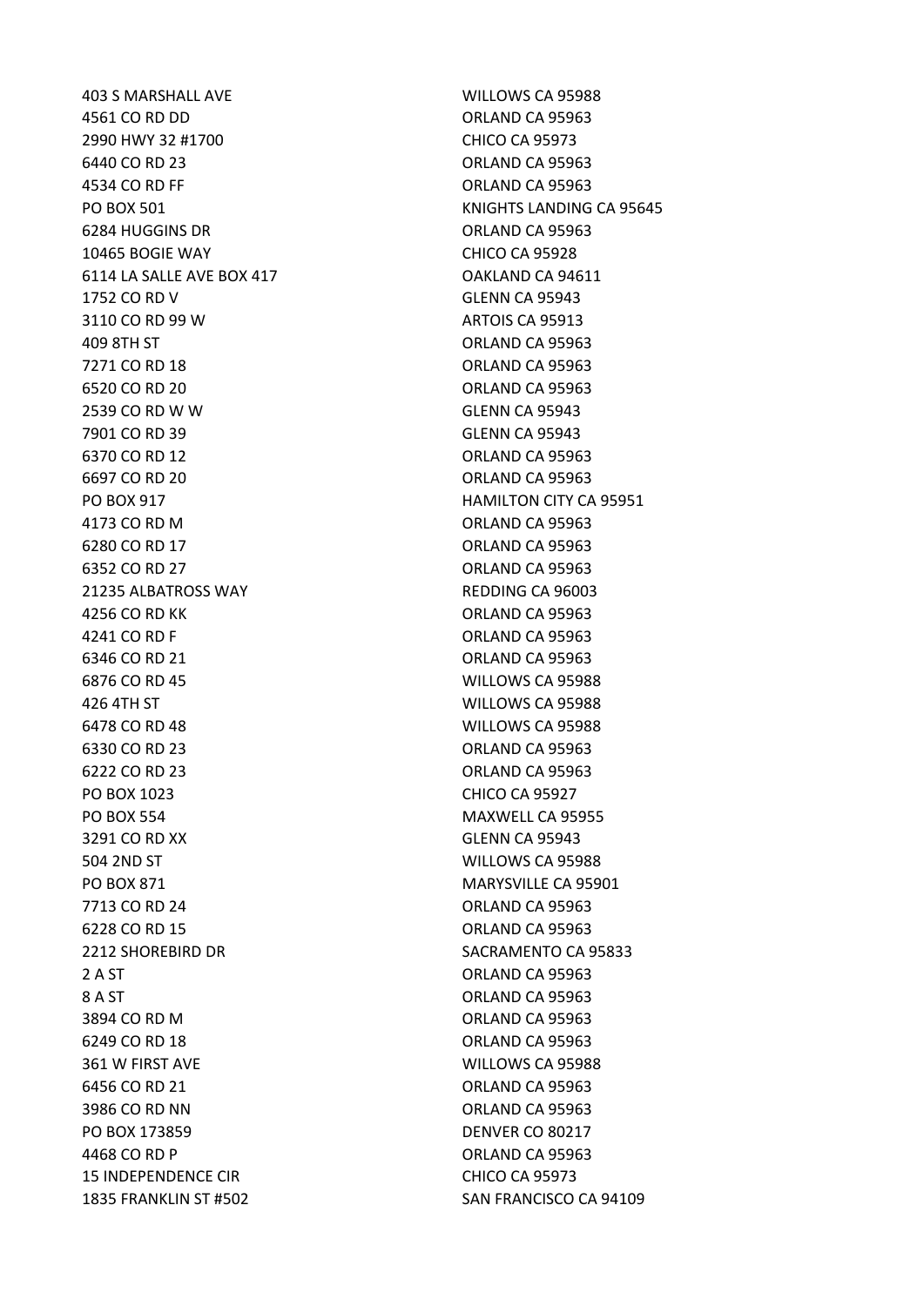| | |
|---|---|
| 403 S MARSHALL AVE | WILLOWS CA 95988 |
| 4561 CO RD DD | ORLAND CA 95963 |
| 2990 HWY 32 #1700 | CHICO CA 95973 |
| 6440 CO RD 23 | ORLAND CA 95963 |
| 4534 CO RD FF | ORLAND CA 95963 |
| PO BOX 501 | KNIGHTS LANDING CA 95645 |
| 6284 HUGGINS DR | ORLAND CA 95963 |
| 10465 BOGIE WAY | CHICO CA 95928 |
| 6114 LA SALLE AVE BOX 417 | OAKLAND CA 94611 |
| 1752 CO RD V | GLENN CA 95943 |
| 3110 CO RD 99 W | ARTOIS CA 95913 |
| 409 8TH ST | ORLAND CA 95963 |
| 7271 CO RD 18 | ORLAND CA 95963 |
| 6520 CO RD 20 | ORLAND CA 95963 |
| 2539 CO RD W W | GLENN CA 95943 |
| 7901 CO RD 39 | GLENN CA 95943 |
| 6370 CO RD 12 | ORLAND CA 95963 |
| 6697 CO RD 20 | ORLAND CA 95963 |
| PO BOX 917 | HAMILTON CITY CA 95951 |
| 4173 CO RD M | ORLAND CA 95963 |
| 6280 CO RD 17 | ORLAND CA 95963 |
| 6352 CO RD 27 | ORLAND CA 95963 |
| 21235 ALBATROSS WAY | REDDING CA 96003 |
| 4256 CO RD KK | ORLAND CA 95963 |
| 4241 CO RD F | ORLAND CA 95963 |
| 6346 CO RD 21 | ORLAND CA 95963 |
| 6876 CO RD 45 | WILLOWS CA 95988 |
| 426 4TH ST | WILLOWS CA 95988 |
| 6478 CO RD 48 | WILLOWS CA 95988 |
| 6330 CO RD 23 | ORLAND CA 95963 |
| 6222 CO RD 23 | ORLAND CA 95963 |
| PO BOX 1023 | CHICO CA 95927 |
| PO BOX 554 | MAXWELL CA 95955 |
| 3291 CO RD XX | GLENN CA 95943 |
| 504 2ND ST | WILLOWS CA 95988 |
| PO BOX 871 | MARYSVILLE CA 95901 |
| 7713 CO RD 24 | ORLAND CA 95963 |
| 6228 CO RD 15 | ORLAND CA 95963 |
| 2212 SHOREBIRD DR | SACRAMENTO CA 95833 |
| 2 A ST | ORLAND CA 95963 |
| 8 A ST | ORLAND CA 95963 |
| 3894 CO RD M | ORLAND CA 95963 |
| 6249 CO RD 18 | ORLAND CA 95963 |
| 361 W FIRST AVE | WILLOWS CA 95988 |
| 6456 CO RD 21 | ORLAND CA 95963 |
| 3986 CO RD NN | ORLAND CA 95963 |
| PO BOX 173859 | DENVER CO 80217 |
| 4468 CO RD P | ORLAND CA 95963 |
| 15 INDEPENDENCE CIR | CHICO CA 95973 |
| 1835 FRANKLIN ST #502 | SAN FRANCISCO CA 94109 |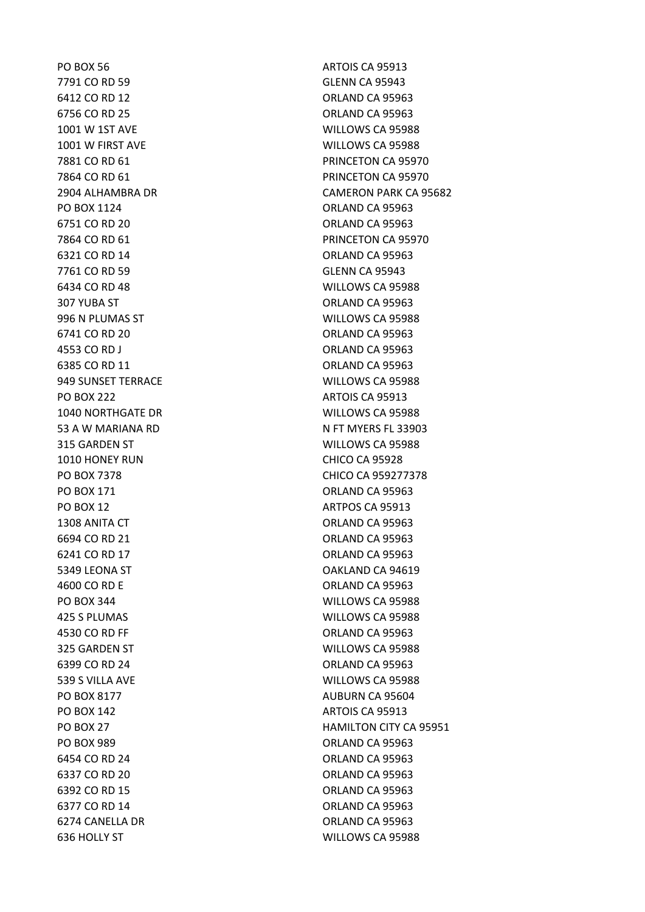| | |
|---|---|
| PO BOX 56 | ARTOIS CA 95913 |
| 7791 CO RD 59 | GLENN CA 95943 |
| 6412 CO RD 12 | ORLAND CA 95963 |
| 6756 CO RD 25 | ORLAND CA 95963 |
| 1001 W 1ST AVE | WILLOWS CA 95988 |
| 1001 W FIRST AVE | WILLOWS CA 95988 |
| 7881 CO RD 61 | PRINCETON CA 95970 |
| 7864 CO RD 61 | PRINCETON CA 95970 |
| 2904 ALHAMBRA DR | CAMERON PARK CA 95682 |
| PO BOX 1124 | ORLAND CA 95963 |
| 6751 CO RD 20 | ORLAND CA 95963 |
| 7864 CO RD 61 | PRINCETON CA 95970 |
| 6321 CO RD 14 | ORLAND CA 95963 |
| 7761 CO RD 59 | GLENN CA 95943 |
| 6434 CO RD 48 | WILLOWS CA 95988 |
| 307 YUBA ST | ORLAND CA 95963 |
| 996 N PLUMAS ST | WILLOWS CA 95988 |
| 6741 CO RD 20 | ORLAND CA 95963 |
| 4553 CO RD J | ORLAND CA 95963 |
| 6385 CO RD 11 | ORLAND CA 95963 |
| 949 SUNSET TERRACE | WILLOWS CA 95988 |
| PO BOX 222 | ARTOIS CA 95913 |
| 1040 NORTHGATE DR | WILLOWS CA 95988 |
| 53 A W MARIANA RD | N FT MYERS FL 33903 |
| 315 GARDEN ST | WILLOWS CA 95988 |
| 1010 HONEY RUN | CHICO CA 95928 |
| PO BOX 7378 | CHICO CA 959277378 |
| PO BOX 171 | ORLAND CA 95963 |
| PO BOX 12 | ARTPOS CA 95913 |
| 1308 ANITA CT | ORLAND CA 95963 |
| 6694 CO RD 21 | ORLAND CA 95963 |
| 6241 CO RD 17 | ORLAND CA 95963 |
| 5349 LEONA ST | OAKLAND CA 94619 |
| 4600 CO RD E | ORLAND CA 95963 |
| PO BOX 344 | WILLOWS CA 95988 |
| 425 S PLUMAS | WILLOWS CA 95988 |
| 4530 CO RD FF | ORLAND CA 95963 |
| 325 GARDEN ST | WILLOWS CA 95988 |
| 6399 CO RD 24 | ORLAND CA 95963 |
| 539 S VILLA AVE | WILLOWS CA 95988 |
| PO BOX 8177 | AUBURN CA 95604 |
| PO BOX 142 | ARTOIS CA 95913 |
| PO BOX 27 | HAMILTON CITY CA 95951 |
| PO BOX 989 | ORLAND CA 95963 |
| 6454 CO RD 24 | ORLAND CA 95963 |
| 6337 CO RD 20 | ORLAND CA 95963 |
| 6392 CO RD 15 | ORLAND CA 95963 |
| 6377 CO RD 14 | ORLAND CA 95963 |
| 6274 CANELLA DR | ORLAND CA 95963 |
| 636 HOLLY ST | WILLOWS CA 95988 |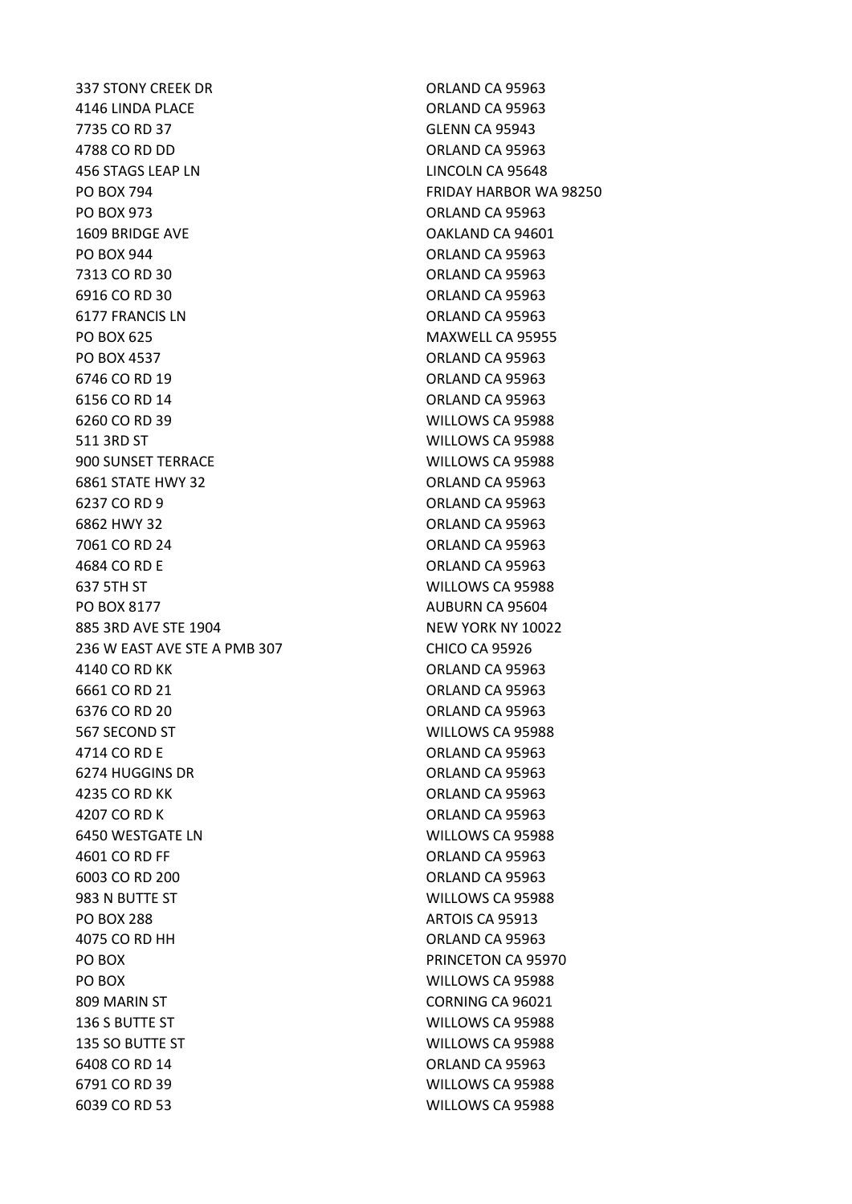| | |
|---|---|
| 337 STONY CREEK DR | ORLAND CA 95963 |
| 4146 LINDA PLACE | ORLAND CA 95963 |
| 7735 CO RD 37 | GLENN CA 95943 |
| 4788 CO RD DD | ORLAND CA 95963 |
| 456 STAGS LEAP LN | LINCOLN CA 95648 |
| PO BOX 794 | FRIDAY HARBOR WA 98250 |
| PO BOX 973 | ORLAND CA 95963 |
| 1609 BRIDGE AVE | OAKLAND CA 94601 |
| PO BOX 944 | ORLAND CA 95963 |
| 7313 CO RD 30 | ORLAND CA 95963 |
| 6916 CO RD 30 | ORLAND CA 95963 |
| 6177 FRANCIS LN | ORLAND CA 95963 |
| PO BOX 625 | MAXWELL CA 95955 |
| PO BOX 4537 | ORLAND CA 95963 |
| 6746 CO RD 19 | ORLAND CA 95963 |
| 6156 CO RD 14 | ORLAND CA 95963 |
| 6260 CO RD 39 | WILLOWS CA 95988 |
| 511 3RD ST | WILLOWS CA 95988 |
| 900 SUNSET TERRACE | WILLOWS CA 95988 |
| 6861 STATE HWY 32 | ORLAND CA 95963 |
| 6237 CO RD 9 | ORLAND CA 95963 |
| 6862 HWY 32 | ORLAND CA 95963 |
| 7061 CO RD 24 | ORLAND CA 95963 |
| 4684 CO RD E | ORLAND CA 95963 |
| 637 5TH ST | WILLOWS CA 95988 |
| PO BOX 8177 | AUBURN CA 95604 |
| 885 3RD AVE STE 1904 | NEW YORK NY 10022 |
| 236 W EAST AVE STE A PMB 307 | CHICO CA 95926 |
| 4140 CO RD KK | ORLAND CA 95963 |
| 6661 CO RD 21 | ORLAND CA 95963 |
| 6376 CO RD 20 | ORLAND CA 95963 |
| 567 SECOND ST | WILLOWS CA 95988 |
| 4714 CO RD E | ORLAND CA 95963 |
| 6274 HUGGINS DR | ORLAND CA 95963 |
| 4235 CO RD KK | ORLAND CA 95963 |
| 4207 CO RD K | ORLAND CA 95963 |
| 6450 WESTGATE LN | WILLOWS CA 95988 |
| 4601 CO RD FF | ORLAND CA 95963 |
| 6003 CO RD 200 | ORLAND CA 95963 |
| 983 N BUTTE ST | WILLOWS CA 95988 |
| PO BOX 288 | ARTOIS CA 95913 |
| 4075 CO RD HH | ORLAND CA 95963 |
| PO BOX | PRINCETON CA 95970 |
| PO BOX | WILLOWS CA 95988 |
| 809 MARIN ST | CORNING CA 96021 |
| 136 S BUTTE ST | WILLOWS CA 95988 |
| 135 SO BUTTE ST | WILLOWS CA 95988 |
| 6408 CO RD 14 | ORLAND CA 95963 |
| 6791 CO RD 39 | WILLOWS CA 95988 |
| 6039 CO RD 53 | WILLOWS CA 95988 |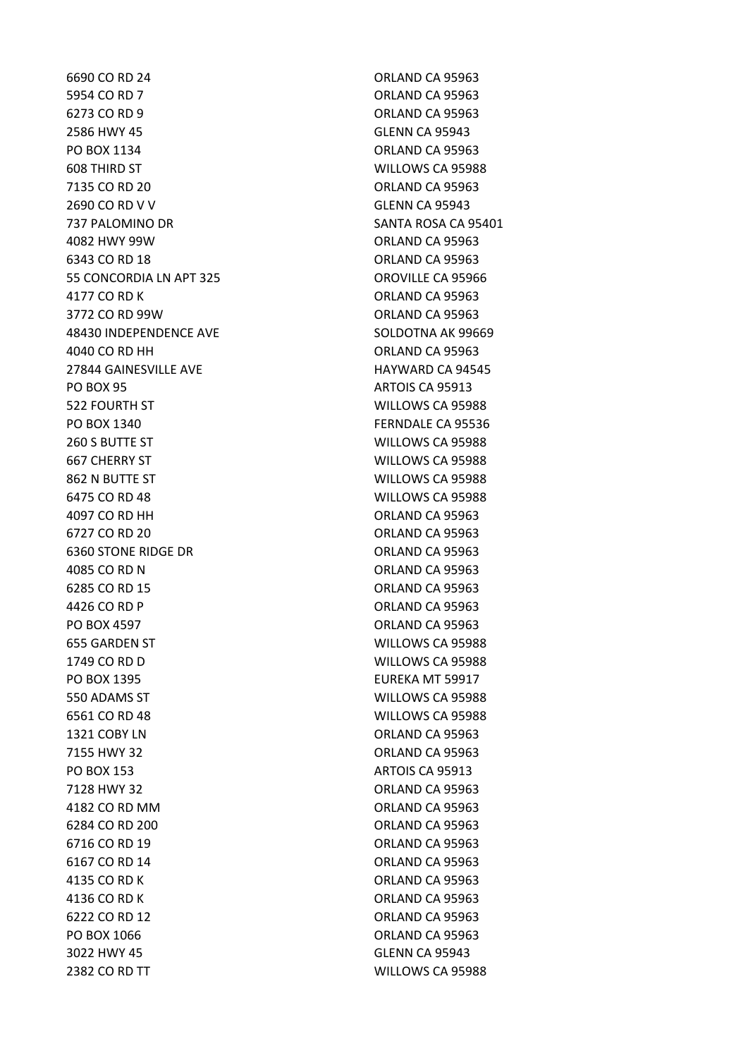| | |
|---|---|
| 6690 CO RD 24 | ORLAND CA 95963 |
| 5954 CO RD 7 | ORLAND CA 95963 |
| 6273 CO RD 9 | ORLAND CA 95963 |
| 2586 HWY 45 | GLENN CA 95943 |
| PO BOX 1134 | ORLAND CA 95963 |
| 608 THIRD ST | WILLOWS CA 95988 |
| 7135 CO RD 20 | ORLAND CA 95963 |
| 2690 CO RD V V | GLENN CA 95943 |
| 737 PALOMINO DR | SANTA ROSA CA 95401 |
| 4082 HWY 99W | ORLAND CA 95963 |
| 6343 CO RD 18 | ORLAND CA 95963 |
| 55 CONCORDIA LN APT 325 | OROVILLE CA 95966 |
| 4177 CO RD K | ORLAND CA 95963 |
| 3772 CO RD 99W | ORLAND CA 95963 |
| 48430 INDEPENDENCE AVE | SOLDOTNA AK 99669 |
| 4040 CO RD HH | ORLAND CA 95963 |
| 27844 GAINESVILLE AVE | HAYWARD CA 94545 |
| PO BOX 95 | ARTOIS CA 95913 |
| 522 FOURTH ST | WILLOWS CA 95988 |
| PO BOX 1340 | FERNDALE CA 95536 |
| 260 S BUTTE ST | WILLOWS CA 95988 |
| 667 CHERRY ST | WILLOWS CA 95988 |
| 862 N BUTTE ST | WILLOWS CA 95988 |
| 6475 CO RD 48 | WILLOWS CA 95988 |
| 4097 CO RD HH | ORLAND CA 95963 |
| 6727 CO RD 20 | ORLAND CA 95963 |
| 6360 STONE RIDGE DR | ORLAND CA 95963 |
| 4085 CO RD N | ORLAND CA 95963 |
| 6285 CO RD 15 | ORLAND CA 95963 |
| 4426 CO RD P | ORLAND CA 95963 |
| PO BOX 4597 | ORLAND CA 95963 |
| 655 GARDEN ST | WILLOWS CA 95988 |
| 1749 CO RD D | WILLOWS CA 95988 |
| PO BOX 1395 | EUREKA MT 59917 |
| 550 ADAMS ST | WILLOWS CA 95988 |
| 6561 CO RD 48 | WILLOWS CA 95988 |
| 1321 COBY LN | ORLAND CA 95963 |
| 7155 HWY 32 | ORLAND CA 95963 |
| PO BOX 153 | ARTOIS CA 95913 |
| 7128 HWY 32 | ORLAND CA 95963 |
| 4182 CO RD MM | ORLAND CA 95963 |
| 6284 CO RD 200 | ORLAND CA 95963 |
| 6716 CO RD 19 | ORLAND CA 95963 |
| 6167 CO RD 14 | ORLAND CA 95963 |
| 4135 CO RD K | ORLAND CA 95963 |
| 4136 CO RD K | ORLAND CA 95963 |
| 6222 CO RD 12 | ORLAND CA 95963 |
| PO BOX 1066 | ORLAND CA 95963 |
| 3022 HWY 45 | GLENN CA 95943 |
| 2382 CO RD TT | WILLOWS CA 95988 |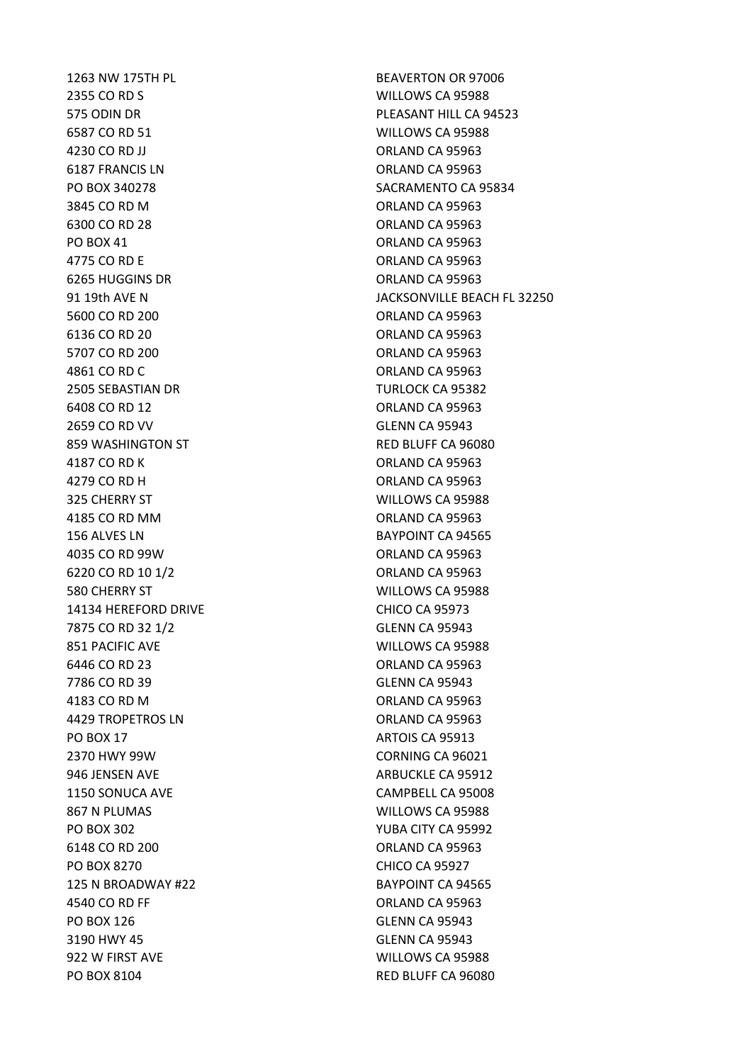| | |
|---|---|
| 1263 NW 175TH PL | BEAVERTON OR 97006 |
| 2355 CO RD S | WILLOWS CA 95988 |
| 575 ODIN DR | PLEASANT HILL CA 94523 |
| 6587 CO RD 51 | WILLOWS CA 95988 |
| 4230 CO RD JJ | ORLAND CA 95963 |
| 6187 FRANCIS LN | ORLAND CA 95963 |
| PO BOX 340278 | SACRAMENTO CA 95834 |
| 3845 CO RD M | ORLAND CA 95963 |
| 6300 CO RD 28 | ORLAND CA 95963 |
| PO BOX 41 | ORLAND CA 95963 |
| 4775 CO RD E | ORLAND CA 95963 |
| 6265 HUGGINS DR | ORLAND CA 95963 |
| 91 19th AVE N | JACKSONVILLE BEACH FL 32250 |
| 5600 CO RD 200 | ORLAND CA 95963 |
| 6136 CO RD 20 | ORLAND CA 95963 |
| 5707 CO RD 200 | ORLAND CA 95963 |
| 4861 CO RD C | ORLAND CA 95963 |
| 2505 SEBASTIAN DR | TURLOCK CA 95382 |
| 6408 CO RD 12 | ORLAND CA 95963 |
| 2659 CO RD VV | GLENN CA 95943 |
| 859 WASHINGTON ST | RED BLUFF CA 96080 |
| 4187 CO RD K | ORLAND CA 95963 |
| 4279 CO RD H | ORLAND CA 95963 |
| 325 CHERRY ST | WILLOWS CA 95988 |
| 4185 CO RD MM | ORLAND CA 95963 |
| 156 ALVES LN | BAYPOINT CA 94565 |
| 4035 CO RD 99W | ORLAND CA 95963 |
| 6220 CO RD 10 1/2 | ORLAND CA 95963 |
| 580 CHERRY ST | WILLOWS CA 95988 |
| 14134 HEREFORD DRIVE | CHICO CA 95973 |
| 7875 CO RD 32 1/2 | GLENN CA 95943 |
| 851 PACIFIC AVE | WILLOWS CA 95988 |
| 6446 CO RD 23 | ORLAND CA 95963 |
| 7786 CO RD 39 | GLENN CA 95943 |
| 4183 CO RD M | ORLAND CA 95963 |
| 4429 TROPETROS LN | ORLAND CA 95963 |
| PO BOX 17 | ARTOIS CA 95913 |
| 2370 HWY 99W | CORNING CA 96021 |
| 946 JENSEN AVE | ARBUCKLE CA 95912 |
| 1150 SONUCA AVE | CAMPBELL CA 95008 |
| 867 N PLUMAS | WILLOWS CA 95988 |
| PO BOX 302 | YUBA CITY CA 95992 |
| 6148 CO RD 200 | ORLAND CA 95963 |
| PO BOX 8270 | CHICO CA 95927 |
| 125 N BROADWAY #22 | BAYPOINT CA 94565 |
| 4540 CO RD FF | ORLAND CA 95963 |
| PO BOX 126 | GLENN CA 95943 |
| 3190 HWY 45 | GLENN CA 95943 |
| 922 W FIRST AVE | WILLOWS CA 95988 |
| PO BOX 8104 | RED BLUFF CA 96080 |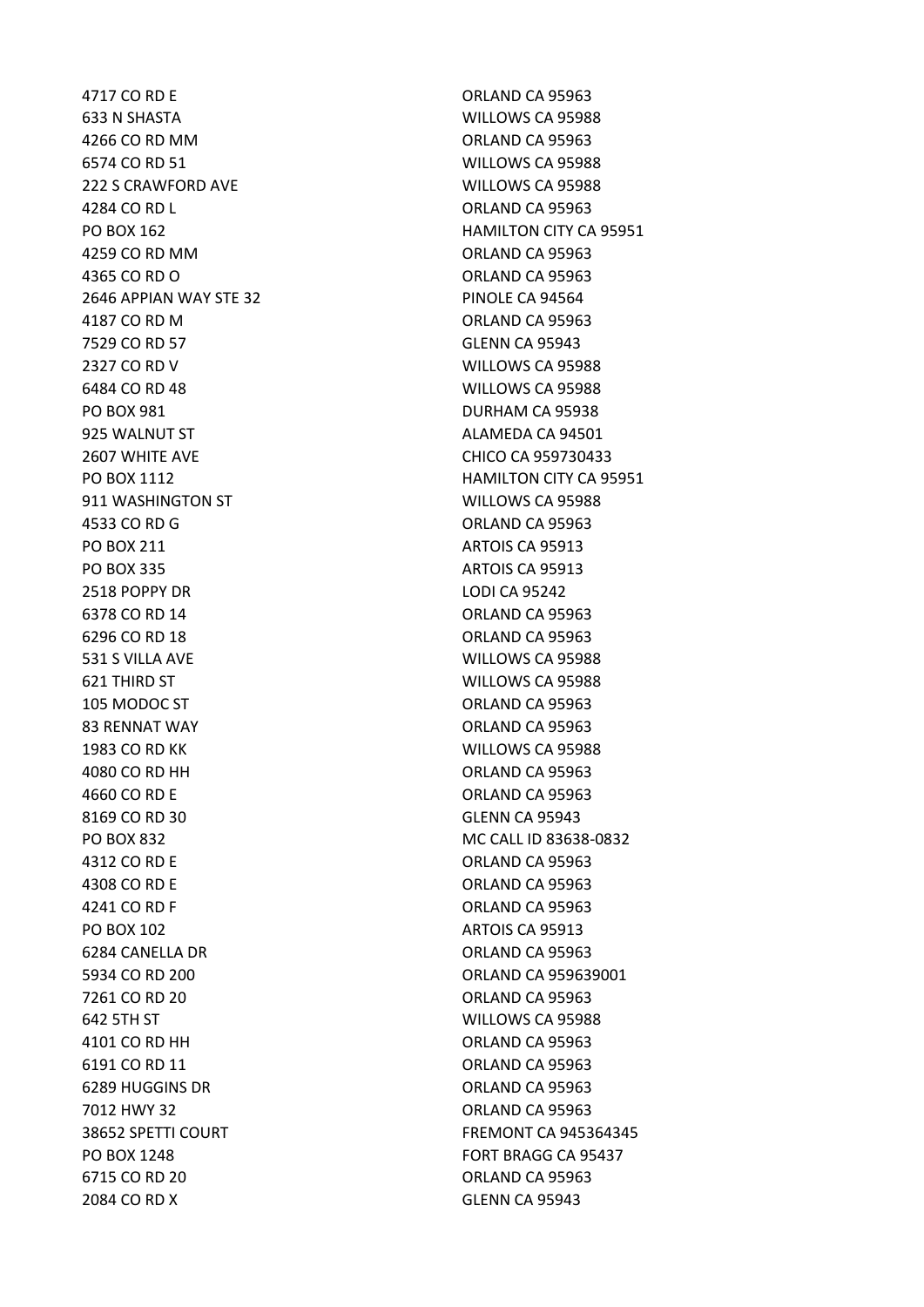| | |
|---|---|
| 4717 CO RD E | ORLAND CA 95963 |
| 633 N SHASTA | WILLOWS CA 95988 |
| 4266 CO RD MM | ORLAND CA 95963 |
| 6574 CO RD 51 | WILLOWS CA 95988 |
| 222 S CRAWFORD AVE | WILLOWS CA 95988 |
| 4284 CO RD L | ORLAND CA 95963 |
| PO BOX 162 | HAMILTON CITY CA 95951 |
| 4259 CO RD MM | ORLAND CA 95963 |
| 4365 CO RD O | ORLAND CA 95963 |
| 2646 APPIAN WAY STE 32 | PINOLE CA 94564 |
| 4187 CO RD M | ORLAND CA 95963 |
| 7529 CO RD 57 | GLENN CA 95943 |
| 2327 CO RD V | WILLOWS CA 95988 |
| 6484 CO RD 48 | WILLOWS CA 95988 |
| PO BOX 981 | DURHAM CA 95938 |
| 925 WALNUT ST | ALAMEDA CA 94501 |
| 2607 WHITE AVE | CHICO CA 959730433 |
| PO BOX 1112 | HAMILTON CITY CA 95951 |
| 911 WASHINGTON ST | WILLOWS CA 95988 |
| 4533 CO RD G | ORLAND CA 95963 |
| PO BOX 211 | ARTOIS CA 95913 |
| PO BOX 335 | ARTOIS CA 95913 |
| 2518 POPPY DR | LODI CA 95242 |
| 6378 CO RD 14 | ORLAND CA 95963 |
| 6296 CO RD 18 | ORLAND CA 95963 |
| 531 S VILLA AVE | WILLOWS CA 95988 |
| 621 THIRD ST | WILLOWS CA 95988 |
| 105 MODOC ST | ORLAND CA 95963 |
| 83 RENNAT WAY | ORLAND CA 95963 |
| 1983 CO RD KK | WILLOWS CA 95988 |
| 4080 CO RD HH | ORLAND CA 95963 |
| 4660 CO RD E | ORLAND CA 95963 |
| 8169 CO RD 30 | GLENN CA 95943 |
| PO BOX 832 | MC CALL ID 83638-0832 |
| 4312 CO RD E | ORLAND CA 95963 |
| 4308 CO RD E | ORLAND CA 95963 |
| 4241 CO RD F | ORLAND CA 95963 |
| PO BOX 102 | ARTOIS CA 95913 |
| 6284 CANELLA DR | ORLAND CA 95963 |
| 5934 CO RD 200 | ORLAND CA 959639001 |
| 7261 CO RD 20 | ORLAND CA 95963 |
| 642 5TH ST | WILLOWS CA 95988 |
| 4101 CO RD HH | ORLAND CA 95963 |
| 6191 CO RD 11 | ORLAND CA 95963 |
| 6289 HUGGINS DR | ORLAND CA 95963 |
| 7012 HWY 32 | ORLAND CA 95963 |
| 38652 SPETTI COURT | FREMONT CA 945364345 |
| PO BOX 1248 | FORT BRAGG CA 95437 |
| 6715 CO RD 20 | ORLAND CA 95963 |
| 2084 CO RD X | GLENN CA 95943 |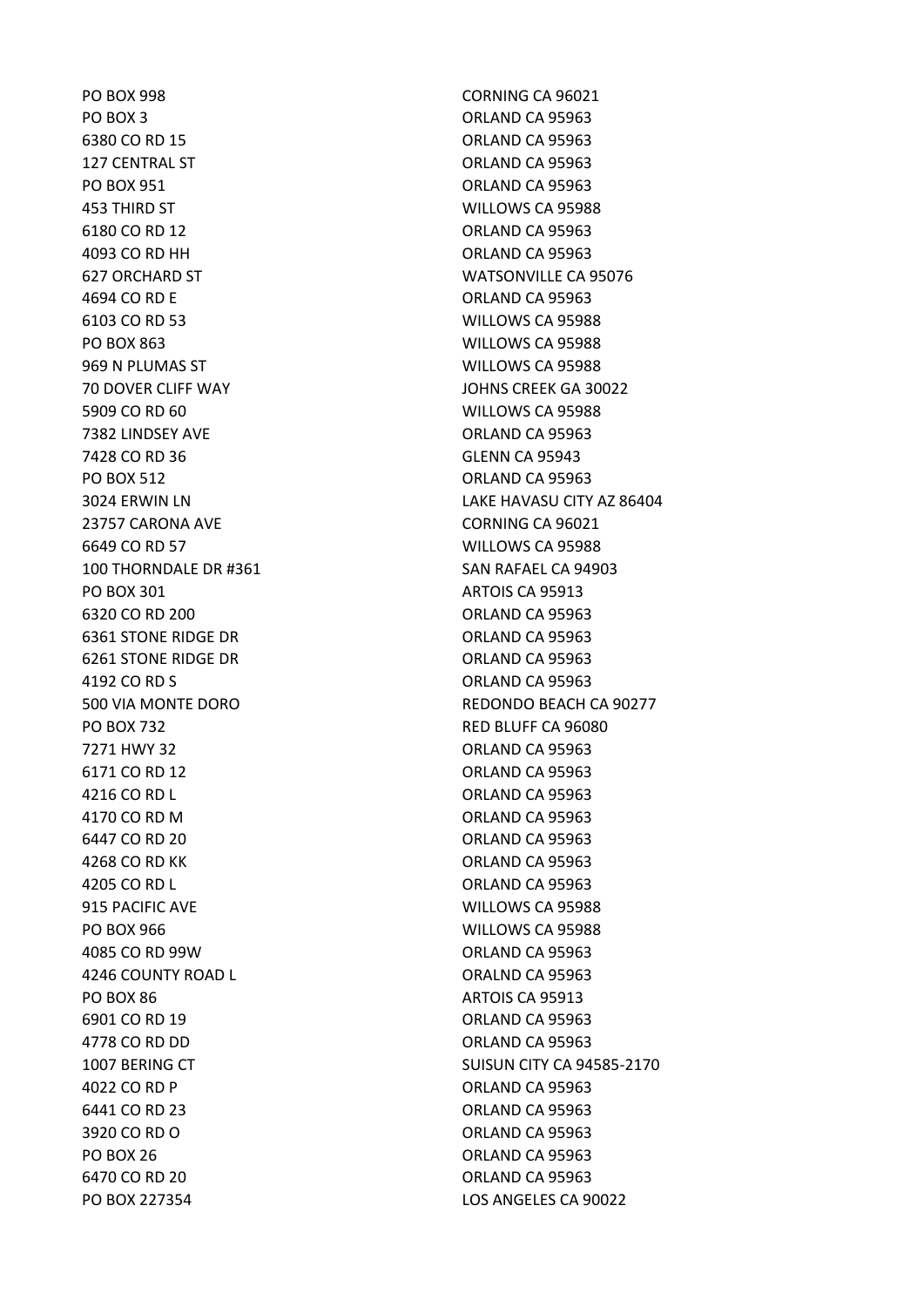| | |
|---|---|
| PO BOX 998 | CORNING CA 96021 |
| PO BOX 3 | ORLAND CA 95963 |
| 6380 CO RD 15 | ORLAND CA 95963 |
| 127 CENTRAL ST | ORLAND CA 95963 |
| PO BOX 951 | ORLAND CA 95963 |
| 453 THIRD ST | WILLOWS CA 95988 |
| 6180 CO RD 12 | ORLAND CA 95963 |
| 4093 CO RD HH | ORLAND CA 95963 |
| 627 ORCHARD ST | WATSONVILLE CA 95076 |
| 4694 CO RD E | ORLAND CA 95963 |
| 6103 CO RD 53 | WILLOWS CA 95988 |
| PO BOX 863 | WILLOWS CA 95988 |
| 969 N PLUMAS ST | WILLOWS CA 95988 |
| 70 DOVER CLIFF WAY | JOHNS CREEK GA 30022 |
| 5909 CO RD 60 | WILLOWS CA 95988 |
| 7382 LINDSEY AVE | ORLAND CA 95963 |
| 7428 CO RD 36 | GLENN CA 95943 |
| PO BOX 512 | ORLAND CA 95963 |
| 3024 ERWIN LN | LAKE HAVASU CITY AZ 86404 |
| 23757 CARONA AVE | CORNING CA 96021 |
| 6649 CO RD 57 | WILLOWS CA 95988 |
| 100 THORNDALE DR #361 | SAN RAFAEL CA 94903 |
| PO BOX 301 | ARTOIS CA 95913 |
| 6320 CO RD 200 | ORLAND CA 95963 |
| 6361 STONE RIDGE DR | ORLAND CA 95963 |
| 6261 STONE RIDGE DR | ORLAND CA 95963 |
| 4192 CO RD S | ORLAND CA 95963 |
| 500 VIA MONTE DORO | REDONDO BEACH CA 90277 |
| PO BOX 732 | RED BLUFF CA 96080 |
| 7271 HWY 32 | ORLAND CA 95963 |
| 6171 CO RD 12 | ORLAND CA 95963 |
| 4216 CO RD L | ORLAND CA 95963 |
| 4170 CO RD M | ORLAND CA 95963 |
| 6447 CO RD 20 | ORLAND CA 95963 |
| 4268 CO RD KK | ORLAND CA 95963 |
| 4205 CO RD L | ORLAND CA 95963 |
| 915 PACIFIC AVE | WILLOWS CA 95988 |
| PO BOX 966 | WILLOWS CA 95988 |
| 4085 CO RD 99W | ORLAND CA 95963 |
| 4246 COUNTY ROAD L | ORALND CA 95963 |
| PO BOX 86 | ARTOIS CA 95913 |
| 6901 CO RD 19 | ORLAND CA 95963 |
| 4778 CO RD DD | ORLAND CA 95963 |
| 1007 BERING CT | SUISUN CITY CA 94585-2170 |
| 4022 CO RD P | ORLAND CA 95963 |
| 6441 CO RD 23 | ORLAND CA 95963 |
| 3920 CO RD O | ORLAND CA 95963 |
| PO BOX 26 | ORLAND CA 95963 |
| 6470 CO RD 20 | ORLAND CA 95963 |
| PO BOX 227354 | LOS ANGELES CA 90022 |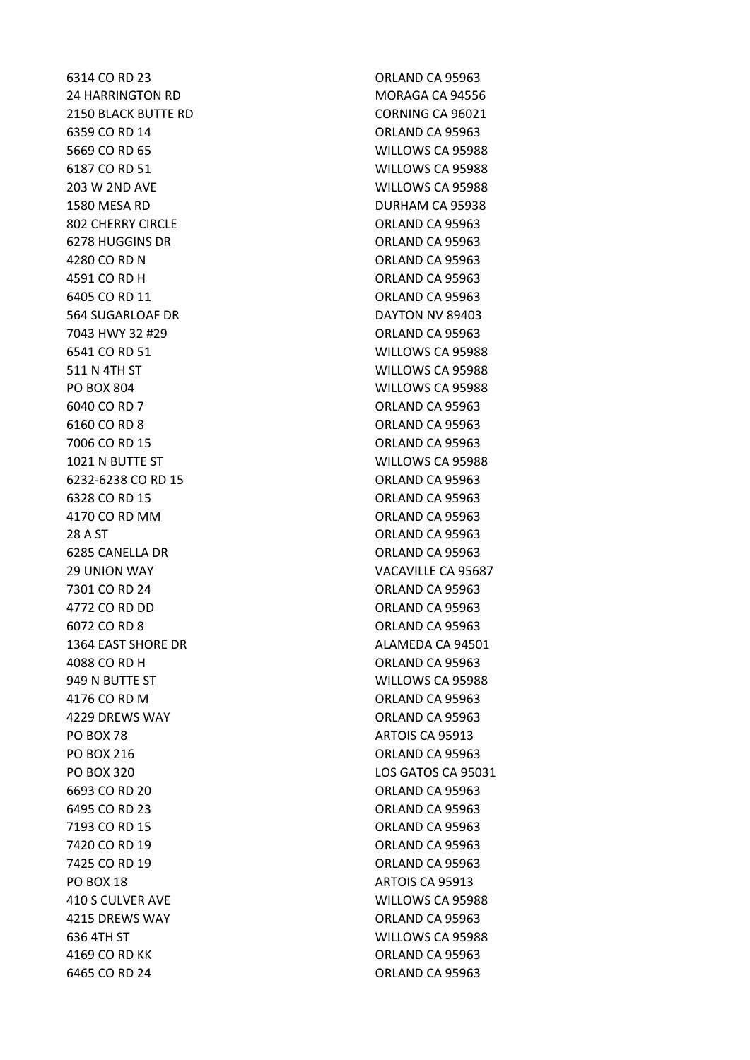| | |
|---|---|
| 6314 CO RD 23 | ORLAND CA 95963 |
| 24 HARRINGTON RD | MORAGA CA 94556 |
| 2150 BLACK BUTTE RD | CORNING CA 96021 |
| 6359 CO RD 14 | ORLAND CA 95963 |
| 5669 CO RD 65 | WILLOWS CA 95988 |
| 6187 CO RD 51 | WILLOWS CA 95988 |
| 203 W 2ND AVE | WILLOWS CA 95988 |
| 1580 MESA RD | DURHAM CA 95938 |
| 802 CHERRY CIRCLE | ORLAND CA 95963 |
| 6278 HUGGINS DR | ORLAND CA 95963 |
| 4280 CO RD N | ORLAND CA 95963 |
| 4591 CO RD H | ORLAND CA 95963 |
| 6405 CO RD 11 | ORLAND CA 95963 |
| 564 SUGARLOAF DR | DAYTON NV 89403 |
| 7043 HWY 32 #29 | ORLAND CA 95963 |
| 6541 CO RD 51 | WILLOWS CA 95988 |
| 511 N 4TH ST | WILLOWS CA 95988 |
| PO BOX 804 | WILLOWS CA 95988 |
| 6040 CO RD 7 | ORLAND CA 95963 |
| 6160 CO RD 8 | ORLAND CA 95963 |
| 7006 CO RD 15 | ORLAND CA 95963 |
| 1021 N BUTTE ST | WILLOWS CA 95988 |
| 6232-6238 CO RD 15 | ORLAND CA 95963 |
| 6328 CO RD 15 | ORLAND CA 95963 |
| 4170 CO RD MM | ORLAND CA 95963 |
| 28 A ST | ORLAND CA 95963 |
| 6285 CANELLA DR | ORLAND CA 95963 |
| 29 UNION WAY | VACAVILLE CA 95687 |
| 7301 CO RD 24 | ORLAND CA 95963 |
| 4772 CO RD DD | ORLAND CA 95963 |
| 6072 CO RD 8 | ORLAND CA 95963 |
| 1364 EAST SHORE DR | ALAMEDA CA 94501 |
| 4088 CO RD H | ORLAND CA 95963 |
| 949 N BUTTE ST | WILLOWS CA 95988 |
| 4176 CO RD M | ORLAND CA 95963 |
| 4229 DREWS WAY | ORLAND CA 95963 |
| PO BOX 78 | ARTOIS CA 95913 |
| PO BOX 216 | ORLAND CA 95963 |
| PO BOX 320 | LOS GATOS CA 95031 |
| 6693 CO RD 20 | ORLAND CA 95963 |
| 6495 CO RD 23 | ORLAND CA 95963 |
| 7193 CO RD 15 | ORLAND CA 95963 |
| 7420 CO RD 19 | ORLAND CA 95963 |
| 7425 CO RD 19 | ORLAND CA 95963 |
| PO BOX 18 | ARTOIS CA 95913 |
| 410 S CULVER AVE | WILLOWS CA 95988 |
| 4215 DREWS WAY | ORLAND CA 95963 |
| 636 4TH ST | WILLOWS CA 95988 |
| 4169 CO RD KK | ORLAND CA 95963 |
| 6465 CO RD 24 | ORLAND CA 95963 |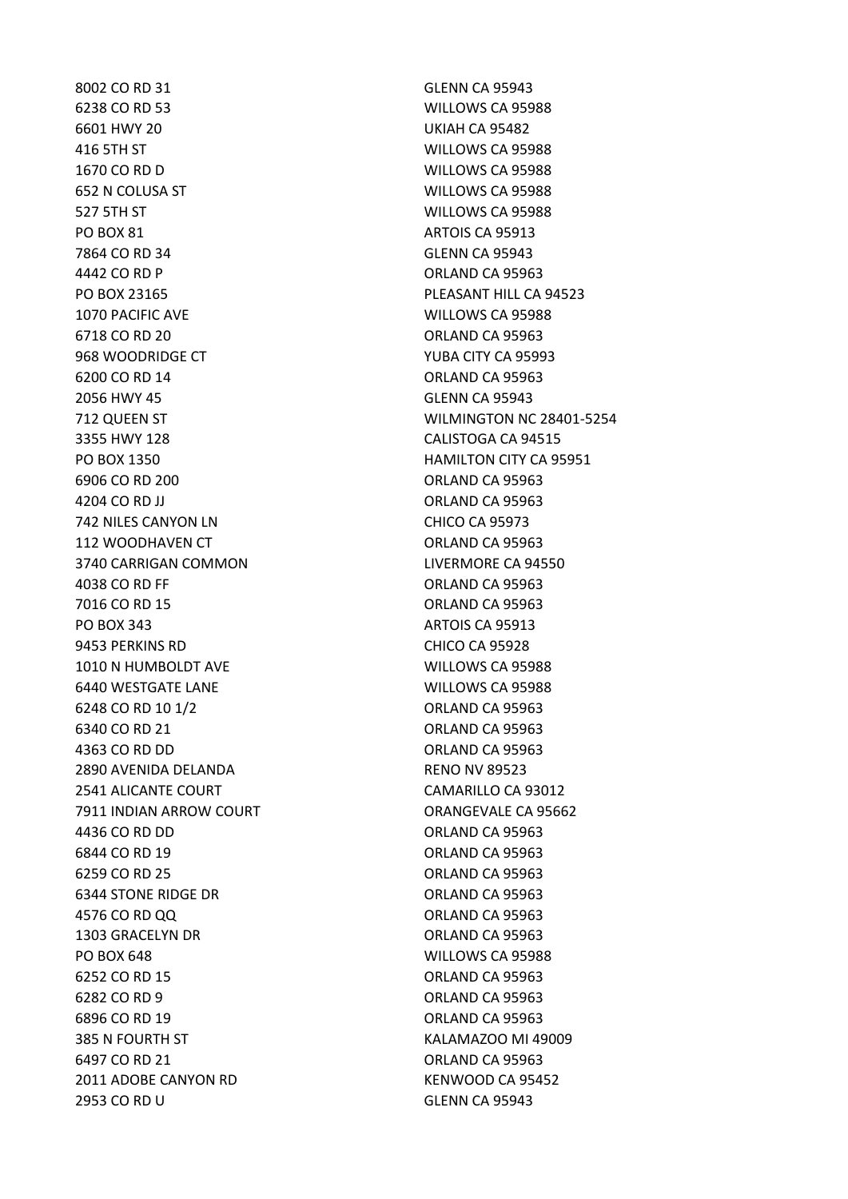| | |
|---|---|
| 8002 CO RD 31 | GLENN CA 95943 |
| 6238 CO RD 53 | WILLOWS CA 95988 |
| 6601 HWY 20 | UKIAH CA 95482 |
| 416 5TH ST | WILLOWS CA 95988 |
| 1670 CO RD D | WILLOWS CA 95988 |
| 652 N COLUSA ST | WILLOWS CA 95988 |
| 527 5TH ST | WILLOWS CA 95988 |
| PO BOX 81 | ARTOIS CA 95913 |
| 7864 CO RD 34 | GLENN CA 95943 |
| 4442 CO RD P | ORLAND CA 95963 |
| PO BOX 23165 | PLEASANT HILL CA 94523 |
| 1070 PACIFIC AVE | WILLOWS CA 95988 |
| 6718 CO RD 20 | ORLAND CA 95963 |
| 968 WOODRIDGE CT | YUBA CITY CA 95993 |
| 6200 CO RD 14 | ORLAND CA 95963 |
| 2056 HWY 45 | GLENN CA 95943 |
| 712 QUEEN ST | WILMINGTON NC 28401-5254 |
| 3355 HWY 128 | CALISTOGA CA 94515 |
| PO BOX 1350 | HAMILTON CITY CA 95951 |
| 6906 CO RD 200 | ORLAND CA 95963 |
| 4204 CO RD JJ | ORLAND CA 95963 |
| 742 NILES CANYON LN | CHICO CA 95973 |
| 112 WOODHAVEN CT | ORLAND CA 95963 |
| 3740 CARRIGAN COMMON | LIVERMORE CA 94550 |
| 4038 CO RD FF | ORLAND CA 95963 |
| 7016 CO RD 15 | ORLAND CA 95963 |
| PO BOX 343 | ARTOIS CA 95913 |
| 9453 PERKINS RD | CHICO CA 95928 |
| 1010 N HUMBOLDT AVE | WILLOWS CA 95988 |
| 6440 WESTGATE LANE | WILLOWS CA 95988 |
| 6248 CO RD 10 1/2 | ORLAND CA 95963 |
| 6340 CO RD 21 | ORLAND CA 95963 |
| 4363 CO RD DD | ORLAND CA 95963 |
| 2890 AVENIDA DELANDA | RENO NV 89523 |
| 2541 ALICANTE COURT | CAMARILLO CA 93012 |
| 7911 INDIAN ARROW COURT | ORANGEVALE CA 95662 |
| 4436 CO RD DD | ORLAND CA 95963 |
| 6844 CO RD 19 | ORLAND CA 95963 |
| 6259 CO RD 25 | ORLAND CA 95963 |
| 6344 STONE RIDGE DR | ORLAND CA 95963 |
| 4576 CO RD QQ | ORLAND CA 95963 |
| 1303 GRACELYN DR | ORLAND CA 95963 |
| PO BOX 648 | WILLOWS CA 95988 |
| 6252 CO RD 15 | ORLAND CA 95963 |
| 6282 CO RD 9 | ORLAND CA 95963 |
| 6896 CO RD 19 | ORLAND CA 95963 |
| 385 N FOURTH ST | KALAMAZOO MI 49009 |
| 6497 CO RD 21 | ORLAND CA 95963 |
| 2011 ADOBE CANYON RD | KENWOOD CA 95452 |
| 2953 CO RD U | GLENN CA 95943 |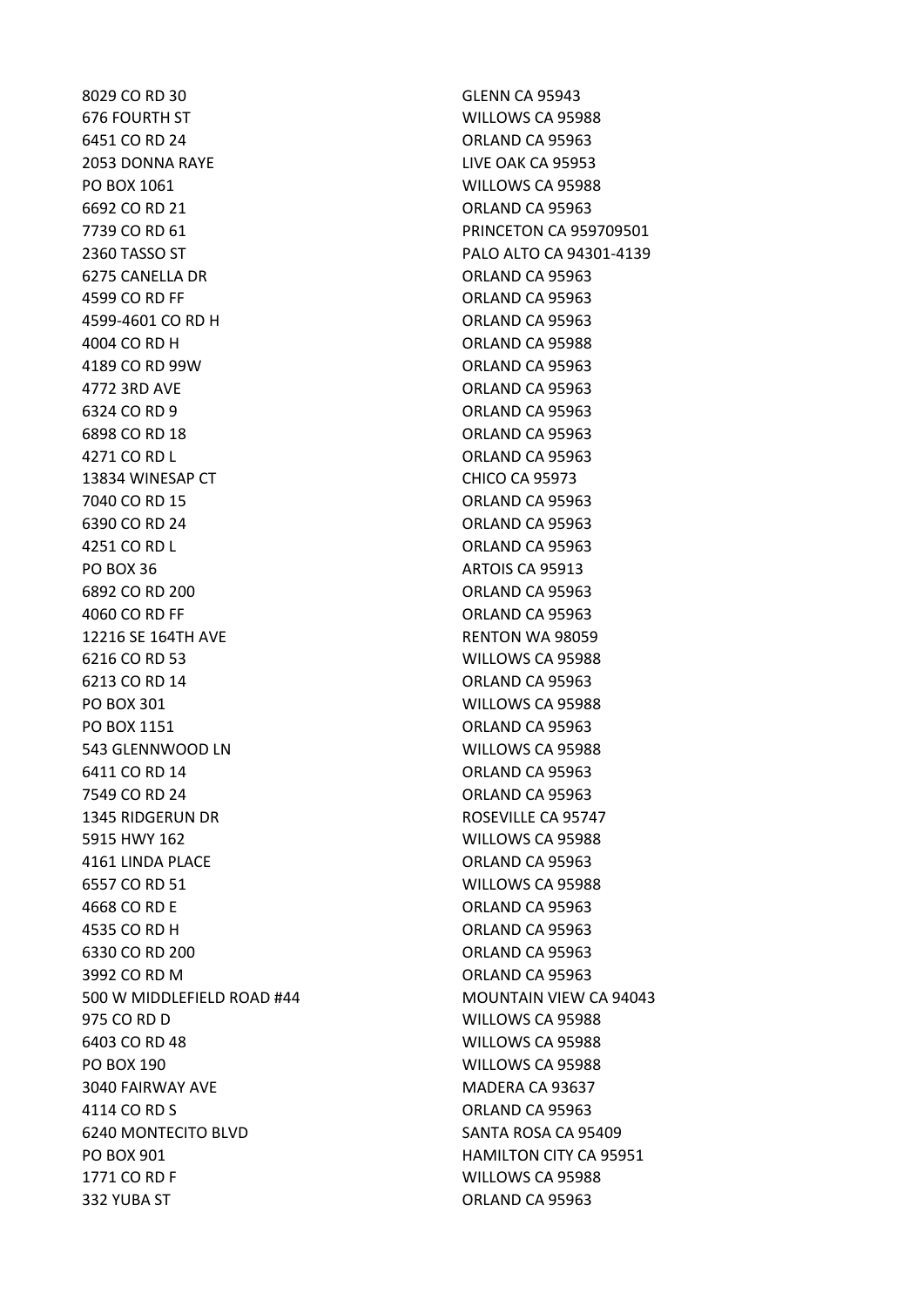| | |
|---|---|
| 8029 CO RD 30 | GLENN CA 95943 |
| 676 FOURTH ST | WILLOWS CA 95988 |
| 6451 CO RD 24 | ORLAND CA 95963 |
| 2053 DONNA RAYE | LIVE OAK CA 95953 |
| PO BOX 1061 | WILLOWS CA 95988 |
| 6692 CO RD 21 | ORLAND CA 95963 |
| 7739 CO RD 61 | PRINCETON CA 959709501 |
| 2360 TASSO ST | PALO ALTO CA 94301-4139 |
| 6275 CANELLA DR | ORLAND CA 95963 |
| 4599 CO RD FF | ORLAND CA 95963 |
| 4599-4601 CO RD H | ORLAND CA 95963 |
| 4004 CO RD H | ORLAND CA 95988 |
| 4189 CO RD 99W | ORLAND CA 95963 |
| 4772 3RD AVE | ORLAND CA 95963 |
| 6324 CO RD 9 | ORLAND CA 95963 |
| 6898 CO RD 18 | ORLAND CA 95963 |
| 4271 CO RD L | ORLAND CA 95963 |
| 13834 WINESAP CT | CHICO CA 95973 |
| 7040 CO RD 15 | ORLAND CA 95963 |
| 6390 CO RD 24 | ORLAND CA 95963 |
| 4251 CO RD L | ORLAND CA 95963 |
| PO BOX 36 | ARTOIS CA 95913 |
| 6892 CO RD 200 | ORLAND CA 95963 |
| 4060 CO RD FF | ORLAND CA 95963 |
| 12216 SE 164TH AVE | RENTON WA 98059 |
| 6216 CO RD 53 | WILLOWS CA 95988 |
| 6213 CO RD 14 | ORLAND CA 95963 |
| PO BOX 301 | WILLOWS CA 95988 |
| PO BOX 1151 | ORLAND CA 95963 |
| 543 GLENNWOOD LN | WILLOWS CA 95988 |
| 6411 CO RD 14 | ORLAND CA 95963 |
| 7549 CO RD 24 | ORLAND CA 95963 |
| 1345 RIDGERUN DR | ROSEVILLE CA 95747 |
| 5915 HWY 162 | WILLOWS CA 95988 |
| 4161 LINDA PLACE | ORLAND CA 95963 |
| 6557 CO RD 51 | WILLOWS CA 95988 |
| 4668 CO RD E | ORLAND CA 95963 |
| 4535 CO RD H | ORLAND CA 95963 |
| 6330 CO RD 200 | ORLAND CA 95963 |
| 3992 CO RD M | ORLAND CA 95963 |
| 500 W MIDDLEFIELD ROAD #44 | MOUNTAIN VIEW CA 94043 |
| 975 CO RD D | WILLOWS CA 95988 |
| 6403 CO RD 48 | WILLOWS CA 95988 |
| PO BOX 190 | WILLOWS CA 95988 |
| 3040 FAIRWAY AVE | MADERA CA 93637 |
| 4114 CO RD S | ORLAND CA 95963 |
| 6240 MONTECITO BLVD | SANTA ROSA CA 95409 |
| PO BOX 901 | HAMILTON CITY CA 95951 |
| 1771 CO RD F | WILLOWS CA 95988 |
| 332 YUBA ST | ORLAND CA 95963 |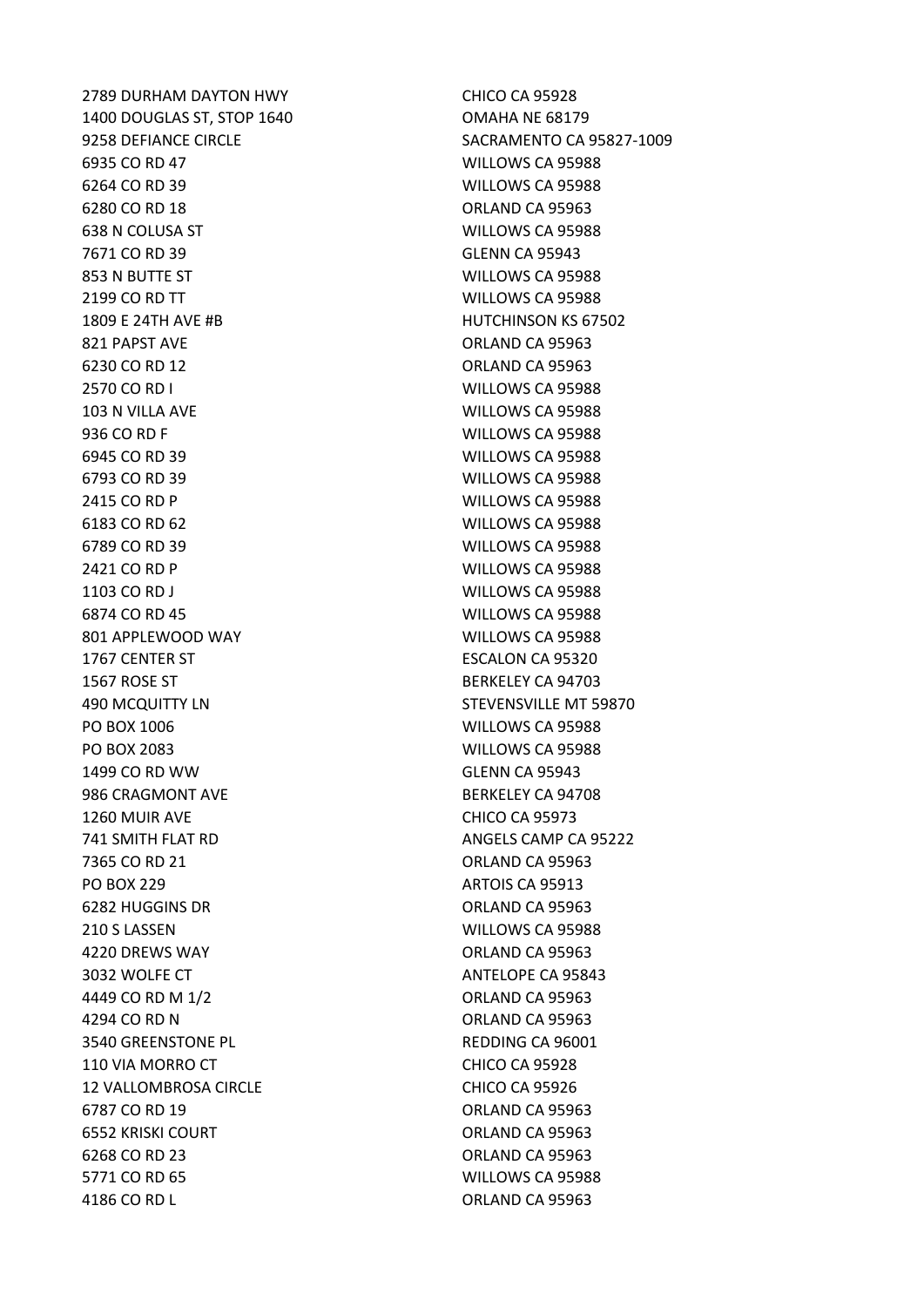| | |
|---|---|
| 2789 DURHAM DAYTON HWY | CHICO CA 95928 |
| 1400 DOUGLAS ST, STOP 1640 | OMAHA NE 68179 |
| 9258 DEFIANCE CIRCLE | SACRAMENTO CA 95827-1009 |
| 6935 CO RD 47 | WILLOWS CA 95988 |
| 6264 CO RD 39 | WILLOWS CA 95988 |
| 6280 CO RD 18 | ORLAND CA 95963 |
| 638 N COLUSA ST | WILLOWS CA 95988 |
| 7671 CO RD 39 | GLENN CA 95943 |
| 853 N BUTTE ST | WILLOWS CA 95988 |
| 2199 CO RD TT | WILLOWS CA 95988 |
| 1809 E 24TH AVE #B | HUTCHINSON KS 67502 |
| 821 PAPST AVE | ORLAND CA 95963 |
| 6230 CO RD 12 | ORLAND CA 95963 |
| 2570 CO RD I | WILLOWS CA 95988 |
| 103 N VILLA AVE | WILLOWS CA 95988 |
| 936 CO RD F | WILLOWS CA 95988 |
| 6945 CO RD 39 | WILLOWS CA 95988 |
| 6793 CO RD 39 | WILLOWS CA 95988 |
| 2415 CO RD P | WILLOWS CA 95988 |
| 6183 CO RD 62 | WILLOWS CA 95988 |
| 6789 CO RD 39 | WILLOWS CA 95988 |
| 2421 CO RD P | WILLOWS CA 95988 |
| 1103 CO RD J | WILLOWS CA 95988 |
| 6874 CO RD 45 | WILLOWS CA 95988 |
| 801 APPLEWOOD WAY | WILLOWS CA 95988 |
| 1767 CENTER ST | ESCALON CA 95320 |
| 1567 ROSE ST | BERKELEY CA 94703 |
| 490 MCQUITTY LN | STEVENSVILLE MT 59870 |
| PO BOX 1006 | WILLOWS CA 95988 |
| PO BOX 2083 | WILLOWS CA 95988 |
| 1499 CO RD WW | GLENN CA 95943 |
| 986 CRAGMONT AVE | BERKELEY CA 94708 |
| 1260 MUIR AVE | CHICO CA 95973 |
| 741 SMITH FLAT RD | ANGELS CAMP CA 95222 |
| 7365 CO RD 21 | ORLAND CA 95963 |
| PO BOX 229 | ARTOIS CA 95913 |
| 6282 HUGGINS DR | ORLAND CA 95963 |
| 210 S LASSEN | WILLOWS CA 95988 |
| 4220 DREWS WAY | ORLAND CA 95963 |
| 3032 WOLFE CT | ANTELOPE CA 95843 |
| 4449 CO RD M 1/2 | ORLAND CA 95963 |
| 4294 CO RD N | ORLAND CA 95963 |
| 3540 GREENSTONE PL | REDDING CA 96001 |
| 110 VIA MORRO CT | CHICO CA 95928 |
| 12 VALLOMBROSA CIRCLE | CHICO CA 95926 |
| 6787 CO RD 19 | ORLAND CA 95963 |
| 6552 KRISKI COURT | ORLAND CA 95963 |
| 6268 CO RD 23 | ORLAND CA 95963 |
| 5771 CO RD 65 | WILLOWS CA 95988 |
| 4186 CO RD L | ORLAND CA 95963 |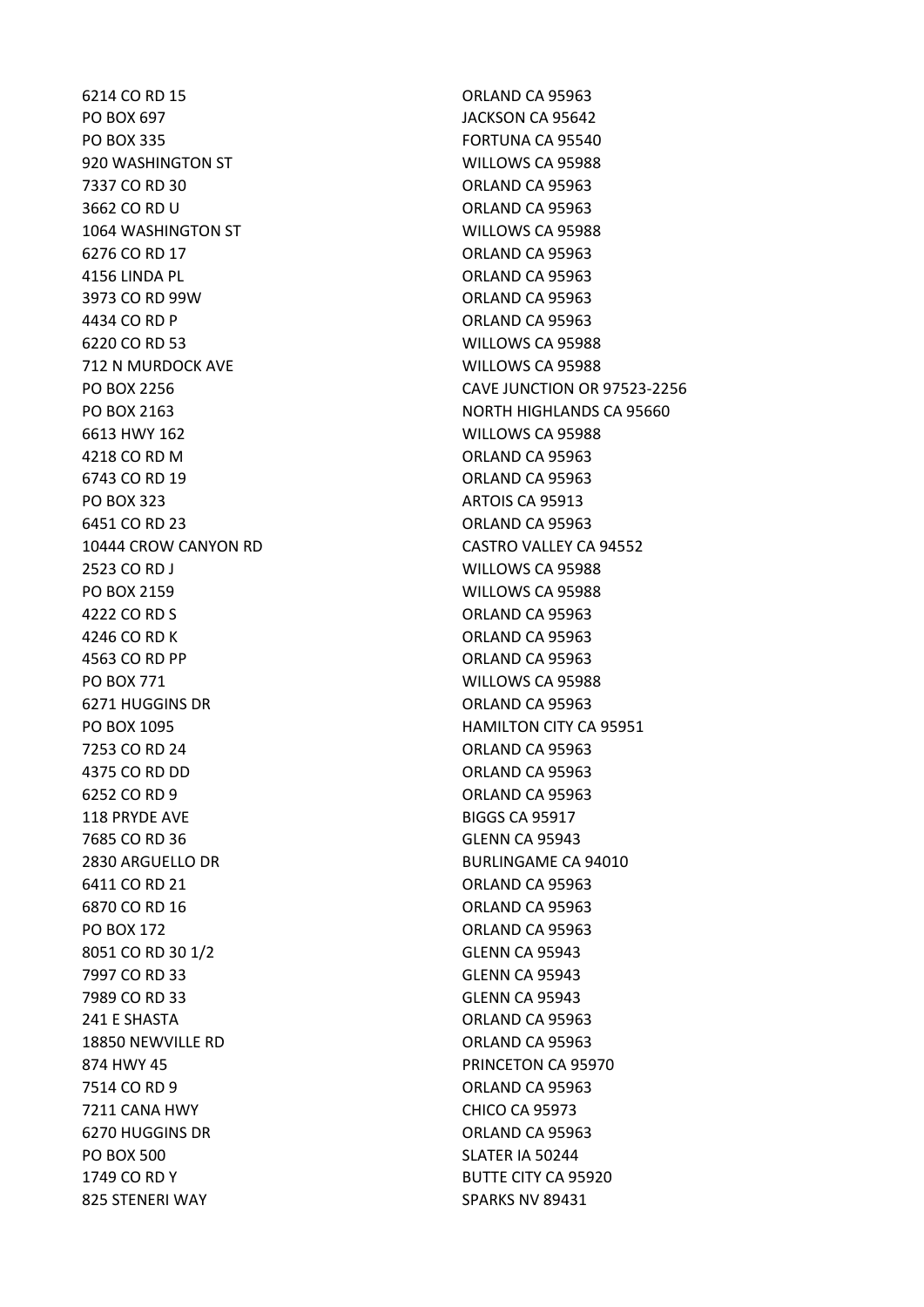| | |
|---|---|
| 6214 CO RD 15 | ORLAND CA 95963 |
| PO BOX 697 | JACKSON CA 95642 |
| PO BOX 335 | FORTUNA CA 95540 |
| 920 WASHINGTON ST | WILLOWS CA 95988 |
| 7337 CO RD 30 | ORLAND CA 95963 |
| 3662 CO RD U | ORLAND CA 95963 |
| 1064 WASHINGTON ST | WILLOWS CA 95988 |
| 6276 CO RD 17 | ORLAND CA 95963 |
| 4156 LINDA PL | ORLAND CA 95963 |
| 3973 CO RD 99W | ORLAND CA 95963 |
| 4434 CO RD P | ORLAND CA 95963 |
| 6220 CO RD 53 | WILLOWS CA 95988 |
| 712 N MURDOCK AVE | WILLOWS CA 95988 |
| PO BOX 2256 | CAVE JUNCTION OR 97523-2256 |
| PO BOX 2163 | NORTH HIGHLANDS CA 95660 |
| 6613 HWY 162 | WILLOWS CA 95988 |
| 4218 CO RD M | ORLAND CA 95963 |
| 6743 CO RD 19 | ORLAND CA 95963 |
| PO BOX 323 | ARTOIS CA 95913 |
| 6451 CO RD 23 | ORLAND CA 95963 |
| 10444 CROW CANYON RD | CASTRO VALLEY CA 94552 |
| 2523 CO RD J | WILLOWS CA 95988 |
| PO BOX 2159 | WILLOWS CA 95988 |
| 4222 CO RD S | ORLAND CA 95963 |
| 4246 CO RD K | ORLAND CA 95963 |
| 4563 CO RD PP | ORLAND CA 95963 |
| PO BOX 771 | WILLOWS CA 95988 |
| 6271 HUGGINS DR | ORLAND CA 95963 |
| PO BOX 1095 | HAMILTON CITY CA 95951 |
| 7253 CO RD 24 | ORLAND CA 95963 |
| 4375 CO RD DD | ORLAND CA 95963 |
| 6252 CO RD 9 | ORLAND CA 95963 |
| 118 PRYDE AVE | BIGGS CA 95917 |
| 7685 CO RD 36 | GLENN CA 95943 |
| 2830 ARGUELLO DR | BURLINGAME CA 94010 |
| 6411 CO RD 21 | ORLAND CA 95963 |
| 6870 CO RD 16 | ORLAND CA 95963 |
| PO BOX 172 | ORLAND CA 95963 |
| 8051 CO RD 30 1/2 | GLENN CA 95943 |
| 7997 CO RD 33 | GLENN CA 95943 |
| 7989 CO RD 33 | GLENN CA 95943 |
| 241 E SHASTA | ORLAND CA 95963 |
| 18850 NEWVILLE RD | ORLAND CA 95963 |
| 874 HWY 45 | PRINCETON CA 95970 |
| 7514 CO RD 9 | ORLAND CA 95963 |
| 7211 CANA HWY | CHICO CA 95973 |
| 6270 HUGGINS DR | ORLAND CA 95963 |
| PO BOX 500 | SLATER IA 50244 |
| 1749 CO RD Y | BUTTE CITY CA 95920 |
| 825 STENERI WAY | SPARKS NV 89431 |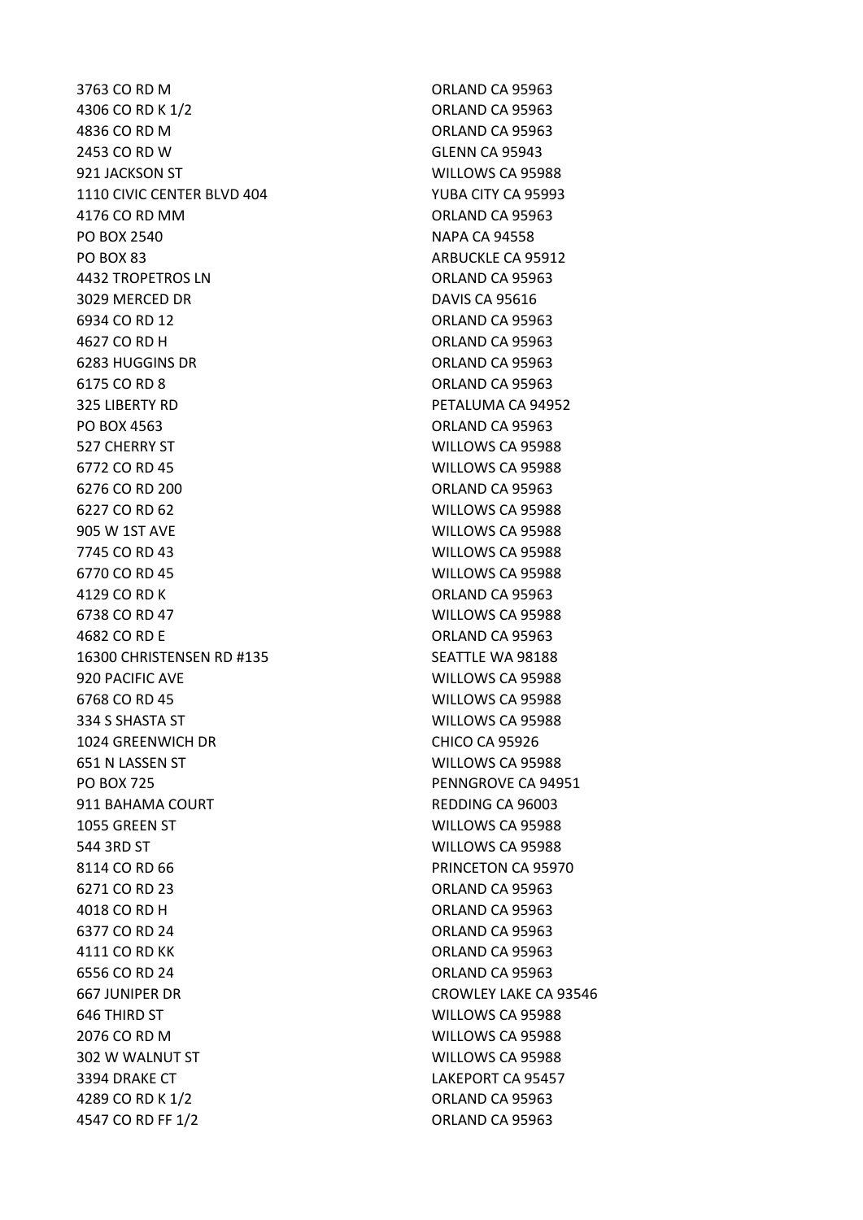| | |
|---|---|
| 3763 CO RD M | ORLAND CA 95963 |
| 4306 CO RD K 1/2 | ORLAND CA 95963 |
| 4836 CO RD M | ORLAND CA 95963 |
| 2453 CO RD W | GLENN CA 95943 |
| 921 JACKSON ST | WILLOWS CA 95988 |
| 1110 CIVIC CENTER BLVD 404 | YUBA CITY CA 95993 |
| 4176 CO RD MM | ORLAND CA 95963 |
| PO BOX 2540 | NAPA CA 94558 |
| PO BOX 83 | ARBUCKLE CA 95912 |
| 4432 TROPETROS LN | ORLAND CA 95963 |
| 3029 MERCED DR | DAVIS CA 95616 |
| 6934 CO RD 12 | ORLAND CA 95963 |
| 4627 CO RD H | ORLAND CA 95963 |
| 6283 HUGGINS DR | ORLAND CA 95963 |
| 6175 CO RD 8 | ORLAND CA 95963 |
| 325 LIBERTY RD | PETALUMA CA 94952 |
| PO BOX 4563 | ORLAND CA 95963 |
| 527 CHERRY ST | WILLOWS CA 95988 |
| 6772 CO RD 45 | WILLOWS CA 95988 |
| 6276 CO RD 200 | ORLAND CA 95963 |
| 6227 CO RD 62 | WILLOWS CA 95988 |
| 905 W 1ST AVE | WILLOWS CA 95988 |
| 7745 CO RD 43 | WILLOWS CA 95988 |
| 6770 CO RD 45 | WILLOWS CA 95988 |
| 4129 CO RD K | ORLAND CA 95963 |
| 6738 CO RD 47 | WILLOWS CA 95988 |
| 4682 CO RD E | ORLAND CA 95963 |
| 16300 CHRISTENSEN RD #135 | SEATTLE WA 98188 |
| 920 PACIFIC AVE | WILLOWS CA 95988 |
| 6768 CO RD 45 | WILLOWS CA 95988 |
| 334 S SHASTA ST | WILLOWS CA 95988 |
| 1024 GREENWICH DR | CHICO CA 95926 |
| 651 N LASSEN ST | WILLOWS CA 95988 |
| PO BOX 725 | PENNGROVE CA 94951 |
| 911 BAHAMA COURT | REDDING CA 96003 |
| 1055 GREEN ST | WILLOWS CA 95988 |
| 544 3RD ST | WILLOWS CA 95988 |
| 8114 CO RD 66 | PRINCETON CA 95970 |
| 6271 CO RD 23 | ORLAND CA 95963 |
| 4018 CO RD H | ORLAND CA 95963 |
| 6377 CO RD 24 | ORLAND CA 95963 |
| 4111 CO RD KK | ORLAND CA 95963 |
| 6556 CO RD 24 | ORLAND CA 95963 |
| 667 JUNIPER DR | CROWLEY LAKE CA 93546 |
| 646 THIRD ST | WILLOWS CA 95988 |
| 2076 CO RD M | WILLOWS CA 95988 |
| 302 W WALNUT ST | WILLOWS CA 95988 |
| 3394 DRAKE CT | LAKEPORT CA 95457 |
| 4289 CO RD K 1/2 | ORLAND CA 95963 |
| 4547 CO RD FF 1/2 | ORLAND CA 95963 |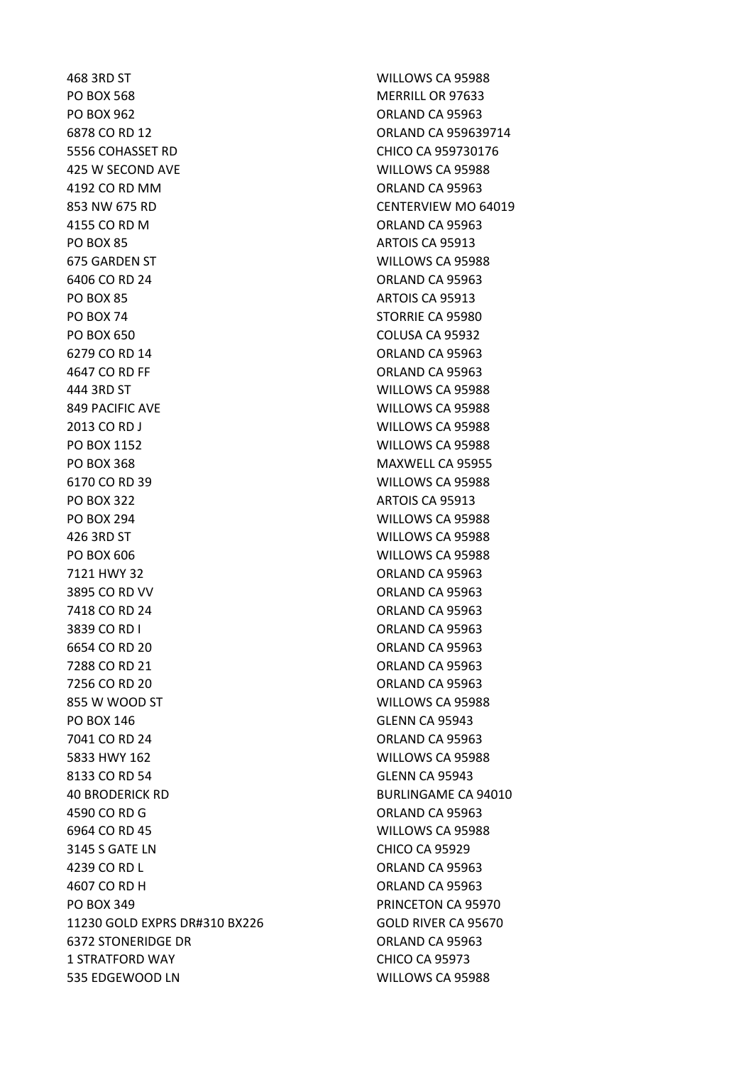| | |
|---|---|
| 468 3RD ST | WILLOWS CA 95988 |
| PO BOX 568 | MERRILL OR 97633 |
| PO BOX 962 | ORLAND CA 95963 |
| 6878 CO RD 12 | ORLAND CA 959639714 |
| 5556 COHASSET RD | CHICO CA 959730176 |
| 425 W SECOND AVE | WILLOWS CA 95988 |
| 4192 CO RD MM | ORLAND CA 95963 |
| 853 NW 675 RD | CENTERVIEW MO 64019 |
| 4155 CO RD M | ORLAND CA 95963 |
| PO BOX 85 | ARTOIS CA 95913 |
| 675 GARDEN ST | WILLOWS CA 95988 |
| 6406 CO RD 24 | ORLAND CA 95963 |
| PO BOX 85 | ARTOIS CA 95913 |
| PO BOX 74 | STORRIE CA 95980 |
| PO BOX 650 | COLUSA CA 95932 |
| 6279 CO RD 14 | ORLAND CA 95963 |
| 4647 CO RD FF | ORLAND CA 95963 |
| 444 3RD ST | WILLOWS CA 95988 |
| 849 PACIFIC AVE | WILLOWS CA 95988 |
| 2013 CO RD J | WILLOWS CA 95988 |
| PO BOX 1152 | WILLOWS CA 95988 |
| PO BOX 368 | MAXWELL CA 95955 |
| 6170 CO RD 39 | WILLOWS CA 95988 |
| PO BOX 322 | ARTOIS CA 95913 |
| PO BOX 294 | WILLOWS CA 95988 |
| 426 3RD ST | WILLOWS CA 95988 |
| PO BOX 606 | WILLOWS CA 95988 |
| 7121 HWY 32 | ORLAND CA 95963 |
| 3895 CO RD VV | ORLAND CA 95963 |
| 7418 CO RD 24 | ORLAND CA 95963 |
| 3839 CO RD I | ORLAND CA 95963 |
| 6654 CO RD 20 | ORLAND CA 95963 |
| 7288 CO RD 21 | ORLAND CA 95963 |
| 7256 CO RD 20 | ORLAND CA 95963 |
| 855 W WOOD ST | WILLOWS CA 95988 |
| PO BOX 146 | GLENN CA 95943 |
| 7041 CO RD 24 | ORLAND CA 95963 |
| 5833 HWY 162 | WILLOWS CA 95988 |
| 8133 CO RD 54 | GLENN CA 95943 |
| 40 BRODERICK RD | BURLINGAME CA 94010 |
| 4590 CO RD G | ORLAND CA 95963 |
| 6964 CO RD 45 | WILLOWS CA 95988 |
| 3145 S GATE LN | CHICO CA 95929 |
| 4239 CO RD L | ORLAND CA 95963 |
| 4607 CO RD H | ORLAND CA 95963 |
| PO BOX 349 | PRINCETON CA 95970 |
| 11230 GOLD EXPRS DR#310 BX226 | GOLD RIVER CA 95670 |
| 6372 STONERIDGE DR | ORLAND CA 95963 |
| 1 STRATFORD WAY | CHICO CA 95973 |
| 535 EDGEWOOD LN | WILLOWS CA 95988 |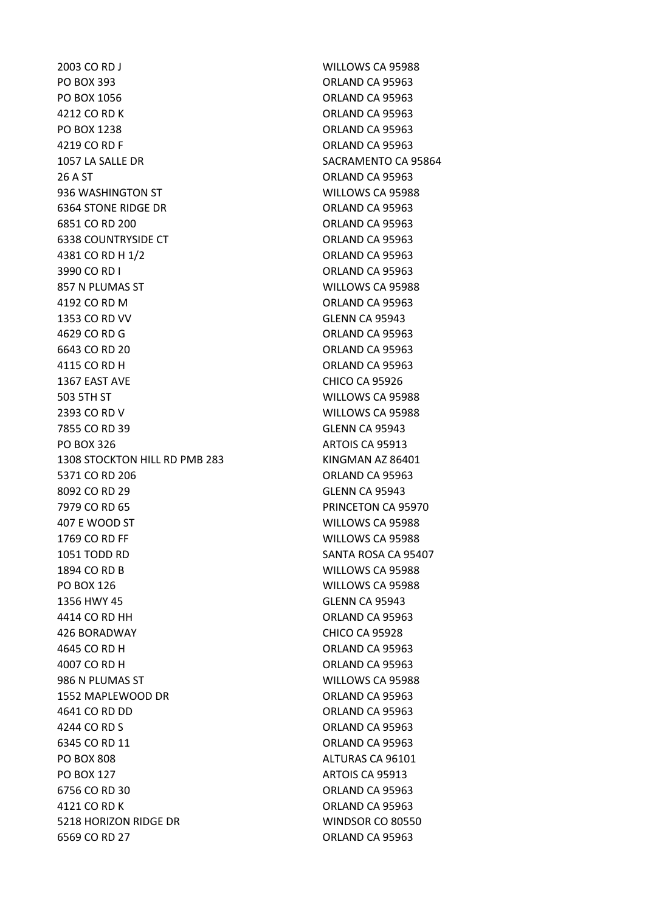| | |
|---|---|
| 2003 CO RD J | WILLOWS CA 95988 |
| PO BOX 393 | ORLAND CA 95963 |
| PO BOX 1056 | ORLAND CA 95963 |
| 4212 CO RD K | ORLAND CA 95963 |
| PO BOX 1238 | ORLAND CA 95963 |
| 4219 CO RD F | ORLAND CA 95963 |
| 1057 LA SALLE DR | SACRAMENTO CA 95864 |
| 26 A ST | ORLAND CA 95963 |
| 936 WASHINGTON ST | WILLOWS CA 95988 |
| 6364 STONE RIDGE DR | ORLAND CA 95963 |
| 6851 CO RD 200 | ORLAND CA 95963 |
| 6338 COUNTRYSIDE CT | ORLAND CA 95963 |
| 4381 CO RD H 1/2 | ORLAND CA 95963 |
| 3990 CO RD I | ORLAND CA 95963 |
| 857 N PLUMAS ST | WILLOWS CA 95988 |
| 4192 CO RD M | ORLAND CA 95963 |
| 1353 CO RD VV | GLENN CA 95943 |
| 4629 CO RD G | ORLAND CA 95963 |
| 6643 CO RD 20 | ORLAND CA 95963 |
| 4115 CO RD H | ORLAND CA 95963 |
| 1367 EAST AVE | CHICO CA 95926 |
| 503 5TH ST | WILLOWS CA 95988 |
| 2393 CO RD V | WILLOWS CA 95988 |
| 7855 CO RD 39 | GLENN CA 95943 |
| PO BOX 326 | ARTOIS CA 95913 |
| 1308 STOCKTON HILL RD PMB 283 | KINGMAN AZ 86401 |
| 5371 CO RD 206 | ORLAND CA 95963 |
| 8092 CO RD 29 | GLENN CA 95943 |
| 7979 CO RD 65 | PRINCETON CA 95970 |
| 407 E WOOD ST | WILLOWS CA 95988 |
| 1769 CO RD FF | WILLOWS CA 95988 |
| 1051 TODD RD | SANTA ROSA CA 95407 |
| 1894 CO RD B | WILLOWS CA 95988 |
| PO BOX 126 | WILLOWS CA 95988 |
| 1356 HWY 45 | GLENN CA 95943 |
| 4414 CO RD HH | ORLAND CA 95963 |
| 426 BORADWAY | CHICO CA 95928 |
| 4645 CO RD H | ORLAND CA 95963 |
| 4007 CO RD H | ORLAND CA 95963 |
| 986 N PLUMAS ST | WILLOWS CA 95988 |
| 1552 MAPLEWOOD DR | ORLAND CA 95963 |
| 4641 CO RD DD | ORLAND CA 95963 |
| 4244 CO RD S | ORLAND CA 95963 |
| 6345 CO RD 11 | ORLAND CA 95963 |
| PO BOX 808 | ALTURAS CA 96101 |
| PO BOX 127 | ARTOIS CA 95913 |
| 6756 CO RD 30 | ORLAND CA 95963 |
| 4121 CO RD K | ORLAND CA 95963 |
| 5218 HORIZON RIDGE DR | WINDSOR CO 80550 |
| 6569 CO RD 27 | ORLAND CA 95963 |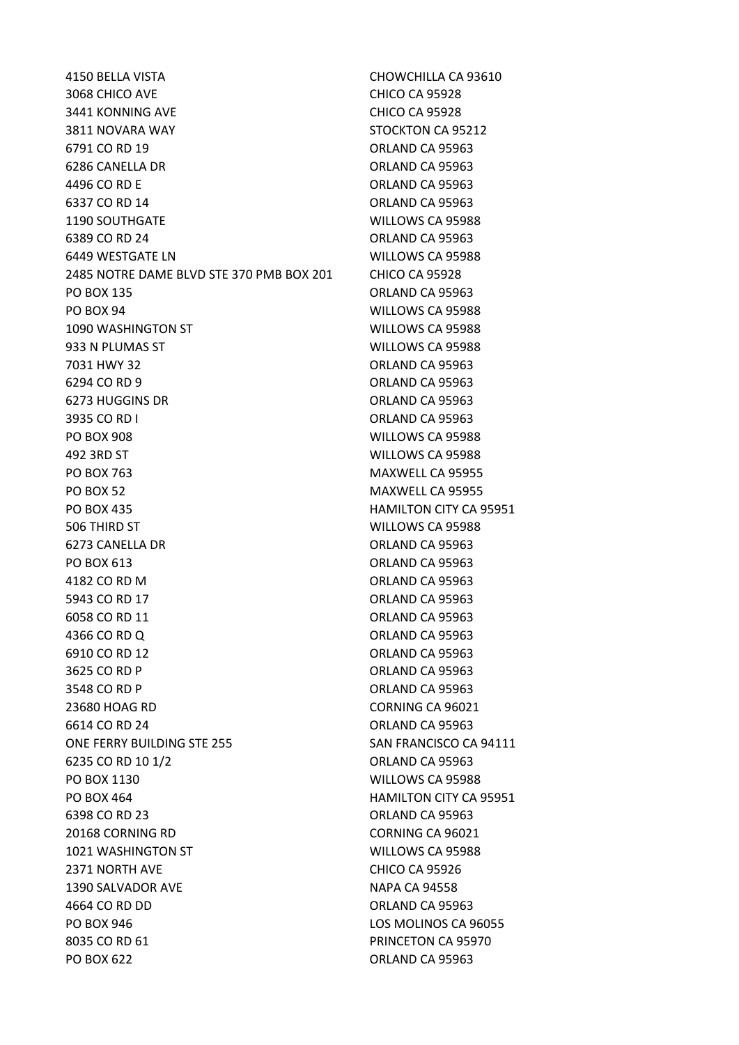| | |
|---|---|
| 4150 BELLA VISTA | CHOWCHILLA CA 93610 |
| 3068 CHICO AVE | CHICO CA 95928 |
| 3441 KONNING AVE | CHICO CA 95928 |
| 3811 NOVARA WAY | STOCKTON CA 95212 |
| 6791 CO RD 19 | ORLAND CA 95963 |
| 6286 CANELLA DR | ORLAND CA 95963 |
| 4496 CO RD E | ORLAND CA 95963 |
| 6337 CO RD 14 | ORLAND CA 95963 |
| 1190 SOUTHGATE | WILLOWS CA 95988 |
| 6389 CO RD 24 | ORLAND CA 95963 |
| 6449 WESTGATE LN | WILLOWS CA 95988 |
| 2485 NOTRE DAME BLVD STE 370 PMB BOX 201 | CHICO CA 95928 |
| PO BOX 135 | ORLAND CA 95963 |
| PO BOX 94 | WILLOWS CA 95988 |
| 1090 WASHINGTON ST | WILLOWS CA 95988 |
| 933 N PLUMAS ST | WILLOWS CA 95988 |
| 7031 HWY 32 | ORLAND CA 95963 |
| 6294 CO RD 9 | ORLAND CA 95963 |
| 6273 HUGGINS DR | ORLAND CA 95963 |
| 3935 CO RD I | ORLAND CA 95963 |
| PO BOX 908 | WILLOWS CA 95988 |
| 492 3RD ST | WILLOWS CA 95988 |
| PO BOX 763 | MAXWELL CA 95955 |
| PO BOX 52 | MAXWELL CA 95955 |
| PO BOX 435 | HAMILTON CITY CA 95951 |
| 506 THIRD ST | WILLOWS CA 95988 |
| 6273 CANELLA DR | ORLAND CA 95963 |
| PO BOX 613 | ORLAND CA 95963 |
| 4182 CO RD M | ORLAND CA 95963 |
| 5943 CO RD 17 | ORLAND CA 95963 |
| 6058 CO RD 11 | ORLAND CA 95963 |
| 4366 CO RD Q | ORLAND CA 95963 |
| 6910 CO RD 12 | ORLAND CA 95963 |
| 3625 CO RD P | ORLAND CA 95963 |
| 3548 CO RD P | ORLAND CA 95963 |
| 23680 HOAG RD | CORNING CA 96021 |
| 6614 CO RD 24 | ORLAND CA 95963 |
| ONE FERRY BUILDING STE 255 | SAN FRANCISCO CA 94111 |
| 6235 CO RD 10 1/2 | ORLAND CA 95963 |
| PO BOX 1130 | WILLOWS CA 95988 |
| PO BOX 464 | HAMILTON CITY CA 95951 |
| 6398 CO RD 23 | ORLAND CA 95963 |
| 20168 CORNING RD | CORNING CA 96021 |
| 1021 WASHINGTON ST | WILLOWS CA 95988 |
| 2371 NORTH AVE | CHICO CA 95926 |
| 1390 SALVADOR AVE | NAPA CA 94558 |
| 4664 CO RD DD | ORLAND CA 95963 |
| PO BOX 946 | LOS MOLINOS CA 96055 |
| 8035 CO RD 61 | PRINCETON CA 95970 |
| PO BOX 622 | ORLAND CA 95963 |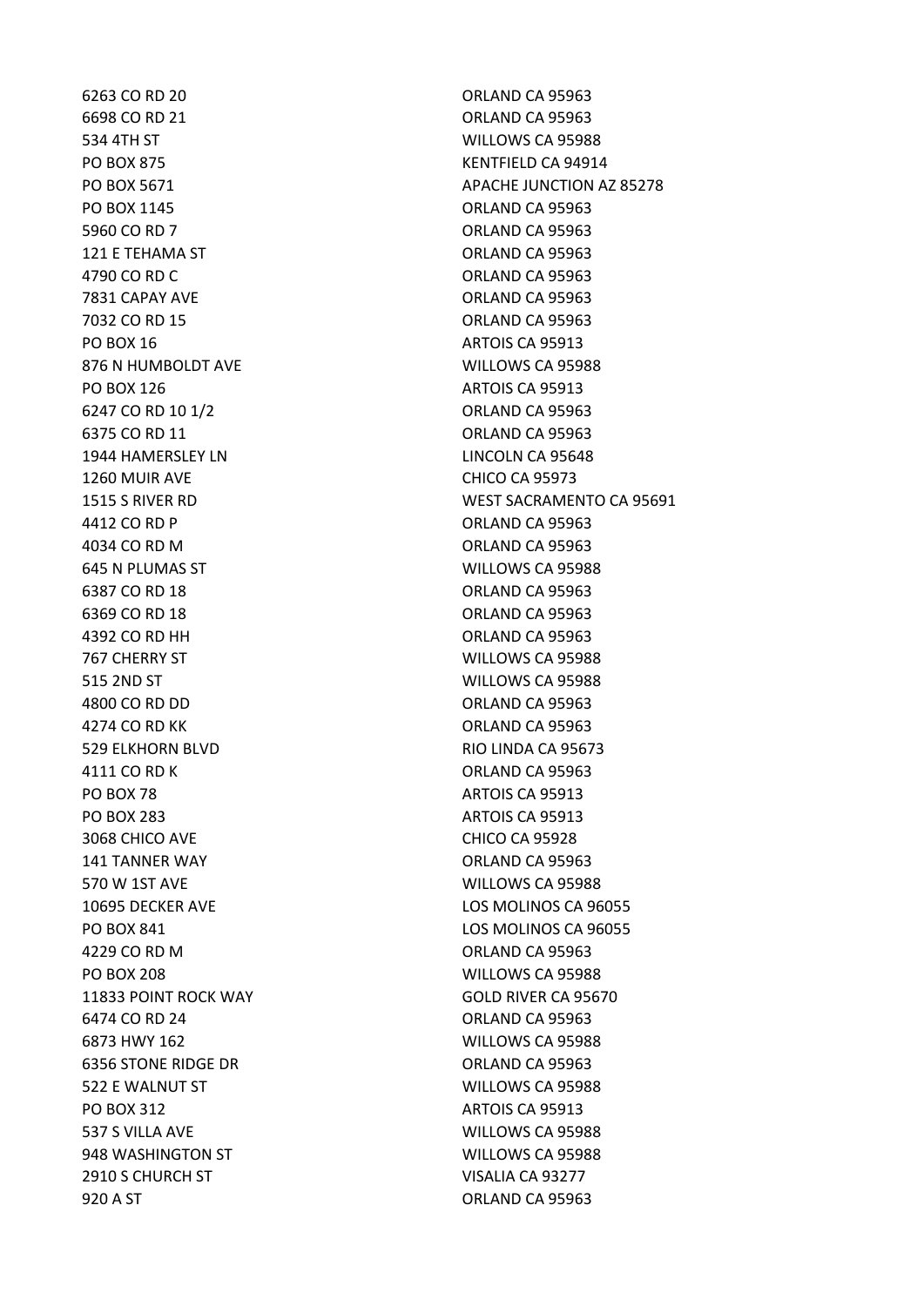| | |
|---|---|
| 6263 CO RD 20 | ORLAND CA 95963 |
| 6698 CO RD 21 | ORLAND CA 95963 |
| 534 4TH ST | WILLOWS CA 95988 |
| PO BOX 875 | KENTFIELD CA 94914 |
| PO BOX 5671 | APACHE JUNCTION AZ 85278 |
| PO BOX 1145 | ORLAND CA 95963 |
| 5960 CO RD 7 | ORLAND CA 95963 |
| 121 E TEHAMA ST | ORLAND CA 95963 |
| 4790 CO RD C | ORLAND CA 95963 |
| 7831 CAPAY AVE | ORLAND CA 95963 |
| 7032 CO RD 15 | ORLAND CA 95963 |
| PO BOX 16 | ARTOIS CA 95913 |
| 876 N HUMBOLDT AVE | WILLOWS CA 95988 |
| PO BOX 126 | ARTOIS CA 95913 |
| 6247 CO RD 10 1/2 | ORLAND CA 95963 |
| 6375 CO RD 11 | ORLAND CA 95963 |
| 1944 HAMERSLEY LN | LINCOLN CA 95648 |
| 1260 MUIR AVE | CHICO CA 95973 |
| 1515 S RIVER RD | WEST SACRAMENTO CA 95691 |
| 4412 CO RD P | ORLAND CA 95963 |
| 4034 CO RD M | ORLAND CA 95963 |
| 645 N PLUMAS ST | WILLOWS CA 95988 |
| 6387 CO RD 18 | ORLAND CA 95963 |
| 6369 CO RD 18 | ORLAND CA 95963 |
| 4392 CO RD HH | ORLAND CA 95963 |
| 767 CHERRY ST | WILLOWS CA 95988 |
| 515 2ND ST | WILLOWS CA 95988 |
| 4800 CO RD DD | ORLAND CA 95963 |
| 4274 CO RD KK | ORLAND CA 95963 |
| 529 ELKHORN BLVD | RIO LINDA CA 95673 |
| 4111 CO RD K | ORLAND CA 95963 |
| PO BOX 78 | ARTOIS CA 95913 |
| PO BOX 283 | ARTOIS CA 95913 |
| 3068 CHICO AVE | CHICO CA 95928 |
| 141 TANNER WAY | ORLAND CA 95963 |
| 570 W 1ST AVE | WILLOWS CA 95988 |
| 10695 DECKER AVE | LOS MOLINOS CA 96055 |
| PO BOX 841 | LOS MOLINOS CA 96055 |
| 4229 CO RD M | ORLAND CA 95963 |
| PO BOX 208 | WILLOWS CA 95988 |
| 11833 POINT ROCK WAY | GOLD RIVER CA 95670 |
| 6474 CO RD 24 | ORLAND CA 95963 |
| 6873 HWY 162 | WILLOWS CA 95988 |
| 6356 STONE RIDGE DR | ORLAND CA 95963 |
| 522 E WALNUT ST | WILLOWS CA 95988 |
| PO BOX 312 | ARTOIS CA 95913 |
| 537 S VILLA AVE | WILLOWS CA 95988 |
| 948 WASHINGTON ST | WILLOWS CA 95988 |
| 2910 S CHURCH ST | VISALIA CA 93277 |
| 920 A ST | ORLAND CA 95963 |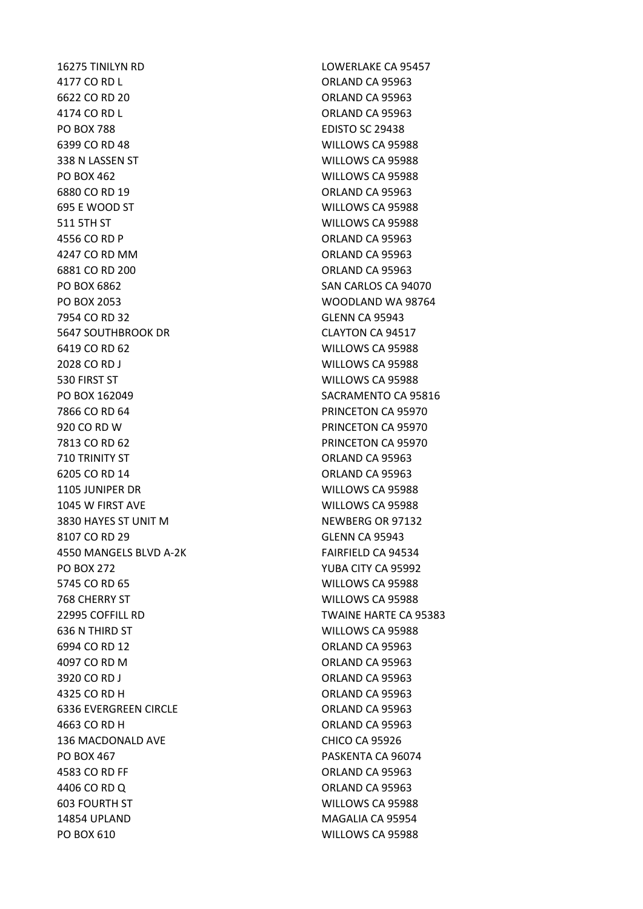| | |
|---|---|
| 16275 TINILYN RD | LOWERLAKE CA 95457 |
| 4177 CO RD L | ORLAND CA 95963 |
| 6622 CO RD 20 | ORLAND CA 95963 |
| 4174 CO RD L | ORLAND CA 95963 |
| PO BOX 788 | EDISTO SC 29438 |
| 6399 CO RD 48 | WILLOWS CA 95988 |
| 338 N LASSEN ST | WILLOWS CA 95988 |
| PO BOX 462 | WILLOWS CA 95988 |
| 6880 CO RD 19 | ORLAND CA 95963 |
| 695 E WOOD ST | WILLOWS CA 95988 |
| 511 5TH ST | WILLOWS CA 95988 |
| 4556 CO RD P | ORLAND CA 95963 |
| 4247 CO RD MM | ORLAND CA 95963 |
| 6881 CO RD 200 | ORLAND CA 95963 |
| PO BOX 6862 | SAN CARLOS CA 94070 |
| PO BOX 2053 | WOODLAND WA 98764 |
| 7954 CO RD 32 | GLENN CA 95943 |
| 5647 SOUTHBROOK DR | CLAYTON CA 94517 |
| 6419 CO RD 62 | WILLOWS CA 95988 |
| 2028 CO RD J | WILLOWS CA 95988 |
| 530 FIRST ST | WILLOWS CA 95988 |
| PO BOX 162049 | SACRAMENTO CA 95816 |
| 7866 CO RD 64 | PRINCETON CA 95970 |
| 920 CO RD W | PRINCETON CA 95970 |
| 7813 CO RD 62 | PRINCETON CA 95970 |
| 710 TRINITY ST | ORLAND CA 95963 |
| 6205 CO RD 14 | ORLAND CA 95963 |
| 1105 JUNIPER DR | WILLOWS CA 95988 |
| 1045 W FIRST AVE | WILLOWS CA 95988 |
| 3830 HAYES ST UNIT M | NEWBERG OR 97132 |
| 8107 CO RD 29 | GLENN CA 95943 |
| 4550 MANGELS BLVD A-2K | FAIRFIELD CA 94534 |
| PO BOX 272 | YUBA CITY CA 95992 |
| 5745 CO RD 65 | WILLOWS CA 95988 |
| 768 CHERRY ST | WILLOWS CA 95988 |
| 22995 COFFILL RD | TWAINE HARTE CA 95383 |
| 636 N THIRD ST | WILLOWS CA 95988 |
| 6994 CO RD 12 | ORLAND CA 95963 |
| 4097 CO RD M | ORLAND CA 95963 |
| 3920 CO RD J | ORLAND CA 95963 |
| 4325 CO RD H | ORLAND CA 95963 |
| 6336 EVERGREEN CIRCLE | ORLAND CA 95963 |
| 4663 CO RD H | ORLAND CA 95963 |
| 136 MACDONALD AVE | CHICO CA 95926 |
| PO BOX 467 | PASKENTA CA 96074 |
| 4583 CO RD FF | ORLAND CA 95963 |
| 4406 CO RD Q | ORLAND CA 95963 |
| 603 FOURTH ST | WILLOWS CA 95988 |
| 14854 UPLAND | MAGALIA CA 95954 |
| PO BOX 610 | WILLOWS CA 95988 |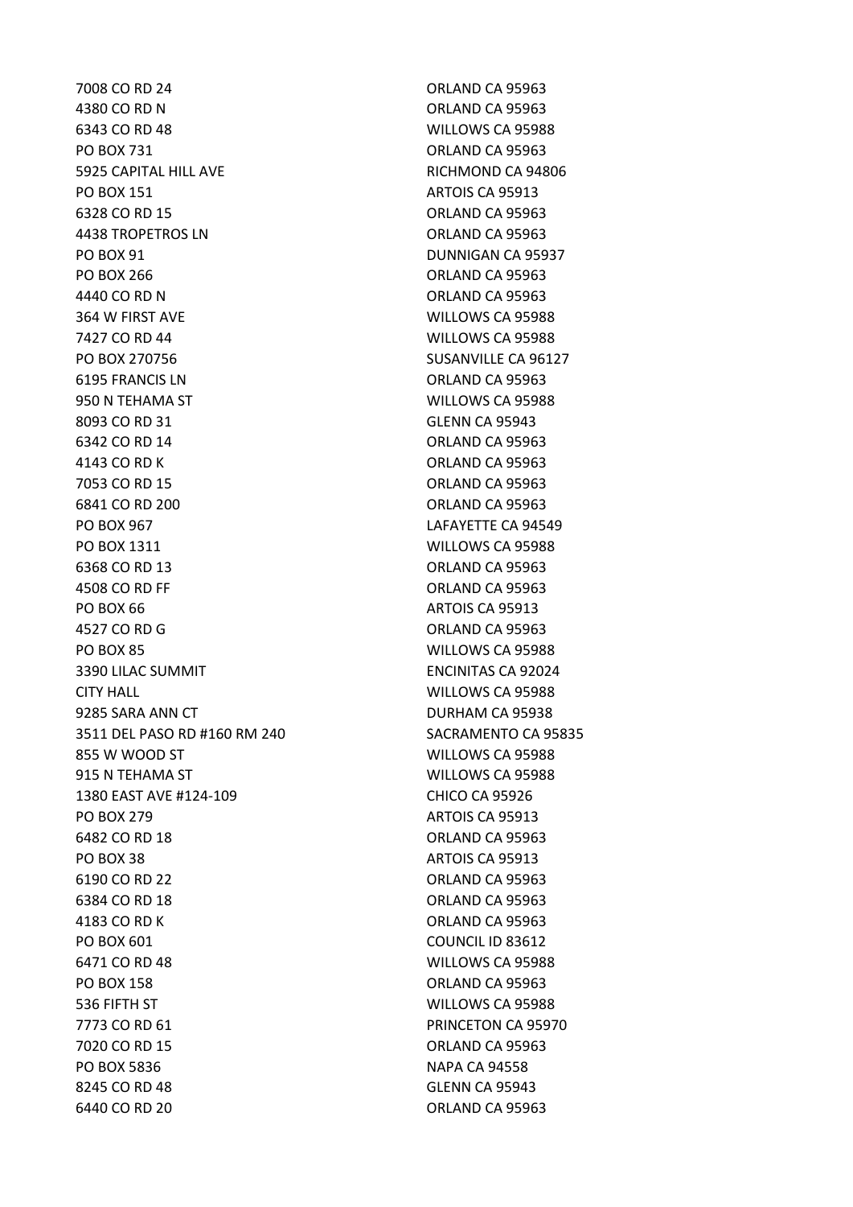| | |
|---|---|
| 7008 CO RD 24 | ORLAND CA 95963 |
| 4380 CO RD N | ORLAND CA 95963 |
| 6343 CO RD 48 | WILLOWS CA 95988 |
| PO BOX 731 | ORLAND CA 95963 |
| 5925 CAPITAL HILL AVE | RICHMOND CA 94806 |
| PO BOX 151 | ARTOIS CA 95913 |
| 6328 CO RD 15 | ORLAND CA 95963 |
| 4438 TROPETROS LN | ORLAND CA 95963 |
| PO BOX 91 | DUNNIGAN CA 95937 |
| PO BOX 266 | ORLAND CA 95963 |
| 4440 CO RD N | ORLAND CA 95963 |
| 364 W FIRST AVE | WILLOWS CA 95988 |
| 7427 CO RD 44 | WILLOWS CA 95988 |
| PO BOX 270756 | SUSANVILLE CA 96127 |
| 6195 FRANCIS LN | ORLAND CA 95963 |
| 950 N TEHAMA ST | WILLOWS CA 95988 |
| 8093 CO RD 31 | GLENN CA 95943 |
| 6342 CO RD 14 | ORLAND CA 95963 |
| 4143 CO RD K | ORLAND CA 95963 |
| 7053 CO RD 15 | ORLAND CA 95963 |
| 6841 CO RD 200 | ORLAND CA 95963 |
| PO BOX 967 | LAFAYETTE CA 94549 |
| PO BOX 1311 | WILLOWS CA 95988 |
| 6368 CO RD 13 | ORLAND CA 95963 |
| 4508 CO RD FF | ORLAND CA 95963 |
| PO BOX 66 | ARTOIS CA 95913 |
| 4527 CO RD G | ORLAND CA 95963 |
| PO BOX 85 | WILLOWS CA 95988 |
| 3390 LILAC SUMMIT | ENCINITAS CA 92024 |
| CITY HALL | WILLOWS CA 95988 |
| 9285 SARA ANN CT | DURHAM CA 95938 |
| 3511 DEL PASO RD #160 RM 240 | SACRAMENTO CA 95835 |
| 855 W WOOD ST | WILLOWS CA 95988 |
| 915 N TEHAMA ST | WILLOWS CA 95988 |
| 1380 EAST AVE #124-109 | CHICO CA 95926 |
| PO BOX 279 | ARTOIS CA 95913 |
| 6482 CO RD 18 | ORLAND CA 95963 |
| PO BOX 38 | ARTOIS CA 95913 |
| 6190 CO RD 22 | ORLAND CA 95963 |
| 6384 CO RD 18 | ORLAND CA 95963 |
| 4183 CO RD K | ORLAND CA 95963 |
| PO BOX 601 | COUNCIL ID 83612 |
| 6471 CO RD 48 | WILLOWS CA 95988 |
| PO BOX 158 | ORLAND CA 95963 |
| 536 FIFTH ST | WILLOWS CA 95988 |
| 7773 CO RD 61 | PRINCETON CA 95970 |
| 7020 CO RD 15 | ORLAND CA 95963 |
| PO BOX 5836 | NAPA CA 94558 |
| 8245 CO RD 48 | GLENN CA 95943 |
| 6440 CO RD 20 | ORLAND CA 95963 |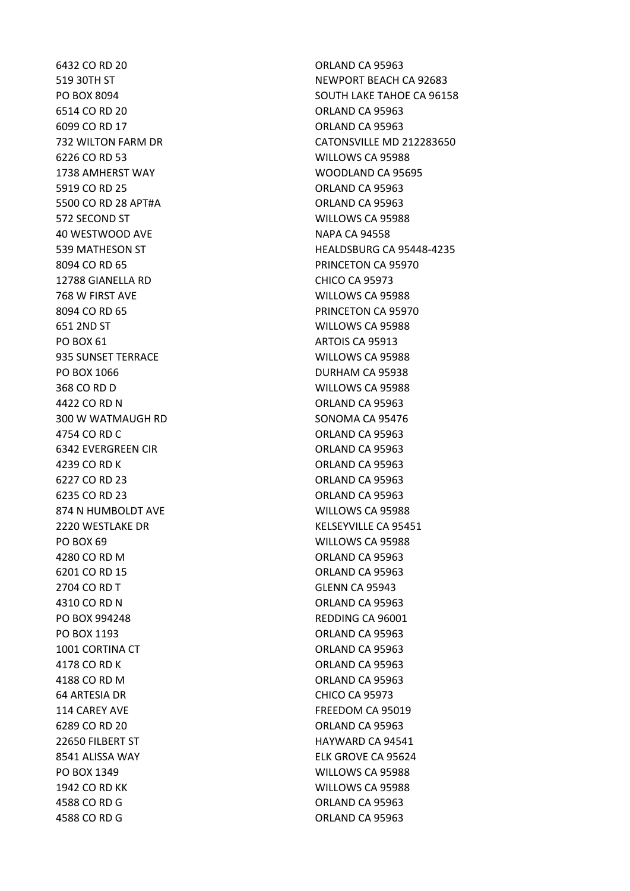| | |
|---|---|
| 6432 CO RD 20 | ORLAND CA 95963 |
| 519 30TH ST | NEWPORT BEACH CA 92683 |
| PO BOX 8094 | SOUTH LAKE TAHOE CA 96158 |
| 6514 CO RD 20 | ORLAND CA 95963 |
| 6099 CO RD 17 | ORLAND CA 95963 |
| 732 WILTON FARM DR | CATONSVILLE MD 212283650 |
| 6226 CO RD 53 | WILLOWS CA 95988 |
| 1738 AMHERST WAY | WOODLAND CA 95695 |
| 5919 CO RD 25 | ORLAND CA 95963 |
| 5500 CO RD 28 APT#A | ORLAND CA 95963 |
| 572 SECOND ST | WILLOWS CA 95988 |
| 40 WESTWOOD AVE | NAPA CA 94558 |
| 539 MATHESON ST | HEALDSBURG CA 95448-4235 |
| 8094 CO RD 65 | PRINCETON CA 95970 |
| 12788 GIANELLA RD | CHICO CA 95973 |
| 768 W FIRST AVE | WILLOWS CA 95988 |
| 8094 CO RD 65 | PRINCETON CA 95970 |
| 651 2ND ST | WILLOWS CA 95988 |
| PO BOX 61 | ARTOIS CA 95913 |
| 935 SUNSET TERRACE | WILLOWS CA 95988 |
| PO BOX 1066 | DURHAM CA 95938 |
| 368 CO RD D | WILLOWS CA 95988 |
| 4422 CO RD N | ORLAND CA 95963 |
| 300 W WATMAUGH RD | SONOMA CA 95476 |
| 4754 CO RD C | ORLAND CA 95963 |
| 6342 EVERGREEN CIR | ORLAND CA 95963 |
| 4239 CO RD K | ORLAND CA 95963 |
| 6227 CO RD 23 | ORLAND CA 95963 |
| 6235 CO RD 23 | ORLAND CA 95963 |
| 874 N HUMBOLDT AVE | WILLOWS CA 95988 |
| 2220 WESTLAKE DR | KELSEYVILLE CA 95451 |
| PO BOX 69 | WILLOWS CA 95988 |
| 4280 CO RD M | ORLAND CA 95963 |
| 6201 CO RD 15 | ORLAND CA 95963 |
| 2704 CO RD T | GLENN CA 95943 |
| 4310 CO RD N | ORLAND CA 95963 |
| PO BOX 994248 | REDDING CA 96001 |
| PO BOX 1193 | ORLAND CA 95963 |
| 1001 CORTINA CT | ORLAND CA 95963 |
| 4178 CO RD K | ORLAND CA 95963 |
| 4188 CO RD M | ORLAND CA 95963 |
| 64 ARTESIA DR | CHICO CA 95973 |
| 114 CAREY AVE | FREEDOM CA 95019 |
| 6289 CO RD 20 | ORLAND CA 95963 |
| 22650 FILBERT ST | HAYWARD CA 94541 |
| 8541 ALISSA WAY | ELK GROVE CA 95624 |
| PO BOX 1349 | WILLOWS CA 95988 |
| 1942 CO RD KK | WILLOWS CA 95988 |
| 4588 CO RD G | ORLAND CA 95963 |
| 4588 CO RD G | ORLAND CA 95963 |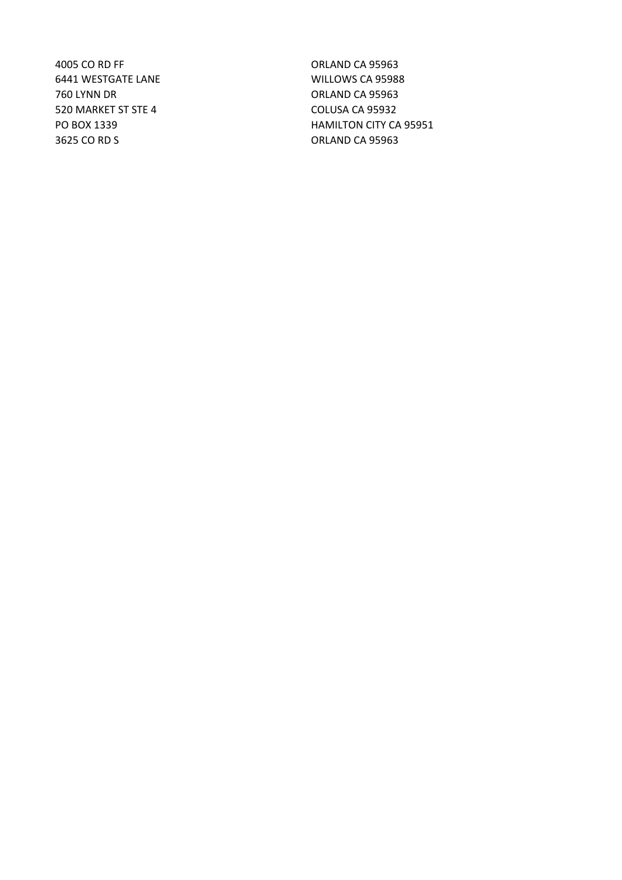| | |
|---|---|
| 4005 CO RD FF | ORLAND CA 95963 |
| 6441 WESTGATE LANE | WILLOWS CA 95988 |
| 760 LYNN DR | ORLAND CA 95963 |
| 520 MARKET ST STE 4 | COLUSA CA 95932 |
| PO BOX 1339 | HAMILTON CITY CA 95951 |
| 3625 CO RD S | ORLAND CA 95963 |